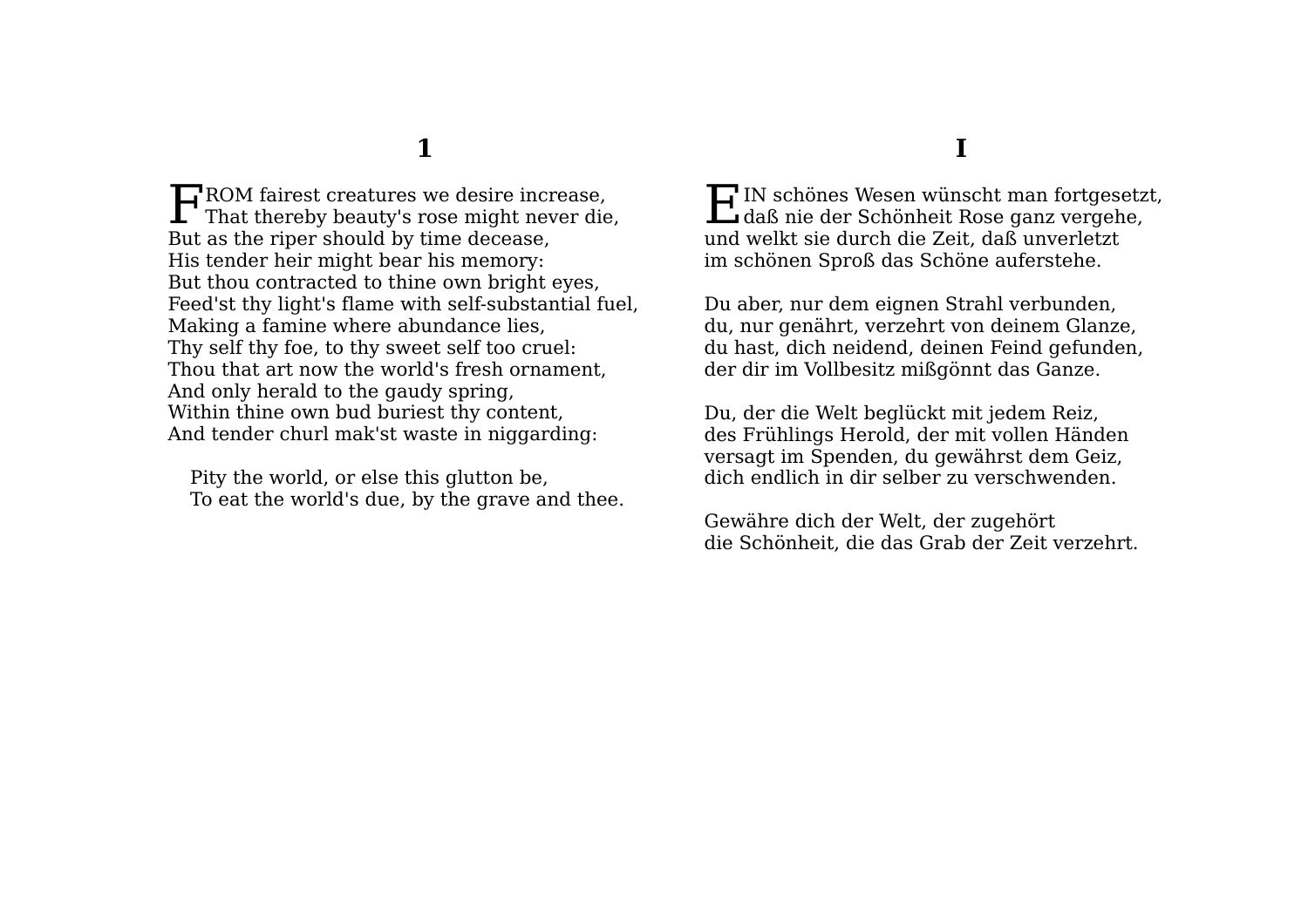## 1

FROM fairest creatures we desire increase,
That thereby beauty's rose might never die,
But as the riper should by time decease,
His tender heir might bear his memory:
But thou contracted to thine own bright eyes,
Feed'st thy light's flame with self-substantial fuel,
Making a famine where abundance lies,
Thy self thy foe, to thy sweet self too cruel:
Thou that art now the world's fresh ornament,
And only herald to the gaudy spring,
Within thine own bud buriest thy content,
And tender churl mak'st waste in niggarding:

Pity the world, or else this glutton be,
To eat the world's due, by the grave and thee.

## I

EIN schönes Wesen wünscht man fortgesetzt,
daß nie der Schönheit Rose ganz vergehe,
und welkt sie durch die Zeit, daß unverletzt
im schönen Sproß das Schöne auferstehe.

Du aber, nur dem eignen Strahl verbunden,
du, nur genährt, verzehrt von deinem Glanze,
du hast, dich neidend, deinen Feind gefunden,
der dir im Vollbesitz mißgönnt das Ganze.

Du, der die Welt beglückt mit jedem Reiz,
des Frühlings Herold, der mit vollen Händen
versagt im Spenden, du gewährst dem Geiz,
dich endlich in dir selber zu verschwenden.

Gewähre dich der Welt, der zugehört
die Schönheit, die das Grab der Zeit verzehrt.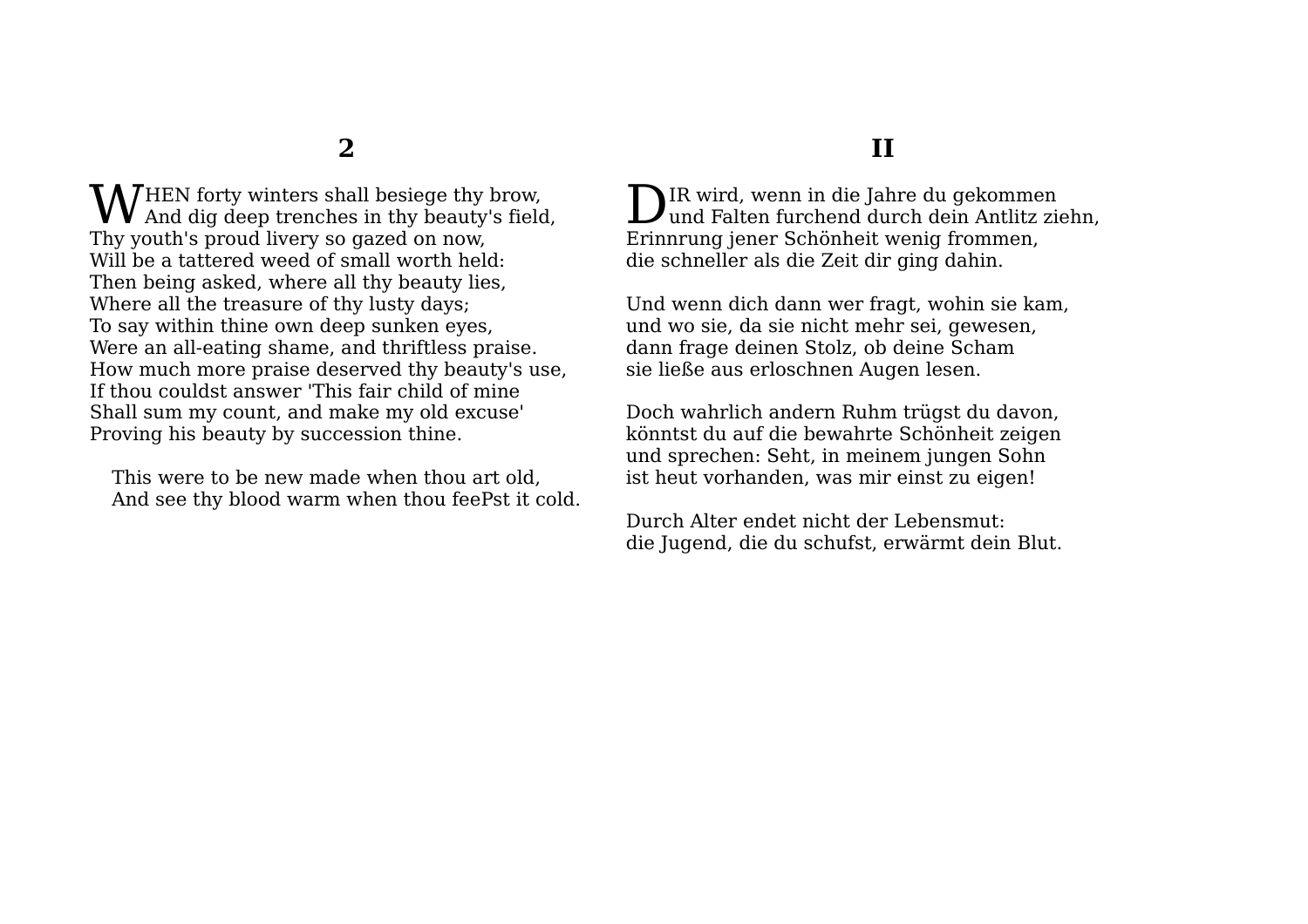## 2

WHEN forty winters shall besiege thy brow,
And dig deep trenches in thy beauty's field,
Thy youth's proud livery so gazed on now,
Will be a tattered weed of small worth held:
Then being asked, where all thy beauty lies,
Where all the treasure of thy lusty days;
To say within thine own deep sunken eyes,
Were an all-eating shame, and thriftless praise.
How much more praise deserved thy beauty's use,
If thou couldst answer 'This fair child of mine
Shall sum my count, and make my old excuse'
Proving his beauty by succession thine.

This were to be new made when thou art old,
And see thy blood warm when thou feePst it cold.

## II

DIR wird, wenn in die Jahre du gekommen
und Falten furchend durch dein Antlitz ziehn,
Erinnrung jener Schönheit wenig frommen,
die schneller als die Zeit dir ging dahin.

Und wenn dich dann wer fragt, wohin sie kam,
und wo sie, da sie nicht mehr sei, gewesen,
dann frage deinen Stolz, ob deine Scham
sie ließe aus erloschnen Augen lesen.

Doch wahrlich andern Ruhm trügst du davon,
könntst du auf die bewahrte Schönheit zeigen
und sprechen: Seht, in meinem jungen Sohn
ist heut vorhanden, was mir einst zu eigen!

Durch Alter endet nicht der Lebensmut:
die Jugend, die du schufst, erwärmt dein Blut.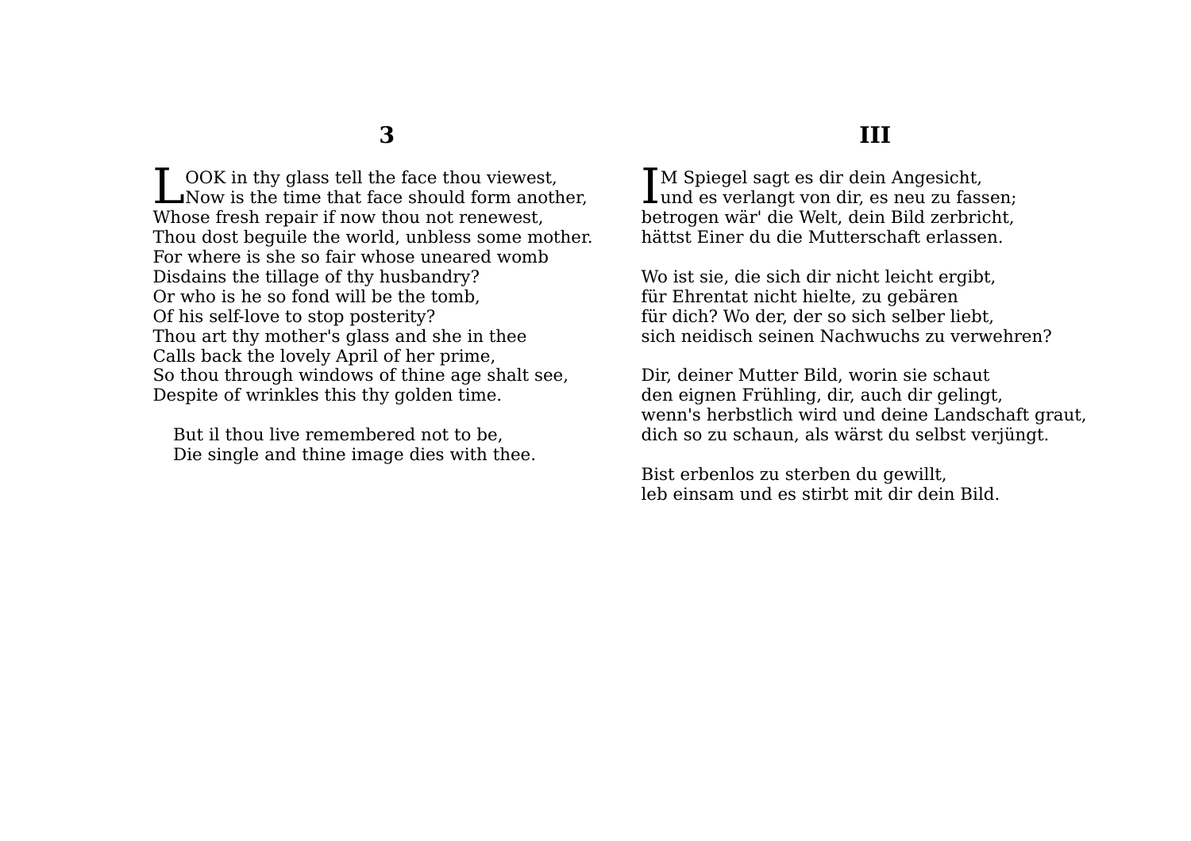## 3

LOOK in thy glass tell the face thou viewest,
Now is the time that face should form another,
Whose fresh repair if now thou not renewest,
Thou dost beguile the world, unbless some mother.
For where is she so fair whose uneared womb
Disdains the tillage of thy husbandry?
Or who is he so fond will be the tomb,
Of his self-love to stop posterity?
Thou art thy mother's glass and she in thee
Calls back the lovely April of her prime,
So thou through windows of thine age shalt see,
Despite of wrinkles this thy golden time.

But il thou live remembered not to be,
Die single and thine image dies with thee.

## III

IM Spiegel sagt es dir dein Angesicht,
und es verlangt von dir, es neu zu fassen;
betrogen wär' die Welt, dein Bild zerbricht,
hättst Einer du die Mutterschaft erlassen.

Wo ist sie, die sich dir nicht leicht ergibt,
für Ehrentat nicht hielte, zu gebären
für dich? Wo der, der so sich selber liebt,
sich neidisch seinen Nachwuchs zu verwehren?

Dir, deiner Mutter Bild, worin sie schaut
den eignen Frühling, dir, auch dir gelingt,
wenn's herbstlich wird und deine Landschaft graut,
dich so zu schaun, als wärst du selbst verjüngt.

Bist erbenlos zu sterben du gewillt,
leb einsam und es stirbt mit dir dein Bild.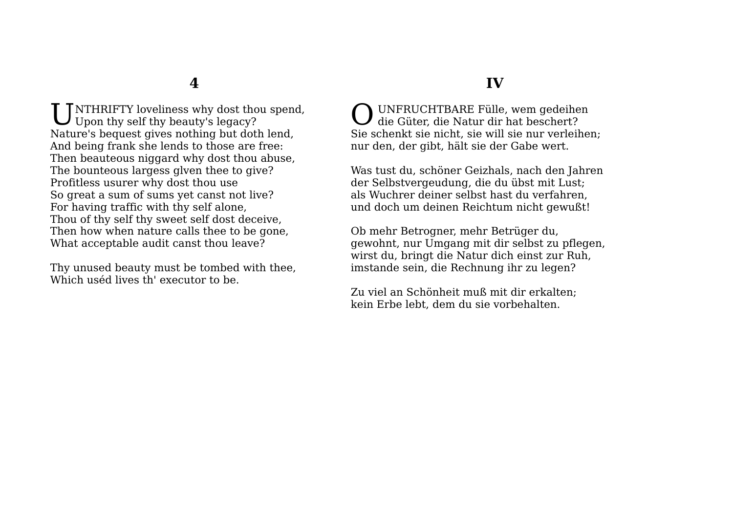## 4

UNTHRIFTY loveliness why dost thou spend,
Upon thy self thy beauty's legacy?
Nature's bequest gives nothing but doth lend,
And being frank she lends to those are free:
Then beauteous niggard why dost thou abuse,
The bounteous largess glven thee to give?
Profitless usurer why dost thou use
So great a sum of sums yet canst not live?
For having traffic with thy self alone,
Thou of thy self thy sweet self dost deceive,
Then how when nature calls thee to be gone,
What acceptable audit canst thou leave?

Thy unused beauty must be tombed with thee,
Which uséd lives th' executor to be.

## IV

O UNFRUCHTBARE Fülle, wem gedeihen
die Güter, die Natur dir hat beschert?
Sie schenkt sie nicht, sie will sie nur verleihen;
nur den, der gibt, hält sie der Gabe wert.

Was tust du, schöner Geizhals, nach den Jahren
der Selbstvergeudung, die du übst mit Lust;
als Wuchrer deiner selbst hast du verfahren,
und doch um deinen Reichtum nicht gewußt!

Ob mehr Betrogner, mehr Betrüger du,
gewohnt, nur Umgang mit dir selbst zu pflegen,
wirst du, bringt die Natur dich einst zur Ruh,
imstande sein, die Rechnung ihr zu legen?

Zu viel an Schönheit muß mit dir erkalten;
kein Erbe lebt, dem du sie vorbehalten.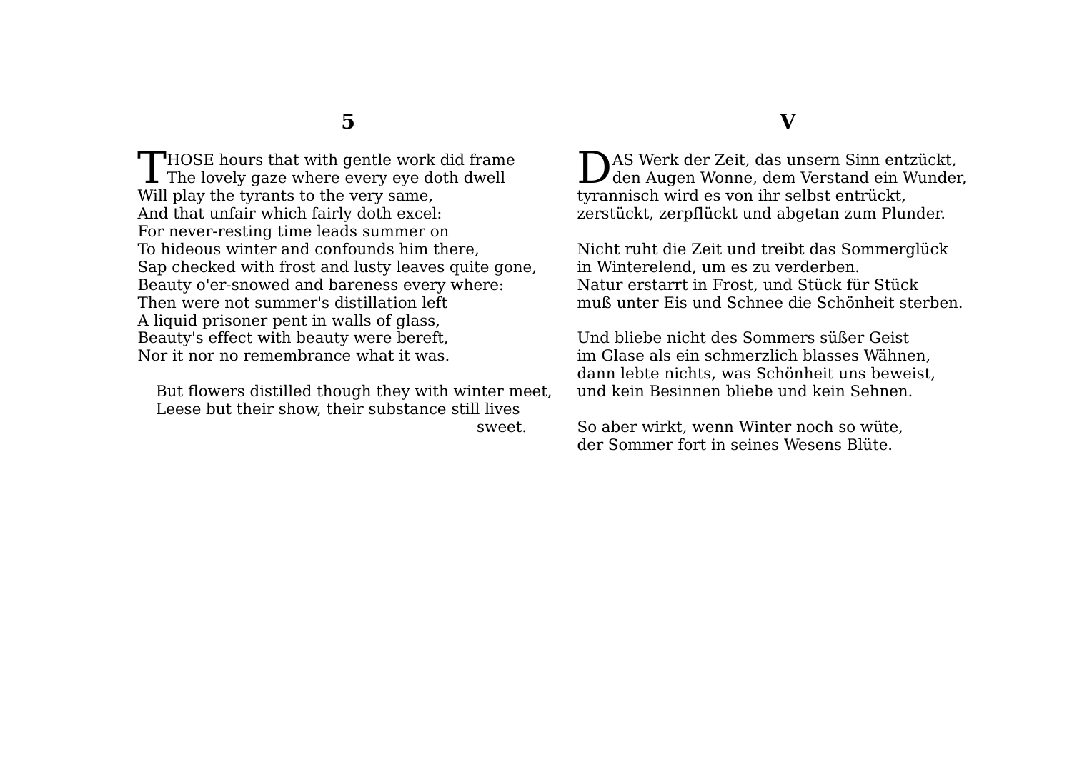## 5

THOSE hours that with gentle work did frame
The lovely gaze where every eye doth dwell
Will play the tyrants to the very same,
And that unfair which fairly doth excel:
For never-resting time leads summer on
To hideous winter and confounds him there,
Sap checked with frost and lusty leaves quite gone,
Beauty o'er-snowed and bareness every where:
Then were not summer's distillation left
A liquid prisoner pent in walls of glass,
Beauty's effect with beauty were bereft,
Nor it nor no remembrance what it was.

But flowers distilled though they with winter meet,
Leese but their show, their substance still lives sweet.

## V

DAS Werk der Zeit, das unsern Sinn entzückt,
den Augen Wonne, dem Verstand ein Wunder,
tyrannisch wird es von ihr selbst entrückt,
zerstückt, zerpflückt und abgetan zum Plunder.

Nicht ruht die Zeit und treibt das Sommerglück
in Winterelend, um es zu verderben.
Natur erstarrt in Frost, und Stück für Stück
muß unter Eis und Schnee die Schönheit sterben.

Und bliebe nicht des Sommers süßer Geist
im Glase als ein schmerzlich blasses Wähnen,
dann lebte nichts, was Schönheit uns beweist,
und kein Besinnen bliebe und kein Sehnen.

So aber wirkt, wenn Winter noch so wüte,
der Sommer fort in seines Wesens Blüte.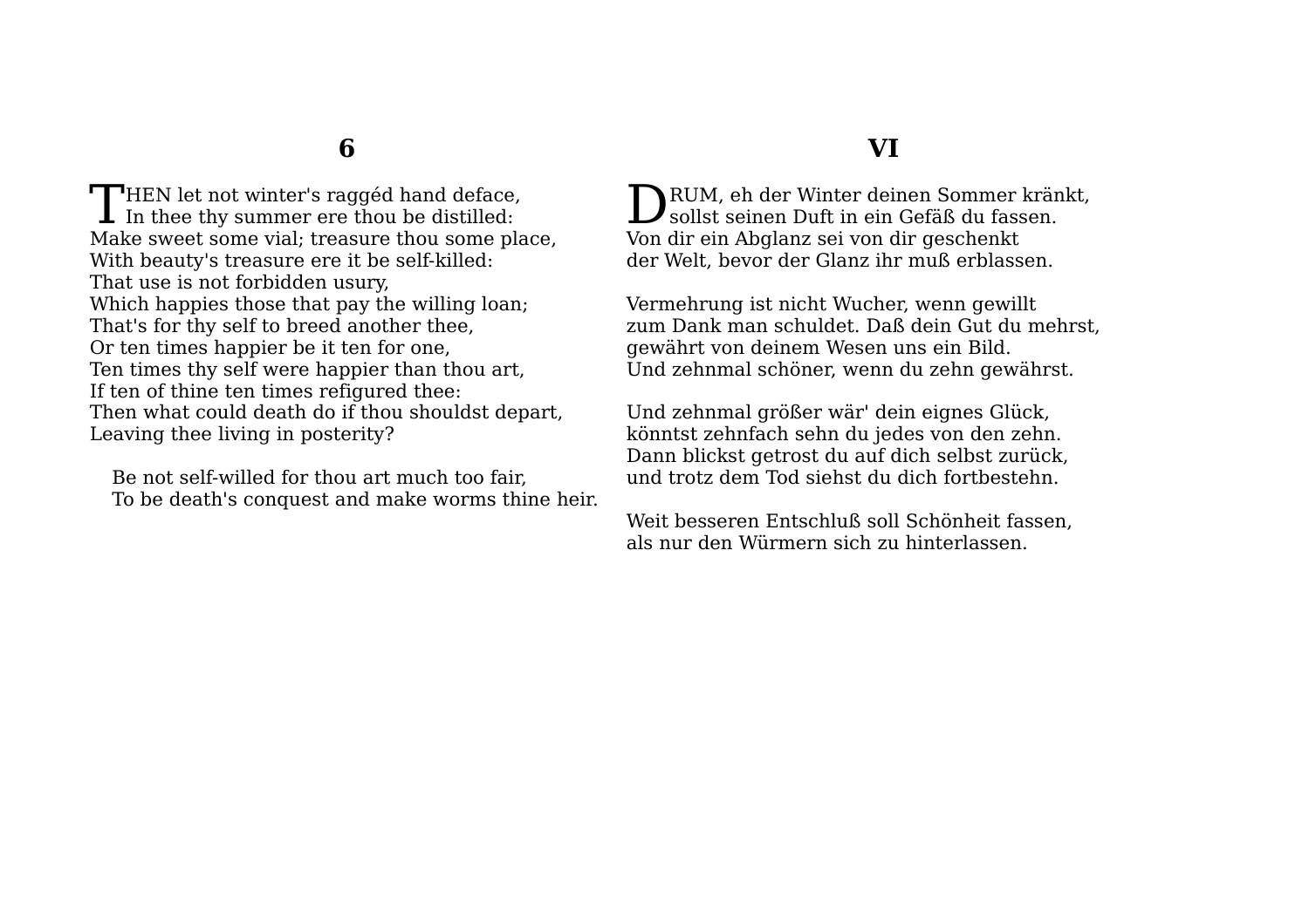## 6

THEN let not winter's raggéd hand deface,
In thee thy summer ere thou be distilled:
Make sweet some vial; treasure thou some place,
With beauty's treasure ere it be self-killed:
That use is not forbidden usury,
Which happies those that pay the willing loan;
That's for thy self to breed another thee,
Or ten times happier be it ten for one,
Ten times thy self were happier than thou art,
If ten of thine ten times refigured thee:
Then what could death do if thou shouldst depart,
Leaving thee living in posterity?

Be not self-willed for thou art much too fair,
To be death's conquest and make worms thine heir.

## VI

DRUM, eh der Winter deinen Sommer kränkt,
sollst seinen Duft in ein Gefäß du fassen.
Von dir ein Abglanz sei von dir geschenkt
der Welt, bevor der Glanz ihr muß erblassen.

Vermehrung ist nicht Wucher, wenn gewillt
zum Dank man schuldet. Daß dein Gut du mehrst,
gewährt von deinem Wesen uns ein Bild.
Und zehnmal schöner, wenn du zehn gewährst.

Und zehnmal größer wär' dein eignes Glück,
könntst zehnfach sehn du jedes von den zehn.
Dann blickst getrost du auf dich selbst zurück,
und trotz dem Tod siehst du dich fortbestehn.

Weit besseren Entschluß soll Schönheit fassen,
als nur den Würmern sich zu hinterlassen.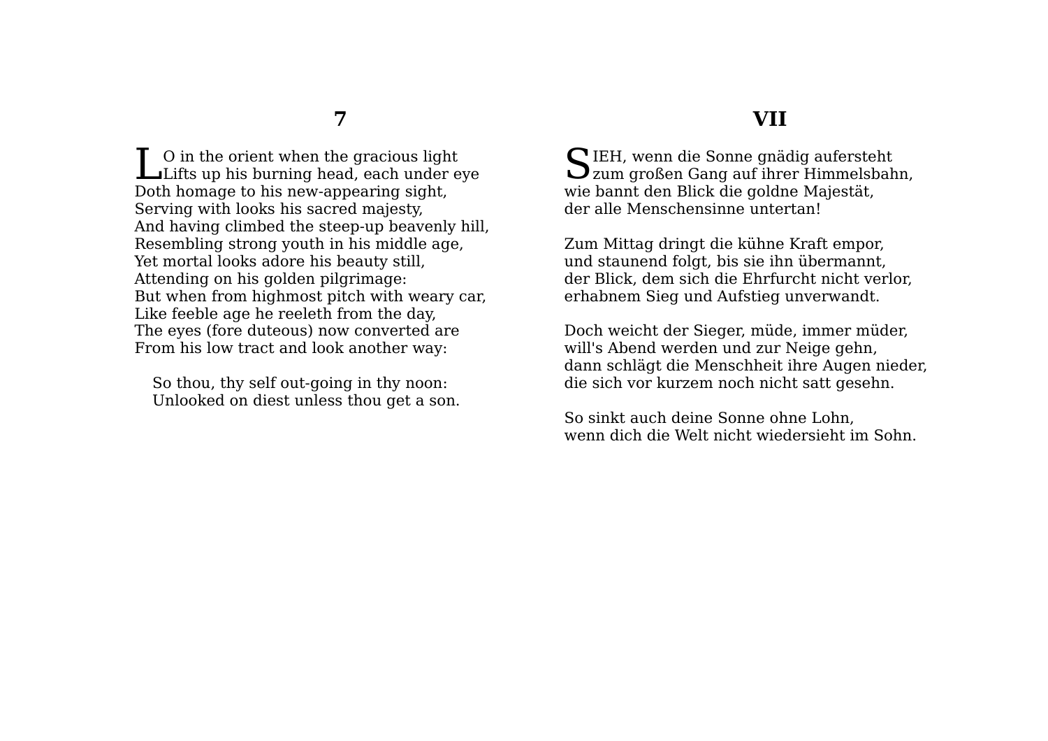## 7

LO in the orient when the gracious light
Lifts up his burning head, each under eye
Doth homage to his new-appearing sight,
Serving with looks his sacred majesty,
And having climbed the steep-up beavenly hill,
Resembling strong youth in his middle age,
Yet mortal looks adore his beauty still,
Attending on his golden pilgrimage:
But when from highmost pitch with weary car,
Like feeble age he reeleth from the day,
The eyes (fore duteous) now converted are
From his low tract and look another way:

So thou, thy self out-going in thy noon:
Unlooked on diest unless thou get a son.

## VII

SIEH, wenn die Sonne gnädig aufersteht
zum großen Gang auf ihrer Himmelsbahn,
wie bannt den Blick die goldne Majestät,
der alle Menschensinne untertan!

Zum Mittag dringt die kühne Kraft empor,
und staunend folgt, bis sie ihn übermannt,
der Blick, dem sich die Ehrfurcht nicht verlor,
erhabnem Sieg und Aufstieg unverwandt.

Doch weicht der Sieger, müde, immer müder,
will's Abend werden und zur Neige gehn,
dann schlägt die Menschheit ihre Augen nieder,
die sich vor kurzem noch nicht satt gesehn.

So sinkt auch deine Sonne ohne Lohn,
wenn dich die Welt nicht wiedersieht im Sohn.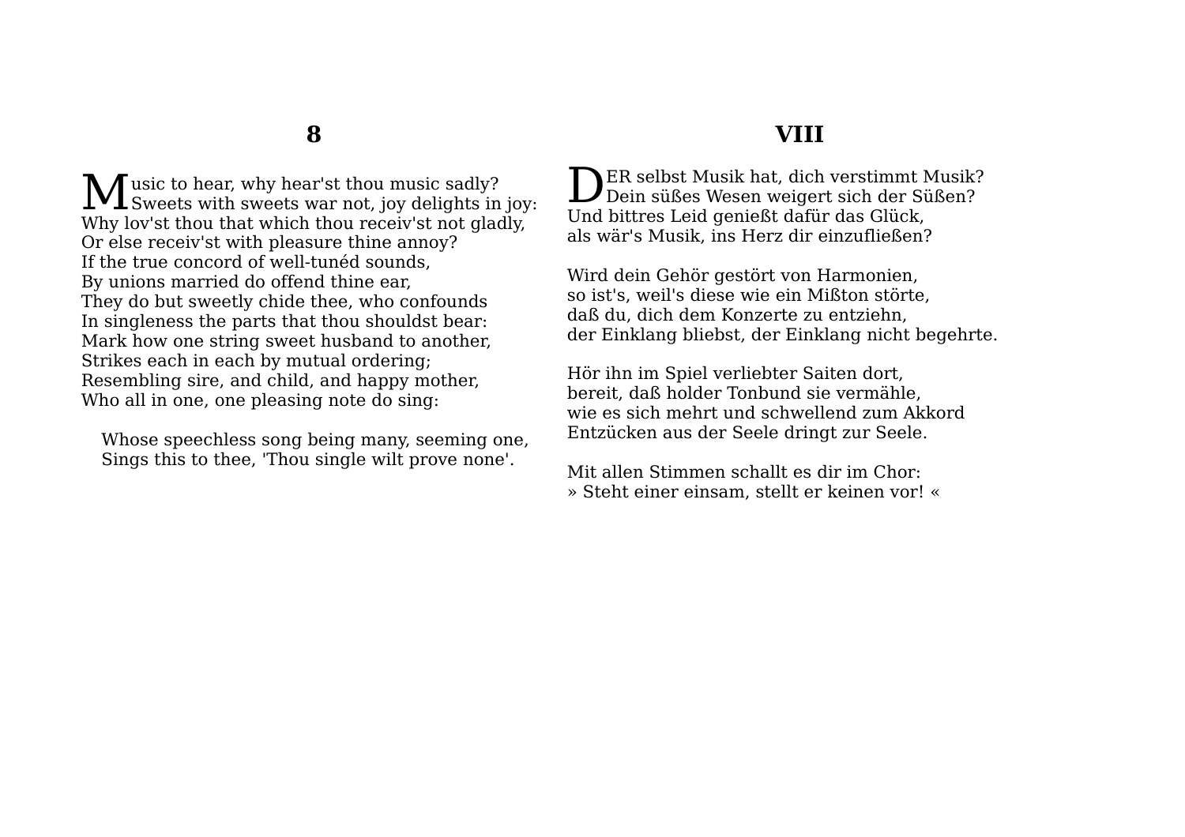## 8

Music to hear, why hear'st thou music sadly?
Sweets with sweets war not, joy delights in joy:
Why lov'st thou that which thou receiv'st not gladly,
Or else receiv'st with pleasure thine annoy?
If the true concord of well-tunéd sounds,
By unions married do offend thine ear,
They do but sweetly chide thee, who confounds
In singleness the parts that thou shouldst bear:
Mark how one string sweet husband to another,
Strikes each in each by mutual ordering;
Resembling sire, and child, and happy mother,
Who all in one, one pleasing note do sing:

Whose speechless song being many, seeming one,
Sings this to thee, 'Thou single wilt prove none'.

## VIII

DER selbst Musik hat, dich verstimmt Musik?
Dein süßes Wesen weigert sich der Süßen?
Und bittres Leid genießt dafür das Glück,
als wär's Musik, ins Herz dir einzufließen?

Wird dein Gehör gestört von Harmonien,
so ist's, weil's diese wie ein Mißton störte,
daß du, dich dem Konzerte zu entziehn,
der Einklang bliebst, der Einklang nicht begehrte.

Hör ihn im Spiel verliebter Saiten dort,
bereit, daß holder Tonbund sie vermähle,
wie es sich mehrt und schwellend zum Akkord
Entzücken aus der Seele dringt zur Seele.

Mit allen Stimmen schallt es dir im Chor:
» Steht einer einsam, stellt er keinen vor! «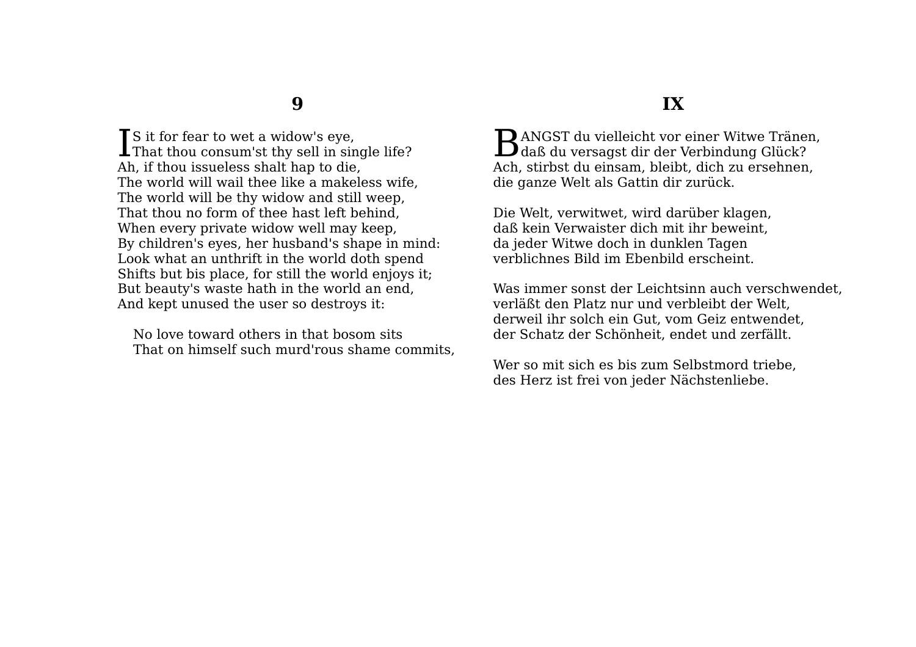## 9

IS it for fear to wet a widow's eye,
That thou consum'st thy sell in single life?
Ah, if thou issueless shalt hap to die,
The world will wail thee like a makeless wife,
The world will be thy widow and still weep,
That thou no form of thee hast left behind,
When every private widow well may keep,
By children's eyes, her husband's shape in mind:
Look what an unthrift in the world doth spend
Shifts but bis place, for still the world enjoys it;
But beauty's waste hath in the world an end,
And kept unused the user so destroys it:

No love toward others in that bosom sits
That on himself such murd'rous shame commits,

## IX

BANGST du vielleicht vor einer Witwe Tränen,
daß du versagst dir der Verbindung Glück?
Ach, stirbst du einsam, bleibt, dich zu ersehnen,
die ganze Welt als Gattin dir zurück.

Die Welt, verwitwet, wird darüber klagen,
daß kein Verwaister dich mit ihr beweint,
da jeder Witwe doch in dunklen Tagen
verblichnes Bild im Ebenbild erscheint.

Was immer sonst der Leichtsinn auch verschwendet,
verläßt den Platz nur und verbleibt der Welt,
derweil ihr solch ein Gut, vom Geiz entwendet,
der Schatz der Schönheit, endet und zerfällt.

Wer so mit sich es bis zum Selbstmord triebe,
des Herz ist frei von jeder Nächstenliebe.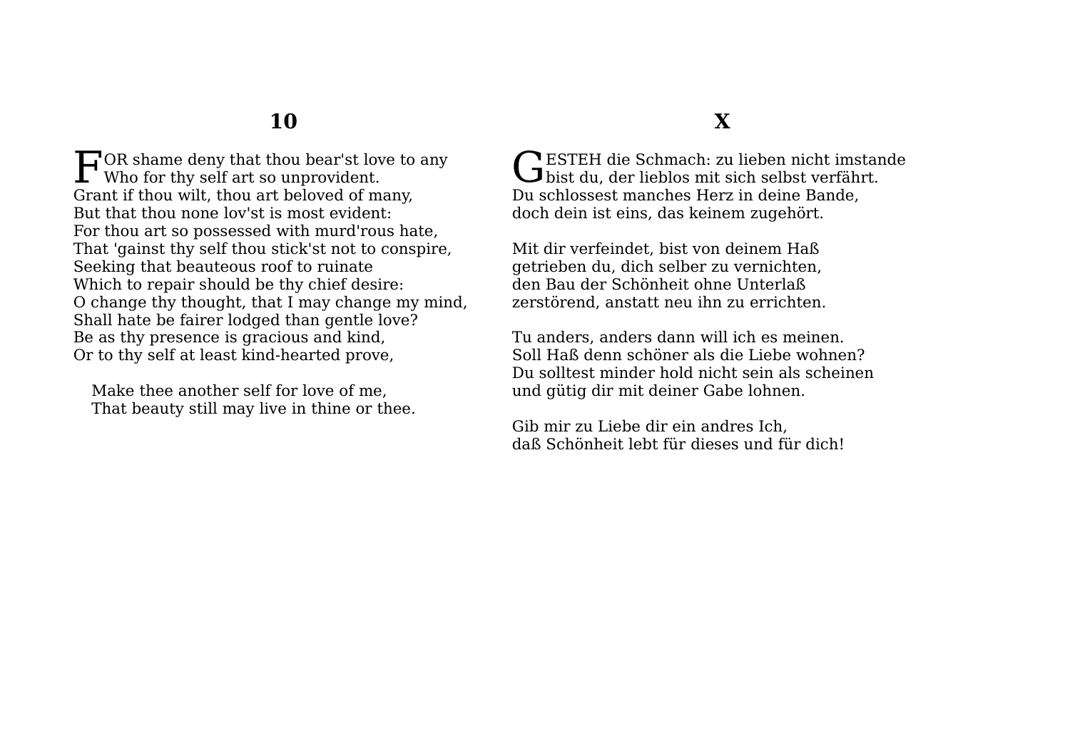## 10

FOR shame deny that thou bear'st love to any
Who for thy self art so unprovident.
Grant if thou wilt, thou art beloved of many,
But that thou none lov'st is most evident:
For thou art so possessed with murd'rous hate,
That 'gainst thy self thou stick'st not to conspire,
Seeking that beauteous roof to ruinate
Which to repair should be thy chief desire:
O change thy thought, that I may change my mind,
Shall hate be fairer lodged than gentle love?
Be as thy presence is gracious and kind,
Or to thy self at least kind-hearted prove,

Make thee another self for love of me,
That beauty still may live in thine or thee.

## X

GESTEH die Schmach: zu lieben nicht imstande
bist du, der lieblos mit sich selbst verfährt.
Du schlossest manches Herz in deine Bande,
doch dein ist eins, das keinem zugehört.

Mit dir verfeindet, bist von deinem Haß
getrieben du, dich selber zu vernichten,
den Bau der Schönheit ohne Unterlaß
zerstörend, anstatt neu ihn zu errichten.

Tu anders, anders dann will ich es meinen.
Soll Haß denn schöner als die Liebe wohnen?
Du solltest minder hold nicht sein als scheinen
und gütig dir mit deiner Gabe lohnen.

Gib mir zu Liebe dir ein andres Ich,
daß Schönheit lebt für dieses und für dich!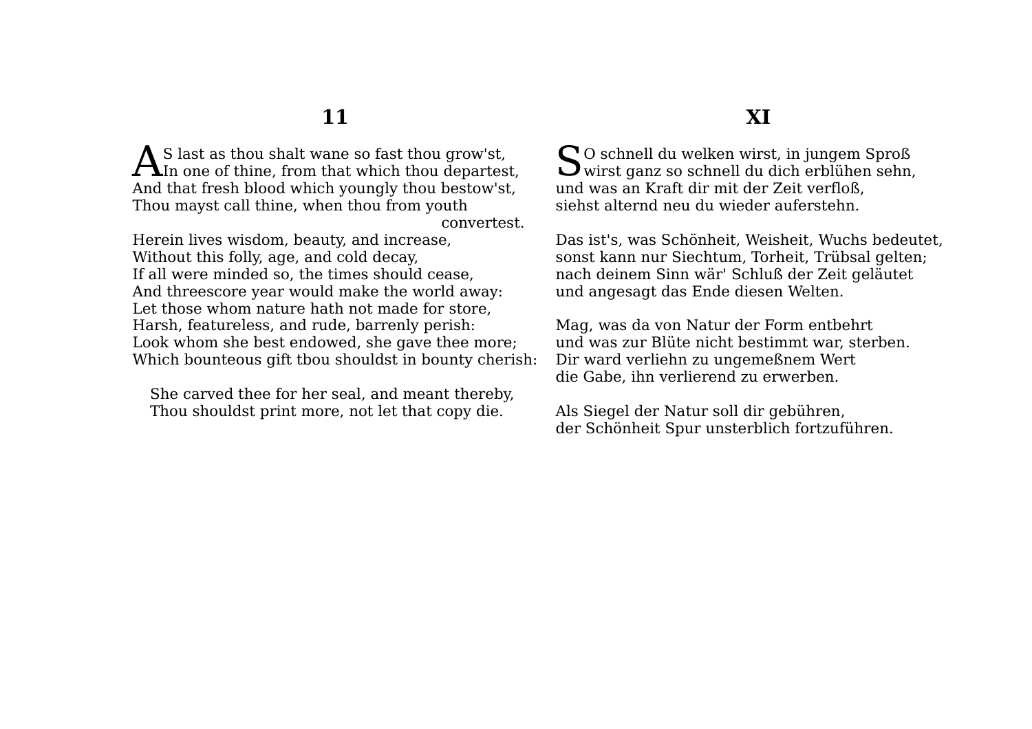## 11

AS last as thou shalt wane so fast thou grow'st,
In one of thine, from that which thou departest,
And that fresh blood which youngly thou bestow'st,
Thou mayst call thine, when thou from youth convertest.
Herein lives wisdom, beauty, and increase,
Without this folly, age, and cold decay,
If all were minded so, the times should cease,
And threescore year would make the world away:
Let those whom nature hath not made for store,
Harsh, featureless, and rude, barrenly perish:
Look whom she best endowed, she gave thee more;
Which bounteous gift tbou shouldst in bounty cherish:

She carved thee for her seal, and meant thereby,
Thou shouldst print more, not let that copy die.

## XI

SO schnell du welken wirst, in jungem Sproß
wirst ganz so schnell du dich erblühen sehn,
und was an Kraft dir mit der Zeit verfloß,
siehst alternd neu du wieder auferstehn.

Das ist's, was Schönheit, Weisheit, Wuchs bedeutet,
sonst kann nur Siechtum, Torheit, Trübsal gelten;
nach deinem Sinn wär' Schluß der Zeit geläutet
und angesagt das Ende diesen Welten.

Mag, was da von Natur der Form entbehrt
und was zur Blüte nicht bestimmt war, sterben.
Dir ward verliehn zu ungemeßnem Wert
die Gabe, ihn verlierend zu erwerben.

Als Siegel der Natur soll dir gebühren,
der Schönheit Spur unsterblich fortzuführen.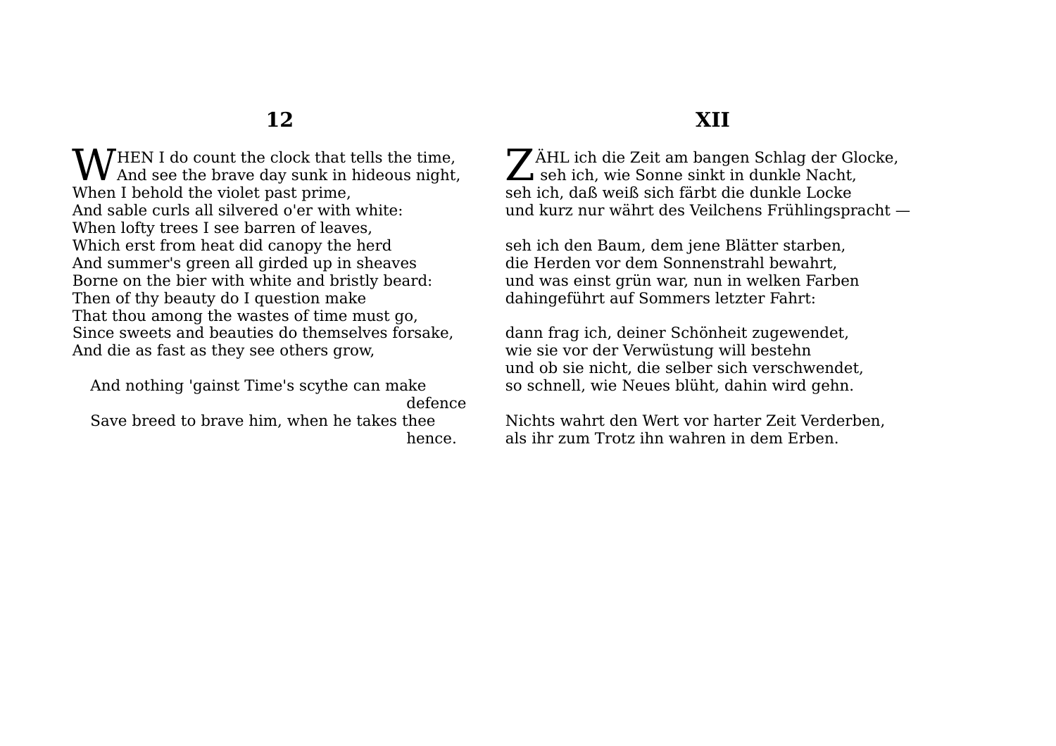## 12

WHEN I do count the clock that tells the time,
And see the brave day sunk in hideous night,
When I behold the violet past prime,
And sable curls all silvered o'er with white:
When lofty trees I see barren of leaves,
Which erst from heat did canopy the herd
And summer's green all girded up in sheaves
Borne on the bier with white and bristly beard:
Then of thy beauty do I question make
That thou among the wastes of time must go,
Since sweets and beauties do themselves forsake,
And die as fast as they see others grow,

And nothing 'gainst Time's scythe can make defence
Save breed to brave him, when he takes thee hence.

## XII

ZÄHL ich die Zeit am bangen Schlag der Glocke,
seh ich, wie Sonne sinkt in dunkle Nacht,
seh ich, daß weiß sich färbt die dunkle Locke
und kurz nur währt des Veilchens Frühlingspracht —

seh ich den Baum, dem jene Blätter starben,
die Herden vor dem Sonnenstrahl bewahrt,
und was einst grün war, nun in welken Farben
dahingeführt auf Sommers letzter Fahrt:

dann frag ich, deiner Schönheit zugewendet,
wie sie vor der Verwüstung will bestehn
und ob sie nicht, die selber sich verschwendet,
so schnell, wie Neues blüht, dahin wird gehn.

Nichts wahrt den Wert vor harter Zeit Verderben,
als ihr zum Trotz ihn wahren in dem Erben.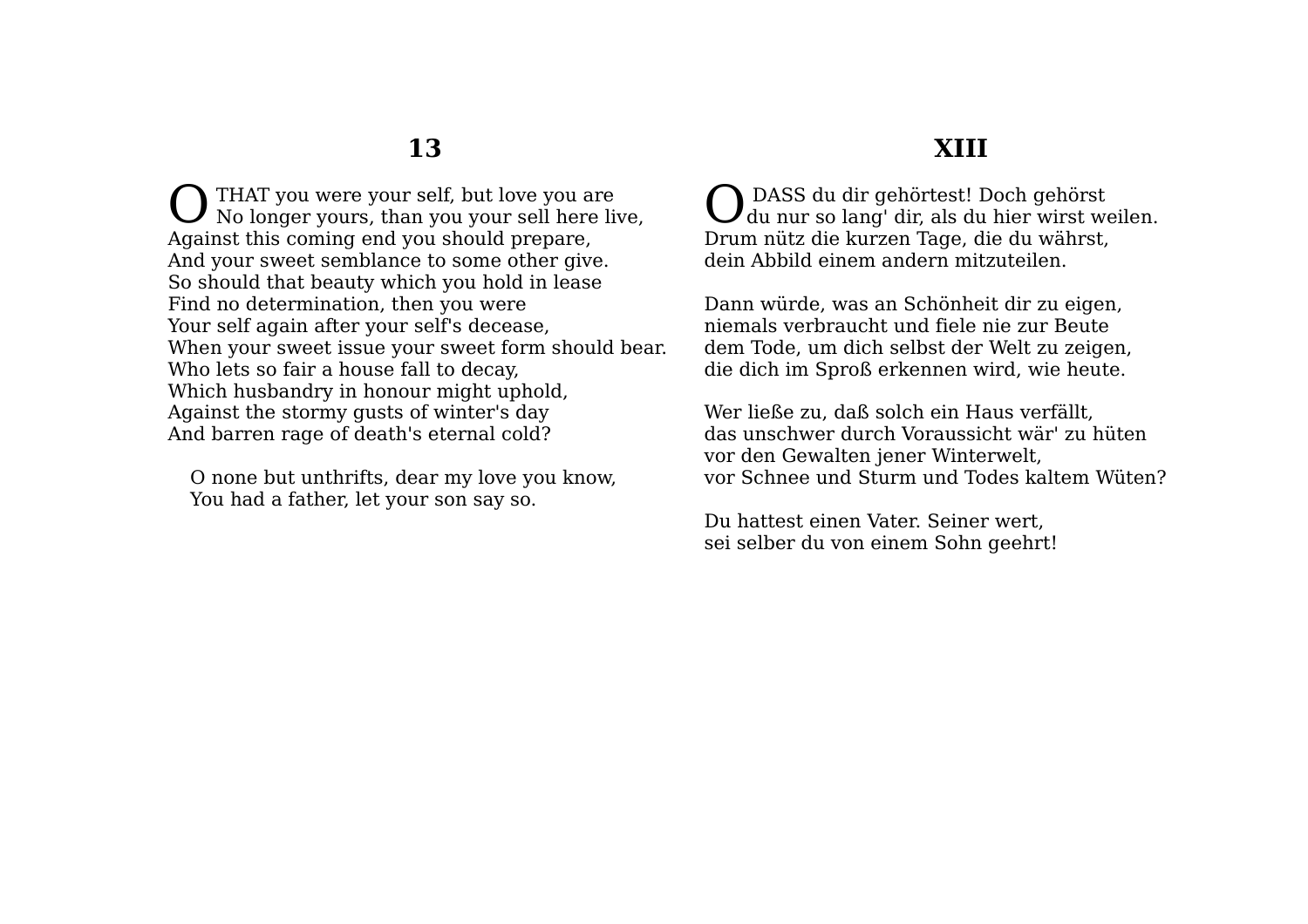## 13

O THAT you were your self, but love you are
No longer yours, than you your sell here live,
Against this coming end you should prepare,
And your sweet semblance to some other give.
So should that beauty which you hold in lease
Find no determination, then you were
Your self again after your self's decease,
When your sweet issue your sweet form should bear.
Who lets so fair a house fall to decay,
Which husbandry in honour might uphold,
Against the stormy gusts of winter's day
And barren rage of death's eternal cold?

O none but unthrifts, dear my love you know,
You had a father, let your son say so.

## XIII

O DASS du dir gehörtest! Doch gehörst
du nur so lang' dir, als du hier wirst weilen.
Drum nütz die kurzen Tage, die du währst,
dein Abbild einem andern mitzuteilen.

Dann würde, was an Schönheit dir zu eigen,
niemals verbraucht und fiele nie zur Beute
dem Tode, um dich selbst der Welt zu zeigen,
die dich im Sproß erkennen wird, wie heute.

Wer ließe zu, daß solch ein Haus verfällt,
das unschwer durch Voraussicht wär' zu hüten
vor den Gewalten jener Winterwelt,
vor Schnee und Sturm und Todes kaltem Wüten?

Du hattest einen Vater. Seiner wert,
sei selber du von einem Sohn geehrt!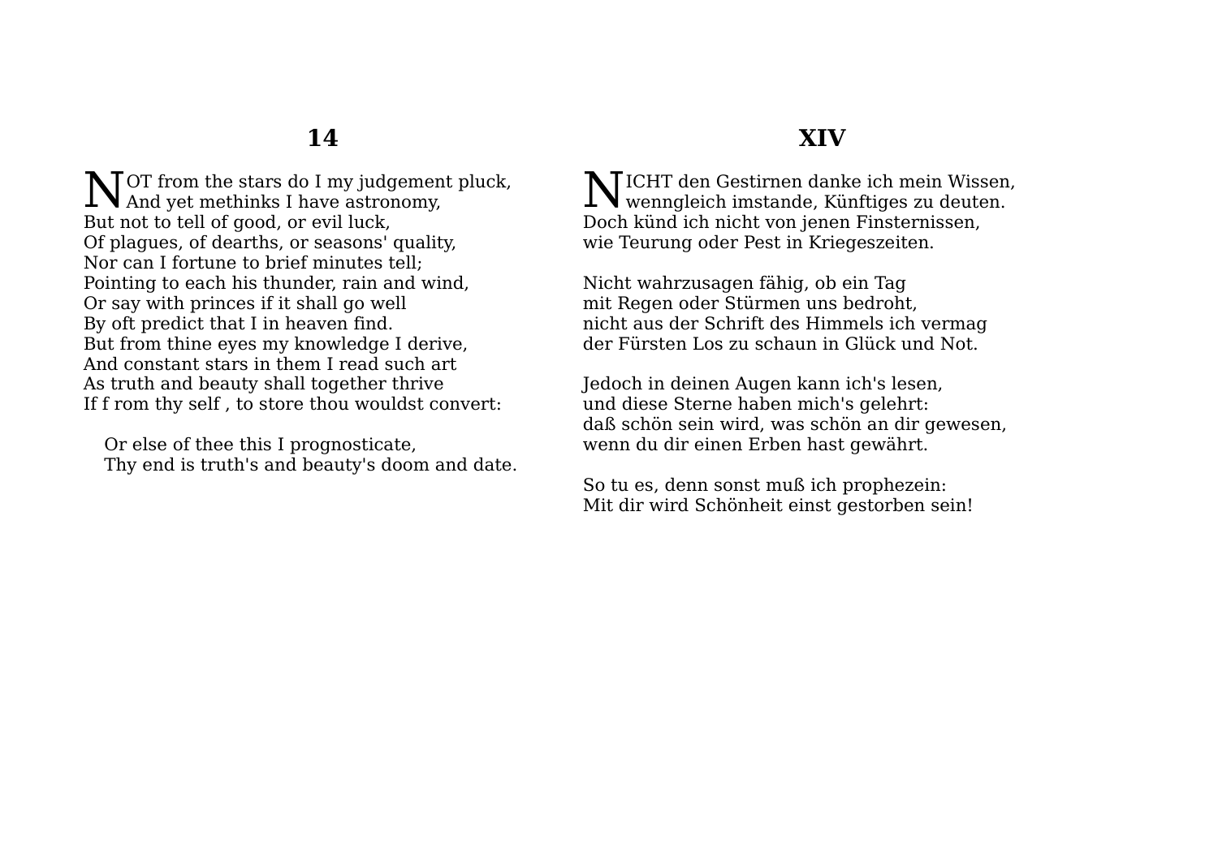## 14

NOT from the stars do I my judgement pluck,
And yet methinks I have astronomy,
But not to tell of good, or evil luck,
Of plagues, of dearths, or seasons' quality,
Nor can I fortune to brief minutes tell;
Pointing to each his thunder, rain and wind,
Or say with princes if it shall go well
By oft predict that I in heaven find.
But from thine eyes my knowledge I derive,
And constant stars in them I read such art
As truth and beauty shall together thrive
If f rom thy self , to store thou wouldst convert:

Or else of thee this I prognosticate,
Thy end is truth's and beauty's doom and date.

## XIV

NICHT den Gestirnen danke ich mein Wissen,
wenngleich imstande, Künftiges zu deuten.
Doch künd ich nicht von jenen Finsternissen,
wie Teurung oder Pest in Kriegeszeiten.

Nicht wahrzusagen fähig, ob ein Tag
mit Regen oder Stürmen uns bedroht,
nicht aus der Schrift des Himmels ich vermag
der Fürsten Los zu schaun in Glück und Not.

Jedoch in deinen Augen kann ich's lesen,
und diese Sterne haben mich's gelehrt:
daß schön sein wird, was schön an dir gewesen,
wenn du dir einen Erben hast gewährt.

So tu es, denn sonst muß ich prophezein:
Mit dir wird Schönheit einst gestorben sein!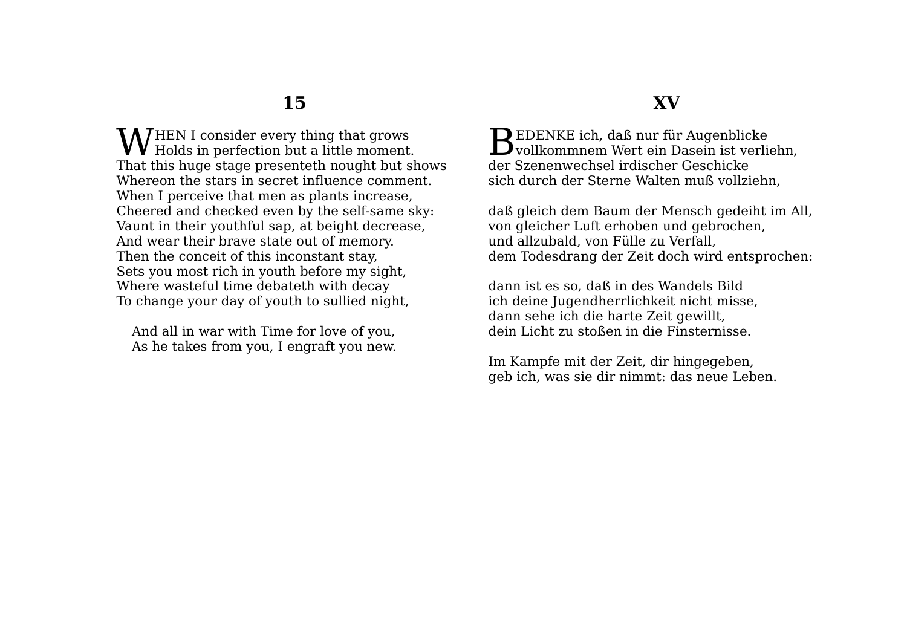## 15

WHEN I consider every thing that grows
Holds in perfection but a little moment.
That this huge stage presenteth nought but shows
Whereon the stars in secret influence comment.
When I perceive that men as plants increase,
Cheered and checked even by the self-same sky:
Vaunt in their youthful sap, at beight decrease,
And wear their brave state out of memory.
Then the conceit of this inconstant stay,
Sets you most rich in youth before my sight,
Where wasteful time debateth with decay
To change your day of youth to sullied night,

And all in war with Time for love of you,
As he takes from you, I engraft you new.

## XV

BEDENKE ich, daß nur für Augenblicke
vollkommnem Wert ein Dasein ist verliehn,
der Szenenwechsel irdischer Geschicke
sich durch der Sterne Walten muß vollziehn,

daß gleich dem Baum der Mensch gedeiht im All,
von gleicher Luft erhoben und gebrochen,
und allzubald, von Fülle zu Verfall,
dem Todesdrang der Zeit doch wird entsprochen:

dann ist es so, daß in des Wandels Bild
ich deine Jugendherrlichkeit nicht misse,
dann sehe ich die harte Zeit gewillt,
dein Licht zu stoßen in die Finsternisse.

Im Kampfe mit der Zeit, dir hingegeben,
geb ich, was sie dir nimmt: das neue Leben.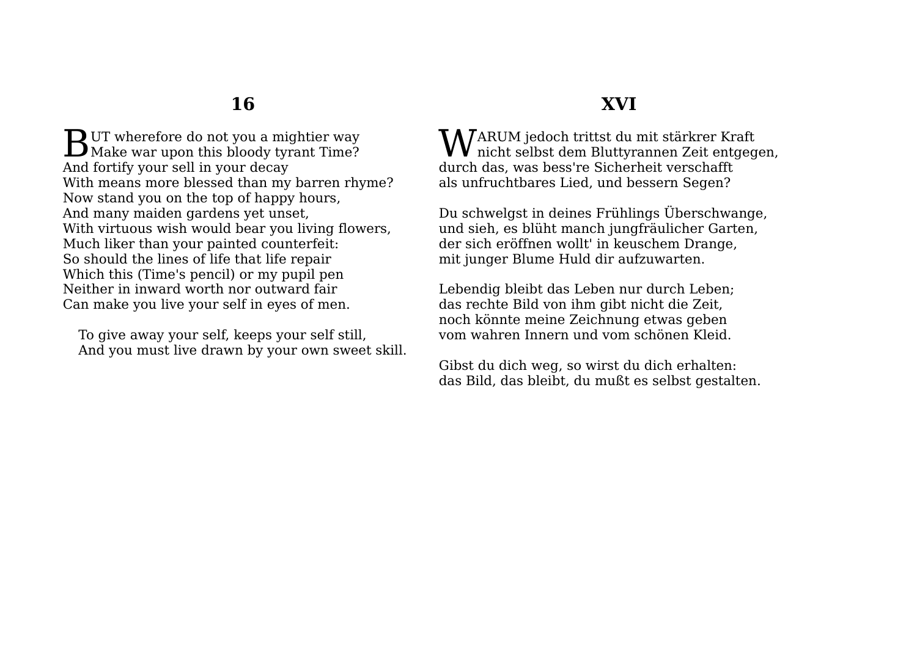## 16

BUT wherefore do not you a mightier way  
Make war upon this bloody tyrant Time?  
And fortify your sell in your decay  
With means more blessed than my barren rhyme?  
Now stand you on the top of happy hours,  
And many maiden gardens yet unset,  
With virtuous wish would bear you living flowers,  
Much liker than your painted counterfeit:  
So should the lines of life that life repair  
Which this (Time's pencil) or my pupil pen  
Neither in inward worth nor outward fair  
Can make you live your self in eyes of men.

To give away your self, keeps your self still,  
And you must live drawn by your own sweet skill.

## XVI

WARUM jedoch trittst du mit stärkrer Kraft  
nicht selbst dem Bluttyrannen Zeit entgegen,  
durch das, was bess're Sicherheit verschafft  
als unfruchtbares Lied, und bessern Segen?

Du schwelgst in deines Frühlings Überschwange,  
und sieh, es blüht manch jungfräulicher Garten,  
der sich eröffnen wollt' in keuschem Drange,  
mit junger Blume Huld dir aufzuwarten.

Lebendig bleibt das Leben nur durch Leben;  
das rechte Bild von ihm gibt nicht die Zeit,  
noch könnte meine Zeichnung etwas geben  
vom wahren Innern und vom schönen Kleid.

Gibst du dich weg, so wirst du dich erhalten:  
das Bild, das bleibt, du mußt es selbst gestalten.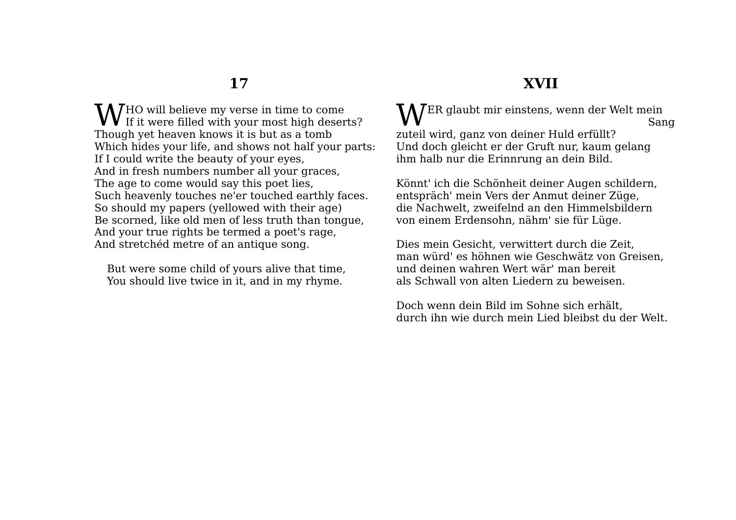## 17

WHO will believe my verse in time to come
If it were filled with your most high deserts?
Though yet heaven knows it is but as a tomb
Which hides your life, and shows not half your parts:
If I could write the beauty of your eyes,
And in fresh numbers number all your graces,
The age to come would say this poet lies,
Such heavenly touches ne'er touched earthly faces.
So should my papers (yellowed with their age)
Be scorned, like old men of less truth than tongue,
And your true rights be termed a poet's rage,
And stretchéd metre of an antique song.

But were some child of yours alive that time,
You should live twice in it, and in my rhyme.

## XVII

WER glaubt mir einstens, wenn der Welt mein Sang
zuteil wird, ganz von deiner Huld erfüllt?
Und doch gleicht er der Gruft nur, kaum gelang
ihm halb nur die Erinnrung an dein Bild.

Könnt' ich die Schönheit deiner Augen schildern,
entspräch' mein Vers der Anmut deiner Züge,
die Nachwelt, zweifelnd an den Himmelsbildern
von einem Erdensohn, nähm' sie für Lüge.

Dies mein Gesicht, verwittert durch die Zeit,
man würd' es höhnen wie Geschwätz von Greisen,
und deinen wahren Wert wär' man bereit
als Schwall von alten Liedern zu beweisen.

Doch wenn dein Bild im Sohne sich erhält,
durch ihn wie durch mein Lied bleibst du der Welt.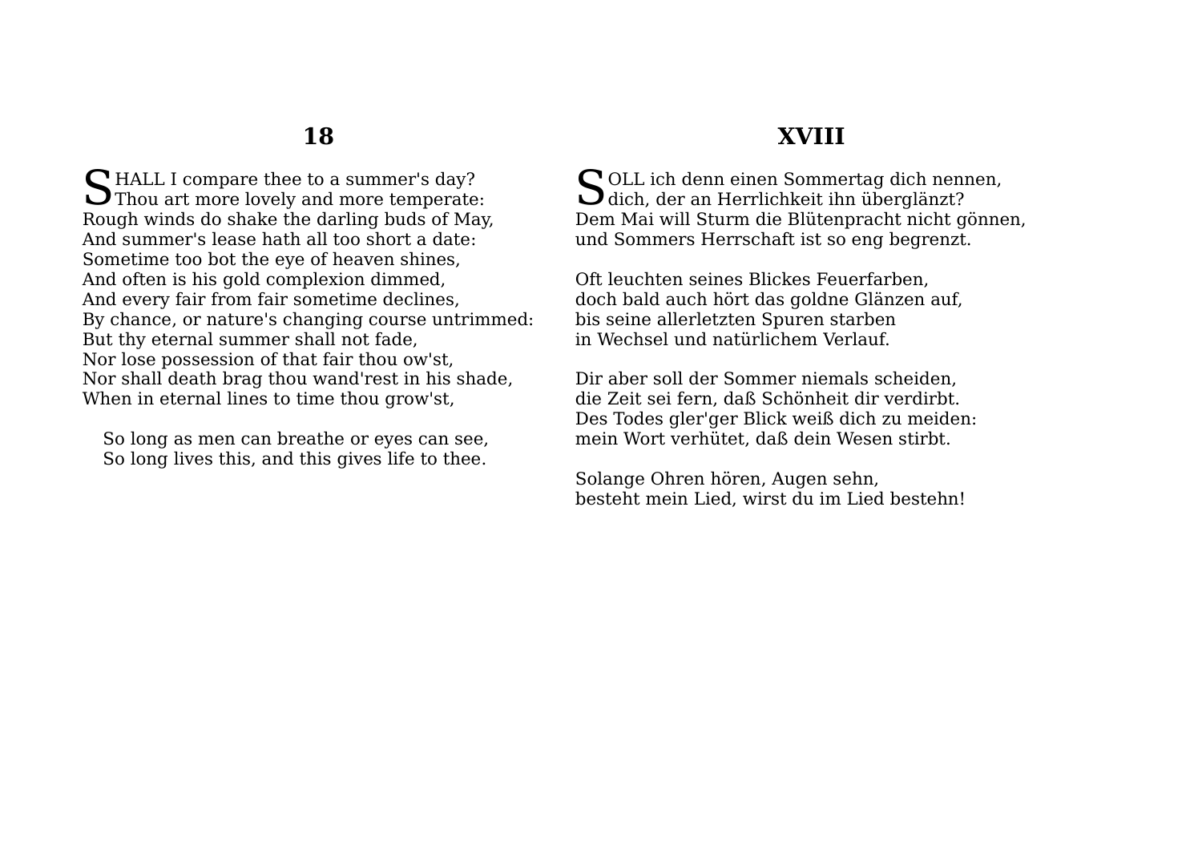## 18

SHALL I compare thee to a summer's day?
Thou art more lovely and more temperate:
Rough winds do shake the darling buds of May,
And summer's lease hath all too short a date:
Sometime too bot the eye of heaven shines,
And often is his gold complexion dimmed,
And every fair from fair sometime declines,
By chance, or nature's changing course untrimmed:
But thy eternal summer shall not fade,
Nor lose possession of that fair thou ow'st,
Nor shall death brag thou wand'rest in his shade,
When in eternal lines to time thou grow'st,

So long as men can breathe or eyes can see,
So long lives this, and this gives life to thee.

## XVIII

SOLL ich denn einen Sommertag dich nennen,
dich, der an Herrlichkeit ihn überglänzt?
Dem Mai will Sturm die Blütenpracht nicht gönnen,
und Sommers Herrschaft ist so eng begrenzt.

Oft leuchten seines Blickes Feuerfarben,
doch bald auch hört das goldne Glänzen auf,
bis seine allerletzten Spuren starben
in Wechsel und natürlichem Verlauf.

Dir aber soll der Sommer niemals scheiden,
die Zeit sei fern, daß Schönheit dir verdirbt.
Des Todes gler'ger Blick weiß dich zu meiden:
mein Wort verhütet, daß dein Wesen stirbt.

Solange Ohren hören, Augen sehn,
besteht mein Lied, wirst du im Lied bestehn!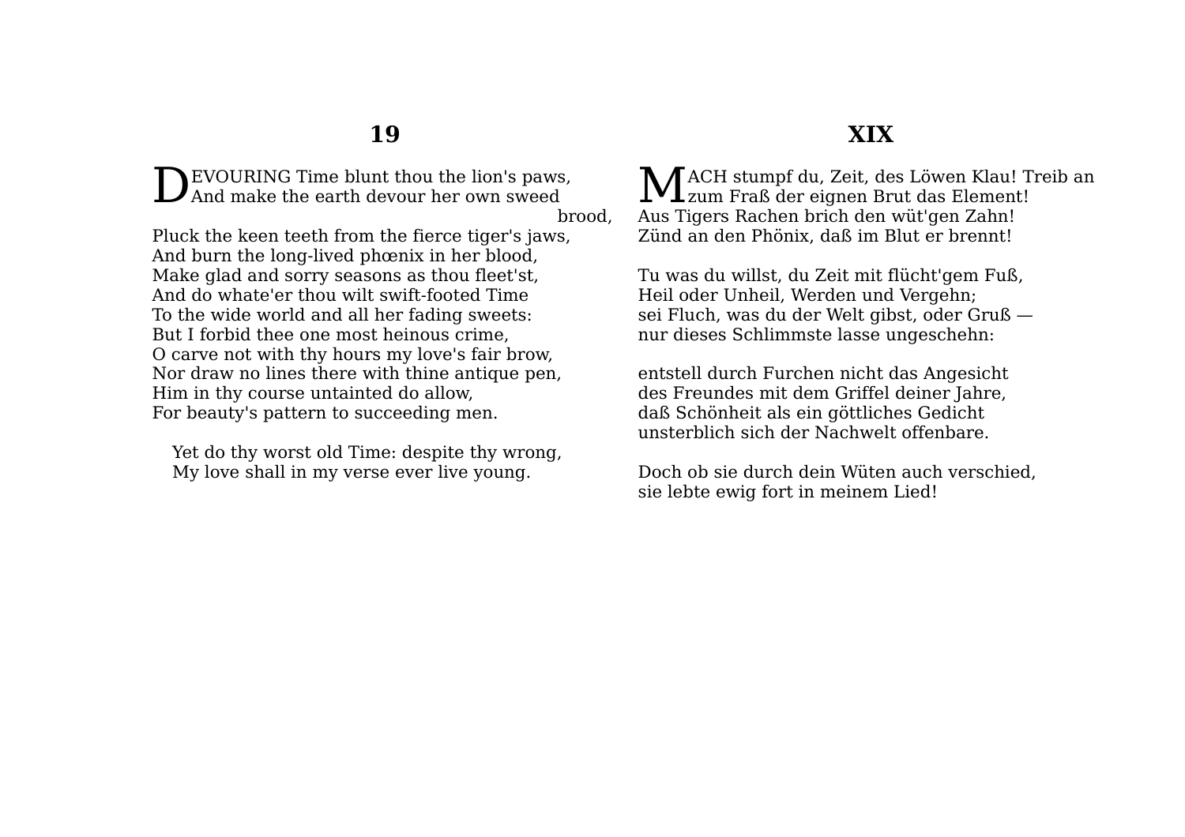## 19

DEVOURING Time blunt thou the lion's paws,
And make the earth devour her own sweed brood,
Pluck the keen teeth from the fierce tiger's jaws,
And burn the long-lived phœnix in her blood,
Make glad and sorry seasons as thou fleet'st,
And do whate'er thou wilt swift-footed Time
To the wide world and all her fading sweets:
But I forbid thee one most heinous crime,
O carve not with thy hours my love's fair brow,
Nor draw no lines there with thine antique pen,
Him in thy course untainted do allow,
For beauty's pattern to succeeding men.

Yet do thy worst old Time: despite thy wrong,
My love shall in my verse ever live young.

## XIX

MACH stumpf du, Zeit, des Löwen Klau! Treib an
zum Fraß der eignen Brut das Element!
Aus Tigers Rachen brich den wüt'gen Zahn!
Zünd an den Phönix, daß im Blut er brennt!

Tu was du willst, du Zeit mit flücht'gem Fuß,
Heil oder Unheil, Werden und Vergehn;
sei Fluch, was du der Welt gibst, oder Gruß —
nur dieses Schlimmste lasse ungeschehn:

entstell durch Furchen nicht das Angesicht
des Freundes mit dem Griffel deiner Jahre,
daß Schönheit als ein göttliches Gedicht
unsterblich sich der Nachwelt offenbare.

Doch ob sie durch dein Wüten auch verschied,
sie lebte ewig fort in meinem Lied!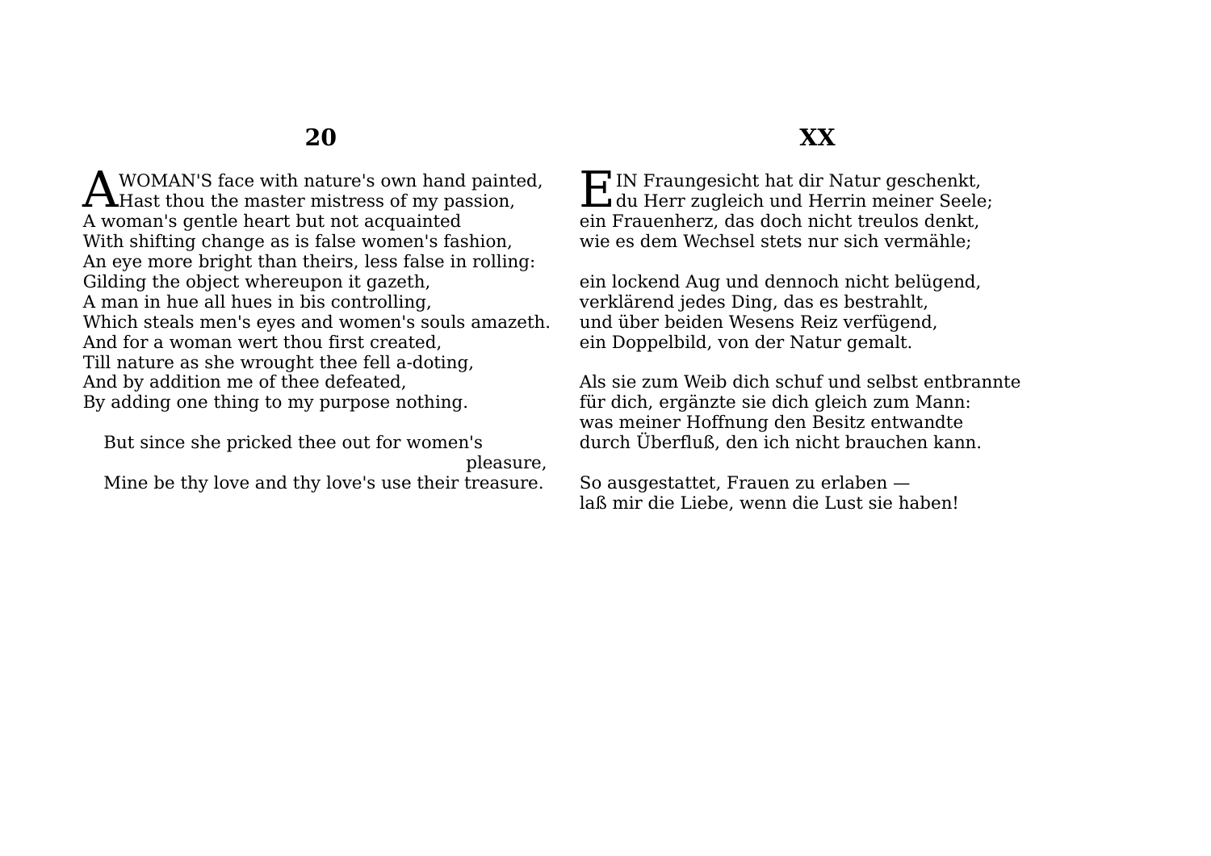## 20

A WOMAN'S face with nature's own hand painted,
Hast thou the master mistress of my passion,
A woman's gentle heart but not acquainted
With shifting change as is false women's fashion,
An eye more bright than theirs, less false in rolling:
Gilding the object whereupon it gazeth,
A man in hue all hues in bis controlling,
Which steals men's eyes and women's souls amazeth.
And for a woman wert thou first created,
Till nature as she wrought thee fell a-doting,
And by addition me of thee defeated,
By adding one thing to my purpose nothing.

But since she pricked thee out for women's pleasure,
Mine be thy love and thy love's use their treasure.

## XX

EIN Fraungesicht hat dir Natur geschenkt,
du Herr zugleich und Herrin meiner Seele;
ein Frauenherz, das doch nicht treulos denkt,
wie es dem Wechsel stets nur sich vermähle;

ein lockend Aug und dennoch nicht belügend,
verklärend jedes Ding, das es bestrahlt,
und über beiden Wesens Reiz verfügend,
ein Doppelbild, von der Natur gemalt.

Als sie zum Weib dich schuf und selbst entbrannte
für dich, ergänzte sie dich gleich zum Mann:
was meiner Hoffnung den Besitz entwandte
durch Überfluß, den ich nicht brauchen kann.

So ausgestattet, Frauen zu erlaben —
laß mir die Liebe, wenn die Lust sie haben!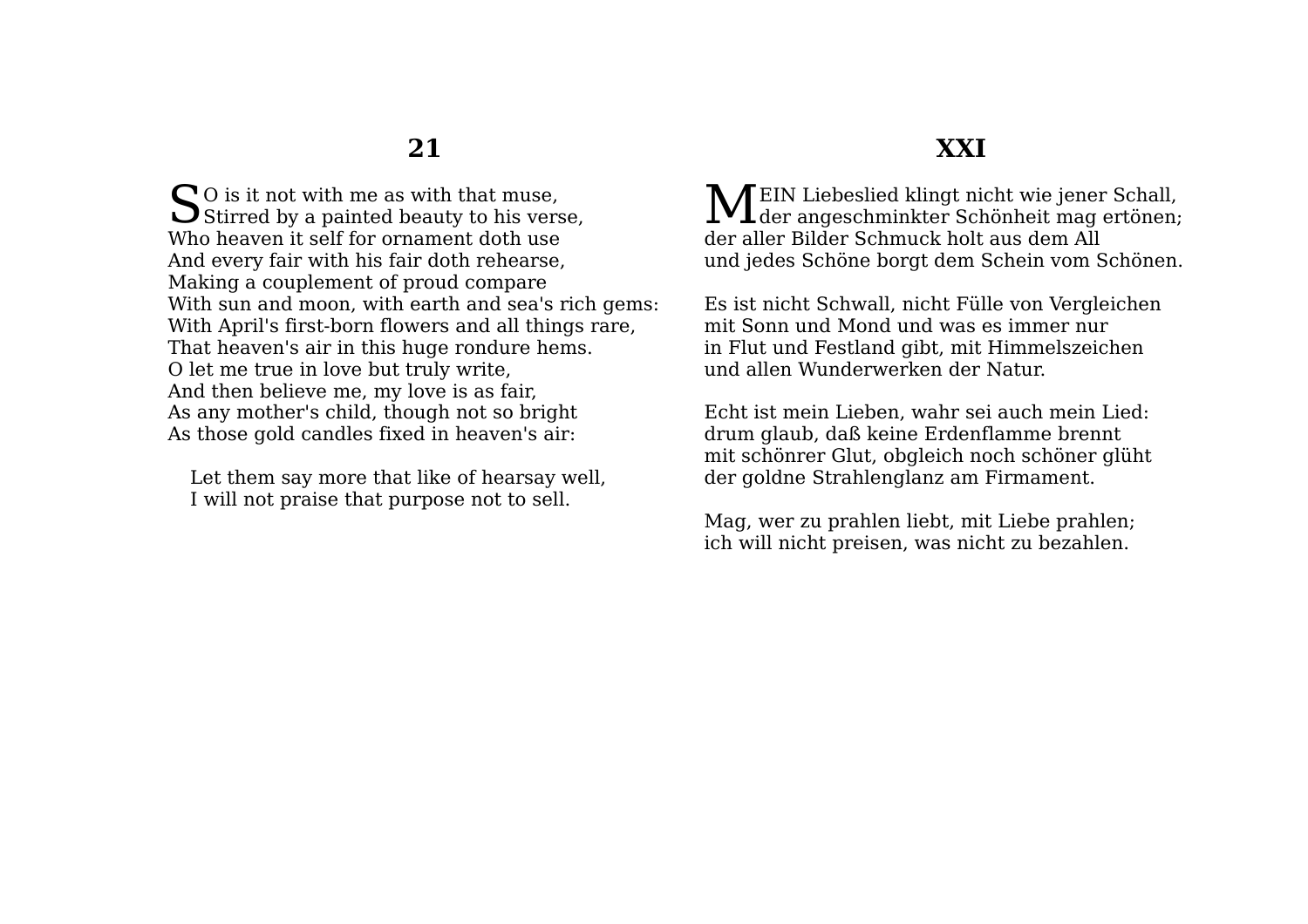## 21

SO is it not with me as with that muse,
Stirred by a painted beauty to his verse,
Who heaven it self for ornament doth use
And every fair with his fair doth rehearse,
Making a couplement of proud compare
With sun and moon, with earth and sea's rich gems:
With April's first-born flowers and all things rare,
That heaven's air in this huge rondure hems.
O let me true in love but truly write,
And then believe me, my love is as fair,
As any mother's child, though not so bright
As those gold candles fixed in heaven's air:

  Let them say more that like of hearsay well,
  I will not praise that purpose not to sell.

## XXI

MEIN Liebeslied klingt nicht wie jener Schall,
der angeschminkter Schönheit mag ertönen;
der aller Bilder Schmuck holt aus dem All
und jedes Schöne borgt dem Schein vom Schönen.

Es ist nicht Schwall, nicht Fülle von Vergleichen
mit Sonn und Mond und was es immer nur
in Flut und Festland gibt, mit Himmelszeichen
und allen Wunderwerken der Natur.

Echt ist mein Lieben, wahr sei auch mein Lied:
drum glaub, daß keine Erdenflamme brennt
mit schönrer Glut, obgleich noch schöner glüht
der goldne Strahlenglanz am Firmament.

Mag, wer zu prahlen liebt, mit Liebe prahlen;
ich will nicht preisen, was nicht zu bezahlen.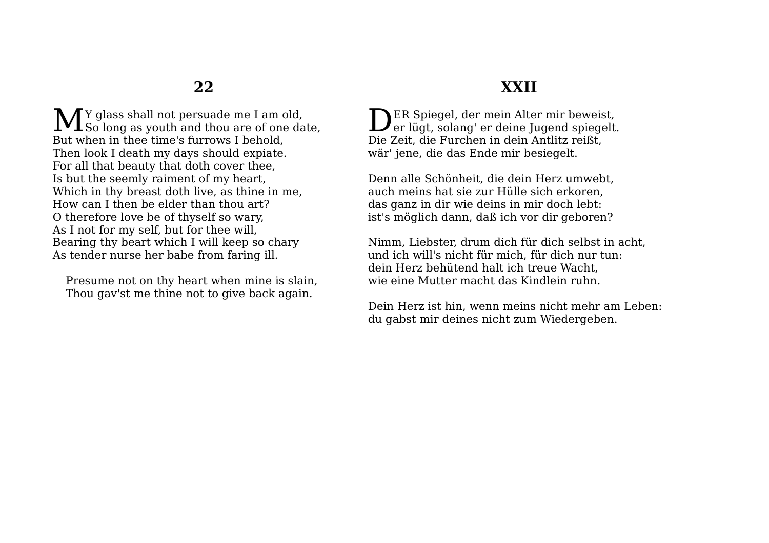## 22

MY glass shall not persuade me I am old,  
So long as youth and thou are of one date,  
But when in thee time's furrows I behold,  
Then look I death my days should expiate.  
For all that beauty that doth cover thee,  
Is but the seemly raiment of my heart,  
Which in thy breast doth live, as thine in me,  
How can I then be elder than thou art?  
O therefore love be of thyself so wary,  
As I not for my self, but for thee will,  
Bearing thy beart which I will keep so chary  
As tender nurse her babe from faring ill.

Presume not on thy heart when mine is slain,  
Thou gav'st me thine not to give back again.

## XXII

DER Spiegel, der mein Alter mir beweist,  
er lügt, solang' er deine Jugend spiegelt.  
Die Zeit, die Furchen in dein Antlitz reißt,  
wär' jene, die das Ende mir besiegelt.

Denn alle Schönheit, die dein Herz umwebt,  
auch meins hat sie zur Hülle sich erkoren,  
das ganz in dir wie deins in mir doch lebt:  
ist's möglich dann, daß ich vor dir geboren?

Nimm, Liebster, drum dich für dich selbst in acht,  
und ich will's nicht für mich, für dich nur tun:  
dein Herz behütend halt ich treue Wacht,  
wie eine Mutter macht das Kindlein ruhn.

Dein Herz ist hin, wenn meins nicht mehr am Leben:  
du gabst mir deines nicht zum Wiedergeben.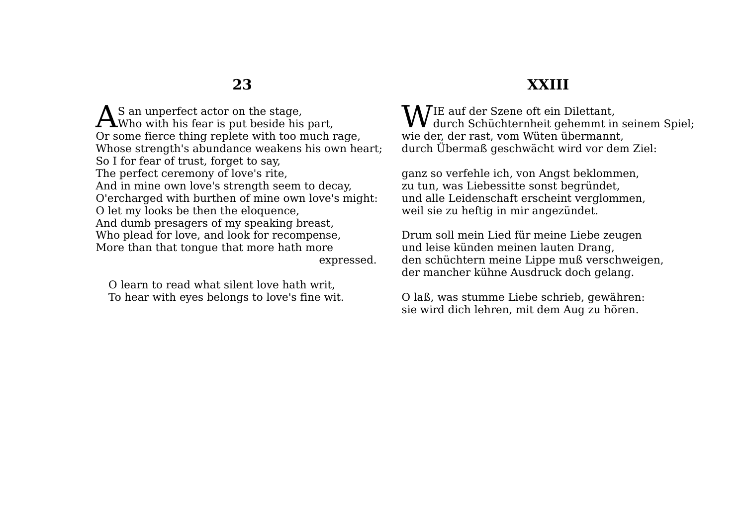## 23

AS an unperfect actor on the stage,  
Who with his fear is put beside his part,  
Or some fierce thing replete with too much rage,  
Whose strength's abundance weakens his own heart;  
So I for fear of trust, forget to say,  
The perfect ceremony of love's rite,  
And in mine own love's strength seem to decay,  
O'ercharged with burthen of mine own love's might:  
O let my looks be then the eloquence,  
And dumb presagers of my speaking breast,  
Who plead for love, and look for recompense,  
More than that tongue that more hath more expressed.

O learn to read what silent love hath writ,  
To hear with eyes belongs to love's fine wit.

## XXIII

WIE auf der Szene oft ein Dilettant,  
durch Schüchternheit gehemmt in seinem Spiel;  
wie der, der rast, vom Wüten übermannt,  
durch Übermaß geschwächt wird vor dem Ziel:

ganz so verfehle ich, von Angst beklommen,  
zu tun, was Liebessitte sonst begründet,  
und alle Leidenschaft erscheint verglommen,  
weil sie zu heftig in mir angezündet.

Drum soll mein Lied für meine Liebe zeugen  
und leise künden meinen lauten Drang,  
den schüchtern meine Lippe muß verschweigen,  
der mancher kühne Ausdruck doch gelang.

O laß, was stumme Liebe schrieb, gewähren:  
sie wird dich lehren, mit dem Aug zu hören.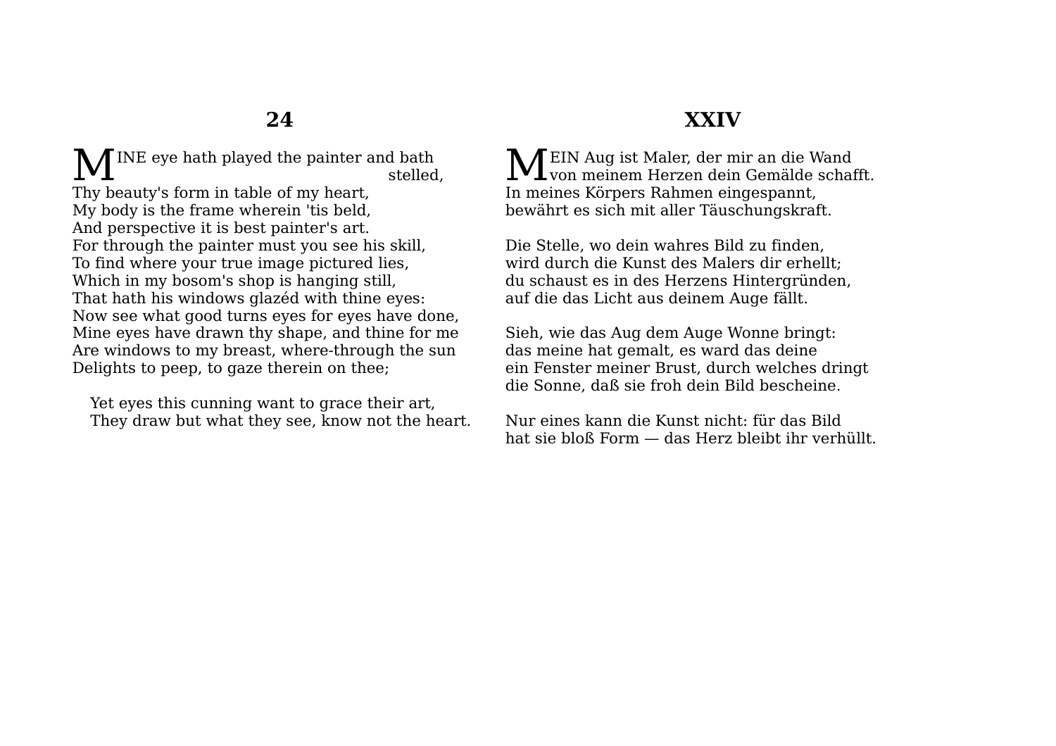## 24

MINE eye hath played the painter and bath stelled,
Thy beauty's form in table of my heart,
My body is the frame wherein 'tis beld,
And perspective it is best painter's art.
For through the painter must you see his skill,
To find where your true image pictured lies,
Which in my bosom's shop is hanging still,
That hath his windows glazéd with thine eyes:
Now see what good turns eyes for eyes have done,
Mine eyes have drawn thy shape, and thine for me
Are windows to my breast, where-through the sun
Delights to peep, to gaze therein on thee;

Yet eyes this cunning want to grace their art,
They draw but what they see, know not the heart.

## XXIV

MEIN Aug ist Maler, der mir an die Wand
von meinem Herzen dein Gemälde schafft.
In meines Körpers Rahmen eingespannt,
bewährt es sich mit aller Täuschungskraft.

Die Stelle, wo dein wahres Bild zu finden,
wird durch die Kunst des Malers dir erhellt;
du schaust es in des Herzens Hintergründen,
auf die das Licht aus deinem Auge fällt.

Sieh, wie das Aug dem Auge Wonne bringt:
das meine hat gemalt, es ward das deine
ein Fenster meiner Brust, durch welches dringt
die Sonne, daß sie froh dein Bild bescheine.

Nur eines kann die Kunst nicht: für das Bild
hat sie bloß Form — das Herz bleibt ihr verhüllt.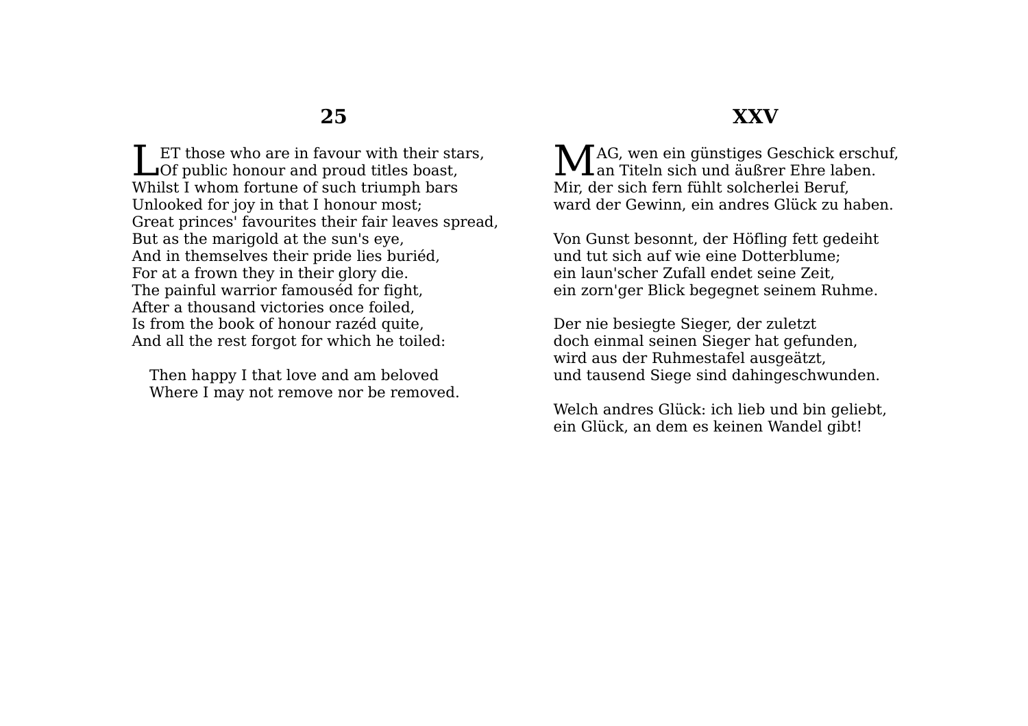## 25

LET those who are in favour with their stars,
Of public honour and proud titles boast,
Whilst I whom fortune of such triumph bars
Unlooked for joy in that I honour most;
Great princes' favourites their fair leaves spread,
But as the marigold at the sun's eye,
And in themselves their pride lies buriéd,
For at a frown they in their glory die.
The painful warrior famouséd for fight,
After a thousand victories once foiled,
Is from the book of honour razéd quite,
And all the rest forgot for which he toiled:

Then happy I that love and am beloved
Where I may not remove nor be removed.

## XXV

MAG, wen ein günstiges Geschick erschuf,
an Titeln sich und äußrer Ehre laben.
Mir, der sich fern fühlt solcherlei Beruf,
ward der Gewinn, ein andres Glück zu haben.

Von Gunst besonnt, der Höfling fett gedeiht
und tut sich auf wie eine Dotterblume;
ein laun'scher Zufall endet seine Zeit,
ein zorn'ger Blick begegnet seinem Ruhme.

Der nie besiegte Sieger, der zuletzt
doch einmal seinen Sieger hat gefunden,
wird aus der Ruhmestafel ausgeätzt,
und tausend Siege sind dahingeschwunden.

Welch andres Glück: ich lieb und bin geliebt,
ein Glück, an dem es keinen Wandel gibt!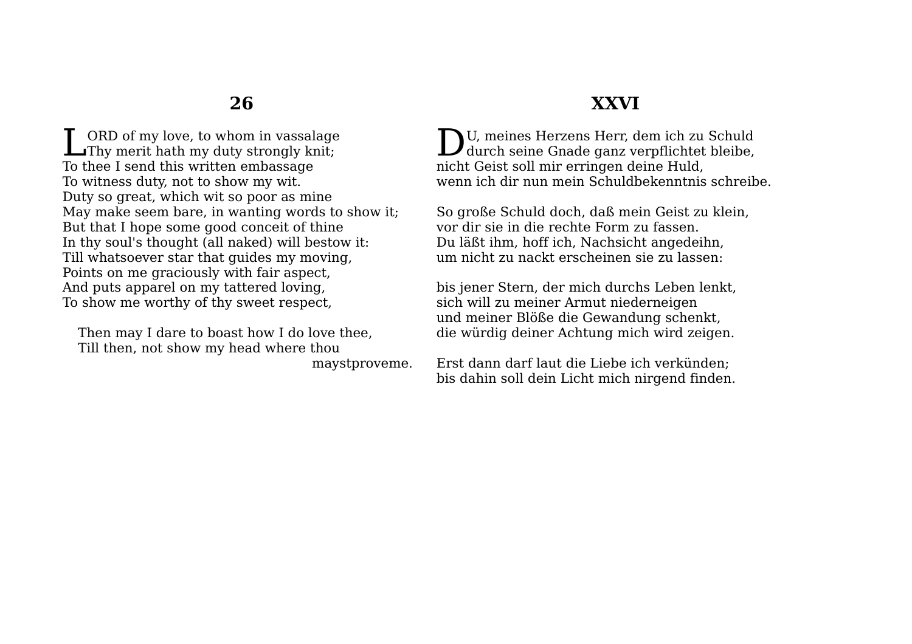## 26

LORD of my love, to whom in vassalage
Thy merit hath my duty strongly knit;
To thee I send this written embassage
To witness duty, not to show my wit.
Duty so great, which wit so poor as mine
May make seem bare, in wanting words to show it;
But that I hope some good conceit of thine
In thy soul's thought (all naked) will bestow it:
Till whatsoever star that guides my moving,
Points on me graciously with fair aspect,
And puts apparel on my tattered loving,
To show me worthy of thy sweet respect,

Then may I dare to boast how I do love thee,
Till then, not show my head where thou maystproveme.

## XXVI

DU, meines Herzens Herr, dem ich zu Schuld
durch seine Gnade ganz verpflichtet bleibe,
nicht Geist soll mir erringen deine Huld,
wenn ich dir nun mein Schuldbekenntnis schreibe.

So große Schuld doch, daß mein Geist zu klein,
vor dir sie in die rechte Form zu fassen.
Du läßt ihm, hoff ich, Nachsicht angedeihn,
um nicht zu nackt erscheinen sie zu lassen:

bis jener Stern, der mich durchs Leben lenkt,
sich will zu meiner Armut niederneigen
und meiner Blöße die Gewandung schenkt,
die würdig deiner Achtung mich wird zeigen.

Erst dann darf laut die Liebe ich verkünden;
bis dahin soll dein Licht mich nirgend finden.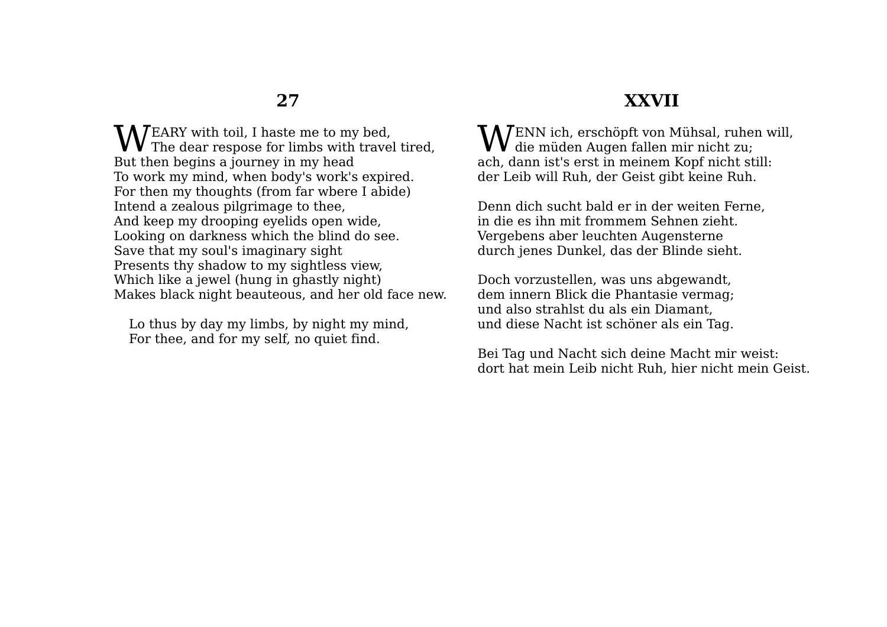## 27

WEARY with toil, I haste me to my bed,
The dear respose for limbs with travel tired,
But then begins a journey in my head
To work my mind, when body's work's expired.
For then my thoughts (from far wbere I abide)
Intend a zealous pilgrimage to thee,
And keep my drooping eyelids open wide,
Looking on darkness which the blind do see.
Save that my soul's imaginary sight
Presents thy shadow to my sightless view,
Which like a jewel (hung in ghastly night)
Makes black night beauteous, and her old face new.

Lo thus by day my limbs, by night my mind,
For thee, and for my self, no quiet find.

## XXVII

WENN ich, erschöpft von Mühsal, ruhen will,
die müden Augen fallen mir nicht zu;
ach, dann ist's erst in meinem Kopf nicht still:
der Leib will Ruh, der Geist gibt keine Ruh.

Denn dich sucht bald er in der weiten Ferne,
in die es ihn mit frommem Sehnen zieht.
Vergebens aber leuchten Augensterne
durch jenes Dunkel, das der Blinde sieht.

Doch vorzustellen, was uns abgewandt,
dem innern Blick die Phantasie vermag;
und also strahlst du als ein Diamant,
und diese Nacht ist schöner als ein Tag.

Bei Tag und Nacht sich deine Macht mir weist:
dort hat mein Leib nicht Ruh, hier nicht mein Geist.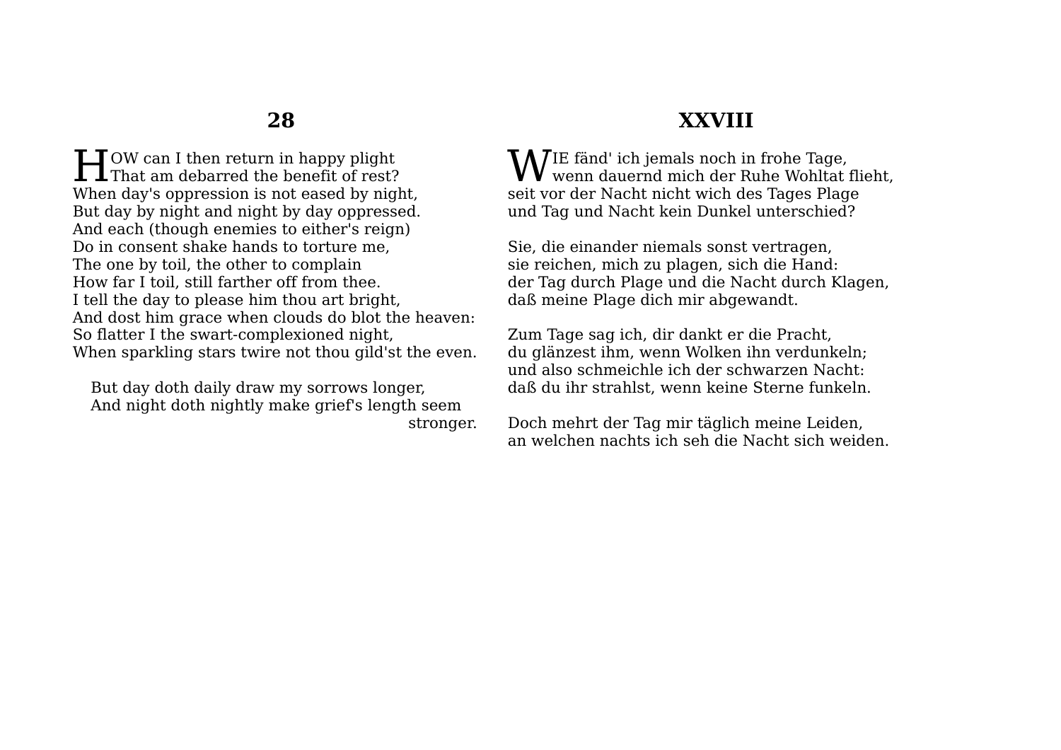## 28

HOW can I then return in happy plight
That am debarred the benefit of rest?
When day's oppression is not eased by night,
But day by night and night by day oppressed.
And each (though enemies to either's reign)
Do in consent shake hands to torture me,
The one by toil, the other to complain
How far I toil, still farther off from thee.
I tell the day to please him thou art bright,
And dost him grace when clouds do blot the heaven:
So flatter I the swart-complexioned night,
When sparkling stars twire not thou gild'st the even.

But day doth daily draw my sorrows longer,
And night doth nightly make grief's length seem stronger.

## XXVIII

WIE fänd' ich jemals noch in frohe Tage,
wenn dauernd mich der Ruhe Wohltat flieht,
seit vor der Nacht nicht wich des Tages Plage
und Tag und Nacht kein Dunkel unterschied?

Sie, die einander niemals sonst vertragen,
sie reichen, mich zu plagen, sich die Hand:
der Tag durch Plage und die Nacht durch Klagen,
daß meine Plage dich mir abgewandt.

Zum Tage sag ich, dir dankt er die Pracht,
du glänzest ihm, wenn Wolken ihn verdunkeln;
und also schmeichle ich der schwarzen Nacht:
daß du ihr strahlst, wenn keine Sterne funkeln.

Doch mehrt der Tag mir täglich meine Leiden,
an welchen nachts ich seh die Nacht sich weiden.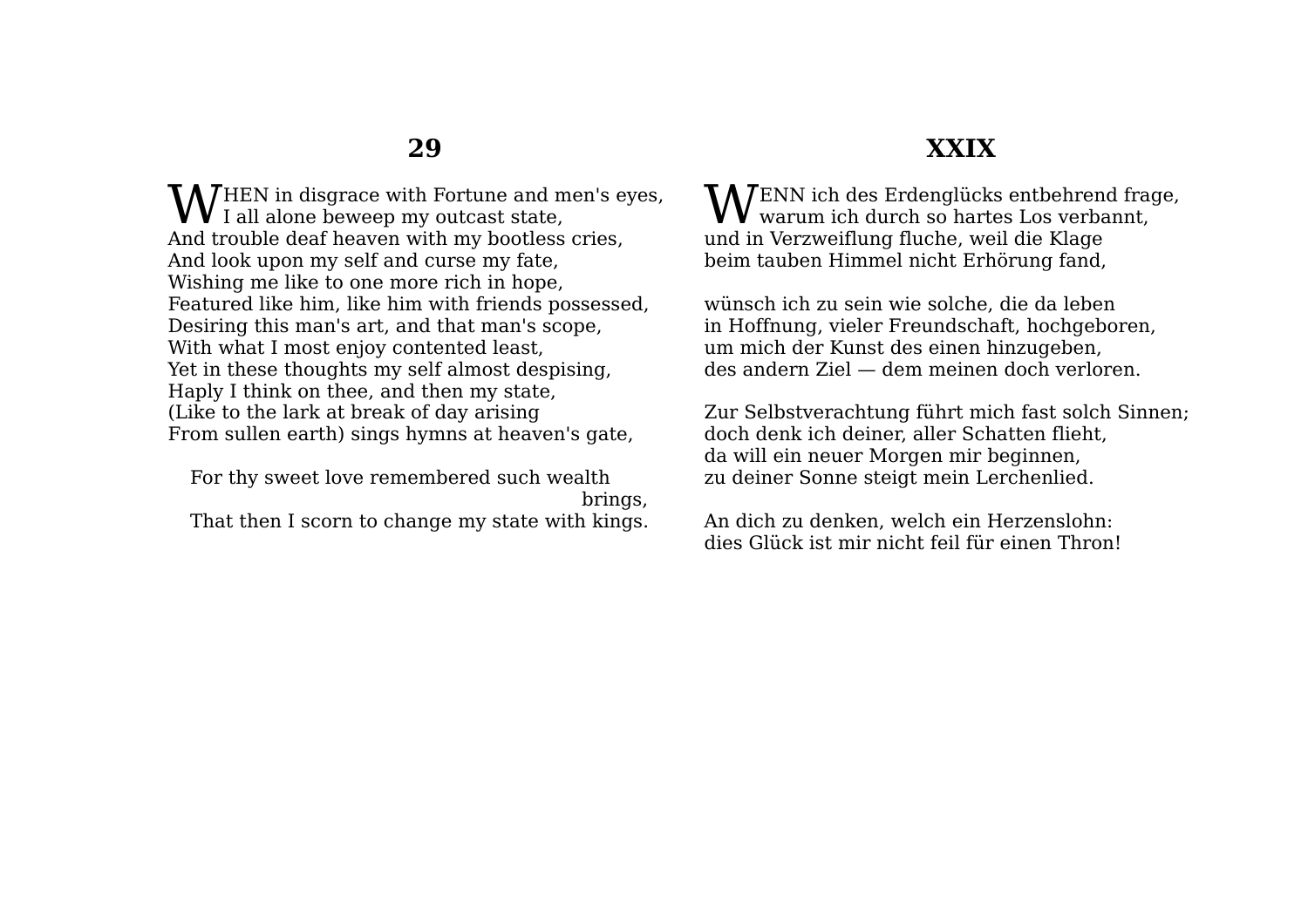## 29

WHEN in disgrace with Fortune and men's eyes,  
I all alone beweep my outcast state,  
And trouble deaf heaven with my bootless cries,  
And look upon my self and curse my fate,  
Wishing me like to one more rich in hope,  
Featured like him, like him with friends possessed,  
Desiring this man's art, and that man's scope,  
With what I most enjoy contented least,  
Yet in these thoughts my self almost despising,  
Haply I think on thee, and then my state,  
(Like to the lark at break of day arising  
From sullen earth) sings hymns at heaven's gate,

For thy sweet love remembered such wealth brings,  
That then I scorn to change my state with kings.

## XXIX

WENN ich des Erdenglücks entbehrend frage,  
warum ich durch so hartes Los verbannt,  
und in Verzweiflung fluche, weil die Klage  
beim tauben Himmel nicht Erhörung fand,

wünsch ich zu sein wie solche, die da leben  
in Hoffnung, vieler Freundschaft, hochgeboren,  
um mich der Kunst des einen hinzugeben,  
des andern Ziel — dem meinen doch verloren.

Zur Selbstverachtung führt mich fast solch Sinnen;  
doch denk ich deiner, aller Schatten flieht,  
da will ein neuer Morgen mir beginnen,  
zu deiner Sonne steigt mein Lerchenlied.

An dich zu denken, welch ein Herzenslohn:  
dies Glück ist mir nicht feil für einen Thron!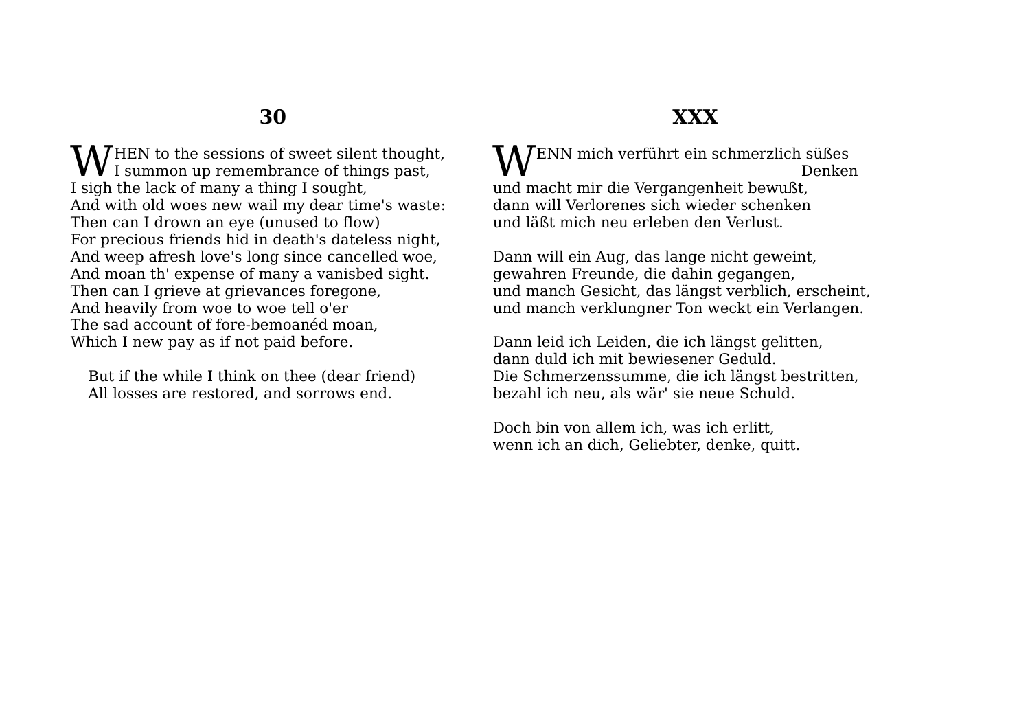## 30

WHEN to the sessions of sweet silent thought,
I summon up remembrance of things past,
I sigh the lack of many a thing I sought,
And with old woes new wail my dear time's waste:
Then can I drown an eye (unused to flow)
For precious friends hid in death's dateless night,
And weep afresh love's long since cancelled woe,
And moan th' expense of many a vanisbed sight.
Then can I grieve at grievances foregone,
And heavily from woe to woe tell o'er
The sad account of fore-bemoanéd moan,
Which I new pay as if not paid before.

But if the while I think on thee (dear friend)
All losses are restored, and sorrows end.

## XXX

WENN mich verführt ein schmerzlich süßes Denken
und macht mir die Vergangenheit bewußt,
dann will Verlorenes sich wieder schenken
und läßt mich neu erleben den Verlust.

Dann will ein Aug, das lange nicht geweint,
gewahren Freunde, die dahin gegangen,
und manch Gesicht, das längst verblich, erscheint,
und manch verklungner Ton weckt ein Verlangen.

Dann leid ich Leiden, die ich längst gelitten,
dann duld ich mit bewiesener Geduld.
Die Schmerzenssumme, die ich längst bestritten,
bezahl ich neu, als wär' sie neue Schuld.

Doch bin von allem ich, was ich erlitt,
wenn ich an dich, Geliebter, denke, quitt.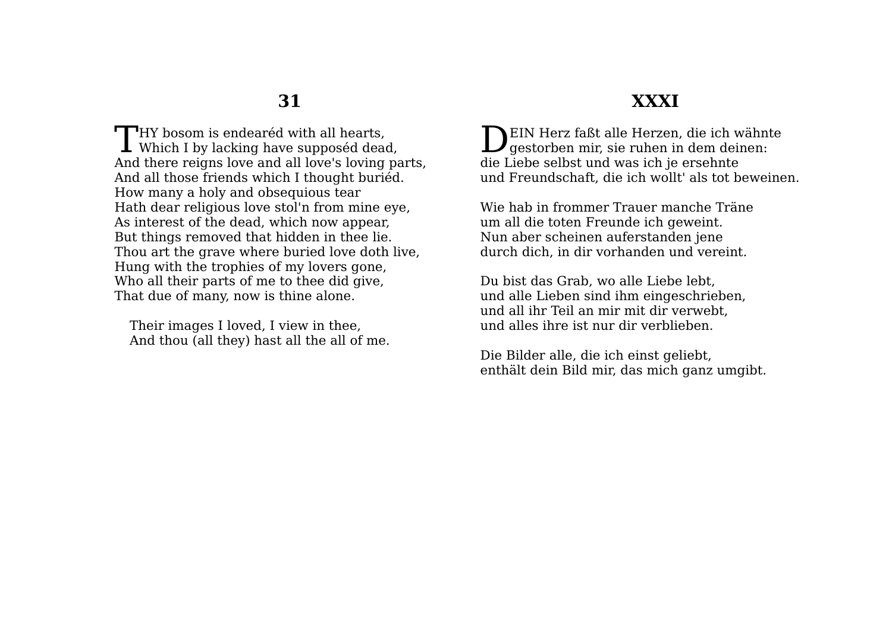## 31

THY bosom is endearéd with all hearts,
Which I by lacking have supposéd dead,
And there reigns love and all love's loving parts,
And all those friends which I thought buriéd.
How many a holy and obsequious tear
Hath dear religious love stol'n from mine eye,
As interest of the dead, which now appear,
But things removed that hidden in thee lie.
Thou art the grave where buried love doth live,
Hung with the trophies of my lovers gone,
Who all their parts of me to thee did give,
That due of many, now is thine alone.

Their images I loved, I view in thee,
And thou (all they) hast all the all of me.

## XXXI

DEIN Herz faßt alle Herzen, die ich wähnte
gestorben mir, sie ruhen in dem deinen:
die Liebe selbst und was ich je ersehnte
und Freundschaft, die ich wollt' als tot beweinen.

Wie hab in frommer Trauer manche Träne
um all die toten Freunde ich geweint.
Nun aber scheinen auferstanden jene
durch dich, in dir vorhanden und vereint.

Du bist das Grab, wo alle Liebe lebt,
und alle Lieben sind ihm eingeschrieben,
und all ihr Teil an mir mit dir verwebt,
und alles ihre ist nur dir verblieben.

Die Bilder alle, die ich einst geliebt,
enthält dein Bild mir, das mich ganz umgibt.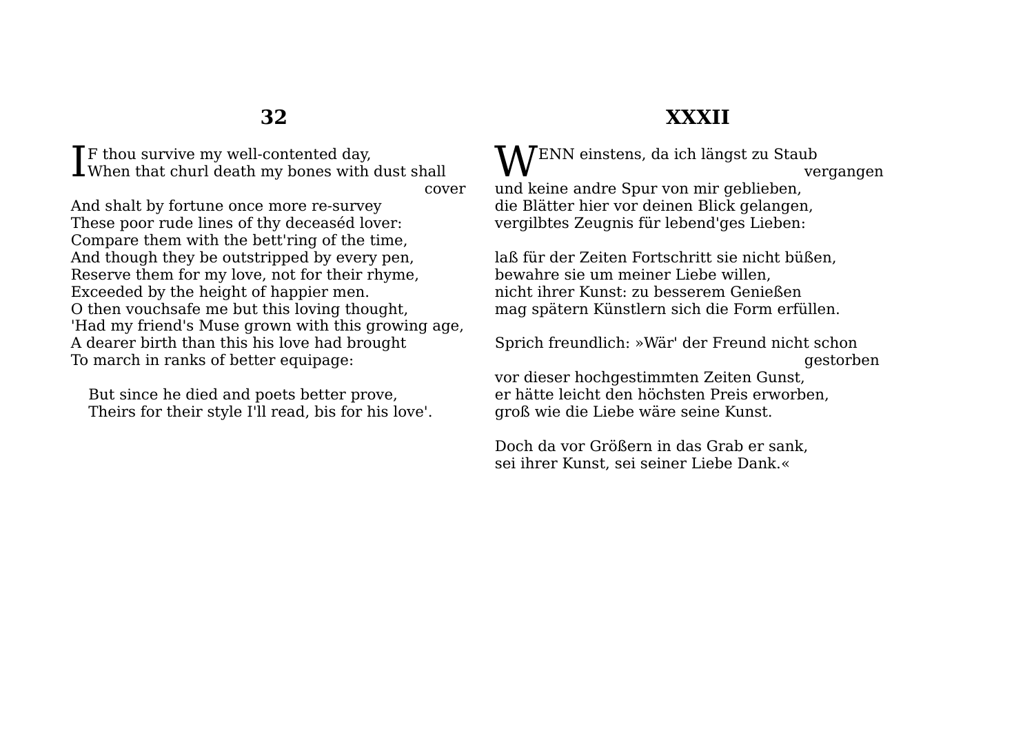## 32

IF thou survive my well-contented day,
When that churl death my bones with dust shall cover
And shalt by fortune once more re-survey
These poor rude lines of thy deceaséd lover:
Compare them with the bett'ring of the time,
And though they be outstripped by every pen,
Reserve them for my love, not for their rhyme,
Exceeded by the height of happier men.
O then vouchsafe me but this loving thought,
'Had my friend's Muse grown with this growing age,
A dearer birth than this his love had brought
To march in ranks of better equipage:

But since he died and poets better prove,
Theirs for their style I'll read, bis for his love'.

## XXXII

WENN einstens, da ich längst zu Staub vergangen
und keine andre Spur von mir geblieben,
die Blätter hier vor deinen Blick gelangen,
vergilbtes Zeugnis für lebend'ges Lieben:

laß für der Zeiten Fortschritt sie nicht büßen,
bewahre sie um meiner Liebe willen,
nicht ihrer Kunst: zu besserem Genießen
mag spätern Künstlern sich die Form erfüllen.

Sprich freundlich: »Wär' der Freund nicht schon gestorben
vor dieser hochgestimmten Zeiten Gunst,
er hätte leicht den höchsten Preis erworben,
groß wie die Liebe wäre seine Kunst.

Doch da vor Größern in das Grab er sank,
sei ihrer Kunst, sei seiner Liebe Dank.«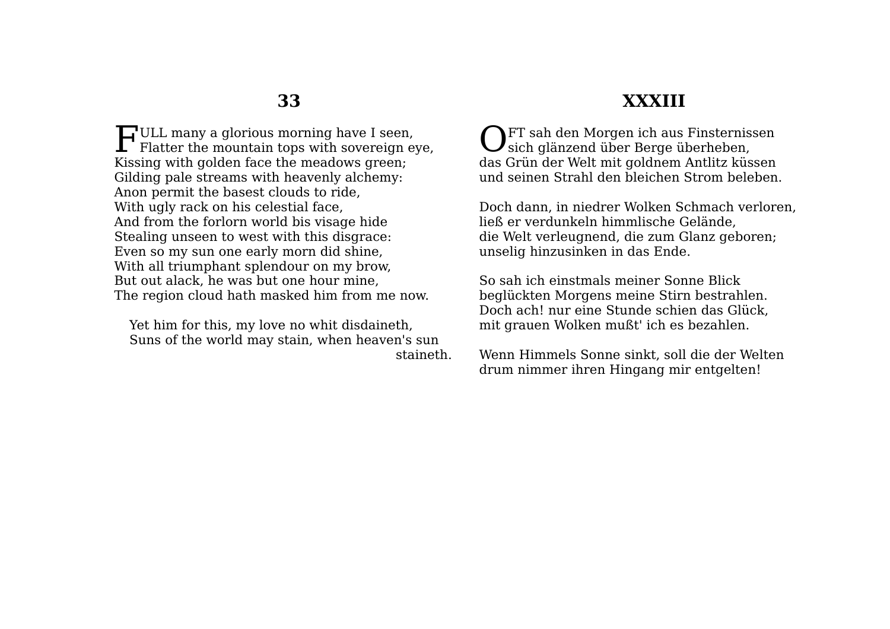## 33

FULL many a glorious morning have I seen,
Flatter the mountain tops with sovereign eye,
Kissing with golden face the meadows green;
Gilding pale streams with heavenly alchemy:
Anon permit the basest clouds to ride,
With ugly rack on his celestial face,
And from the forlorn world bis visage hide
Stealing unseen to west with this disgrace:
Even so my sun one early morn did shine,
With all triumphant splendour on my brow,
But out alack, he was but one hour mine,
The region cloud hath masked him from me now.

Yet him for this, my love no whit disdaineth,
Suns of the world may stain, when heaven's sun staineth.

## XXXIII

OFT sah den Morgen ich aus Finsternissen
sich glänzend über Berge überheben,
das Grün der Welt mit goldnem Antlitz küssen
und seinen Strahl den bleichen Strom beleben.

Doch dann, in niedrer Wolken Schmach verloren,
ließ er verdunkeln himmlische Gelände,
die Welt verleugnend, die zum Glanz geboren;
unselig hinzusinken in das Ende.

So sah ich einstmals meiner Sonne Blick
beglückten Morgens meine Stirn bestrahlen.
Doch ach! nur eine Stunde schien das Glück,
mit grauen Wolken mußt' ich es bezahlen.

Wenn Himmels Sonne sinkt, soll die der Welten
drum nimmer ihren Hingang mir entgelten!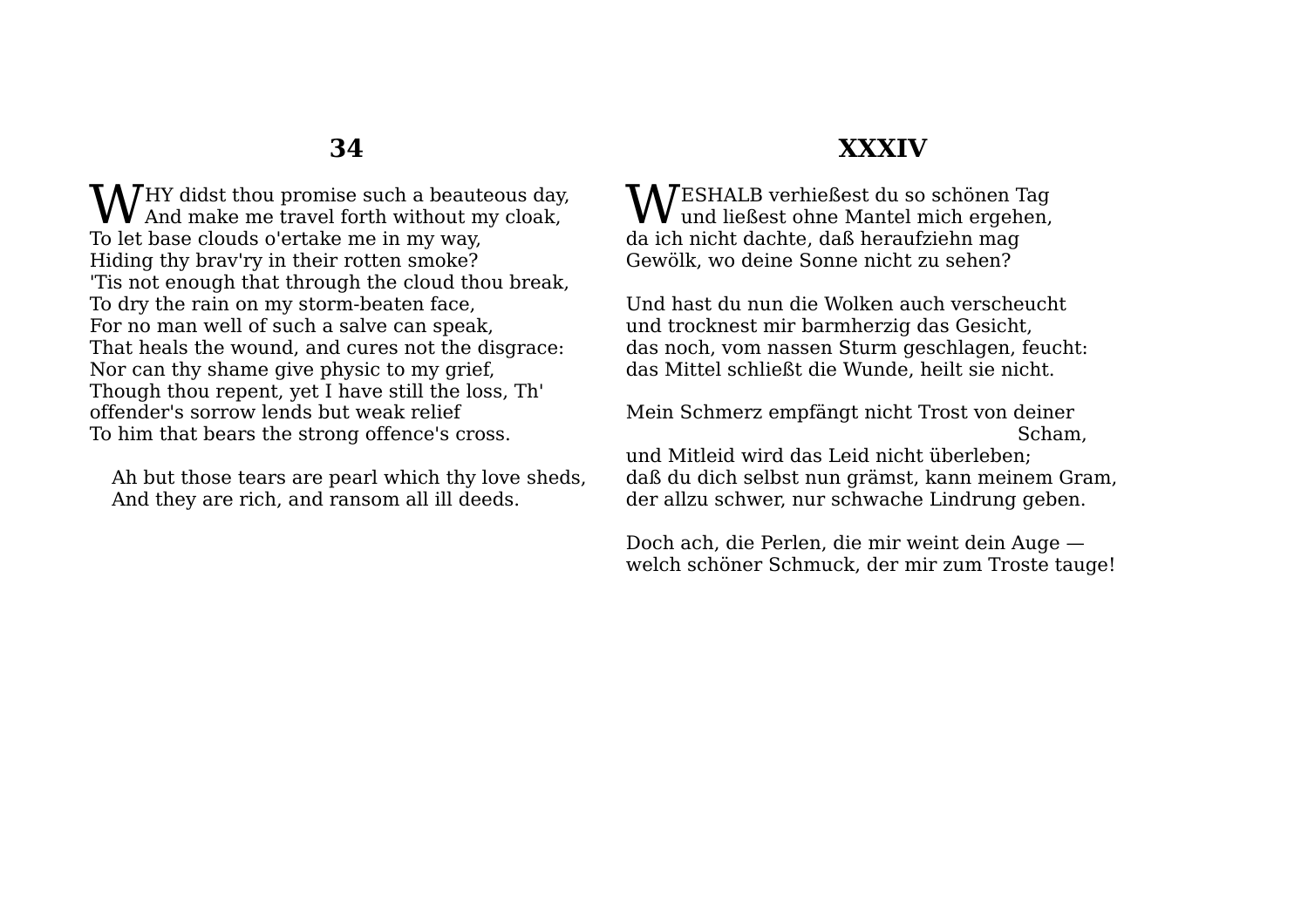## 34

WHY didst thou promise such a beauteous day,
And make me travel forth without my cloak,
To let base clouds o'ertake me in my way,
Hiding thy brav'ry in their rotten smoke?
'Tis not enough that through the cloud thou break,
To dry the rain on my storm-beaten face,
For no man well of such a salve can speak,
That heals the wound, and cures not the disgrace:
Nor can thy shame give physic to my grief,
Though thou repent, yet I have still the loss, Th'
offender's sorrow lends but weak relief
To him that bears the strong offence's cross.

Ah but those tears are pearl which thy love sheds,
And they are rich, and ransom all ill deeds.

## XXXIV

WESHALB verhießest du so schönen Tag
und ließest ohne Mantel mich ergehen,
da ich nicht dachte, daß heraufziehn mag
Gewölk, wo deine Sonne nicht zu sehen?

Und hast du nun die Wolken auch verscheucht
und trocknest mir barmherzig das Gesicht,
das noch, vom nassen Sturm geschlagen, feucht:
das Mittel schließt die Wunde, heilt sie nicht.

Mein Schmerz empfängt nicht Trost von deiner Scham,
und Mitleid wird das Leid nicht überleben;
daß du dich selbst nun grämst, kann meinem Gram,
der allzu schwer, nur schwache Lindrung geben.

Doch ach, die Perlen, die mir weint dein Auge —
welch schöner Schmuck, der mir zum Troste tauge!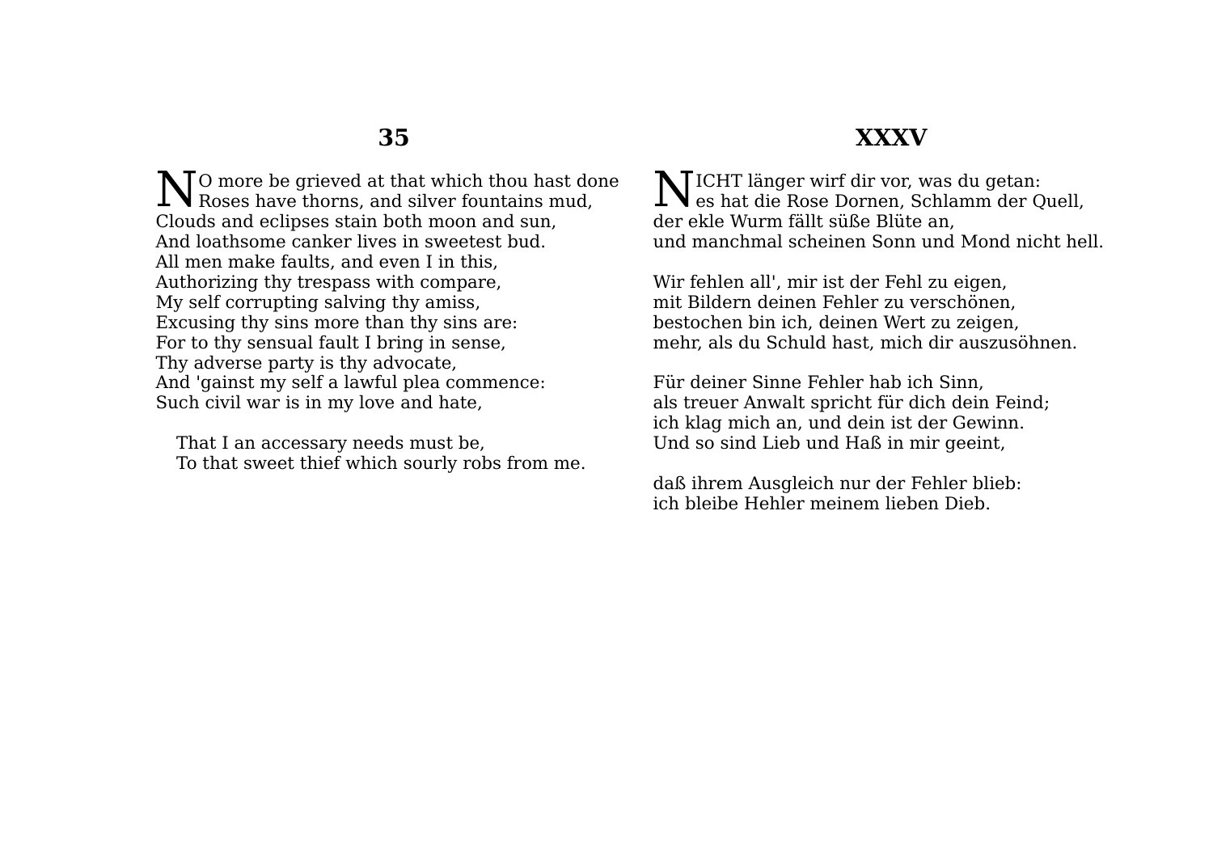## 35

NO more be grieved at that which thou hast done
Roses have thorns, and silver fountains mud,
Clouds and eclipses stain both moon and sun,
And loathsome canker lives in sweetest bud.
All men make faults, and even I in this,
Authorizing thy trespass with compare,
My self corrupting salving thy amiss,
Excusing thy sins more than thy sins are:
For to thy sensual fault I bring in sense,
Thy adverse party is thy advocate,
And 'gainst my self a lawful plea commence:
Such civil war is in my love and hate,

That I an accessary needs must be,
To that sweet thief which sourly robs from me.

## XXXV

NICHT länger wirf dir vor, was du getan:
es hat die Rose Dornen, Schlamm der Quell,
der ekle Wurm fällt süße Blüte an,
und manchmal scheinen Sonn und Mond nicht hell.

Wir fehlen all', mir ist der Fehl zu eigen,
mit Bildern deinen Fehler zu verschönen,
bestochen bin ich, deinen Wert zu zeigen,
mehr, als du Schuld hast, mich dir auszusöhnen.

Für deiner Sinne Fehler hab ich Sinn,
als treuer Anwalt spricht für dich dein Feind;
ich klag mich an, und dein ist der Gewinn.
Und so sind Lieb und Haß in mir geeint,

daß ihrem Ausgleich nur der Fehler blieb:
ich bleibe Hehler meinem lieben Dieb.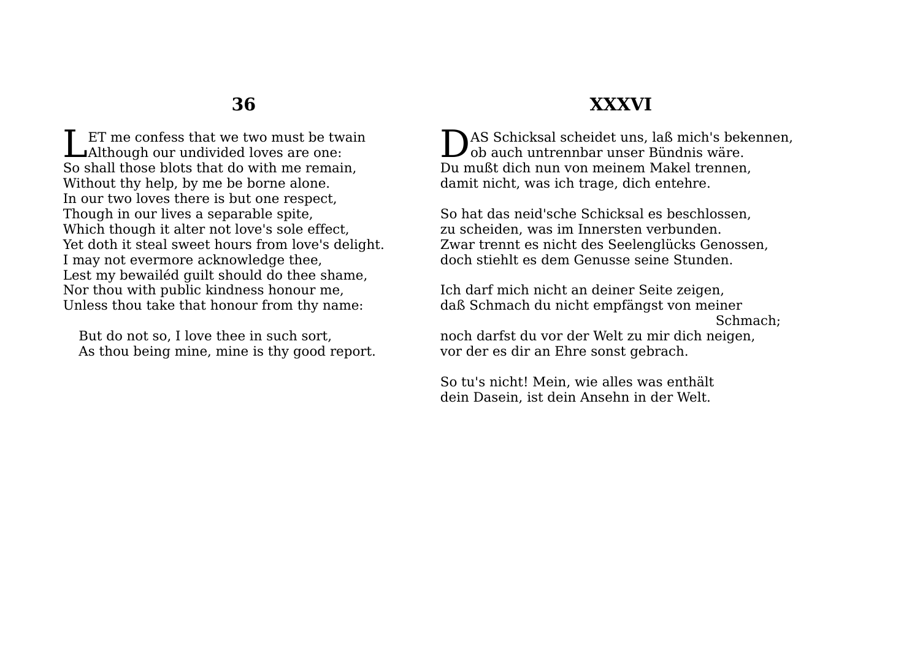## 36

LET me confess that we two must be twain
Although our undivided loves are one:
So shall those blots that do with me remain,
Without thy help, by me be borne alone.
In our two loves there is but one respect,
Though in our lives a separable spite,
Which though it alter not love's sole effect,
Yet doth it steal sweet hours from love's delight.
I may not evermore acknowledge thee,
Lest my bewailéd guilt should do thee shame,
Nor thou with public kindness honour me,
Unless thou take that honour from thy name:

But do not so, I love thee in such sort,
As thou being mine, mine is thy good report.

## XXXVI

DAS Schicksal scheidet uns, laß mich's bekennen,
ob auch untrennbar unser Bündnis wäre.
Du mußt dich nun von meinem Makel trennen,
damit nicht, was ich trage, dich entehre.

So hat das neid'sche Schicksal es beschlossen,
zu scheiden, was im Innersten verbunden.
Zwar trennt es nicht des Seelenglücks Genossen,
doch stiehlt es dem Genusse seine Stunden.

Ich darf mich nicht an deiner Seite zeigen,
daß Schmach du nicht empfängst von meiner Schmach;
noch darfst du vor der Welt zu mir dich neigen,
vor der es dir an Ehre sonst gebrach.

So tu's nicht! Mein, wie alles was enthält
dein Dasein, ist dein Ansehn in der Welt.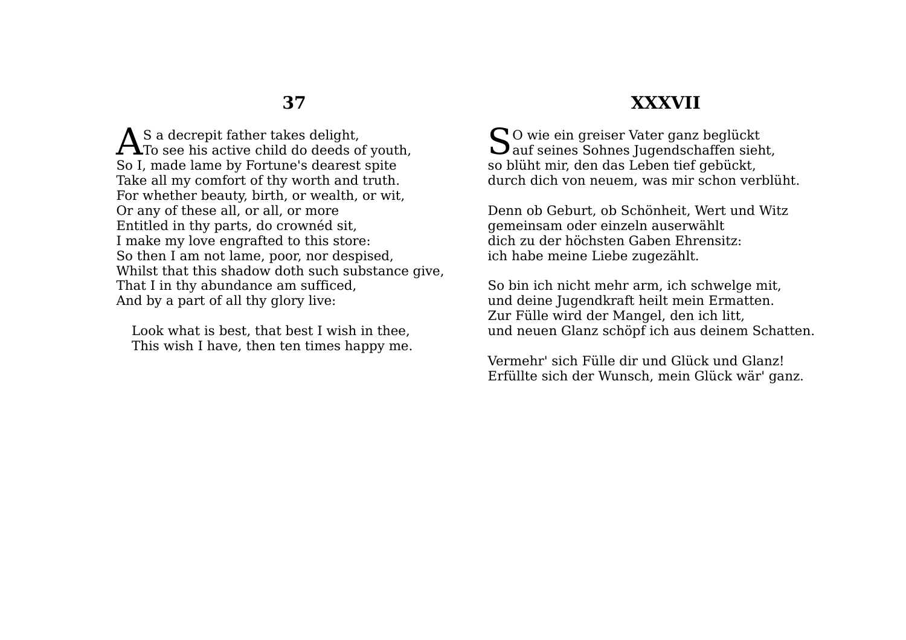## 37

AS a decrepit father takes delight,
To see his active child do deeds of youth,
So I, made lame by Fortune's dearest spite
Take all my comfort of thy worth and truth.
For whether beauty, birth, or wealth, or wit,
Or any of these all, or all, or more
Entitled in thy parts, do crownéd sit,
I make my love engrafted to this store:
So then I am not lame, poor, nor despised,
Whilst that this shadow doth such substance give,
That I in thy abundance am sufficed,
And by a part of all thy glory live:

Look what is best, that best I wish in thee,
This wish I have, then ten times happy me.

## XXXVII

SO wie ein greiser Vater ganz beglückt
auf seines Sohnes Jugendschaffen sieht,
so blüht mir, den das Leben tief gebückt,
durch dich von neuem, was mir schon verblüht.

Denn ob Geburt, ob Schönheit, Wert und Witz
gemeinsam oder einzeln auserwählt
dich zu der höchsten Gaben Ehrensitz:
ich habe meine Liebe zugezählt.

So bin ich nicht mehr arm, ich schwelge mit,
und deine Jugendkraft heilt mein Ermatten.
Zur Fülle wird der Mangel, den ich litt,
und neuen Glanz schöpf ich aus deinem Schatten.

Vermehr' sich Fülle dir und Glück und Glanz!
Erfüllte sich der Wunsch, mein Glück wär' ganz.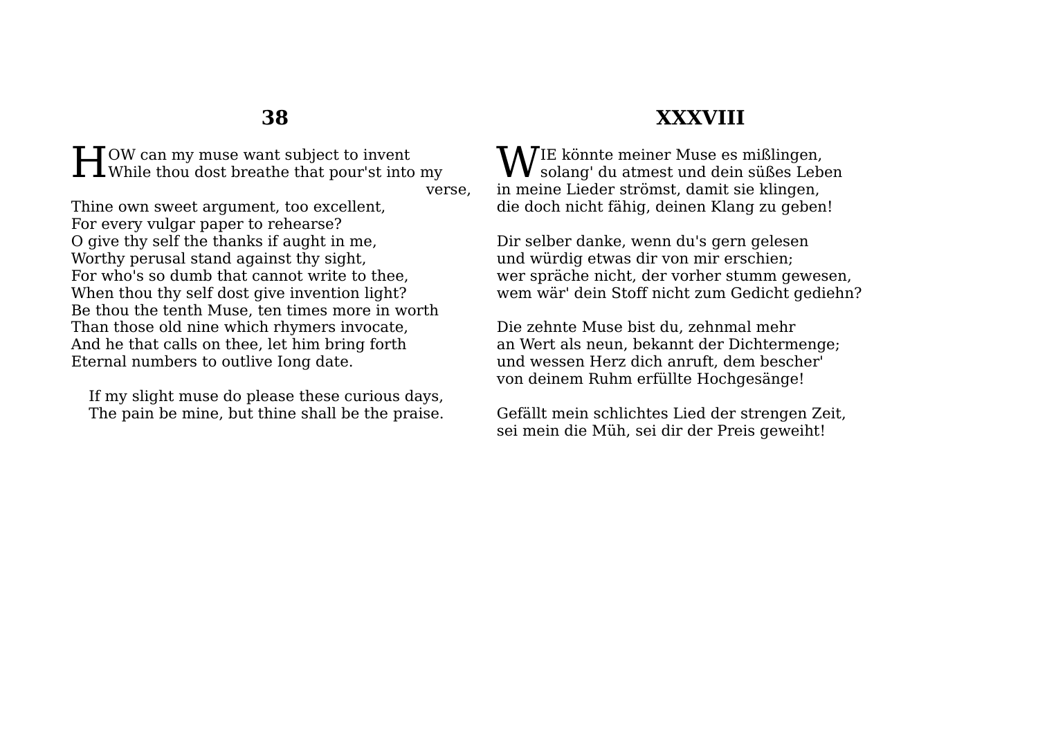## 38

HOW can my muse want subject to invent
While thou dost breathe that pour'st into my verse,
Thine own sweet argument, too excellent,
For every vulgar paper to rehearse?
O give thy self the thanks if aught in me,
Worthy perusal stand against thy sight,
For who's so dumb that cannot write to thee,
When thou thy self dost give invention light?
Be thou the tenth Muse, ten times more in worth
Than those old nine which rhymers invocate,
And he that calls on thee, let him bring forth
Eternal numbers to outlive Iong date.

If my slight muse do please these curious days,
The pain be mine, but thine shall be the praise.

## XXXVIII

WIE könnte meiner Muse es mißlingen,
solang' du atmest und dein süßes Leben
in meine Lieder strömst, damit sie klingen,
die doch nicht fähig, deinen Klang zu geben!

Dir selber danke, wenn du's gern gelesen
und würdig etwas dir von mir erschien;
wer spräche nicht, der vorher stumm gewesen,
wem wär' dein Stoff nicht zum Gedicht gediehn?

Die zehnte Muse bist du, zehnmal mehr
an Wert als neun, bekannt der Dichtermenge;
und wessen Herz dich anruft, dem bescher'
von deinem Ruhm erfüllte Hochgesänge!

Gefällt mein schlichtes Lied der strengen Zeit,
sei mein die Müh, sei dir der Preis geweiht!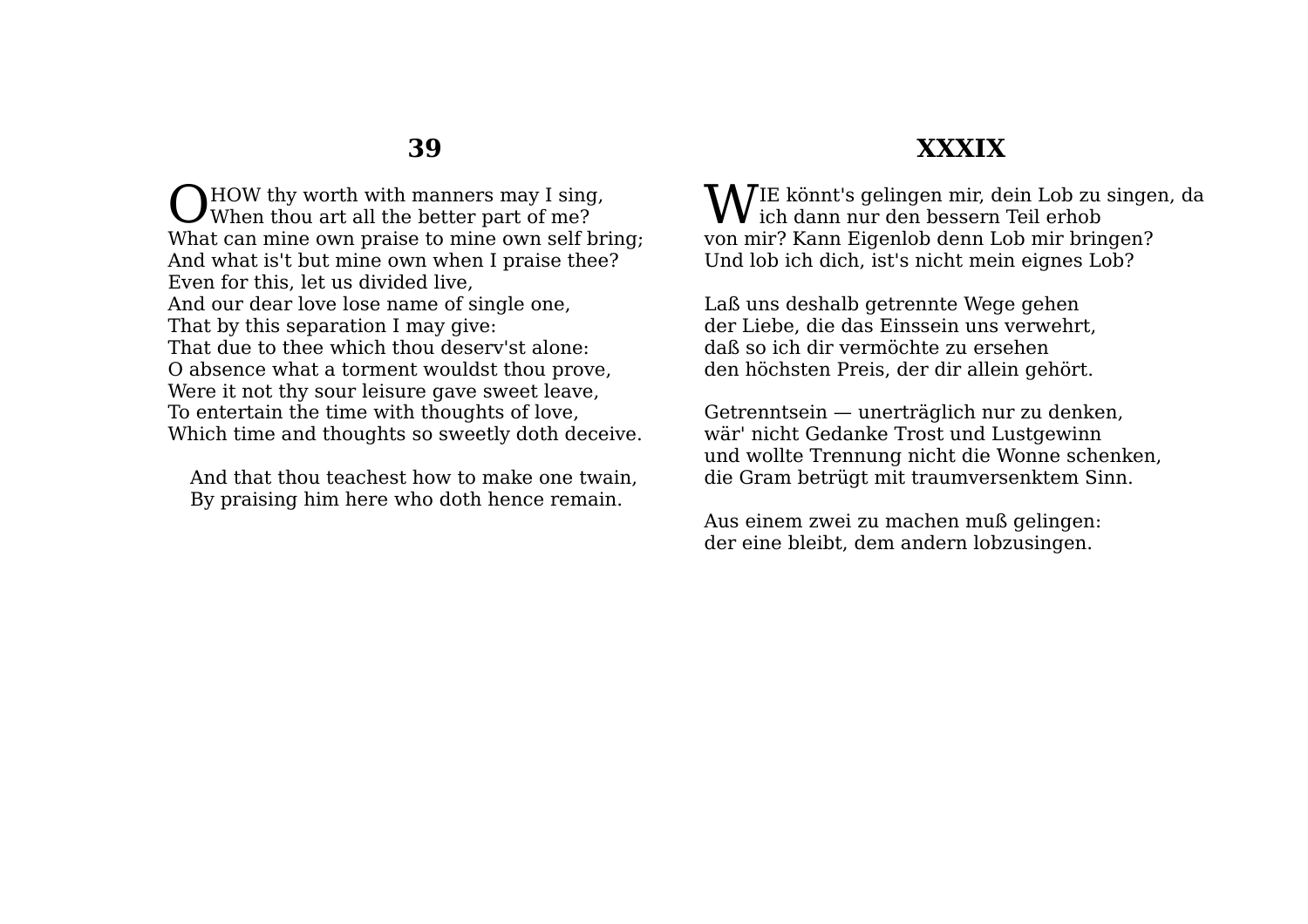## 39

OHOW thy worth with manners may I sing,  
When thou art all the better part of me?  
What can mine own praise to mine own self bring;  
And what is't but mine own when I praise thee?  
Even for this, let us divided live,  
And our dear love lose name of single one,  
That by this separation I may give:  
That due to thee which thou deserv'st alone:  
O absence what a torment wouldst thou prove,  
Were it not thy sour leisure gave sweet leave,  
To entertain the time with thoughts of love,  
Which time and thoughts so sweetly doth deceive.

And that thou teachest how to make one twain,  
By praising him here who doth hence remain.

## XXXIX

WIE könnt's gelingen mir, dein Lob zu singen, da  
ich dann nur den bessern Teil erhob  
von mir? Kann Eigenlob denn Lob mir bringen?  
Und lob ich dich, ist's nicht mein eignes Lob?

Laß uns deshalb getrennte Wege gehen  
der Liebe, die das Einssein uns verwehrt,  
daß so ich dir vermöchte zu ersehen  
den höchsten Preis, der dir allein gehört.

Getrenntsein — unerträglich nur zu denken,  
wär' nicht Gedanke Trost und Lustgewinn  
und wollte Trennung nicht die Wonne schenken,  
die Gram betrügt mit traumversenktem Sinn.

Aus einem zwei zu machen muß gelingen:  
der eine bleibt, dem andern lobzusingen.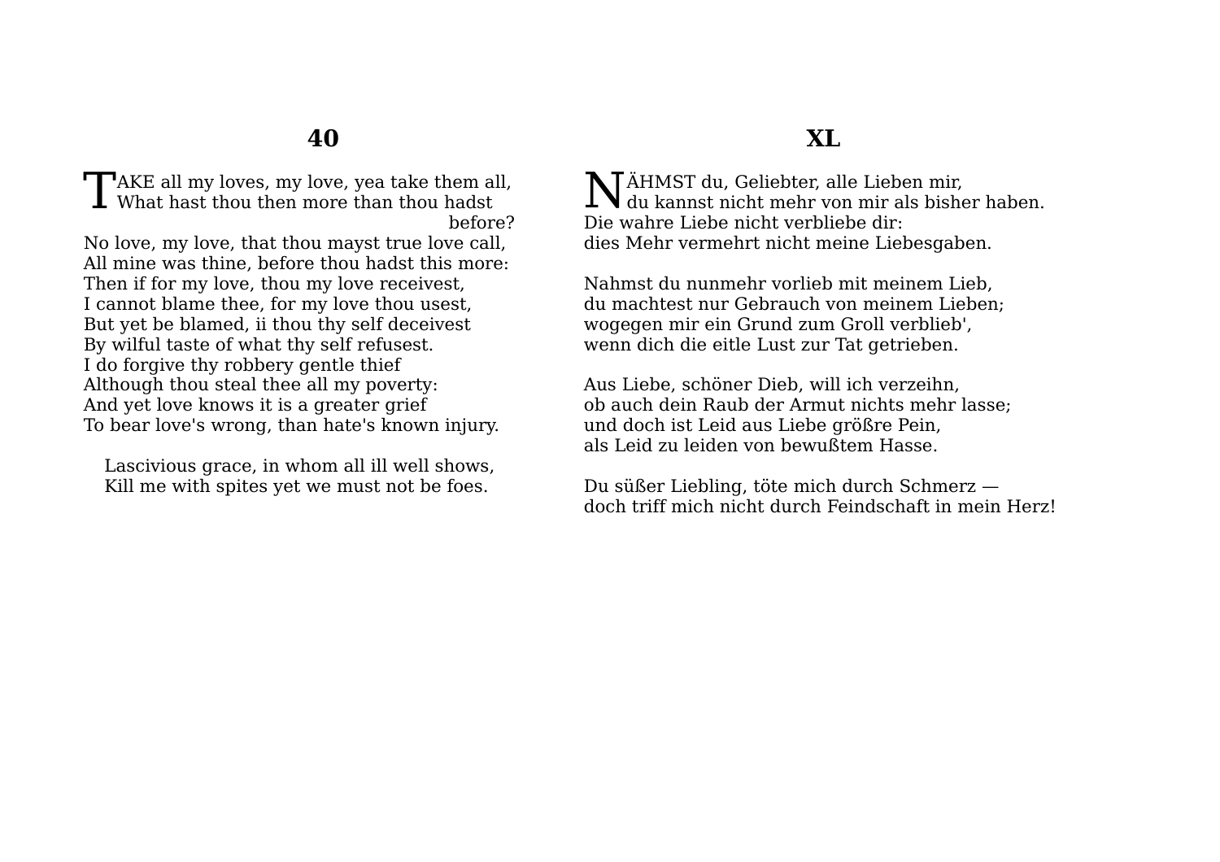## 40

TAKE all my loves, my love, yea take them all,
What hast thou then more than thou hadst before?
No love, my love, that thou mayst true love call,
All mine was thine, before thou hadst this more:
Then if for my love, thou my love receivest,
I cannot blame thee, for my love thou usest,
But yet be blamed, ii thou thy self deceivest
By wilful taste of what thy self refusest.
I do forgive thy robbery gentle thief
Although thou steal thee all my poverty:
And yet love knows it is a greater grief
To bear love's wrong, than hate's known injury.

Lascivious grace, in whom all ill well shows,
Kill me with spites yet we must not be foes.

## XL

NÄHMST du, Geliebter, alle Lieben mir,
du kannst nicht mehr von mir als bisher haben.
Die wahre Liebe nicht verbliebe dir:
dies Mehr vermehrt nicht meine Liebesgaben.

Nahmst du nunmehr vorlieb mit meinem Lieb,
du machtest nur Gebrauch von meinem Lieben;
wogegen mir ein Grund zum Groll verblieb',
wenn dich die eitle Lust zur Tat getrieben.

Aus Liebe, schöner Dieb, will ich verzeihn,
ob auch dein Raub der Armut nichts mehr lasse;
und doch ist Leid aus Liebe größre Pein,
als Leid zu leiden von bewußtem Hasse.

Du süßer Liebling, töte mich durch Schmerz —
doch triff mich nicht durch Feindschaft in mein Herz!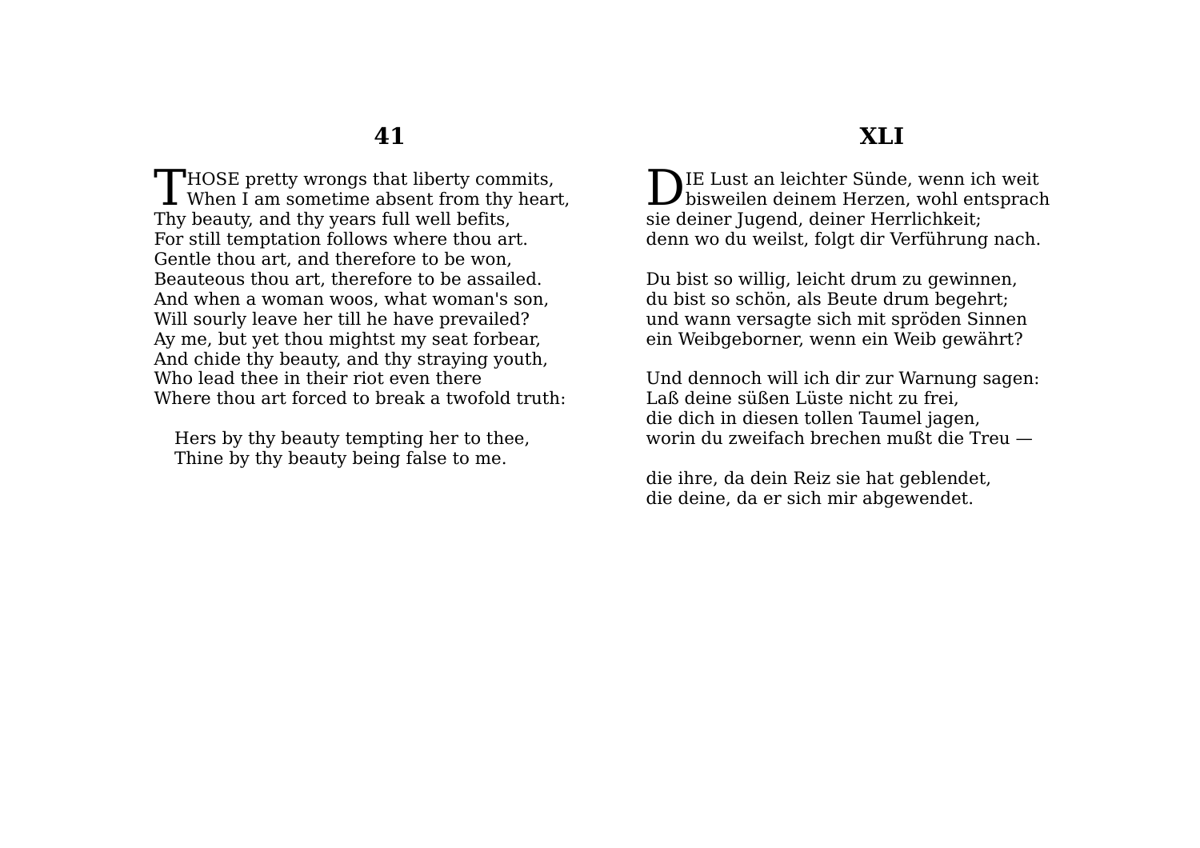## 41

THOSE pretty wrongs that liberty commits,
When I am sometime absent from thy heart,
Thy beauty, and thy years full well befits,
For still temptation follows where thou art.
Gentle thou art, and therefore to be won,
Beauteous thou art, therefore to be assailed.
And when a woman woos, what woman's son,
Will sourly leave her till he have prevailed?
Ay me, but yet thou mightst my seat forbear,
And chide thy beauty, and thy straying youth,
Who lead thee in their riot even there
Where thou art forced to break a twofold truth:

Hers by thy beauty tempting her to thee,
Thine by thy beauty being false to me.

## XLI

DIE Lust an leichter Sünde, wenn ich weit
bisweilen deinem Herzen, wohl entsprach
sie deiner Jugend, deiner Herrlichkeit;
denn wo du weilst, folgt dir Verführung nach.

Du bist so willig, leicht drum zu gewinnen,
du bist so schön, als Beute drum begehrt;
und wann versagte sich mit spröden Sinnen
ein Weibgeborner, wenn ein Weib gewährt?

Und dennoch will ich dir zur Warnung sagen:
Laß deine süßen Lüste nicht zu frei,
die dich in diesen tollen Taumel jagen,
worin du zweifach brechen mußt die Treu —

die ihre, da dein Reiz sie hat geblendet,
die deine, da er sich mir abgewendet.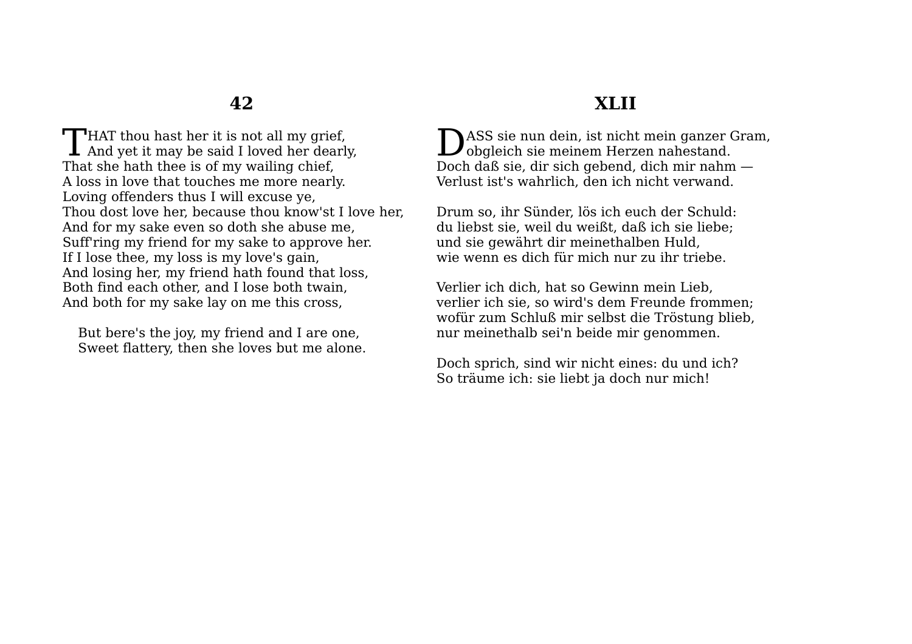## 42

THAT thou hast her it is not all my grief,
And yet it may be said I loved her dearly,
That she hath thee is of my wailing chief,
A loss in love that touches me more nearly.
Loving offenders thus I will excuse ye,
Thou dost love her, because thou know'st I love her,
And for my sake even so doth she abuse me,
Suff'ring my friend for my sake to approve her.
If I lose thee, my loss is my love's gain,
And losing her, my friend hath found that loss,
Both find each other, and I lose both twain,
And both for my sake lay on me this cross,

But bere's the joy, my friend and I are one,
Sweet flattery, then she loves but me alone.

## XLII

DASS sie nun dein, ist nicht mein ganzer Gram,
obgleich sie meinem Herzen nahestand.
Doch daß sie, dir sich gebend, dich mir nahm —
Verlust ist's wahrlich, den ich nicht verwand.

Drum so, ihr Sünder, lös ich euch der Schuld:
du liebst sie, weil du weißt, daß ich sie liebe;
und sie gewährt dir meinethalben Huld,
wie wenn es dich für mich nur zu ihr triebe.

Verlier ich dich, hat so Gewinn mein Lieb,
verlier ich sie, so wird's dem Freunde frommen;
wofür zum Schluß mir selbst die Tröstung blieb,
nur meinethalb sei'n beide mir genommen.

Doch sprich, sind wir nicht eines: du und ich?
So träume ich: sie liebt ja doch nur mich!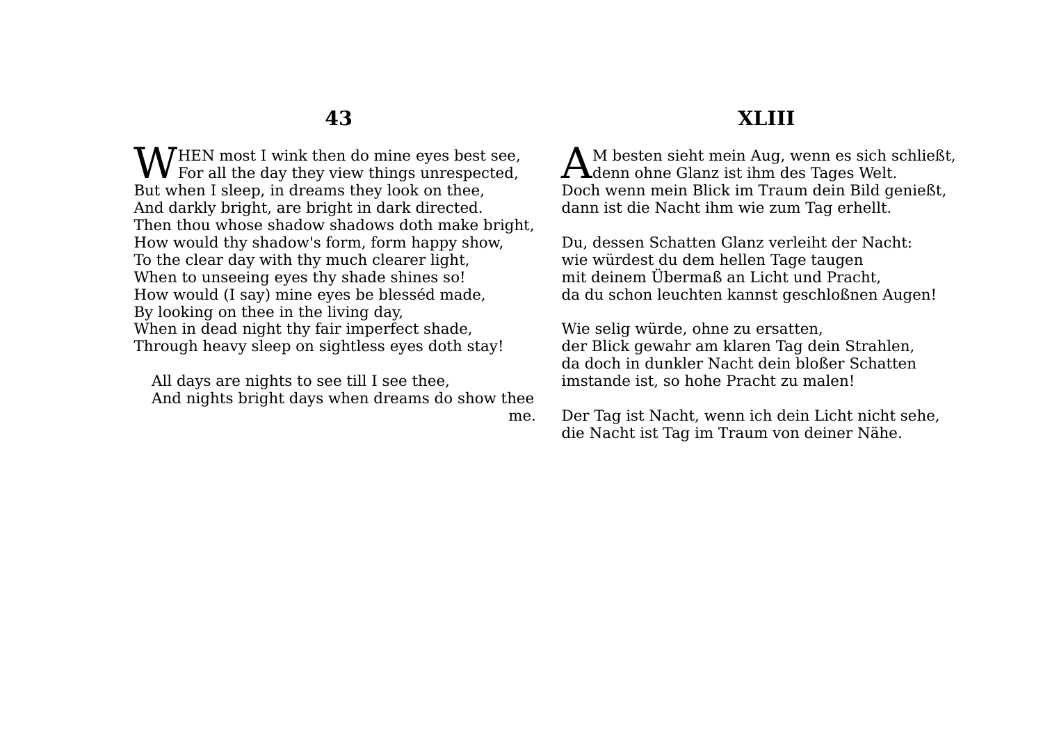## 43

WHEN most I wink then do mine eyes best see,
For all the day they view things unrespected,
But when I sleep, in dreams they look on thee,
And darkly bright, are bright in dark directed.
Then thou whose shadow shadows doth make bright,
How would thy shadow's form, form happy show,
To the clear day with thy much clearer light,
When to unseeing eyes thy shade shines so!
How would (I say) mine eyes be blesséd made,
By looking on thee in the living day,
When in dead night thy fair imperfect shade,
Through heavy sleep on sightless eyes doth stay!

All days are nights to see till I see thee,
And nights bright days when dreams do show thee me.

## XLIII

AM besten sieht mein Aug, wenn es sich schließt,
denn ohne Glanz ist ihm des Tages Welt.
Doch wenn mein Blick im Traum dein Bild genießt,
dann ist die Nacht ihm wie zum Tag erhellt.

Du, dessen Schatten Glanz verleiht der Nacht:
wie würdest du dem hellen Tage taugen
mit deinem Übermaß an Licht und Pracht,
da du schon leuchten kannst geschloßnen Augen!

Wie selig würde, ohne zu ersatten,
der Blick gewahr am klaren Tag dein Strahlen,
da doch in dunkler Nacht dein bloßer Schatten
imstande ist, so hohe Pracht zu malen!

Der Tag ist Nacht, wenn ich dein Licht nicht sehe,
die Nacht ist Tag im Traum von deiner Nähe.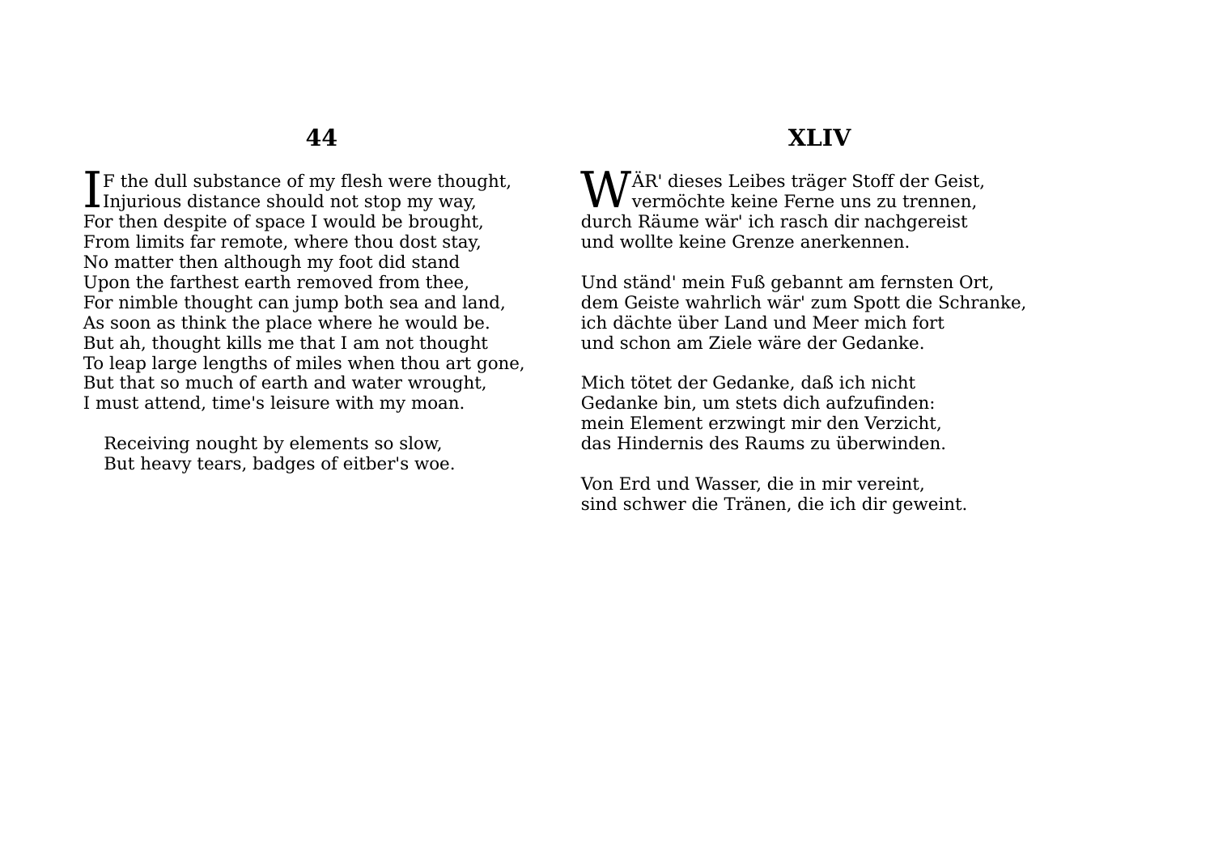## 44

IF the dull substance of my flesh were thought,  
Injurious distance should not stop my way,  
For then despite of space I would be brought,  
From limits far remote, where thou dost stay,  
No matter then although my foot did stand  
Upon the farthest earth removed from thee,  
For nimble thought can jump both sea and land,  
As soon as think the place where he would be.  
But ah, thought kills me that I am not thought  
To leap large lengths of miles when thou art gone,  
But that so much of earth and water wrought,  
I must attend, time's leisure with my moan.

Receiving nought by elements so slow,  
But heavy tears, badges of eitber's woe.

## XLIV

WÄR' dieses Leibes träger Stoff der Geist,  
vermöchte keine Ferne uns zu trennen,  
durch Räume wär' ich rasch dir nachgereist  
und wollte keine Grenze anerkennen.

Und ständ' mein Fuß gebannt am fernsten Ort,  
dem Geiste wahrlich wär' zum Spott die Schranke,  
ich dächte über Land und Meer mich fort  
und schon am Ziele wäre der Gedanke.

Mich tötet der Gedanke, daß ich nicht  
Gedanke bin, um stets dich aufzufinden:  
mein Element erzwingt mir den Verzicht,  
das Hindernis des Raums zu überwinden.

Von Erd und Wasser, die in mir vereint,  
sind schwer die Tränen, die ich dir geweint.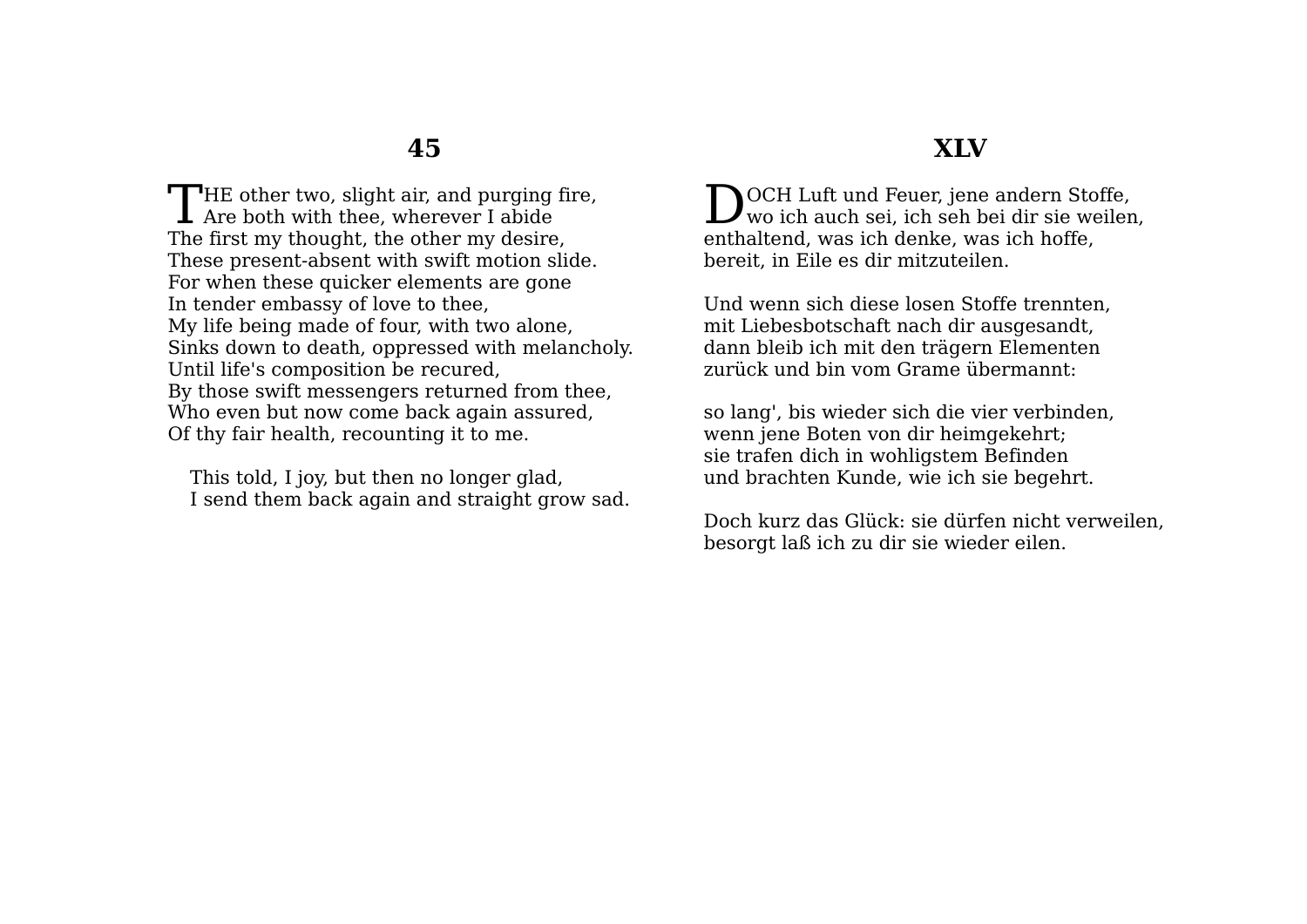## 45

THE other two, slight air, and purging fire,  
Are both with thee, wherever I abide  
The first my thought, the other my desire,  
These present-absent with swift motion slide.  
For when these quicker elements are gone  
In tender embassy of love to thee,  
My life being made of four, with two alone,  
Sinks down to death, oppressed with melancholy.  
Until life's composition be recured,  
By those swift messengers returned from thee,  
Who even but now come back again assured,  
Of thy fair health, recounting it to me.

This told, I joy, but then no longer glad,  
I send them back again and straight grow sad.

## XLV

DOCH Luft und Feuer, jene andern Stoffe,  
wo ich auch sei, ich seh bei dir sie weilen,  
enthaltend, was ich denke, was ich hoffe,  
bereit, in Eile es dir mitzuteilen.

Und wenn sich diese losen Stoffe trennten,  
mit Liebesbotschaft nach dir ausgesandt,  
dann bleib ich mit den trägern Elementen  
zurück und bin vom Grame übermannt:

so lang', bis wieder sich die vier verbinden,  
wenn jene Boten von dir heimgekehrt;  
sie trafen dich in wohligstem Befinden  
und brachten Kunde, wie ich sie begehrt.

Doch kurz das Glück: sie dürfen nicht verweilen,  
besorgt laß ich zu dir sie wieder eilen.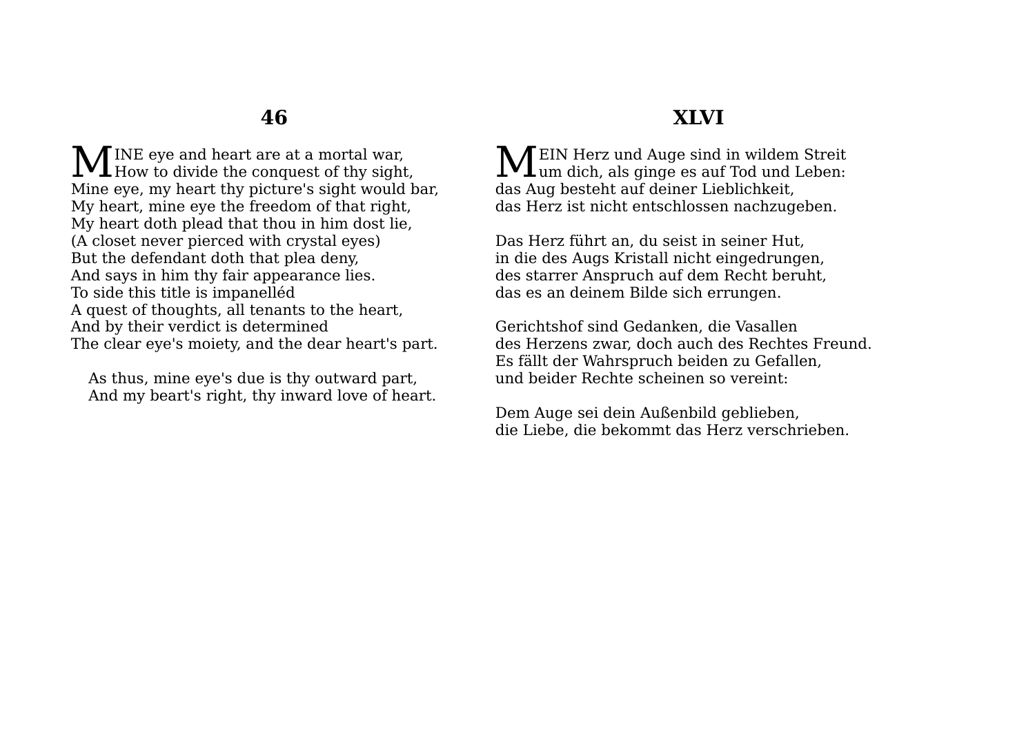## 46

MINE eye and heart are at a mortal war,
How to divide the conquest of thy sight,
Mine eye, my heart thy picture's sight would bar,
My heart, mine eye the freedom of that right,
My heart doth plead that thou in him dost lie,
(A closet never pierced with crystal eyes)
But the defendant doth that plea deny,
And says in him thy fair appearance lies.
To side this title is impanelléd
A quest of thoughts, all tenants to the heart,
And by their verdict is determined
The clear eye's moiety, and the dear heart's part.

As thus, mine eye's due is thy outward part,
And my beart's right, thy inward love of heart.

## XLVI

MEIN Herz und Auge sind in wildem Streit
um dich, als ginge es auf Tod und Leben:
das Aug besteht auf deiner Lieblichkeit,
das Herz ist nicht entschlossen nachzugeben.

Das Herz führt an, du seist in seiner Hut,
in die des Augs Kristall nicht eingedrungen,
des starrer Anspruch auf dem Recht beruht,
das es an deinem Bilde sich errungen.

Gerichtshof sind Gedanken, die Vasallen
des Herzens zwar, doch auch des Rechtes Freund.
Es fällt der Wahrspruch beiden zu Gefallen,
und beider Rechte scheinen so vereint:

Dem Auge sei dein Außenbild geblieben,
die Liebe, die bekommt das Herz verschrieben.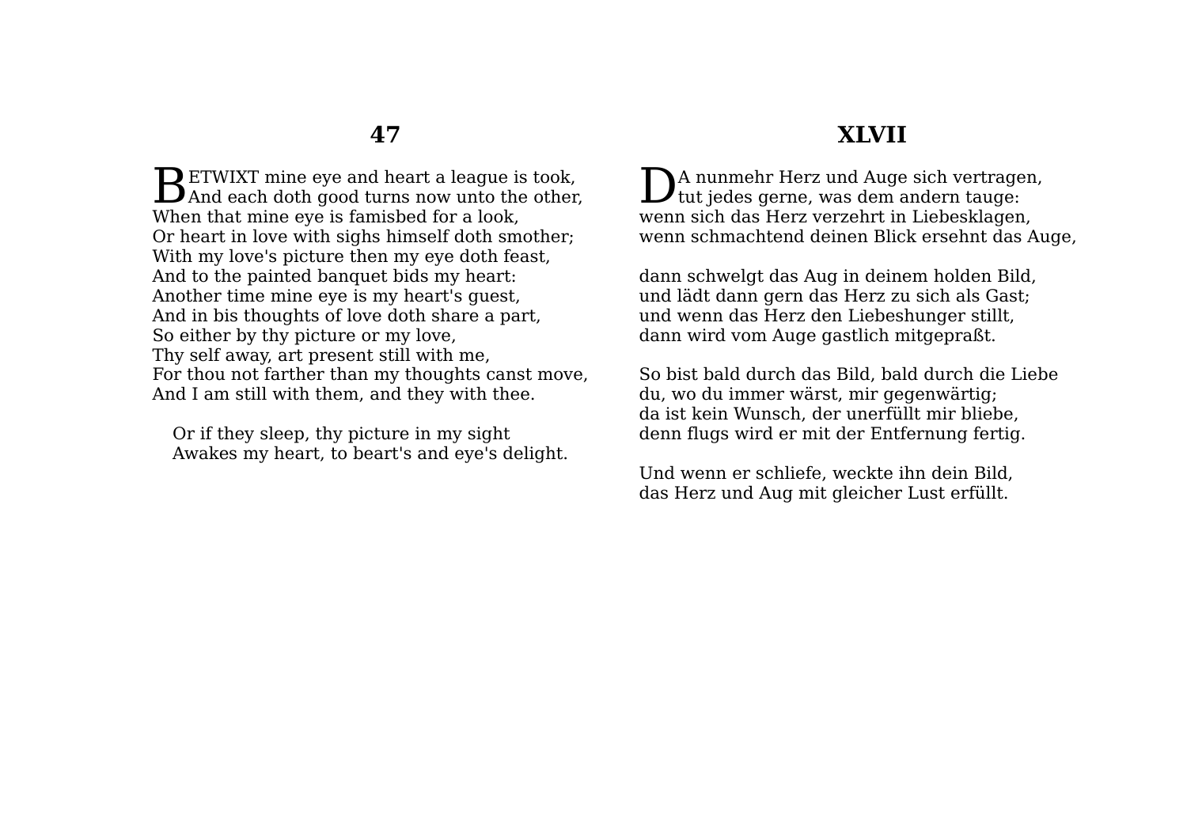## 47

BETWIXT mine eye and heart a league is took,
And each doth good turns now unto the other,
When that mine eye is famisbed for a look,
Or heart in love with sighs himself doth smother;
With my love's picture then my eye doth feast,
And to the painted banquet bids my heart:
Another time mine eye is my heart's guest,
And in bis thoughts of love doth share a part,
So either by thy picture or my love,
Thy self away, art present still with me,
For thou not farther than my thoughts canst move,
And I am still with them, and they with thee.

Or if they sleep, thy picture in my sight
Awakes my heart, to beart's and eye's delight.

## XLVII

DA nunmehr Herz und Auge sich vertragen,
tut jedes gerne, was dem andern tauge:
wenn sich das Herz verzehrt in Liebesklagen,
wenn schmachtend deinen Blick ersehnt das Auge,

dann schwelgt das Aug in deinem holden Bild,
und lädt dann gern das Herz zu sich als Gast;
und wenn das Herz den Liebeshunger stillt,
dann wird vom Auge gastlich mitgepraßt.

So bist bald durch das Bild, bald durch die Liebe
du, wo du immer wärst, mir gegenwärtig;
da ist kein Wunsch, der unerfüllt mir bliebe,
denn flugs wird er mit der Entfernung fertig.

Und wenn er schliefe, weckte ihn dein Bild,
das Herz und Aug mit gleicher Lust erfüllt.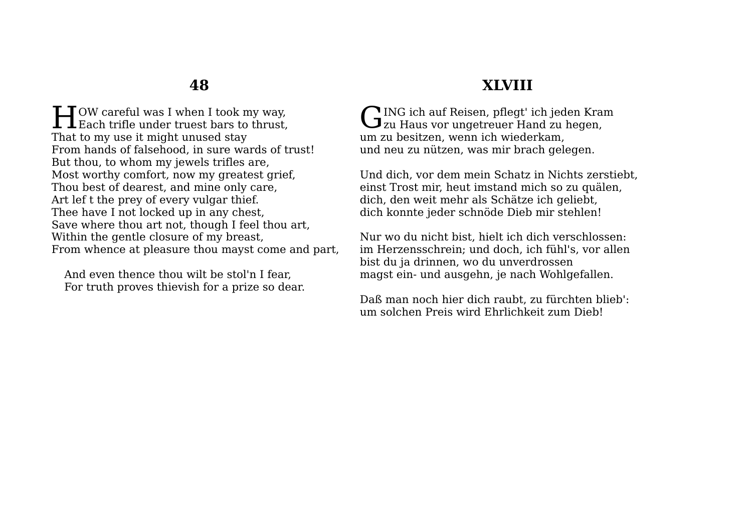## 48

HOW careful was I when I took my way,
Each trifle under truest bars to thrust,
That to my use it might unused stay
From hands of falsehood, in sure wards of trust!
But thou, to whom my jewels trifles are,
Most worthy comfort, now my greatest grief,
Thou best of dearest, and mine only care,
Art lef t the prey of every vulgar thief.
Thee have I not locked up in any chest,
Save where thou art not, though I feel thou art,
Within the gentle closure of my breast,
From whence at pleasure thou mayst come and part,

And even thence thou wilt be stol'n I fear,
For truth proves thievish for a prize so dear.

## XLVIII

GING ich auf Reisen, pflegt' ich jeden Kram
zu Haus vor ungetreuer Hand zu hegen,
um zu besitzen, wenn ich wiederkam,
und neu zu nützen, was mir brach gelegen.

Und dich, vor dem mein Schatz in Nichts zerstiebt,
einst Trost mir, heut imstand mich so zu quälen,
dich, den weit mehr als Schätze ich geliebt,
dich konnte jeder schnöde Dieb mir stehlen!

Nur wo du nicht bist, hielt ich dich verschlossen:
im Herzensschrein; und doch, ich fühl's, vor allen
bist du ja drinnen, wo du unverdrossen
magst ein- und ausgehn, je nach Wohlgefallen.

Daß man noch hier dich raubt, zu fürchten blieb':
um solchen Preis wird Ehrlichkeit zum Dieb!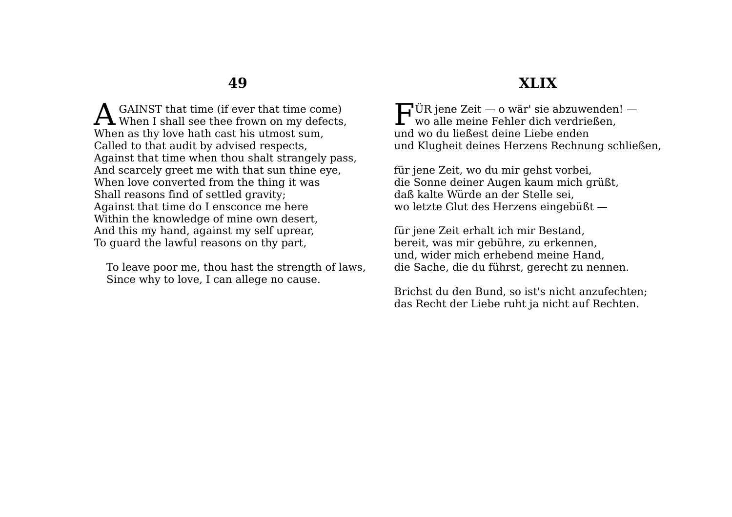## 49

AGAINST that time (if ever that time come)  
When I shall see thee frown on my defects,  
When as thy love hath cast his utmost sum,  
Called to that audit by advised respects,  
Against that time when thou shalt strangely pass,  
And scarcely greet me with that sun thine eye,  
When love converted from the thing it was  
Shall reasons find of settled gravity;  
Against that time do I ensconce me here  
Within the knowledge of mine own desert,  
And this my hand, against my self uprear,  
To guard the lawful reasons on thy part,

To leave poor me, thou hast the strength of laws,  
Since why to love, I can allege no cause.

## XLIX

FÜR jene Zeit — o wär' sie abzuwenden! —  
wo alle meine Fehler dich verdrießen,  
und wo du ließest deine Liebe enden  
und Klugheit deines Herzens Rechnung schließen,

für jene Zeit, wo du mir gehst vorbei,  
die Sonne deiner Augen kaum mich grüßt,  
daß kalte Würde an der Stelle sei,  
wo letzte Glut des Herzens eingebüßt —

für jene Zeit erhalt ich mir Bestand,  
bereit, was mir gebühre, zu erkennen,  
und, wider mich erhebend meine Hand,  
die Sache, die du führst, gerecht zu nennen.

Brichst du den Bund, so ist's nicht anzufechten;  
das Recht der Liebe ruht ja nicht auf Rechten.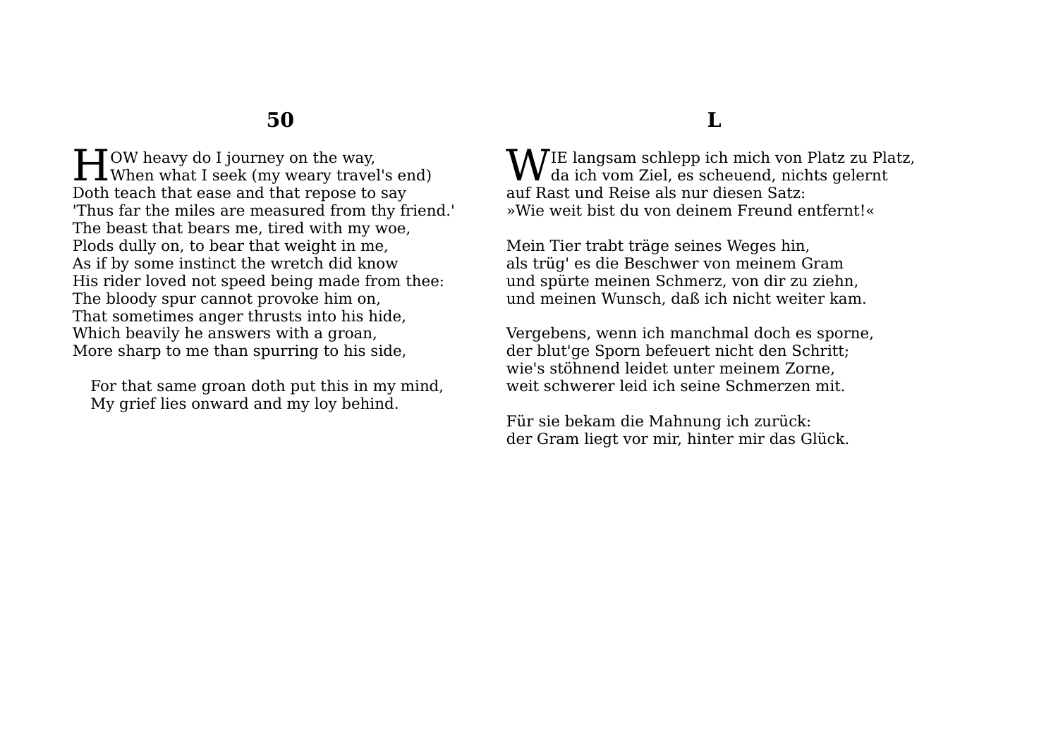## 50

HOW heavy do I journey on the way,
When what I seek (my weary travel's end)
Doth teach that ease and that repose to say
'Thus far the miles are measured from thy friend.'
The beast that bears me, tired with my woe,
Plods dully on, to bear that weight in me,
As if by some instinct the wretch did know
His rider loved not speed being made from thee:
The bloody spur cannot provoke him on,
That sometimes anger thrusts into his hide,
Which beavily he answers with a groan,
More sharp to me than spurring to his side,

For that same groan doth put this in my mind,
My grief lies onward and my loy behind.

## L

WIE langsam schlepp ich mich von Platz zu Platz,
da ich vom Ziel, es scheuend, nichts gelernt
auf Rast und Reise als nur diesen Satz:
»Wie weit bist du von deinem Freund entfernt!«

Mein Tier trabt träge seines Weges hin,
als trüg' es die Beschwer von meinem Gram
und spürte meinen Schmerz, von dir zu ziehn,
und meinen Wunsch, daß ich nicht weiter kam.

Vergebens, wenn ich manchmal doch es sporne,
der blut'ge Sporn befeuert nicht den Schritt;
wie's stöhnend leidet unter meinem Zorne,
weit schwerer leid ich seine Schmerzen mit.

Für sie bekam die Mahnung ich zurück:
der Gram liegt vor mir, hinter mir das Glück.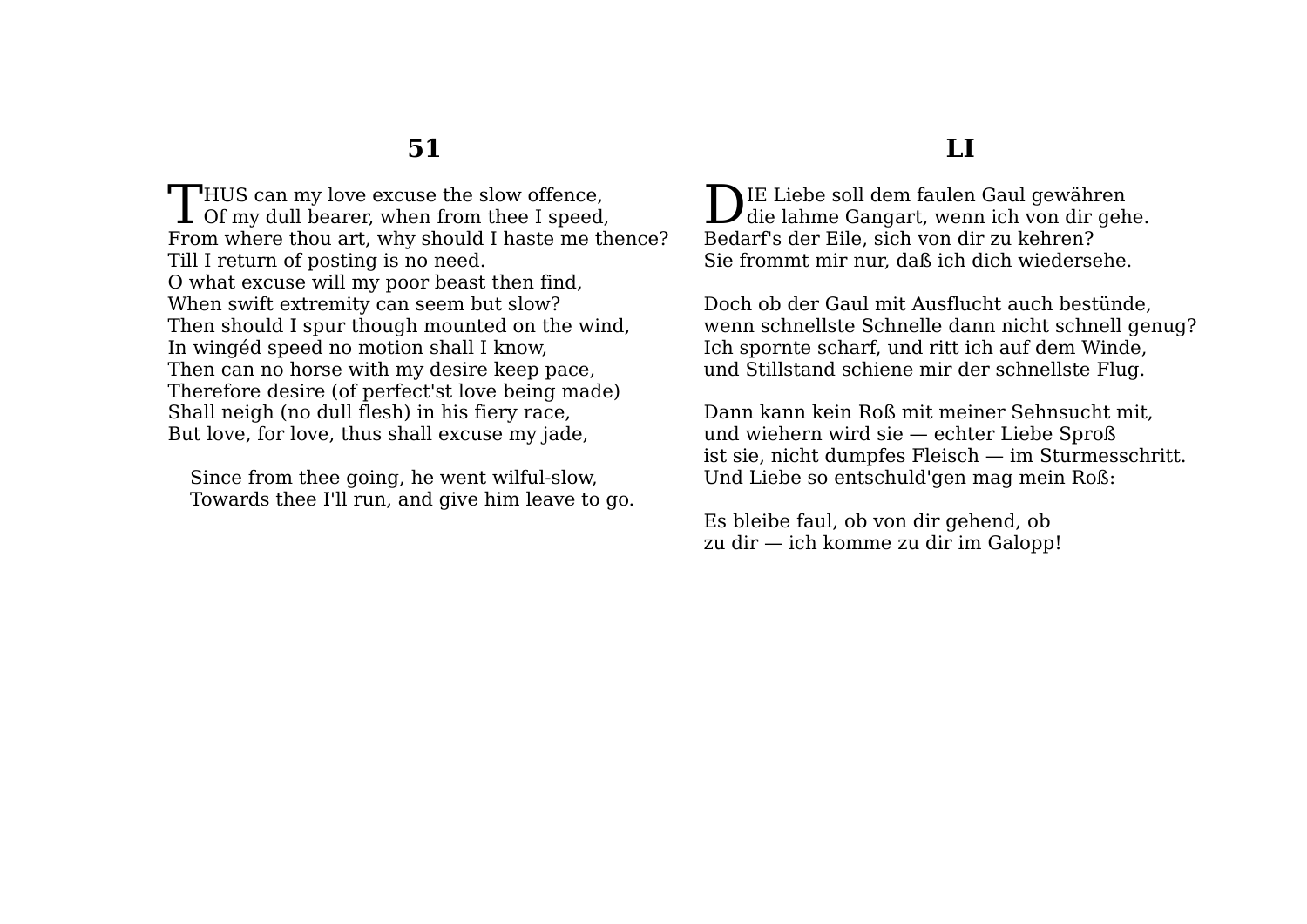## 51

THUS can my love excuse the slow offence,
Of my dull bearer, when from thee I speed,
From where thou art, why should I haste me thence?
Till I return of posting is no need.
O what excuse will my poor beast then find,
When swift extremity can seem but slow?
Then should I spur though mounted on the wind,
In wingéd speed no motion shall I know,
Then can no horse with my desire keep pace,
Therefore desire (of perfect'st love being made)
Shall neigh (no dull flesh) in his fiery race,
But love, for love, thus shall excuse my jade,

Since from thee going, he went wilful-slow,
Towards thee I'll run, and give him leave to go.

## LI

DIE Liebe soll dem faulen Gaul gewähren
die lahme Gangart, wenn ich von dir gehe.
Bedarf's der Eile, sich von dir zu kehren?
Sie frommt mir nur, daß ich dich wiedersehe.

Doch ob der Gaul mit Ausflucht auch bestünde,
wenn schnellste Schnelle dann nicht schnell genug?
Ich spornte scharf, und ritt ich auf dem Winde,
und Stillstand schiene mir der schnellste Flug.

Dann kann kein Roß mit meiner Sehnsucht mit,
und wiehern wird sie — echter Liebe Sproß
ist sie, nicht dumpfes Fleisch — im Sturmesschritt.
Und Liebe so entschuld'gen mag mein Roß:

Es bleibe faul, ob von dir gehend, ob
zu dir — ich komme zu dir im Galopp!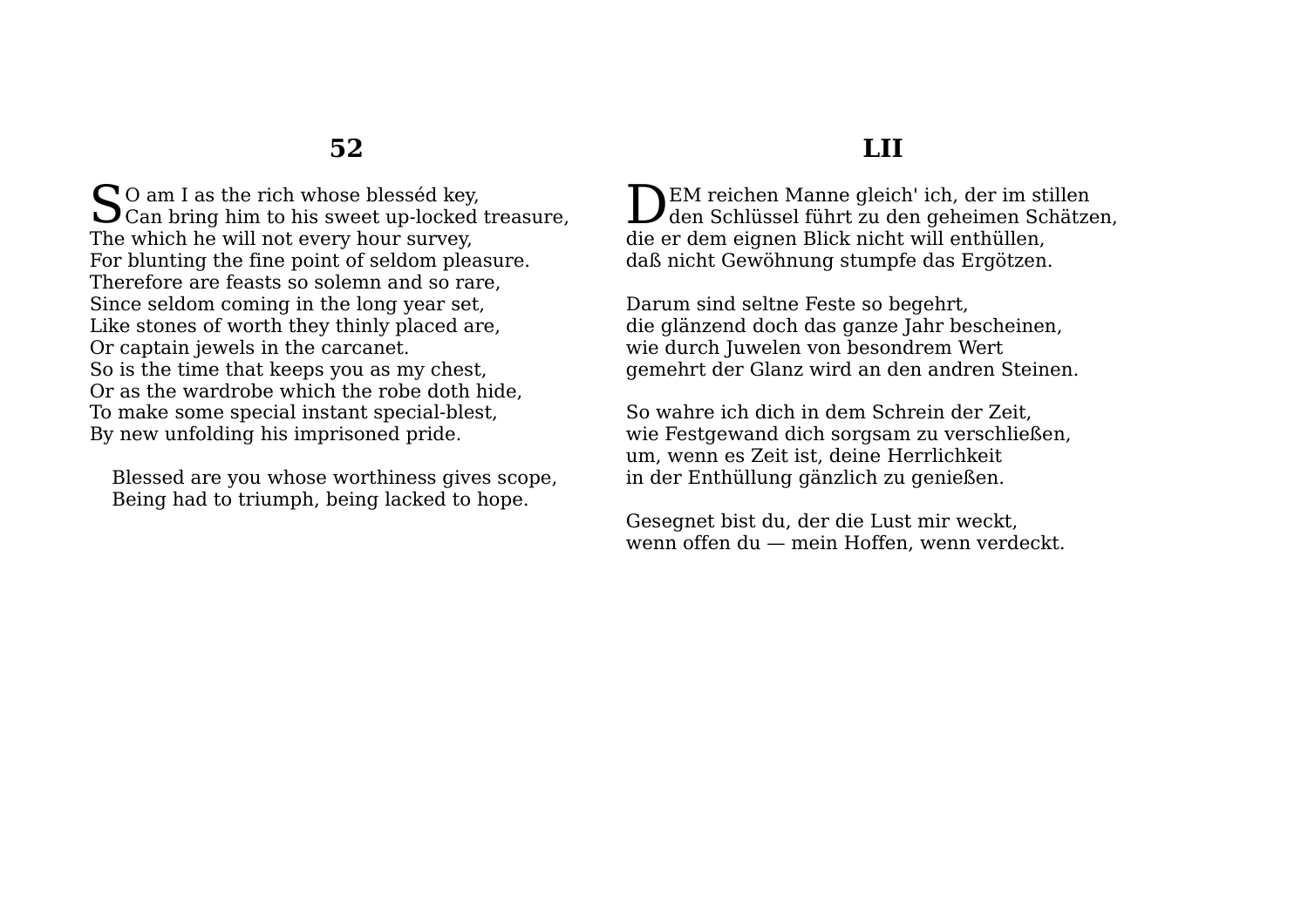## 52

SO am I as the rich whose blesséd key,  
Can bring him to his sweet up-locked treasure,  
The which he will not every hour survey,  
For blunting the fine point of seldom pleasure.  
Therefore are feasts so solemn and so rare,  
Since seldom coming in the long year set,  
Like stones of worth they thinly placed are,  
Or captain jewels in the carcanet.  
So is the time that keeps you as my chest,  
Or as the wardrobe which the robe doth hide,  
To make some special instant special-blest,  
By new unfolding his imprisoned pride.

  Blessed are you whose worthiness gives scope,  
  Being had to triumph, being lacked to hope.

## LII

DEM reichen Manne gleich' ich, der im stillen  
den Schlüssel führt zu den geheimen Schätzen,  
die er dem eignen Blick nicht will enthüllen,  
daß nicht Gewöhnung stumpfe das Ergötzen.

Darum sind seltne Feste so begehrt,  
die glänzend doch das ganze Jahr bescheinen,  
wie durch Juwelen von besondrem Wert  
gemehrt der Glanz wird an den andren Steinen.

So wahre ich dich in dem Schrein der Zeit,  
wie Festgewand dich sorgsam zu verschließen,  
um, wenn es Zeit ist, deine Herrlichkeit  
in der Enthüllung gänzlich zu genießen.

Gesegnet bist du, der die Lust mir weckt,  
wenn offen du — mein Hoffen, wenn verdeckt.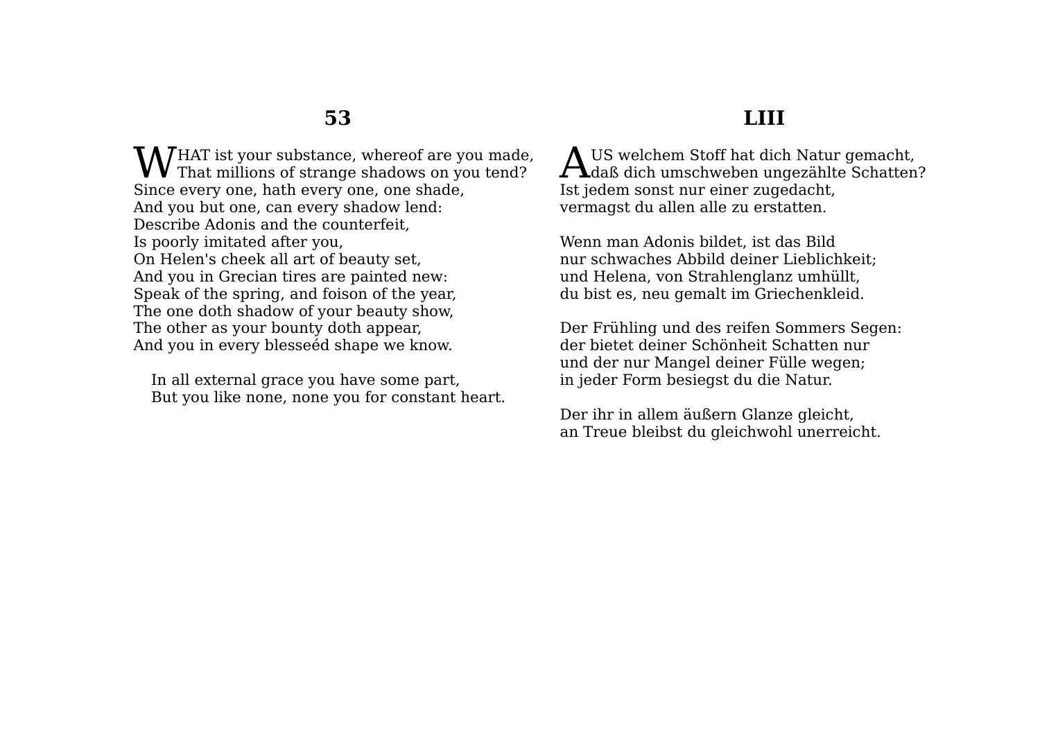## 53

WHAT ist your substance, whereof are you made,
That millions of strange shadows on you tend?
Since every one, hath every one, one shade,
And you but one, can every shadow lend:
Describe Adonis and the counterfeit,
Is poorly imitated after you,
On Helen's cheek all art of beauty set,
And you in Grecian tires are painted new:
Speak of the spring, and foison of the year,
The one doth shadow of your beauty show,
The other as your bounty doth appear,
And you in every blesseéd shape we know.

In all external grace you have some part,
But you like none, none you for constant heart.

## LIII

AUS welchem Stoff hat dich Natur gemacht,
daß dich umschweben ungezählte Schatten?
Ist jedem sonst nur einer zugedacht,
vermagst du allen alle zu erstatten.

Wenn man Adonis bildet, ist das Bild
nur schwaches Abbild deiner Lieblichkeit;
und Helena, von Strahlenglanz umhüllt,
du bist es, neu gemalt im Griechenkleid.

Der Frühling und des reifen Sommers Segen:
der bietet deiner Schönheit Schatten nur
und der nur Mangel deiner Fülle wegen;
in jeder Form besiegst du die Natur.

Der ihr in allem äußern Glanze gleicht,
an Treue bleibst du gleichwohl unerreicht.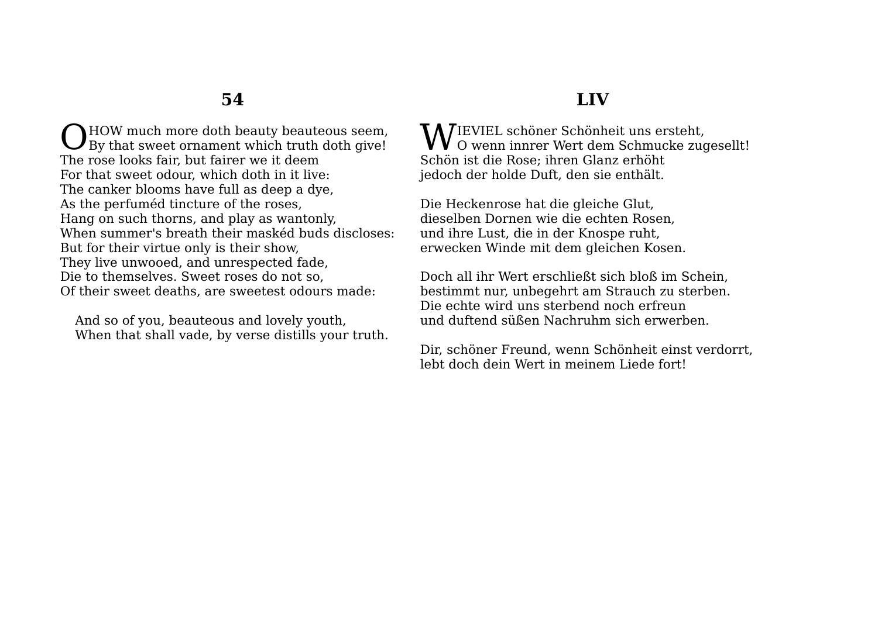## 54

O HOW much more doth beauty beauteous seem,
By that sweet ornament which truth doth give!
The rose looks fair, but fairer we it deem
For that sweet odour, which doth in it live:
The canker blooms have full as deep a dye,
As the perfuméd tincture of the roses,
Hang on such thorns, and play as wantonly,
When summer's breath their maskéd buds discloses:
But for their virtue only is their show,
They live unwooed, and unrespected fade,
Die to themselves. Sweet roses do not so,
Of their sweet deaths, are sweetest odours made:

And so of you, beauteous and lovely youth,
When that shall vade, by verse distills your truth.

## LIV

WIEVIEL schöner Schönheit uns ersteht,
O wenn innrer Wert dem Schmucke zugesellt!
Schön ist die Rose; ihren Glanz erhöht
jedoch der holde Duft, den sie enthält.

Die Heckenrose hat die gleiche Glut,
dieselben Dornen wie die echten Rosen,
und ihre Lust, die in der Knospe ruht,
erwecken Winde mit dem gleichen Kosen.

Doch all ihr Wert erschließt sich bloß im Schein,
bestimmt nur, unbegehrt am Strauch zu sterben.
Die echte wird uns sterbend noch erfreun
und duftend süßen Nachruhm sich erwerben.

Dir, schöner Freund, wenn Schönheit einst verdorrt,
lebt doch dein Wert in meinem Liede fort!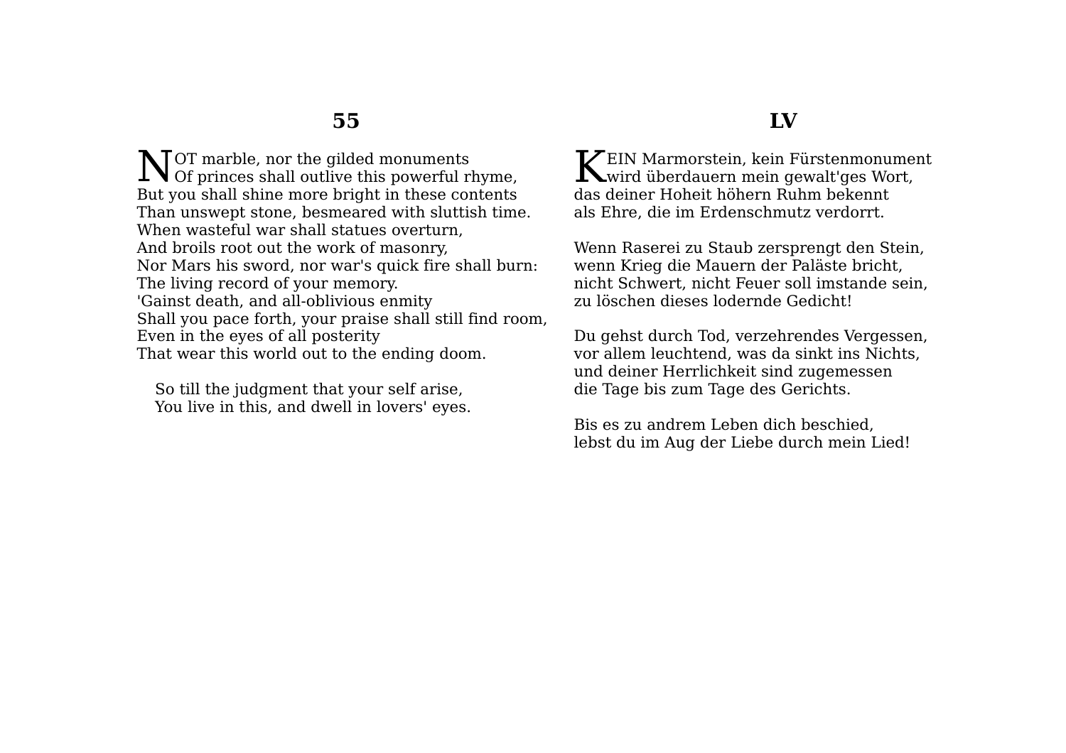## 55

NOT marble, nor the gilded monuments
Of princes shall outlive this powerful rhyme,
But you shall shine more bright in these contents
Than unswept stone, besmeared with sluttish time.
When wasteful war shall statues overturn,
And broils root out the work of masonry,
Nor Mars his sword, nor war's quick fire shall burn:
The living record of your memory.
'Gainst death, and all-oblivious enmity
Shall you pace forth, your praise shall still find room,
Even in the eyes of all posterity
That wear this world out to the ending doom.

So till the judgment that your self arise,
You live in this, and dwell in lovers' eyes.

## LV

KEIN Marmorstein, kein Fürstenmonument
wird überdauern mein gewalt'ges Wort,
das deiner Hoheit höhern Ruhm bekennt
als Ehre, die im Erdenschmutz verdorrt.

Wenn Raserei zu Staub zersprengt den Stein,
wenn Krieg die Mauern der Paläste bricht,
nicht Schwert, nicht Feuer soll imstande sein,
zu löschen dieses lodernde Gedicht!

Du gehst durch Tod, verzehrendes Vergessen,
vor allem leuchtend, was da sinkt ins Nichts,
und deiner Herrlichkeit sind zugemessen
die Tage bis zum Tage des Gerichts.

Bis es zu andrem Leben dich beschied,
lebst du im Aug der Liebe durch mein Lied!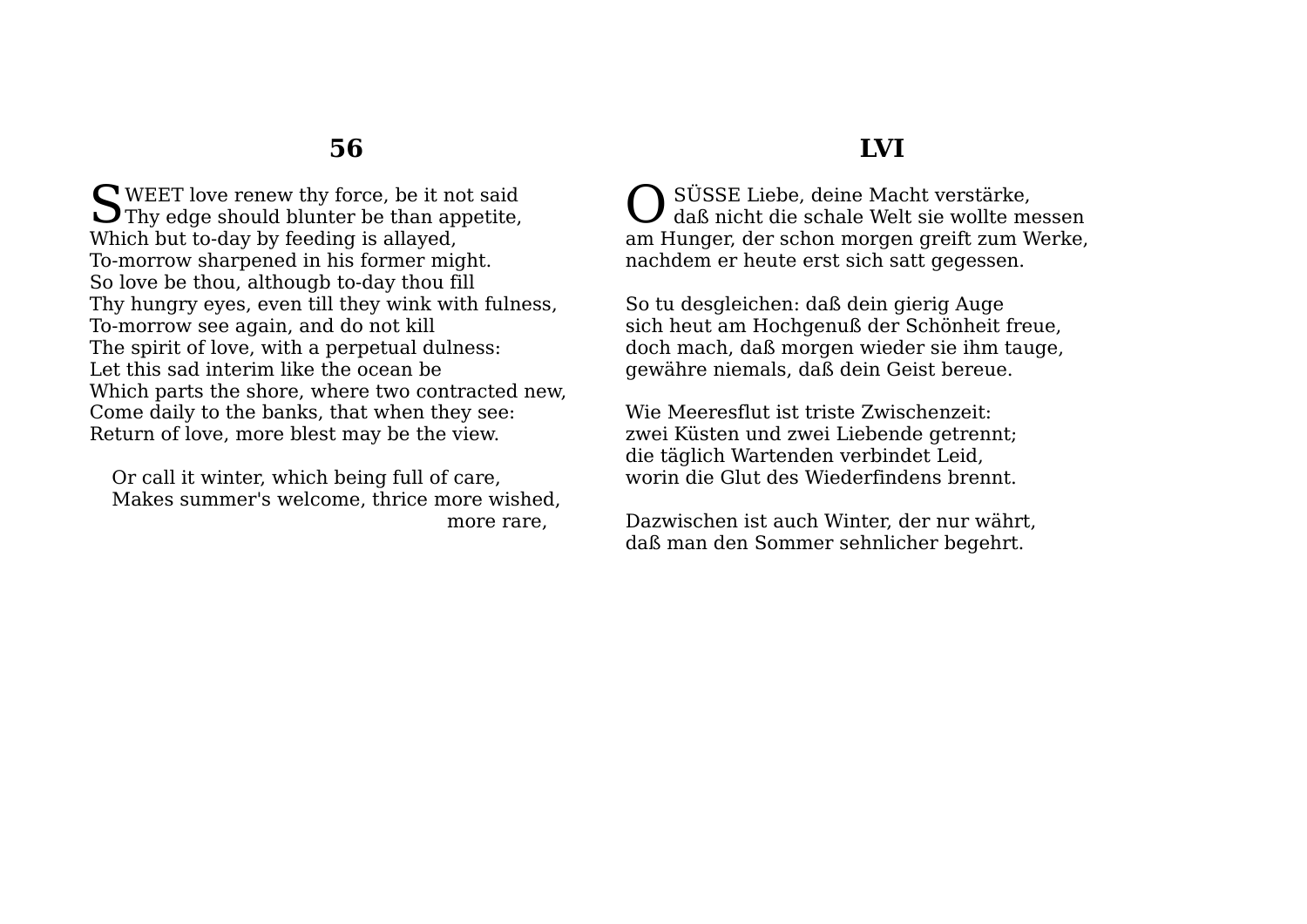## 56

SWEET love renew thy force, be it not said
Thy edge should blunter be than appetite,
Which but to-day by feeding is allayed,
To-morrow sharpened in his former might.
So love be thou, althougb to-day thou fill
Thy hungry eyes, even till they wink with fulness,
To-morrow see again, and do not kill
The spirit of love, with a perpetual dulness:
Let this sad interim like the ocean be
Which parts the shore, where two contracted new,
Come daily to the banks, that when they see:
Return of love, more blest may be the view.

Or call it winter, which being full of care,
Makes summer's welcome, thrice more wished,
more rare,

## LVI

O SÜSSE Liebe, deine Macht verstärke,
daß nicht die schale Welt sie wollte messen
am Hunger, der schon morgen greift zum Werke,
nachdem er heute erst sich satt gegessen.

So tu desgleichen: daß dein gierig Auge
sich heut am Hochgenuß der Schönheit freue,
doch mach, daß morgen wieder sie ihm tauge,
gewähre niemals, daß dein Geist bereue.

Wie Meeresflut ist triste Zwischenzeit:
zwei Küsten und zwei Liebende getrennt;
die täglich Wartenden verbindet Leid,
worin die Glut des Wiederfindens brennt.

Dazwischen ist auch Winter, der nur währt,
daß man den Sommer sehnlicher begehrt.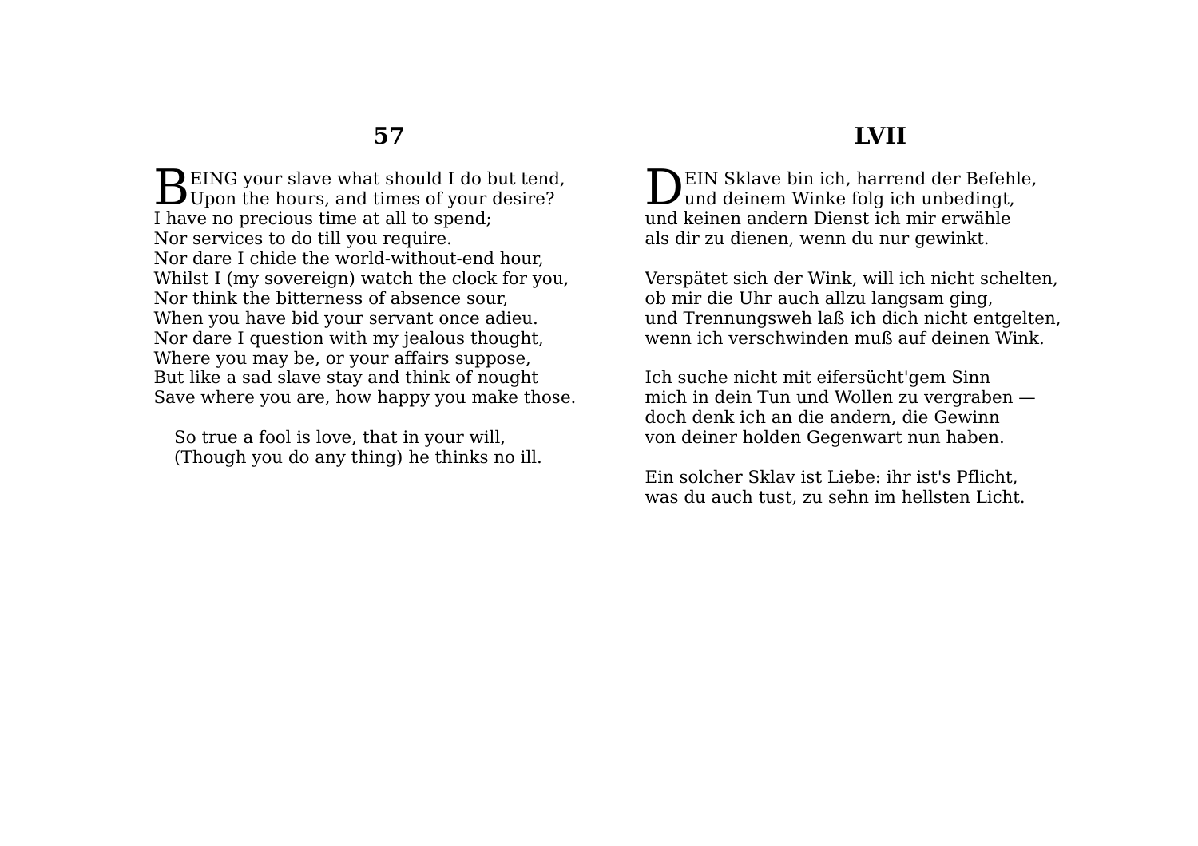## 57

BEING your slave what should I do but tend,  
Upon the hours, and times of your desire?  
I have no precious time at all to spend;  
Nor services to do till you require.  
Nor dare I chide the world-without-end hour,  
Whilst I (my sovereign) watch the clock for you,  
Nor think the bitterness of absence sour,  
When you have bid your servant once adieu.  
Nor dare I question with my jealous thought,  
Where you may be, or your affairs suppose,  
But like a sad slave stay and think of nought  
Save where you are, how happy you make those.

So true a fool is love, that in your will,  
(Though you do any thing) he thinks no ill.

## LVII

DEIN Sklave bin ich, harrend der Befehle,  
und deinem Winke folg ich unbedingt,  
und keinen andern Dienst ich mir erwähle  
als dir zu dienen, wenn du nur gewinkt.

Verspätet sich der Wink, will ich nicht schelten,  
ob mir die Uhr auch allzu langsam ging,  
und Trennungsweh laß ich dich nicht entgelten,  
wenn ich verschwinden muß auf deinen Wink.

Ich suche nicht mit eifersücht'gem Sinn  
mich in dein Tun und Wollen zu vergraben —  
doch denk ich an die andern, die Gewinn  
von deiner holden Gegenwart nun haben.

Ein solcher Sklav ist Liebe: ihr ist's Pflicht,  
was du auch tust, zu sehn im hellsten Licht.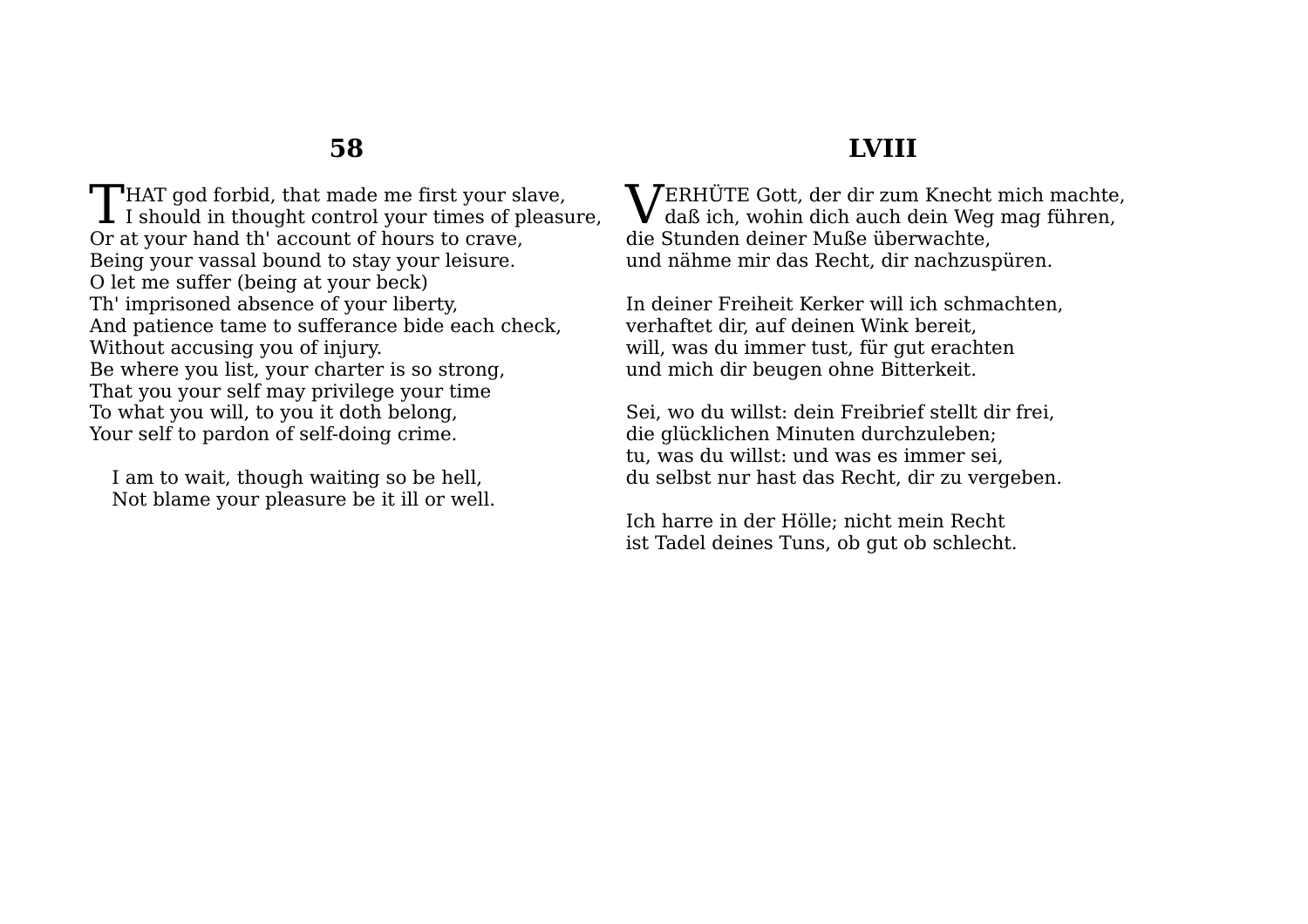## 58

THAT god forbid, that made me first your slave,  
I should in thought control your times of pleasure,  
Or at your hand th' account of hours to crave,  
Being your vassal bound to stay your leisure.  
O let me suffer (being at your beck)  
Th' imprisoned absence of your liberty,  
And patience tame to sufferance bide each check,  
Without accusing you of injury.  
Be where you list, your charter is so strong,  
That you your self may privilege your time  
To what you will, to you it doth belong,  
Your self to pardon of self-doing crime.

I am to wait, though waiting so be hell,  
Not blame your pleasure be it ill or well.

## LVIII

VERHÜTE Gott, der dir zum Knecht mich machte,  
daß ich, wohin dich auch dein Weg mag führen,  
die Stunden deiner Muße überwachte,  
und nähme mir das Recht, dir nachzuspüren.

In deiner Freiheit Kerker will ich schmachten,  
verhaftet dir, auf deinen Wink bereit,  
will, was du immer tust, für gut erachten  
und mich dir beugen ohne Bitterkeit.

Sei, wo du willst: dein Freibrief stellt dir frei,  
die glücklichen Minuten durchzuleben;  
tu, was du willst: und was es immer sei,  
du selbst nur hast das Recht, dir zu vergeben.

Ich harre in der Hölle; nicht mein Recht  
ist Tadel deines Tuns, ob gut ob schlecht.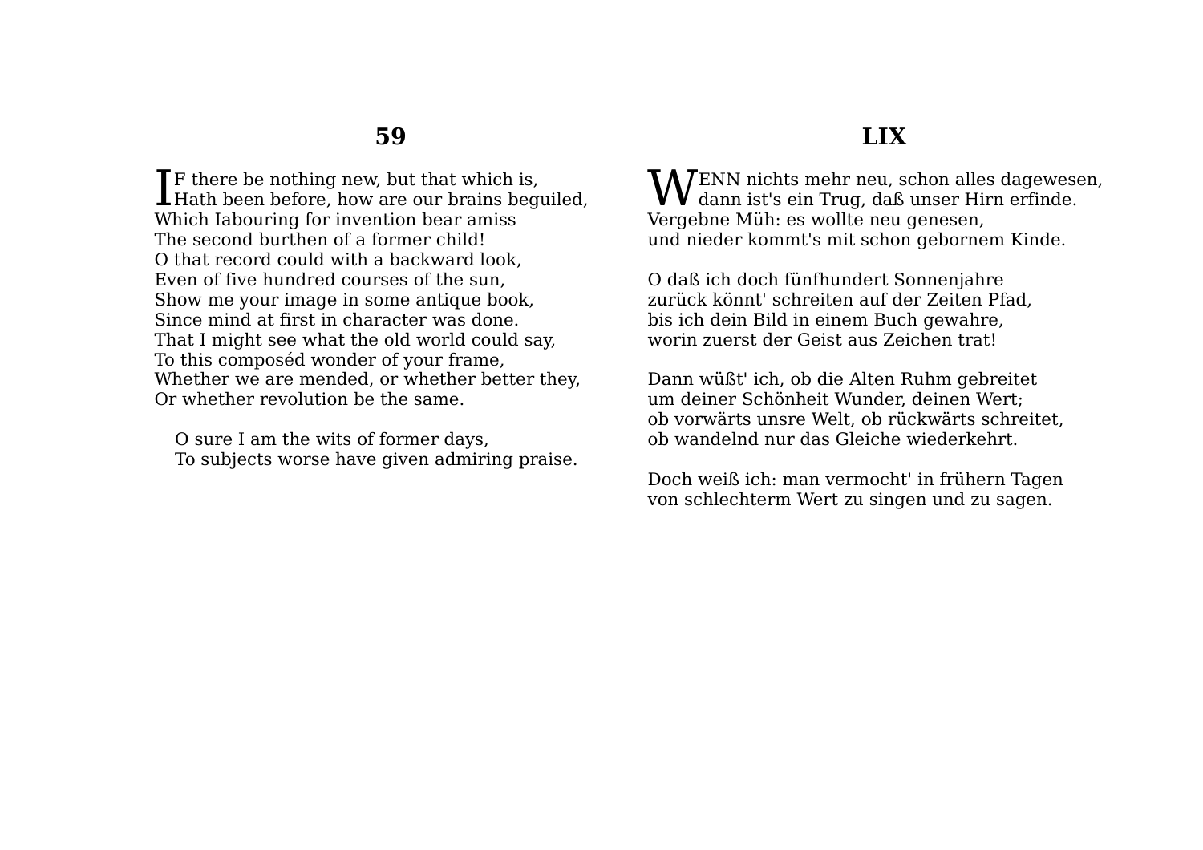## 59

IF there be nothing new, but that which is,  
Hath been before, how are our brains beguiled,  
Which Iabouring for invention bear amiss  
The second burthen of a former child!  
O that record could with a backward look,  
Even of five hundred courses of the sun,  
Show me your image in some antique book,  
Since mind at first in character was done.  
That I might see what the old world could say,  
To this composéd wonder of your frame,  
Whether we are mended, or whether better they,  
Or whether revolution be the same.

O sure I am the wits of former days,  
To subjects worse have given admiring praise.

## LIX

WENN nichts mehr neu, schon alles dagewesen,  
dann ist's ein Trug, daß unser Hirn erfinde.  
Vergebne Müh: es wollte neu genesen,  
und nieder kommt's mit schon gebornem Kinde.

O daß ich doch fünfhundert Sonnenjahre  
zurück könnt' schreiten auf der Zeiten Pfad,  
bis ich dein Bild in einem Buch gewahre,  
worin zuerst der Geist aus Zeichen trat!

Dann wüßt' ich, ob die Alten Ruhm gebreitet  
um deiner Schönheit Wunder, deinen Wert;  
ob vorwärts unsre Welt, ob rückwärts schreitet,  
ob wandelnd nur das Gleiche wiederkehrt.

Doch weiß ich: man vermocht' in frühern Tagen  
von schlechterm Wert zu singen und zu sagen.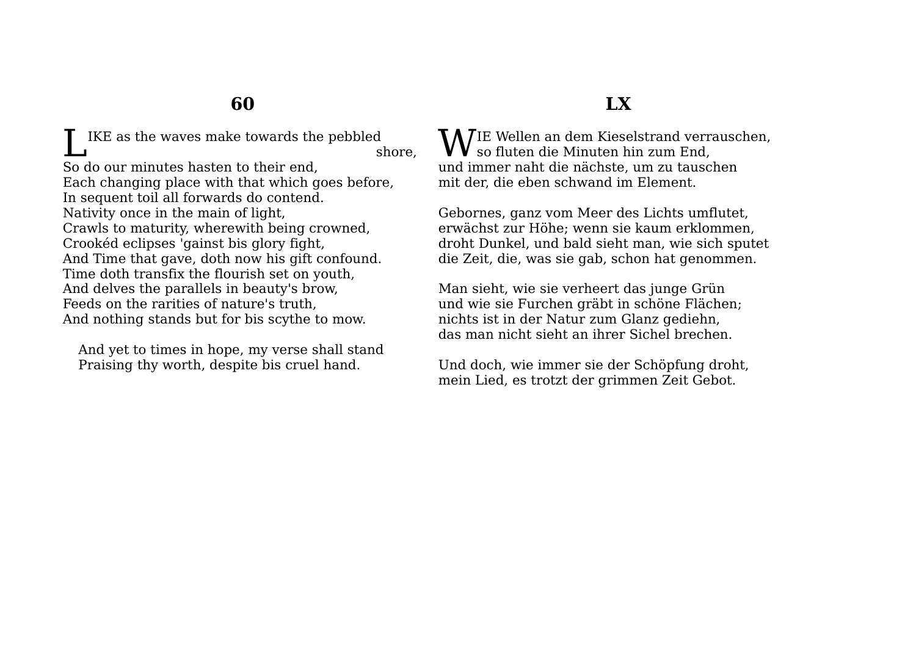## 60

LIKE as the waves make towards the pebbled shore,
So do our minutes hasten to their end,
Each changing place with that which goes before,
In sequent toil all forwards do contend.
Nativity once in the main of light,
Crawls to maturity, wherewith being crowned,
Crookéd eclipses 'gainst bis glory fight,
And Time that gave, doth now his gift confound.
Time doth transfix the flourish set on youth,
And delves the parallels in beauty's brow,
Feeds on the rarities of nature's truth,
And nothing stands but for bis scythe to mow.

And yet to times in hope, my verse shall stand
Praising thy worth, despite bis cruel hand.

## LX

WIE Wellen an dem Kieselstrand verrauschen,
so fluten die Minuten hin zum End,
und immer naht die nächste, um zu tauschen
mit der, die eben schwand im Element.

Gebornes, ganz vom Meer des Lichts umflutet,
erwächst zur Höhe; wenn sie kaum erklommen,
droht Dunkel, und bald sieht man, wie sich sputet
die Zeit, die, was sie gab, schon hat genommen.

Man sieht, wie sie verheert das junge Grün
und wie sie Furchen gräbt in schöne Flächen;
nichts ist in der Natur zum Glanz gediehn,
das man nicht sieht an ihrer Sichel brechen.

Und doch, wie immer sie der Schöpfung droht,
mein Lied, es trotzt der grimmen Zeit Gebot.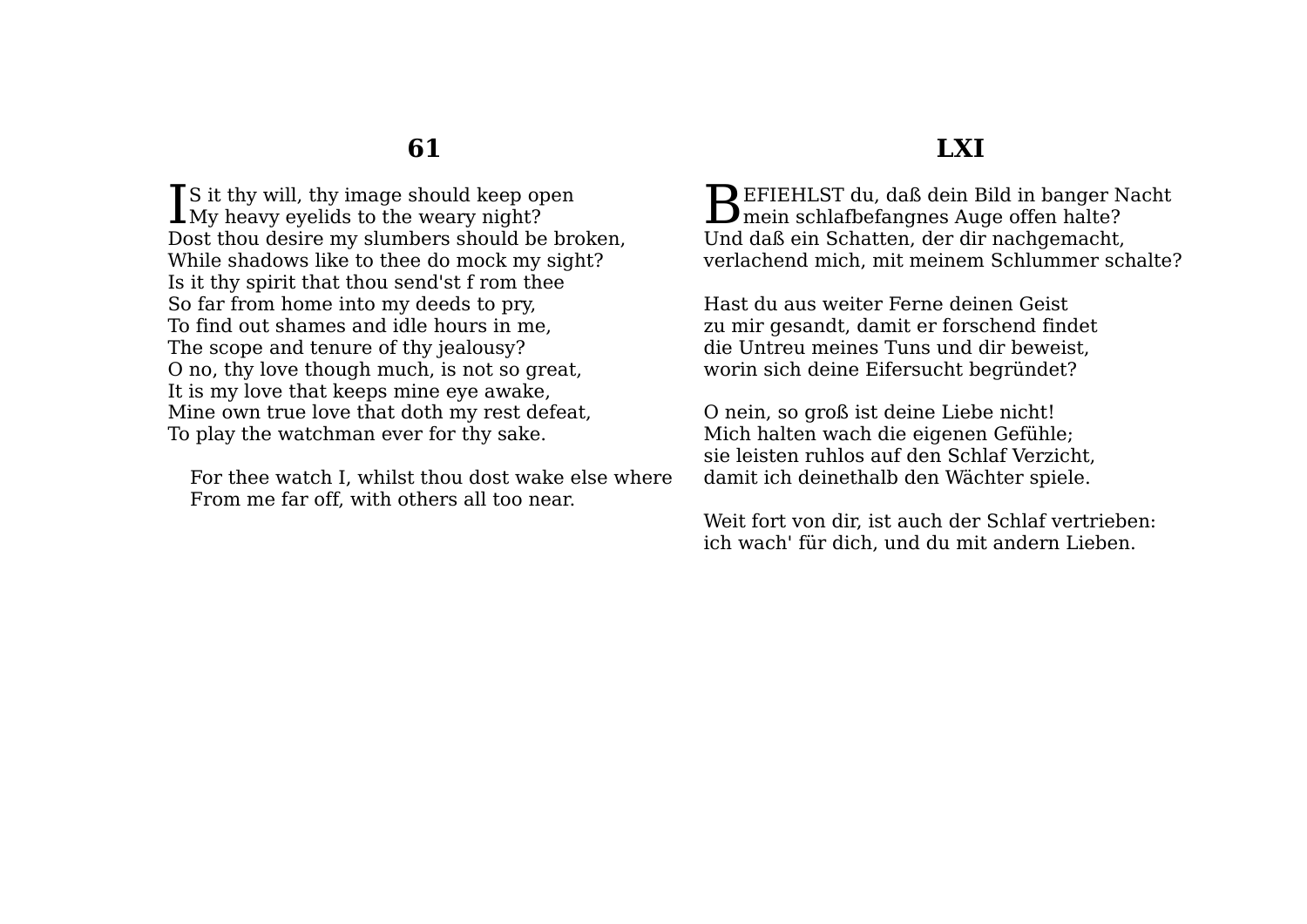## 61

IS it thy will, thy image should keep open
My heavy eyelids to the weary night?
Dost thou desire my slumbers should be broken,
While shadows like to thee do mock my sight?
Is it thy spirit that thou send'st f rom thee
So far from home into my deeds to pry,
To find out shames and idle hours in me,
The scope and tenure of thy jealousy?
O no, thy love though much, is not so great,
It is my love that keeps mine eye awake,
Mine own true love that doth my rest defeat,
To play the watchman ever for thy sake.

For thee watch I, whilst thou dost wake else where
From me far off, with others all too near.

## LXI

BEFIEHLST du, daß dein Bild in banger Nacht
mein schlafbefangnes Auge offen halte?
Und daß ein Schatten, der dir nachgemacht,
verlachend mich, mit meinem Schlummer schalte?

Hast du aus weiter Ferne deinen Geist
zu mir gesandt, damit er forschend findet
die Untreu meines Tuns und dir beweist,
worin sich deine Eifersucht begründet?

O nein, so groß ist deine Liebe nicht!
Mich halten wach die eigenen Gefühle;
sie leisten ruhlos auf den Schlaf Verzicht,
damit ich deinethalb den Wächter spiele.

Weit fort von dir, ist auch der Schlaf vertrieben:
ich wach' für dich, und du mit andern Lieben.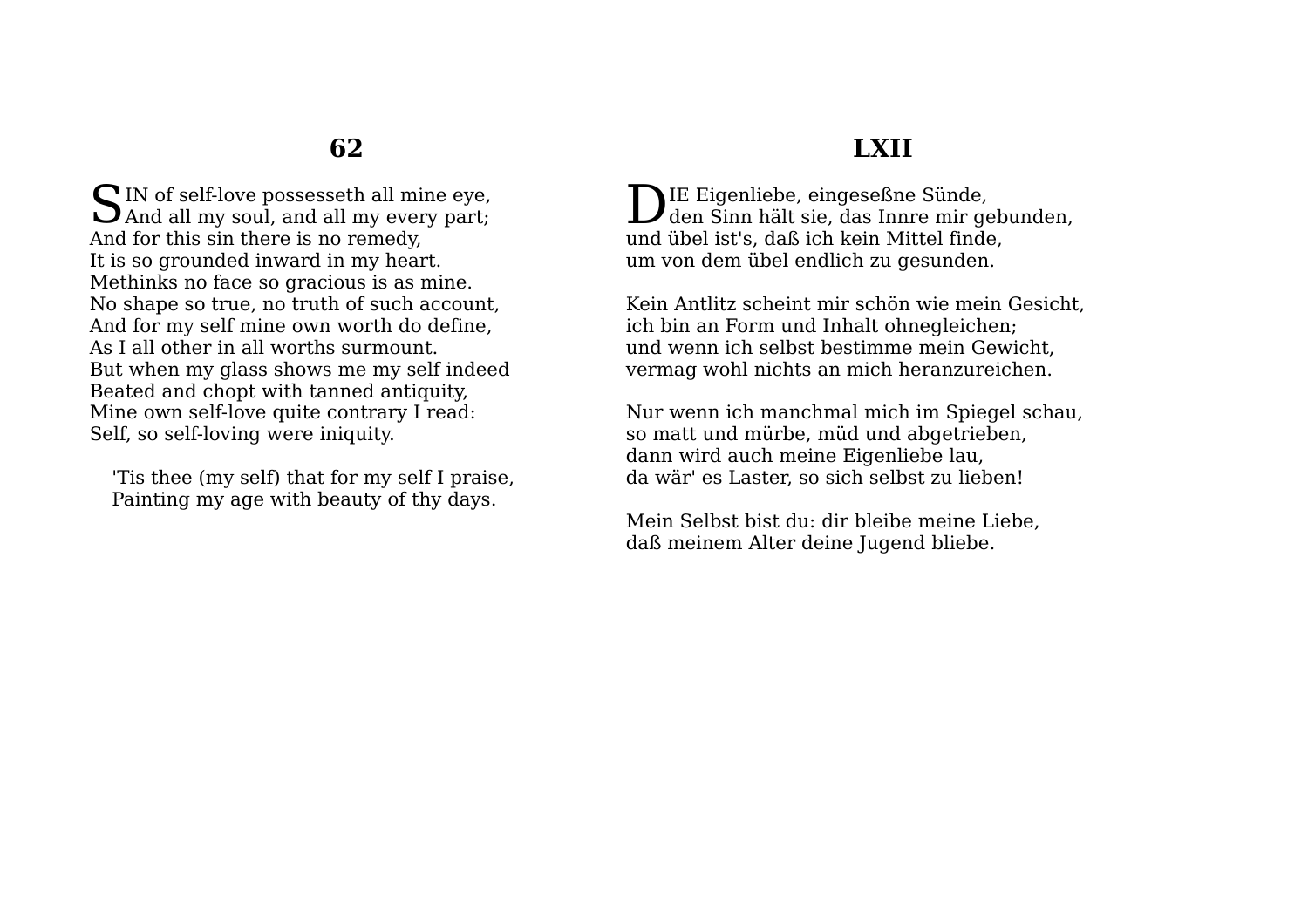## 62

SIN of self-love possesseth all mine eye,
And all my soul, and all my every part;
And for this sin there is no remedy,
It is so grounded inward in my heart.
Methinks no face so gracious is as mine.
No shape so true, no truth of such account,
And for my self mine own worth do define,
As I all other in all worths surmount.
But when my glass shows me my self indeed
Beated and chopt with tanned antiquity,
Mine own self-love quite contrary I read:
Self, so self-loving were iniquity.

'Tis thee (my self) that for my self I praise,
Painting my age with beauty of thy days.

## LXII

DIE Eigenliebe, eingeseßne Sünde,
den Sinn hält sie, das Innre mir gebunden,
und übel ist's, daß ich kein Mittel finde,
um von dem übel endlich zu gesunden.

Kein Antlitz scheint mir schön wie mein Gesicht,
ich bin an Form und Inhalt ohnegleichen;
und wenn ich selbst bestimme mein Gewicht,
vermag wohl nichts an mich heranzureichen.

Nur wenn ich manchmal mich im Spiegel schau,
so matt und mürbe, müd und abgetrieben,
dann wird auch meine Eigenliebe lau,
da wär' es Laster, so sich selbst zu lieben!

Mein Selbst bist du: dir bleibe meine Liebe,
daß meinem Alter deine Jugend bliebe.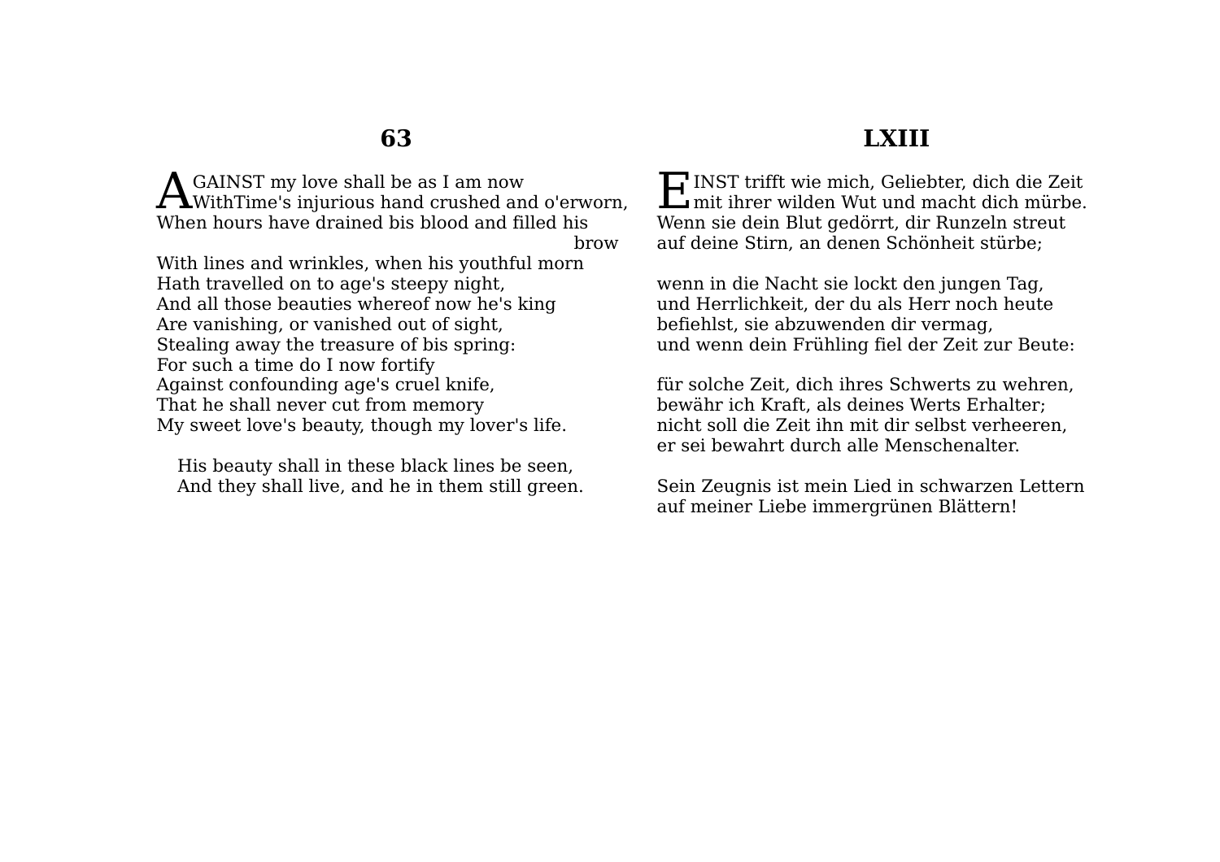## 63

AGAINST my love shall be as I am now
WithTime's injurious hand crushed and o'erworn,
When hours have drained bis blood and filled his brow
With lines and wrinkles, when his youthful morn
Hath travelled on to age's steepy night,
And all those beauties whereof now he's king
Are vanishing, or vanished out of sight,
Stealing away the treasure of bis spring:
For such a time do I now fortify
Against confounding age's cruel knife,
That he shall never cut from memory
My sweet love's beauty, though my lover's life.

His beauty shall in these black lines be seen,
And they shall live, and he in them still green.

## LXIII

EINST trifft wie mich, Geliebter, dich die Zeit
mit ihrer wilden Wut und macht dich mürbe.
Wenn sie dein Blut gedörrt, dir Runzeln streut
auf deine Stirn, an denen Schönheit stürbe;

wenn in die Nacht sie lockt den jungen Tag,
und Herrlichkeit, der du als Herr noch heute
befiehlst, sie abzuwenden dir vermag,
und wenn dein Frühling fiel der Zeit zur Beute:

für solche Zeit, dich ihres Schwerts zu wehren,
bewähr ich Kraft, als deines Werts Erhalter;
nicht soll die Zeit ihn mit dir selbst verheeren,
er sei bewahrt durch alle Menschenalter.

Sein Zeugnis ist mein Lied in schwarzen Lettern
auf meiner Liebe immergrünen Blättern!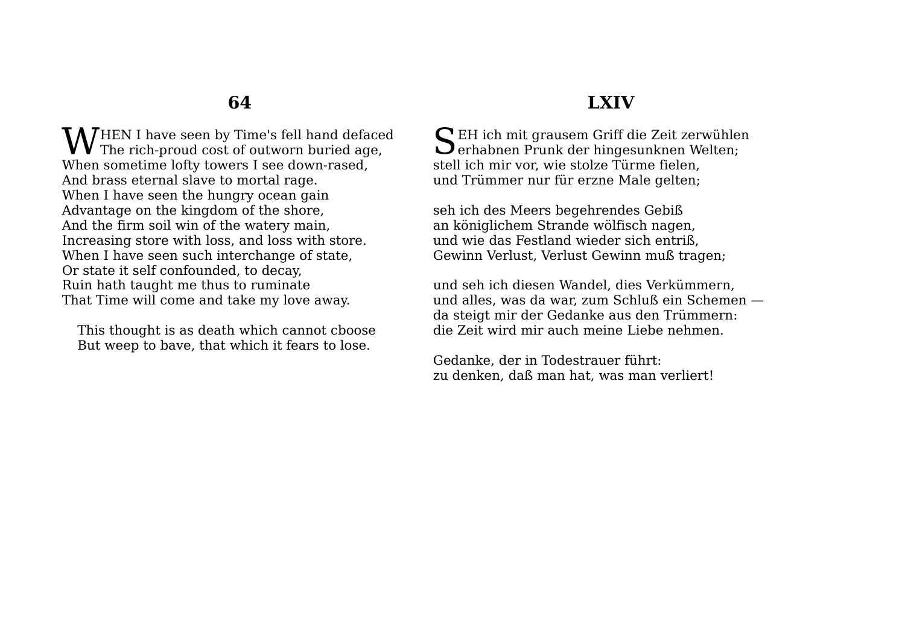## 64

WHEN I have seen by Time's fell hand defaced
The rich-proud cost of outworn buried age,
When sometime lofty towers I see down-rased,
And brass eternal slave to mortal rage.
When I have seen the hungry ocean gain
Advantage on the kingdom of the shore,
And the firm soil win of the watery main,
Increasing store with loss, and loss with store.
When I have seen such interchange of state,
Or state it self confounded, to decay,
Ruin hath taught me thus to ruminate
That Time will come and take my love away.

This thought is as death which cannot cboose
But weep to bave, that which it fears to lose.

## LXIV

SEH ich mit grausem Griff die Zeit zerwühlen
erhabnen Prunk der hingesunknen Welten;
stell ich mir vor, wie stolze Türme fielen,
und Trümmer nur für erzne Male gelten;

seh ich des Meers begehrendes Gebiß
an königlichem Strande wölfisch nagen,
und wie das Festland wieder sich entriß,
Gewinn Verlust, Verlust Gewinn muß tragen;

und seh ich diesen Wandel, dies Verkümmern,
und alles, was da war, zum Schluß ein Schemen —
da steigt mir der Gedanke aus den Trümmern:
die Zeit wird mir auch meine Liebe nehmen.

Gedanke, der in Todestrauer führt:
zu denken, daß man hat, was man verliert!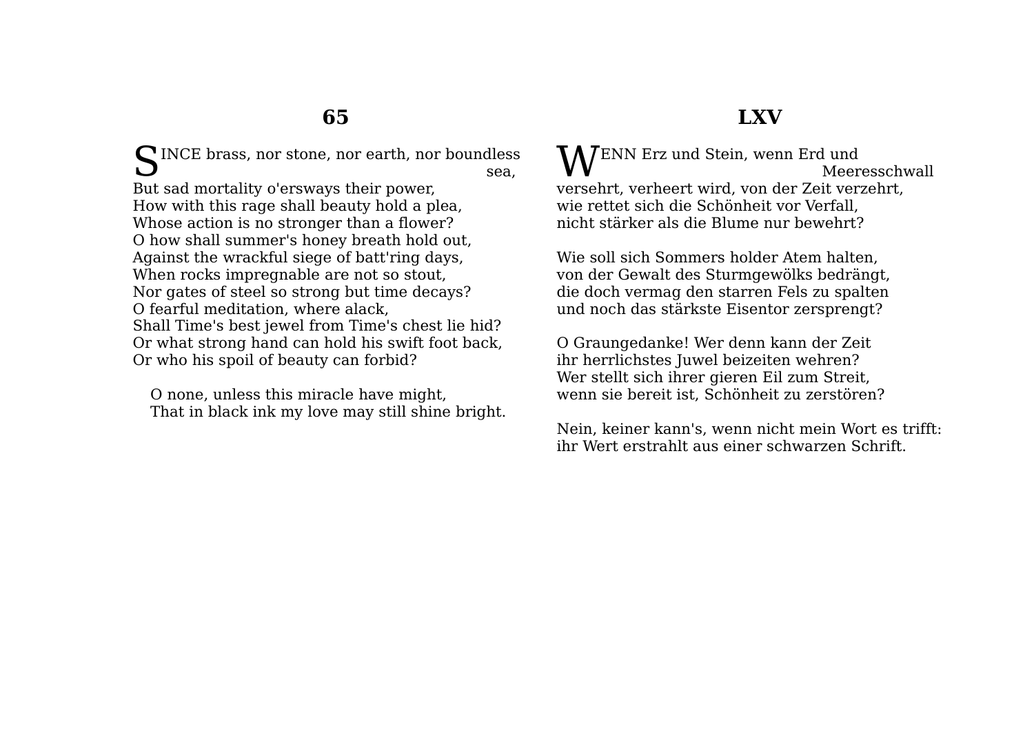## 65

SINCE brass, nor stone, nor earth, nor boundless sea,
But sad mortality o'ersways their power,
How with this rage shall beauty hold a plea,
Whose action is no stronger than a flower?
O how shall summer's honey breath hold out,
Against the wrackful siege of batt'ring days,
When rocks impregnable are not so stout,
Nor gates of steel so strong but time decays?
O fearful meditation, where alack,
Shall Time's best jewel from Time's chest lie hid?
Or what strong hand can hold his swift foot back,
Or who his spoil of beauty can forbid?

  O none, unless this miracle have might,
  That in black ink my love may still shine bright.

## LXV

WENN Erz und Stein, wenn Erd und Meeresschwall
versehrt, verheert wird, von der Zeit verzehrt,
wie rettet sich die Schönheit vor Verfall,
nicht stärker als die Blume nur bewehrt?

Wie soll sich Sommers holder Atem halten,
von der Gewalt des Sturmgewölks bedrängt,
die doch vermag den starren Fels zu spalten
und noch das stärkste Eisentor zersprengt?

O Graungedanke! Wer denn kann der Zeit
ihr herrlichstes Juwel beizeiten wehren?
Wer stellt sich ihrer gieren Eil zum Streit,
wenn sie bereit ist, Schönheit zu zerstören?

Nein, keiner kann's, wenn nicht mein Wort es trifft:
ihr Wert erstrahlt aus einer schwarzen Schrift.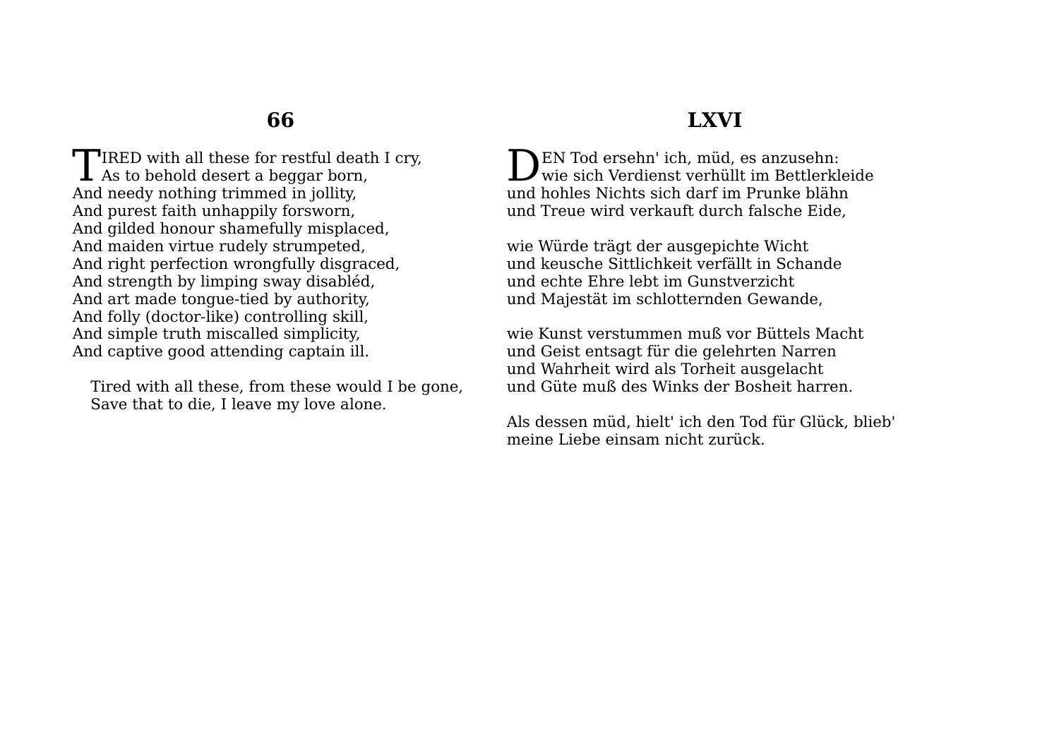## 66

TIRED with all these for restful death I cry,
As to behold desert a beggar born,
And needy nothing trimmed in jollity,
And purest faith unhappily forsworn,
And gilded honour shamefully misplaced,
And maiden virtue rudely strumpeted,
And right perfection wrongfully disgraced,
And strength by limping sway disabléd,
And art made tongue-tied by authority,
And folly (doctor-like) controlling skill,
And simple truth miscalled simplicity,
And captive good attending captain ill.

Tired with all these, from these would I be gone,
Save that to die, I leave my love alone.

## LXVI

DEN Tod ersehn' ich, müd, es anzusehn:
wie sich Verdienst verhüllt im Bettlerkleide
und hohles Nichts sich darf im Prunke blähn
und Treue wird verkauft durch falsche Eide,

wie Würde trägt der ausgepichte Wicht
und keusche Sittlichkeit verfällt in Schande
und echte Ehre lebt im Gunstverzicht
und Majestät im schlotternden Gewande,

wie Kunst verstummen muß vor Büttels Macht
und Geist entsagt für die gelehrten Narren
und Wahrheit wird als Torheit ausgelacht
und Güte muß des Winks der Bosheit harren.

Als dessen müd, hielt' ich den Tod für Glück, blieb'
meine Liebe einsam nicht zurück.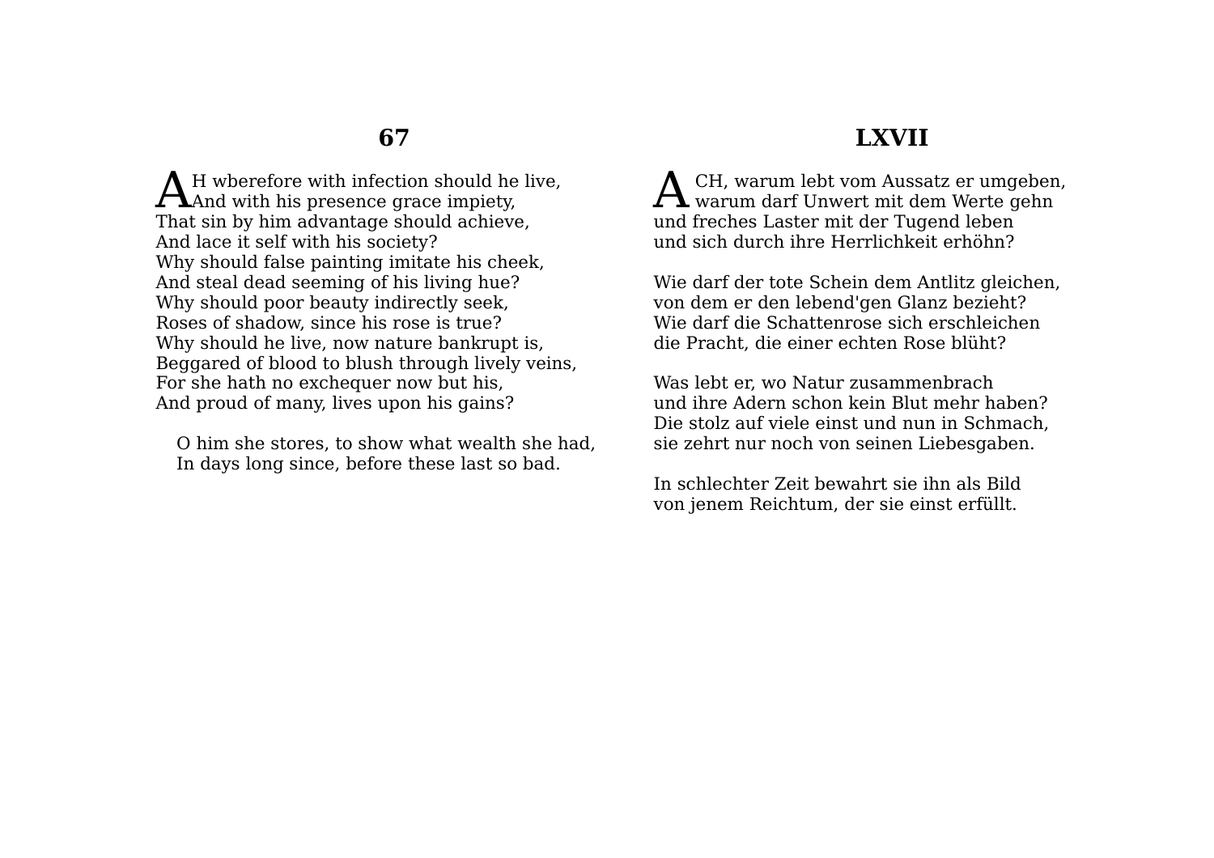## 67

AH wberefore with infection should he live,
And with his presence grace impiety,
That sin by him advantage should achieve,
And lace it self with his society?
Why should false painting imitate his cheek,
And steal dead seeming of his living hue?
Why should poor beauty indirectly seek,
Roses of shadow, since his rose is true?
Why should he live, now nature bankrupt is,
Beggared of blood to blush through lively veins,
For she hath no exchequer now but his,
And proud of many, lives upon his gains?

O him she stores, to show what wealth she had,
In days long since, before these last so bad.

## LXVII

ACH, warum lebt vom Aussatz er umgeben,
warum darf Unwert mit dem Werte gehn
und freches Laster mit der Tugend leben
und sich durch ihre Herrlichkeit erhöhn?

Wie darf der tote Schein dem Antlitz gleichen,
von dem er den lebend'gen Glanz bezieht?
Wie darf die Schattenrose sich erschleichen
die Pracht, die einer echten Rose blüht?

Was lebt er, wo Natur zusammenbrach
und ihre Adern schon kein Blut mehr haben?
Die stolz auf viele einst und nun in Schmach,
sie zehrt nur noch von seinen Liebesgaben.

In schlechter Zeit bewahrt sie ihn als Bild
von jenem Reichtum, der sie einst erfüllt.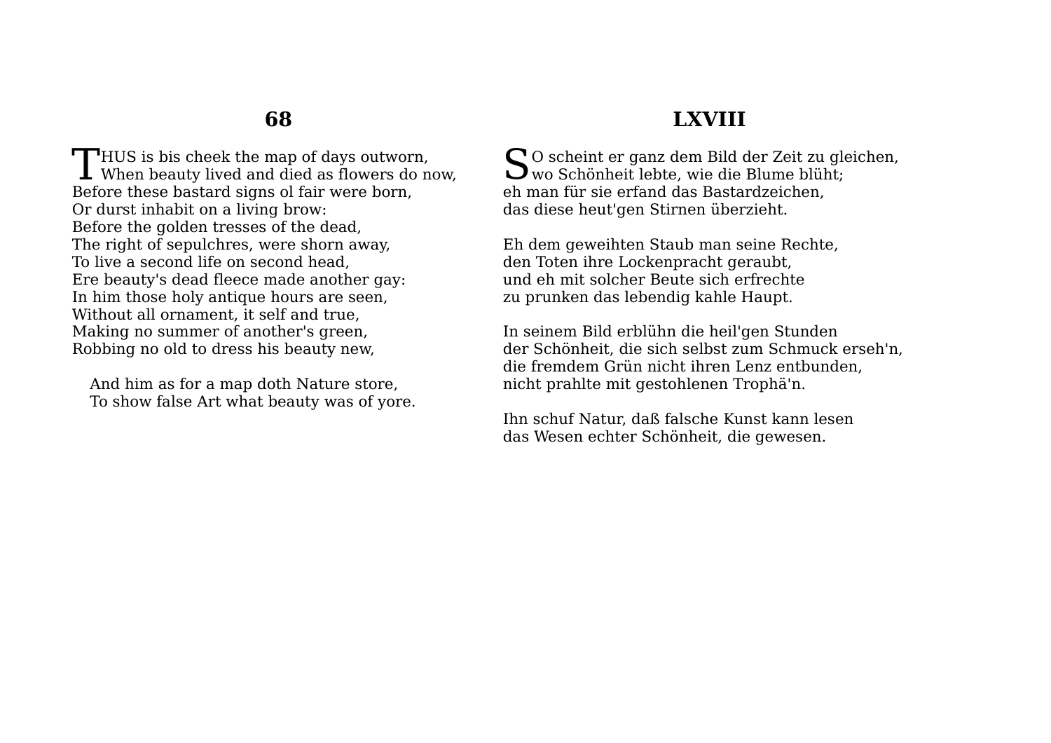## 68

THUS is bis cheek the map of days outworn,
When beauty lived and died as flowers do now,
Before these bastard signs ol fair were born,
Or durst inhabit on a living brow:
Before the golden tresses of the dead,
The right of sepulchres, were shorn away,
To live a second life on second head,
Ere beauty's dead fleece made another gay:
In him those holy antique hours are seen,
Without all ornament, it self and true,
Making no summer of another's green,
Robbing no old to dress his beauty new,

And him as for a map doth Nature store,
To show false Art what beauty was of yore.

## LXVIII

SO scheint er ganz dem Bild der Zeit zu gleichen,
wo Schönheit lebte, wie die Blume blüht;
eh man für sie erfand das Bastardzeichen,
das diese heut'gen Stirnen überzieht.

Eh dem geweihten Staub man seine Rechte,
den Toten ihre Lockenpracht geraubt,
und eh mit solcher Beute sich erfrechte
zu prunken das lebendig kahle Haupt.

In seinem Bild erblühn die heil'gen Stunden
der Schönheit, die sich selbst zum Schmuck erseh'n,
die fremdem Grün nicht ihren Lenz entbunden,
nicht prahlte mit gestohlenen Trophä'n.

Ihn schuf Natur, daß falsche Kunst kann lesen
das Wesen echter Schönheit, die gewesen.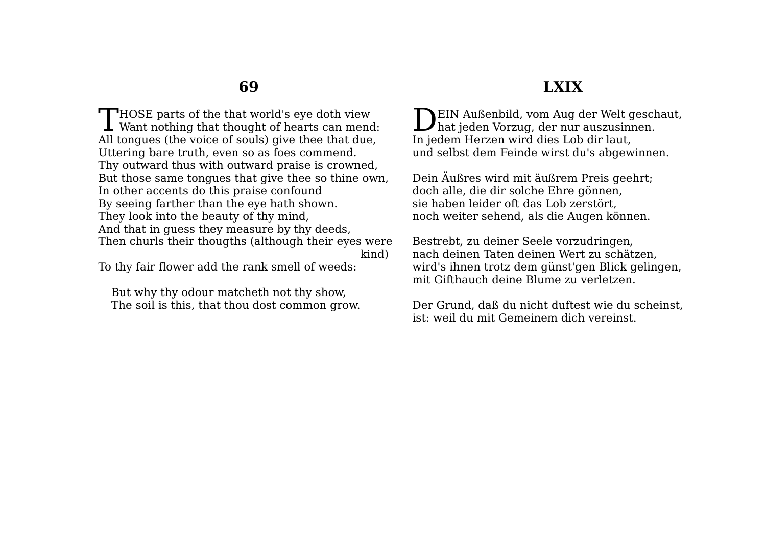## 69

THOSE parts of the that world's eye doth view
Want nothing that thought of hearts can mend:
All tongues (the voice of souls) give thee that due,
Uttering bare truth, even so as foes commend.
Thy outward thus with outward praise is crowned,
But those same tongues that give thee so thine own,
In other accents do this praise confound
By seeing farther than the eye hath shown.
They look into the beauty of thy mind,
And that in guess they measure by thy deeds,
Then churls their thougths (although their eyes were kind)
To thy fair flower add the rank smell of weeds:

But why thy odour matcheth not thy show,
The soil is this, that thou dost common grow.

## LXIX

DEIN Außenbild, vom Aug der Welt geschaut,
hat jeden Vorzug, der nur auszusinnen.
In jedem Herzen wird dies Lob dir laut,
und selbst dem Feinde wirst du's abgewinnen.

Dein Äußres wird mit äußrem Preis geehrt;
doch alle, die dir solche Ehre gönnen,
sie haben leider oft das Lob zerstört,
noch weiter sehend, als die Augen können.

Bestrebt, zu deiner Seele vorzudringen,
nach deinen Taten deinen Wert zu schätzen,
wird's ihnen trotz dem günst'gen Blick gelingen,
mit Gifthauch deine Blume zu verletzen.

Der Grund, daß du nicht duftest wie du scheinst,
ist: weil du mit Gemeinem dich vereinst.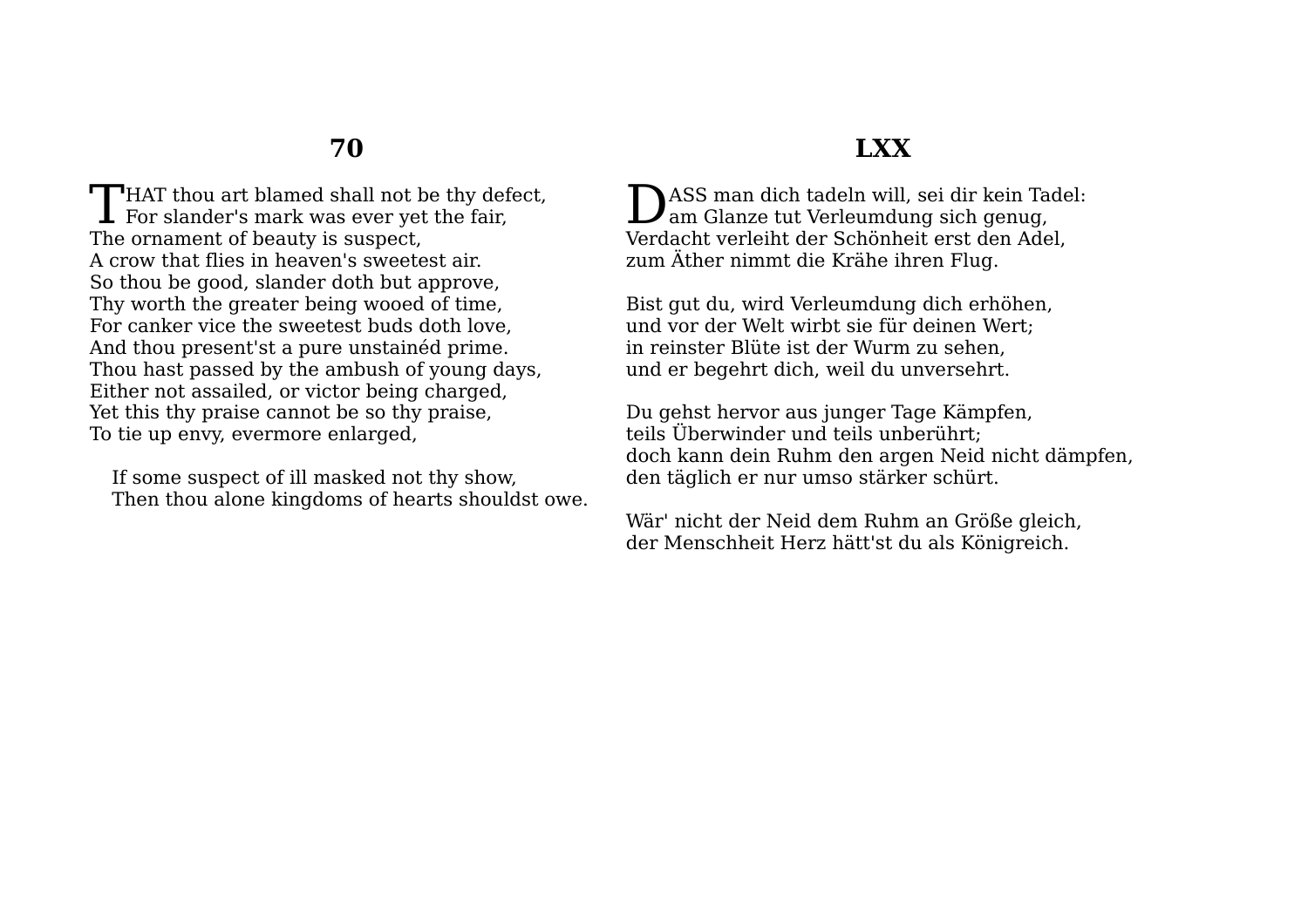## 70

THAT thou art blamed shall not be thy defect,
For slander's mark was ever yet the fair,
The ornament of beauty is suspect,
A crow that flies in heaven's sweetest air.
So thou be good, slander doth but approve,
Thy worth the greater being wooed of time,
For canker vice the sweetest buds doth love,
And thou present'st a pure unstainéd prime.
Thou hast passed by the ambush of young days,
Either not assailed, or victor being charged,
Yet this thy praise cannot be so thy praise,
To tie up envy, evermore enlarged,

If some suspect of ill masked not thy show,
Then thou alone kingdoms of hearts shouldst owe.

## LXX

DASS man dich tadeln will, sei dir kein Tadel:
am Glanze tut Verleumdung sich genug,
Verdacht verleiht der Schönheit erst den Adel,
zum Äther nimmt die Krähe ihren Flug.

Bist gut du, wird Verleumdung dich erhöhen,
und vor der Welt wirbt sie für deinen Wert;
in reinster Blüte ist der Wurm zu sehen,
und er begehrt dich, weil du unversehrt.

Du gehst hervor aus junger Tage Kämpfen,
teils Überwinder und teils unberührt;
doch kann dein Ruhm den argen Neid nicht dämpfen,
den täglich er nur umso stärker schürt.

Wär' nicht der Neid dem Ruhm an Größe gleich,
der Menschheit Herz hätt'st du als Königreich.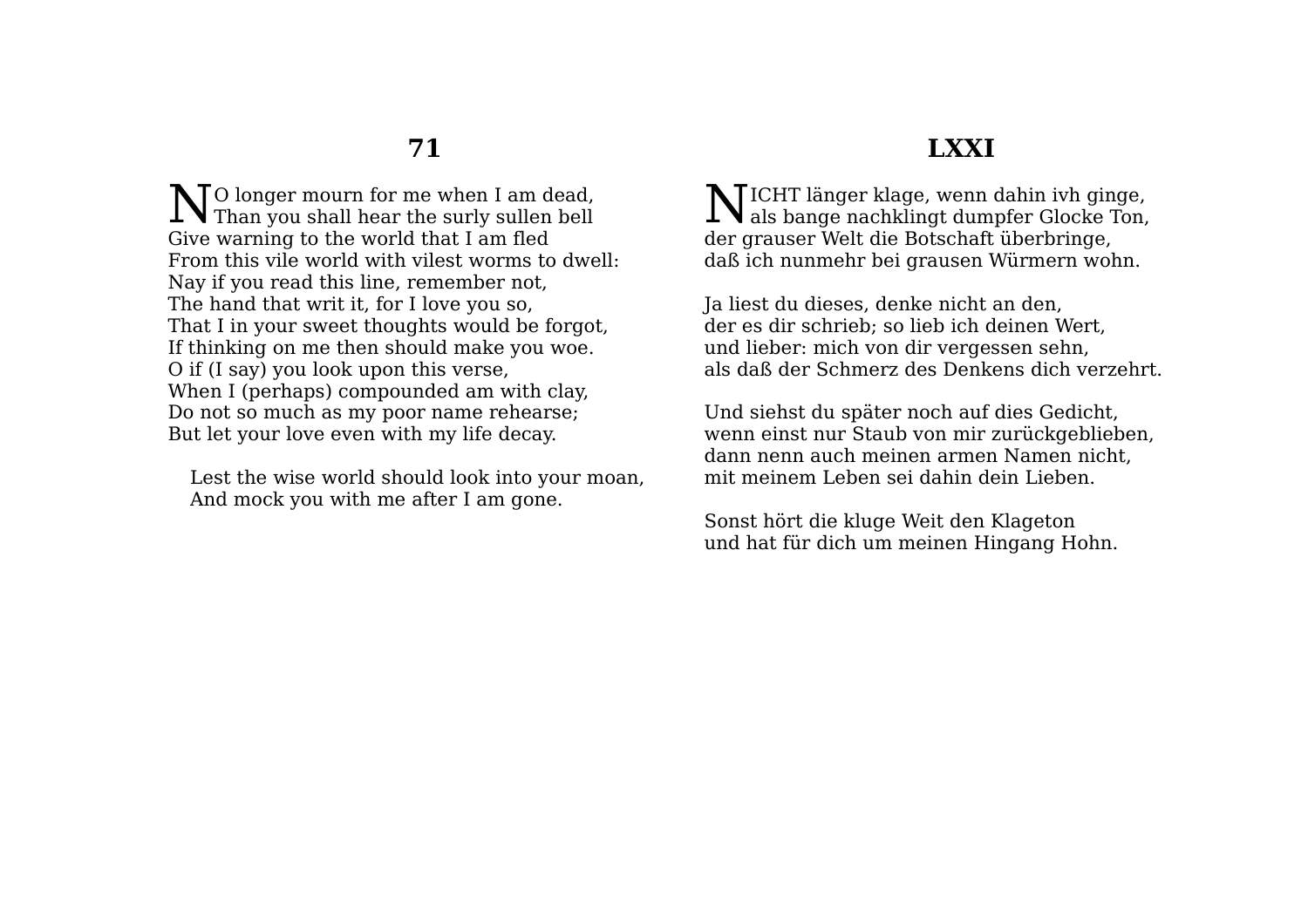## 71

NO longer mourn for me when I am dead,
Than you shall hear the surly sullen bell
Give warning to the world that I am fled
From this vile world with vilest worms to dwell:
Nay if you read this line, remember not,
The hand that writ it, for I love you so,
That I in your sweet thoughts would be forgot,
If thinking on me then should make you woe.
O if (I say) you look upon this verse,
When I (perhaps) compounded am with clay,
Do not so much as my poor name rehearse;
But let your love even with my life decay.

Lest the wise world should look into your moan,
And mock you with me after I am gone.

## LXXI

NICHT länger klage, wenn dahin ivh ginge,
als bange nachklingt dumpfer Glocke Ton,
der grauser Welt die Botschaft überbringe,
daß ich nunmehr bei grausen Würmern wohn.

Ja liest du dieses, denke nicht an den,
der es dir schrieb; so lieb ich deinen Wert,
und lieber: mich von dir vergessen sehn,
als daß der Schmerz des Denkens dich verzehrt.

Und siehst du später noch auf dies Gedicht,
wenn einst nur Staub von mir zurückgeblieben,
dann nenn auch meinen armen Namen nicht,
mit meinem Leben sei dahin dein Lieben.

Sonst hört die kluge Weit den Klageton
und hat für dich um meinen Hingang Hohn.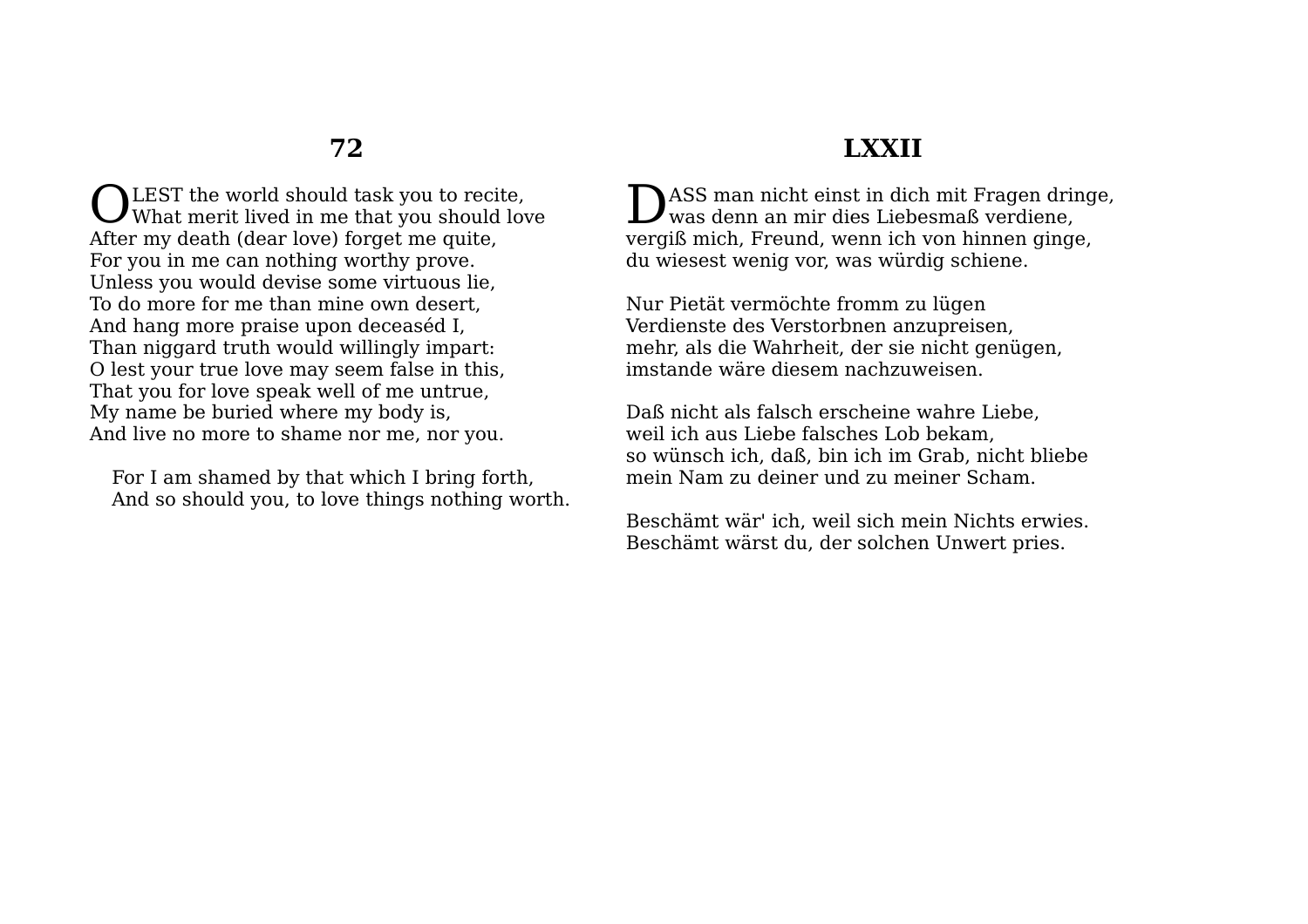## 72

O LEST the world should task you to recite,
What merit lived in me that you should love
After my death (dear love) forget me quite,
For you in me can nothing worthy prove.
Unless you would devise some virtuous lie,
To do more for me than mine own desert,
And hang more praise upon deceaséd I,
Than niggard truth would willingly impart:
O lest your true love may seem false in this,
That you for love speak well of me untrue,
My name be buried where my body is,
And live no more to shame nor me, nor you.

For I am shamed by that which I bring forth,
And so should you, to love things nothing worth.

## LXXII

DASS man nicht einst in dich mit Fragen dringe,
was denn an mir dies Liebesmaß verdiene,
vergiß mich, Freund, wenn ich von hinnen ginge,
du wiesest wenig vor, was würdig schiene.

Nur Pietät vermöchte fromm zu lügen
Verdienste des Verstorbnen anzupreisen,
mehr, als die Wahrheit, der sie nicht genügen,
imstande wäre diesem nachzuweisen.

Daß nicht als falsch erscheine wahre Liebe,
weil ich aus Liebe falsches Lob bekam,
so wünsch ich, daß, bin ich im Grab, nicht bliebe
mein Nam zu deiner und zu meiner Scham.

Beschämt wär' ich, weil sich mein Nichts erwies.
Beschämt wärst du, der solchen Unwert pries.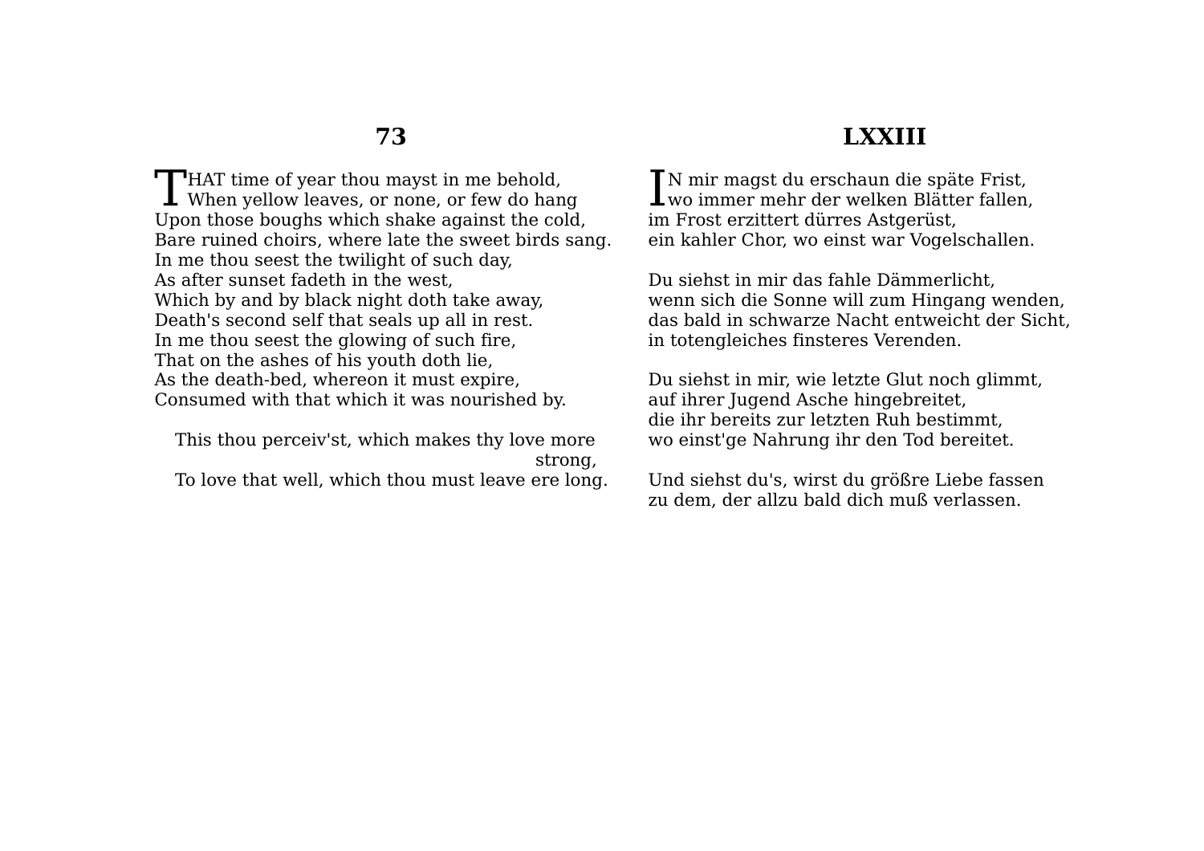## 73

THAT time of year thou mayst in me behold,
When yellow leaves, or none, or few do hang
Upon those boughs which shake against the cold,
Bare ruined choirs, where late the sweet birds sang.
In me thou seest the twilight of such day,
As after sunset fadeth in the west,
Which by and by black night doth take away,
Death's second self that seals up all in rest.
In me thou seest the glowing of such fire,
That on the ashes of his youth doth lie,
As the death-bed, whereon it must expire,
Consumed with that which it was nourished by.

This thou perceiv'st, which makes thy love more strong,
To love that well, which thou must leave ere long.

## LXXIII

IN mir magst du erschaun die späte Frist,
wo immer mehr der welken Blätter fallen,
im Frost erzittert dürres Astgerüst,
ein kahler Chor, wo einst war Vogelschallen.

Du siehst in mir das fahle Dämmerlicht,
wenn sich die Sonne will zum Hingang wenden,
das bald in schwarze Nacht entweicht der Sicht,
in totengleiches finsteres Verenden.

Du siehst in mir, wie letzte Glut noch glimmt,
auf ihrer Jugend Asche hingebreitet,
die ihr bereits zur letzten Ruh bestimmt,
wo einst'ge Nahrung ihr den Tod bereitet.

Und siehst du's, wirst du größre Liebe fassen
zu dem, der allzu bald dich muß verlassen.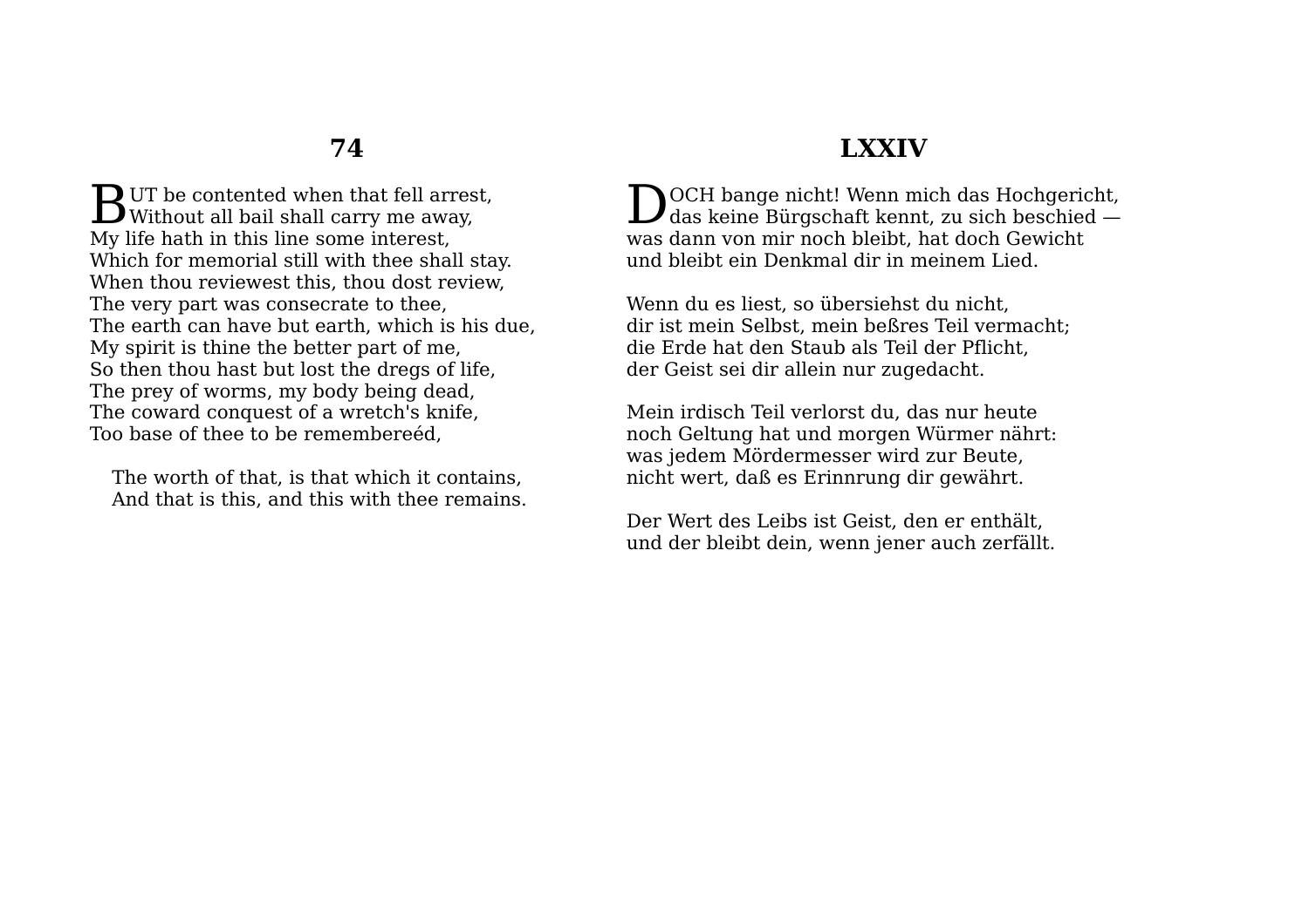## 74

BUT be contented when that fell arrest,
Without all bail shall carry me away,
My life hath in this line some interest,
Which for memorial still with thee shall stay.
When thou reviewest this, thou dost review,
The very part was consecrate to thee,
The earth can have but earth, which is his due,
My spirit is thine the better part of me,
So then thou hast but lost the dregs of life,
The prey of worms, my body being dead,
The coward conquest of a wretch's knife,
Too base of thee to be remembereéd,

The worth of that, is that which it contains,
And that is this, and this with thee remains.

## LXXIV

DOCH bange nicht! Wenn mich das Hochgericht,
das keine Bürgschaft kennt, zu sich beschied —
was dann von mir noch bleibt, hat doch Gewicht
und bleibt ein Denkmal dir in meinem Lied.

Wenn du es liest, so übersiehst du nicht,
dir ist mein Selbst, mein beßres Teil vermacht;
die Erde hat den Staub als Teil der Pflicht,
der Geist sei dir allein nur zugedacht.

Mein irdisch Teil verlorst du, das nur heute
noch Geltung hat und morgen Würmer nährt:
was jedem Mördermesser wird zur Beute,
nicht wert, daß es Erinnrung dir gewährt.

Der Wert des Leibs ist Geist, den er enthält,
und der bleibt dein, wenn jener auch zerfällt.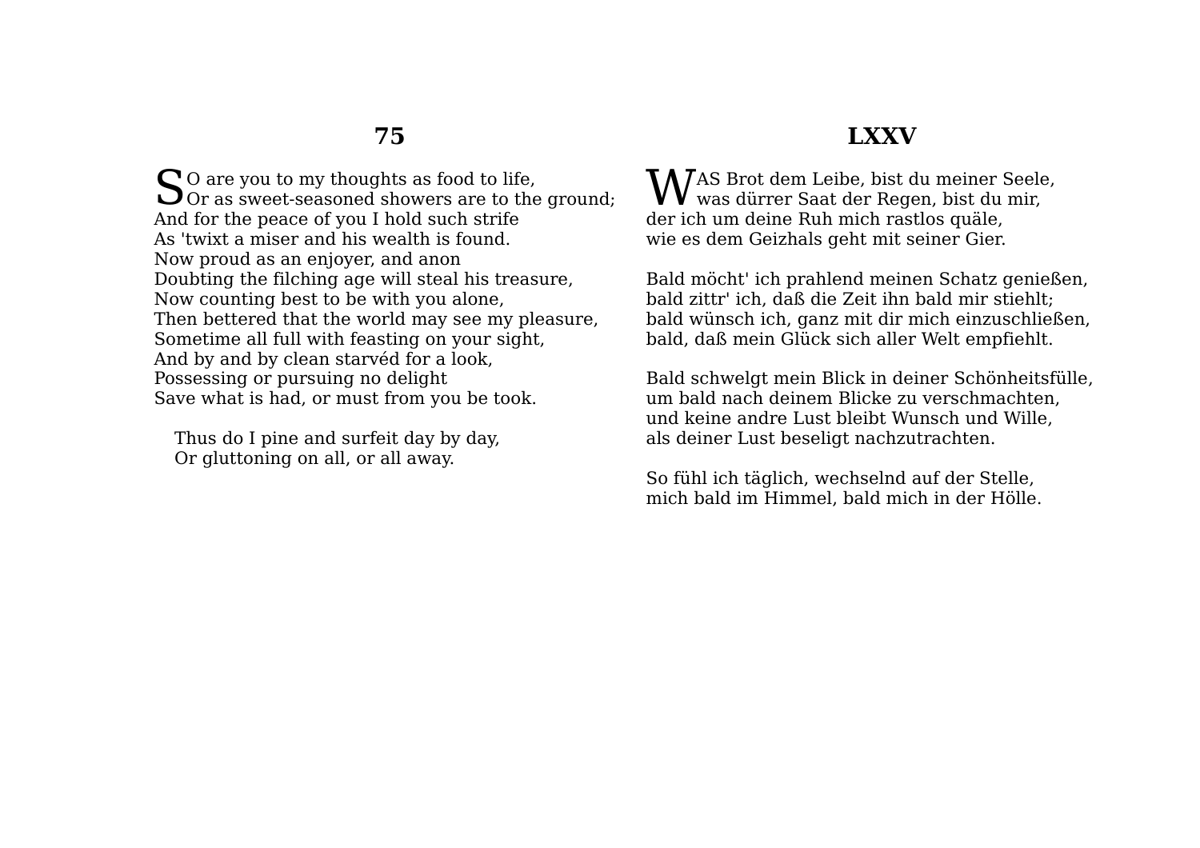## 75

SO are you to my thoughts as food to life,
Or as sweet-seasoned showers are to the ground;
And for the peace of you I hold such strife
As 'twixt a miser and his wealth is found.
Now proud as an enjoyer, and anon
Doubting the filching age will steal his treasure,
Now counting best to be with you alone,
Then bettered that the world may see my pleasure,
Sometime all full with feasting on your sight,
And by and by clean starvéd for a look,
Possessing or pursuing no delight
Save what is had, or must from you be took.

Thus do I pine and surfeit day by day,
Or gluttoning on all, or all away.

## LXXV

WAS Brot dem Leibe, bist du meiner Seele,
was dürrer Saat der Regen, bist du mir,
der ich um deine Ruh mich rastlos quäle,
wie es dem Geizhals geht mit seiner Gier.

Bald möcht' ich prahlend meinen Schatz genießen,
bald zittr' ich, daß die Zeit ihn bald mir stiehlt;
bald wünsch ich, ganz mit dir mich einzuschließen,
bald, daß mein Glück sich aller Welt empfiehlt.

Bald schwelgt mein Blick in deiner Schönheitsfülle,
um bald nach deinem Blicke zu verschmachten,
und keine andre Lust bleibt Wunsch und Wille,
als deiner Lust beseligt nachzutrachten.

So fühl ich täglich, wechselnd auf der Stelle,
mich bald im Himmel, bald mich in der Hölle.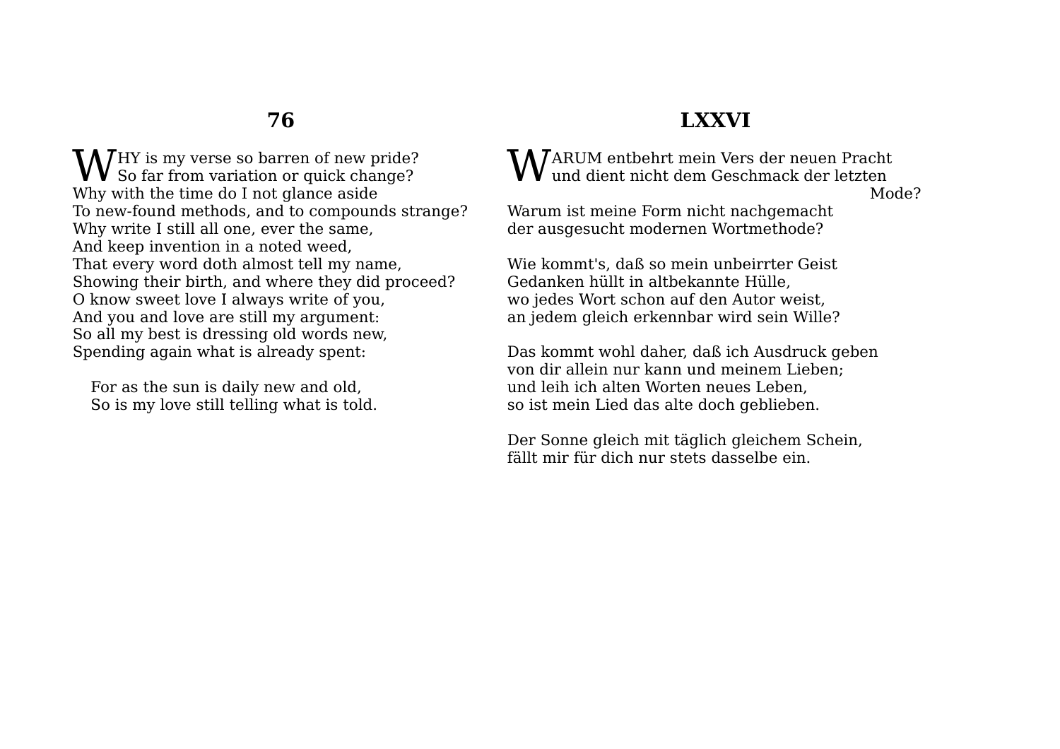## 76

WHY is my verse so barren of new pride?
So far from variation or quick change?
Why with the time do I not glance aside
To new-found methods, and to compounds strange?
Why write I still all one, ever the same,
And keep invention in a noted weed,
That every word doth almost tell my name,
Showing their birth, and where they did proceed?
O know sweet love I always write of you,
And you and love are still my argument:
So all my best is dressing old words new,
Spending again what is already spent:

For as the sun is daily new and old,
So is my love still telling what is told.

## LXXVI

WARUM entbehrt mein Vers der neuen Pracht
und dient nicht dem Geschmack der letzten Mode?
Warum ist meine Form nicht nachgemacht
der ausgesucht modernen Wortmethode?

Wie kommt's, daß so mein unbeirrter Geist
Gedanken hüllt in altbekannte Hülle,
wo jedes Wort schon auf den Autor weist,
an jedem gleich erkennbar wird sein Wille?

Das kommt wohl daher, daß ich Ausdruck geben
von dir allein nur kann und meinem Lieben;
und leih ich alten Worten neues Leben,
so ist mein Lied das alte doch geblieben.

Der Sonne gleich mit täglich gleichem Schein,
fällt mir für dich nur stets dasselbe ein.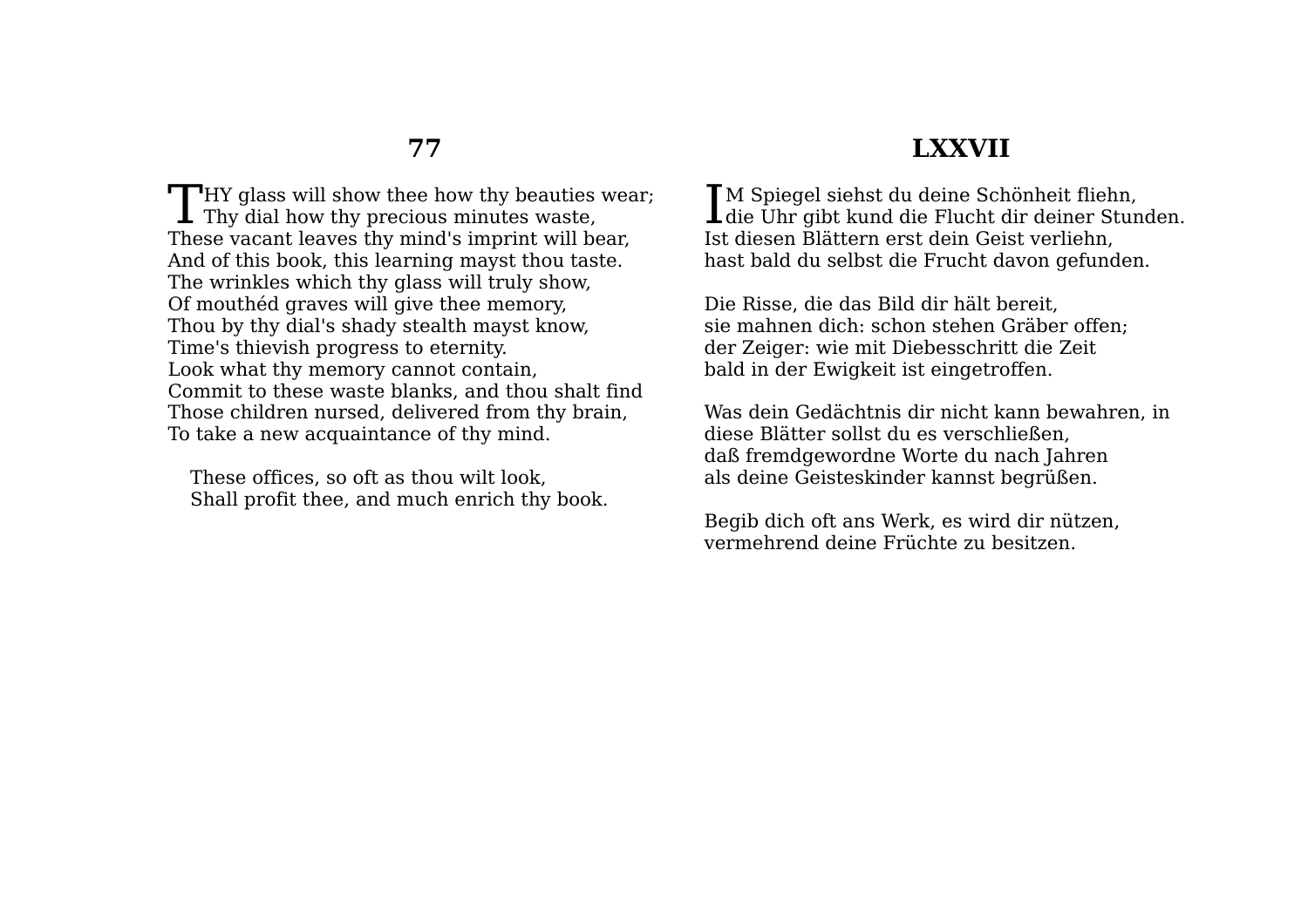## 77

THY glass will show thee how thy beauties wear;
Thy dial how thy precious minutes waste,
These vacant leaves thy mind's imprint will bear,
And of this book, this learning mayst thou taste.
The wrinkles which thy glass will truly show,
Of mouthéd graves will give thee memory,
Thou by thy dial's shady stealth mayst know,
Time's thievish progress to eternity.
Look what thy memory cannot contain,
Commit to these waste blanks, and thou shalt find
Those children nursed, delivered from thy brain,
To take a new acquaintance of thy mind.

These offices, so oft as thou wilt look,
Shall profit thee, and much enrich thy book.

## LXXVII

IM Spiegel siehst du deine Schönheit fliehn,
die Uhr gibt kund die Flucht dir deiner Stunden.
Ist diesen Blättern erst dein Geist verliehn,
hast bald du selbst die Frucht davon gefunden.

Die Risse, die das Bild dir hält bereit,
sie mahnen dich: schon stehen Gräber offen;
der Zeiger: wie mit Diebesschritt die Zeit
bald in der Ewigkeit ist eingetroffen.

Was dein Gedächtnis dir nicht kann bewahren, in
diese Blätter sollst du es verschließen,
daß fremdgewordne Worte du nach Jahren
als deine Geisteskinder kannst begrüßen.

Begib dich oft ans Werk, es wird dir nützen,
vermehrend deine Früchte zu besitzen.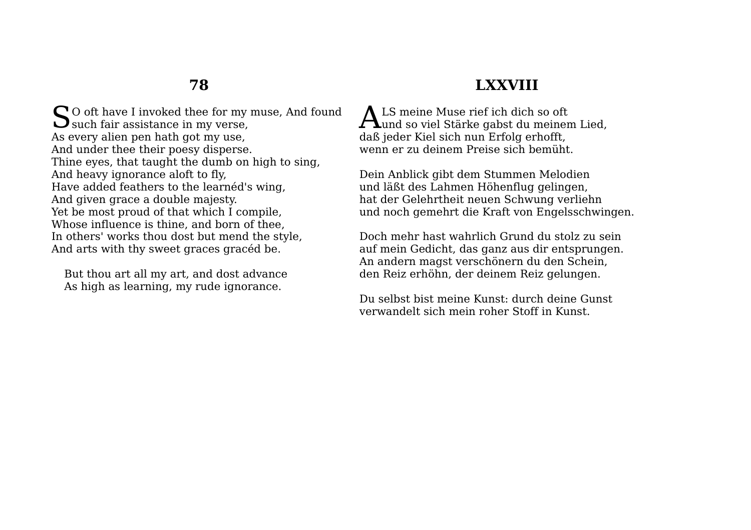## 78

SO oft have I invoked thee for my muse, And found such fair assistance in my verse,
As every alien pen hath got my use,
And under thee their poesy disperse.
Thine eyes, that taught the dumb on high to sing,
And heavy ignorance aloft to fly,
Have added feathers to the learnéd's wing,
And given grace a double majesty.
Yet be most proud of that which I compile,
Whose influence is thine, and born of thee,
In others' works thou dost but mend the style,
And arts with thy sweet graces gracéd be.

But thou art all my art, and dost advance
As high as learning, my rude ignorance.

## LXXVIII

ALS meine Muse rief ich dich so oft
und so viel Stärke gabst du meinem Lied,
daß jeder Kiel sich nun Erfolg erhofft,
wenn er zu deinem Preise sich bemüht.

Dein Anblick gibt dem Stummen Melodien
und läßt des Lahmen Höhenflug gelingen,
hat der Gelehrtheit neuen Schwung verliehn
und noch gemehrt die Kraft von Engelsschwingen.

Doch mehr hast wahrlich Grund du stolz zu sein
auf mein Gedicht, das ganz aus dir entsprungen.
An andern magst verschönern du den Schein,
den Reiz erhöhn, der deinem Reiz gelungen.

Du selbst bist meine Kunst: durch deine Gunst
verwandelt sich mein roher Stoff in Kunst.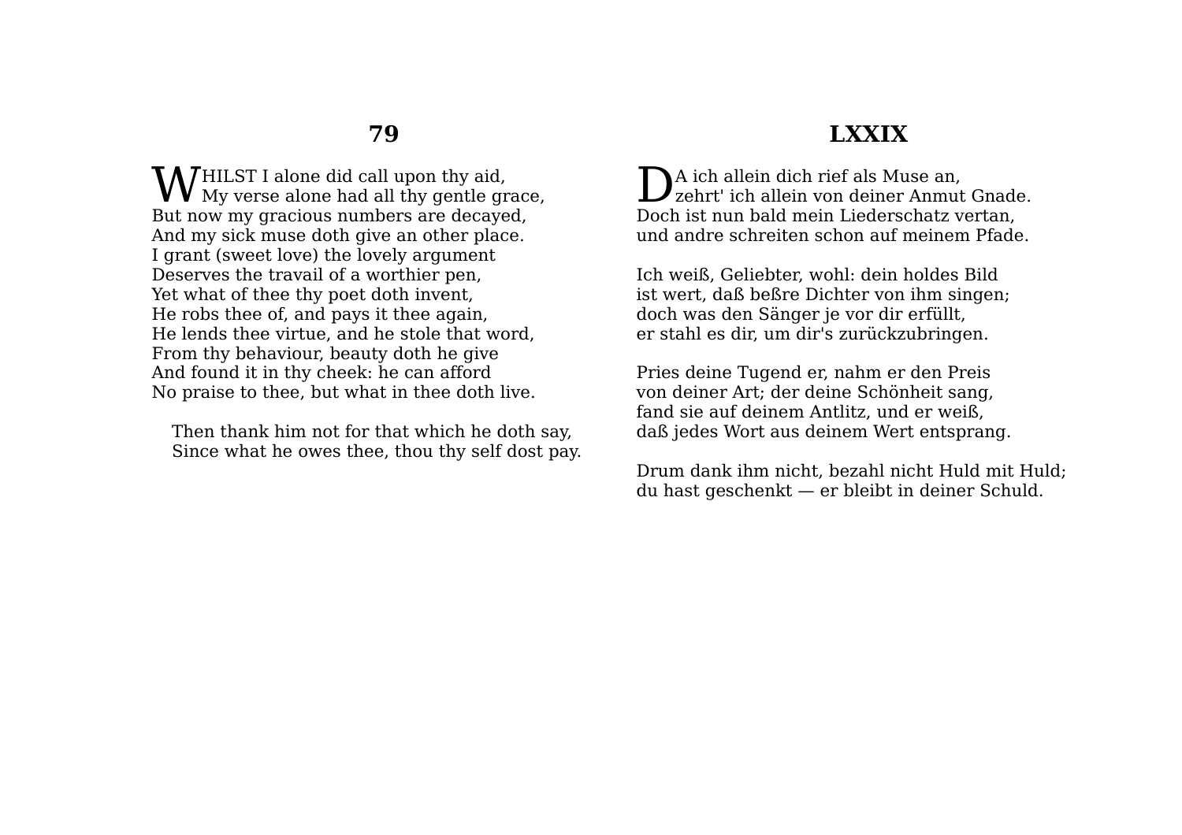## 79

WHILST I alone did call upon thy aid,
My verse alone had all thy gentle grace,
But now my gracious numbers are decayed,
And my sick muse doth give an other place.
I grant (sweet love) the lovely argument
Deserves the travail of a worthier pen,
Yet what of thee thy poet doth invent,
He robs thee of, and pays it thee again,
He lends thee virtue, and he stole that word,
From thy behaviour, beauty doth he give
And found it in thy cheek: he can afford
No praise to thee, but what in thee doth live.

Then thank him not for that which he doth say,
Since what he owes thee, thou thy self dost pay.

## LXXIX

DA ich allein dich rief als Muse an,
zehrt' ich allein von deiner Anmut Gnade.
Doch ist nun bald mein Liederschatz vertan,
und andre schreiten schon auf meinem Pfade.

Ich weiß, Geliebter, wohl: dein holdes Bild
ist wert, daß beßre Dichter von ihm singen;
doch was den Sänger je vor dir erfüllt,
er stahl es dir, um dir's zurückzubringen.

Pries deine Tugend er, nahm er den Preis
von deiner Art; der deine Schönheit sang,
fand sie auf deinem Antlitz, und er weiß,
daß jedes Wort aus deinem Wert entsprang.

Drum dank ihm nicht, bezahl nicht Huld mit Huld;
du hast geschenkt — er bleibt in deiner Schuld.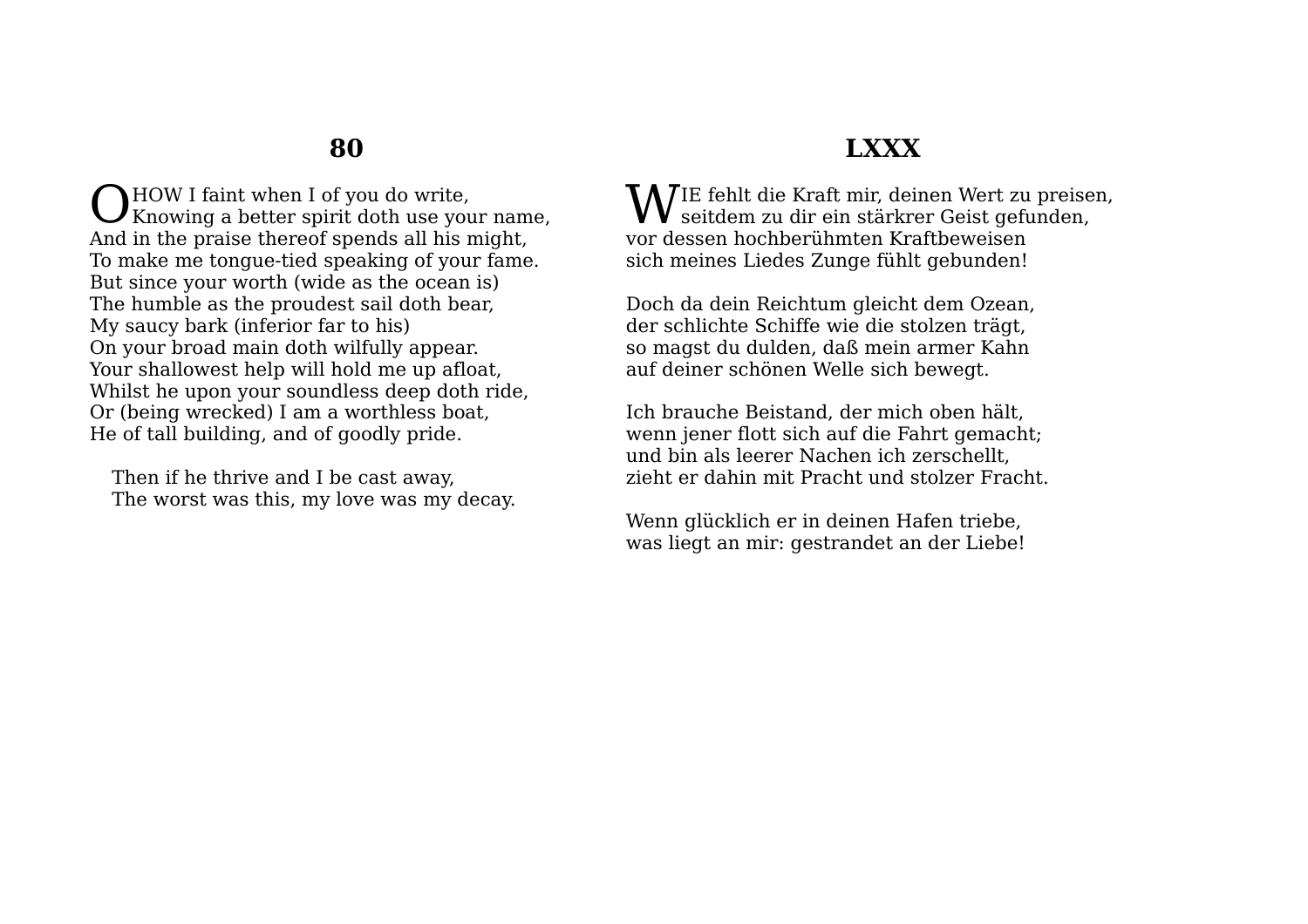## 80

OHOW I faint when I of you do write,
Knowing a better spirit doth use your name,
And in the praise thereof spends all his might,
To make me tongue-tied speaking of your fame.
But since your worth (wide as the ocean is)
The humble as the proudest sail doth bear,
My saucy bark (inferior far to his)
On your broad main doth wilfully appear.
Your shallowest help will hold me up afloat,
Whilst he upon your soundless deep doth ride,
Or (being wrecked) I am a worthless boat,
He of tall building, and of goodly pride.

Then if he thrive and I be cast away,
The worst was this, my love was my decay.

## LXXX

WIE fehlt die Kraft mir, deinen Wert zu preisen,
seitdem zu dir ein stärkrer Geist gefunden,
vor dessen hochberühmten Kraftbeweisen
sich meines Liedes Zunge fühlt gebunden!

Doch da dein Reichtum gleicht dem Ozean,
der schlichte Schiffe wie die stolzen trägt,
so magst du dulden, daß mein armer Kahn
auf deiner schönen Welle sich bewegt.

Ich brauche Beistand, der mich oben hält,
wenn jener flott sich auf die Fahrt gemacht;
und bin als leerer Nachen ich zerschellt,
zieht er dahin mit Pracht und stolzer Fracht.

Wenn glücklich er in deinen Hafen triebe,
was liegt an mir: gestrandet an der Liebe!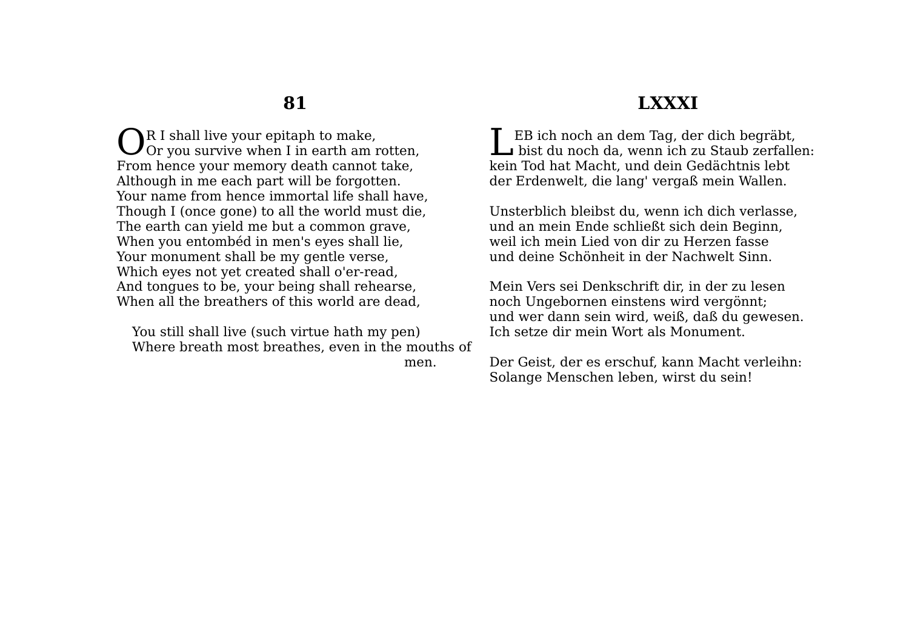## 81

OR I shall live your epitaph to make,
Or you survive when I in earth am rotten,
From hence your memory death cannot take,
Although in me each part will be forgotten.
Your name from hence immortal life shall have,
Though I (once gone) to all the world must die,
The earth can yield me but a common grave,
When you entombéd in men's eyes shall lie,
Your monument shall be my gentle verse,
Which eyes not yet created shall o'er-read,
And tongues to be, your being shall rehearse,
When all the breathers of this world are dead,

You still shall live (such virtue hath my pen)
Where breath most breathes, even in the mouths of men.

## LXXXI

LEB ich noch an dem Tag, der dich begräbt,
bist du noch da, wenn ich zu Staub zerfallen:
kein Tod hat Macht, und dein Gedächtnis lebt
der Erdenwelt, die lang' vergaß mein Wallen.

Unsterblich bleibst du, wenn ich dich verlasse,
und an mein Ende schließt sich dein Beginn,
weil ich mein Lied von dir zu Herzen fasse
und deine Schönheit in der Nachwelt Sinn.

Mein Vers sei Denkschrift dir, in der zu lesen
noch Ungebornen einstens wird vergönnt;
und wer dann sein wird, weiß, daß du gewesen.
Ich setze dir mein Wort als Monument.

Der Geist, der es erschuf, kann Macht verleihn:
Solange Menschen leben, wirst du sein!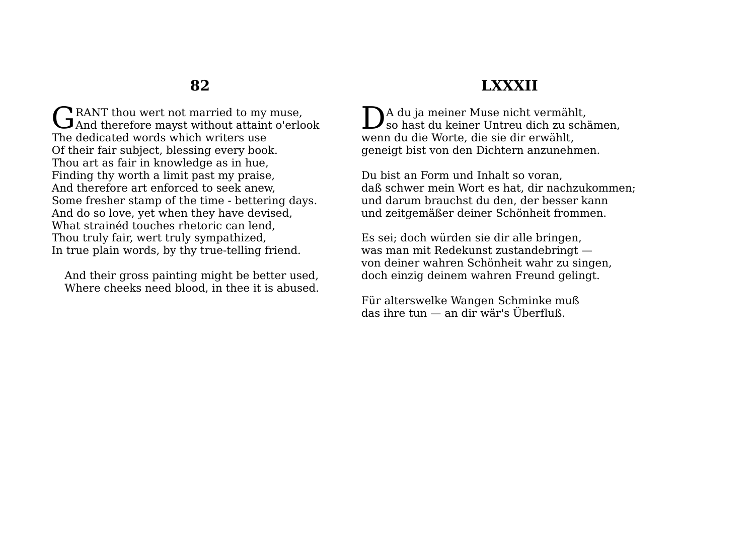## 82

GRANT thou wert not married to my muse,
And therefore mayst without attaint o'erlook
The dedicated words which writers use
Of their fair subject, blessing every book.
Thou art as fair in knowledge as in hue,
Finding thy worth a limit past my praise,
And therefore art enforced to seek anew,
Some fresher stamp of the time - bettering days.
And do so love, yet when they have devised,
What strainéd touches rhetoric can lend,
Thou truly fair, wert truly sympathized,
In true plain words, by thy true-telling friend.

And their gross painting might be better used,
Where cheeks need blood, in thee it is abused.

## LXXXII

DA du ja meiner Muse nicht vermählt,
so hast du keiner Untreu dich zu schämen,
wenn du die Worte, die sie dir erwählt,
geneigt bist von den Dichtern anzunehmen.

Du bist an Form und Inhalt so voran,
daß schwer mein Wort es hat, dir nachzukommen;
und darum brauchst du den, der besser kann
und zeitgemäßer deiner Schönheit frommen.

Es sei; doch würden sie dir alle bringen,
was man mit Redekunst zustandebringt —
von deiner wahren Schönheit wahr zu singen,
doch einzig deinem wahren Freund gelingt.

Für alterswelke Wangen Schminke muß
das ihre tun — an dir wär's Überfluß.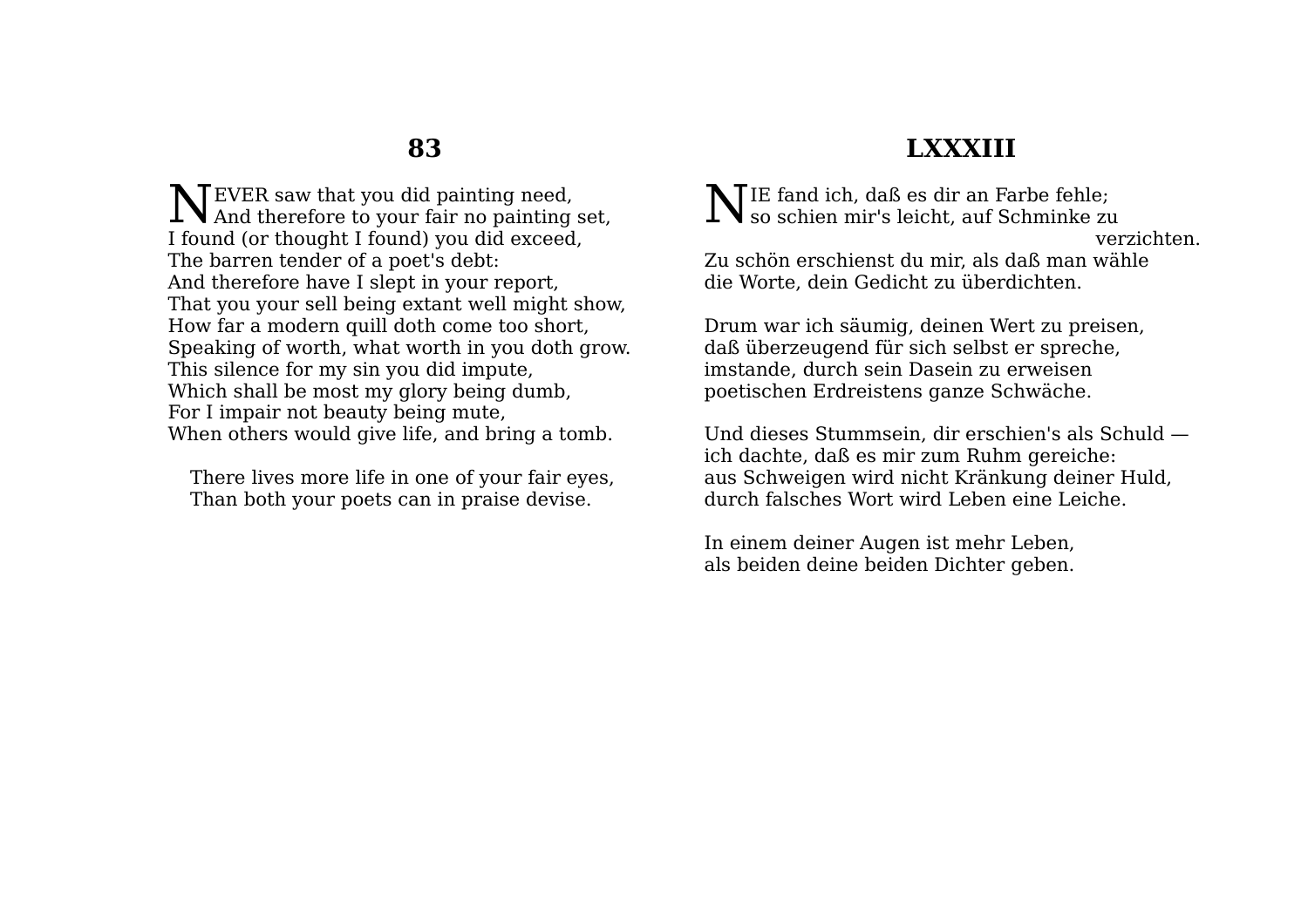## 83

NEVER saw that you did painting need,
And therefore to your fair no painting set,
I found (or thought I found) you did exceed,
The barren tender of a poet's debt:
And therefore have I slept in your report,
That you your sell being extant well might show,
How far a modern quill doth come too short,
Speaking of worth, what worth in you doth grow.
This silence for my sin you did impute,
Which shall be most my glory being dumb,
For I impair not beauty being mute,
When others would give life, and bring a tomb.

There lives more life in one of your fair eyes,
Than both your poets can in praise devise.

## LXXXIII

NIE fand ich, daß es dir an Farbe fehle;
so schien mir's leicht, auf Schminke zu verzichten.
Zu schön erschienst du mir, als daß man wähle
die Worte, dein Gedicht zu überdichten.

Drum war ich säumig, deinen Wert zu preisen,
daß überzeugend für sich selbst er spreche,
imstande, durch sein Dasein zu erweisen
poetischen Erdreistens ganze Schwäche.

Und dieses Stummsein, dir erschien's als Schuld —
ich dachte, daß es mir zum Ruhm gereiche:
aus Schweigen wird nicht Kränkung deiner Huld,
durch falsches Wort wird Leben eine Leiche.

In einem deiner Augen ist mehr Leben,
als beiden deine beiden Dichter geben.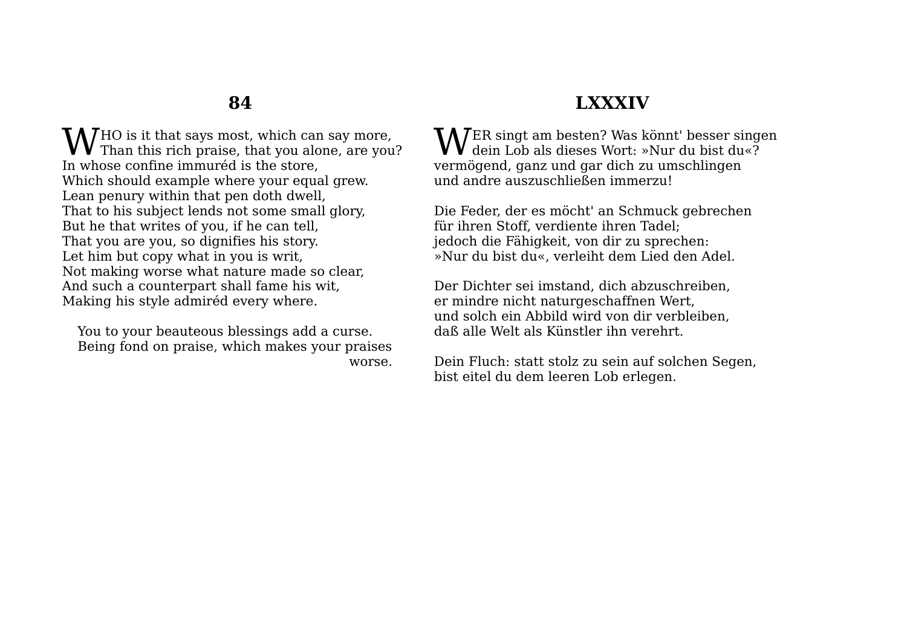## 84

WHO is it that says most, which can say more,
Than this rich praise, that you alone, are you?
In whose confine immuréd is the store,
Which should example where your equal grew.
Lean penury within that pen doth dwell,
That to his subject lends not some small glory,
But he that writes of you, if he can tell,
That you are you, so dignifies his story.
Let him but copy what in you is writ,
Not making worse what nature made so clear,
And such a counterpart shall fame his wit,
Making his style admiréd every where.

You to your beauteous blessings add a curse.
Being fond on praise, which makes your praises worse.

## LXXXIV

WER singt am besten? Was könnt' besser singen
dein Lob als dieses Wort: »Nur du bist du«?
vermögend, ganz und gar dich zu umschlingen
und andre auszuschließen immerzu!

Die Feder, der es möcht' an Schmuck gebrechen
für ihren Stoff, verdiente ihren Tadel;
jedoch die Fähigkeit, von dir zu sprechen:
»Nur du bist du«, verleiht dem Lied den Adel.

Der Dichter sei imstand, dich abzuschreiben,
er mindre nicht naturgeschaffnen Wert,
und solch ein Abbild wird von dir verbleiben,
daß alle Welt als Künstler ihn verehrt.

Dein Fluch: statt stolz zu sein auf solchen Segen,
bist eitel du dem leeren Lob erlegen.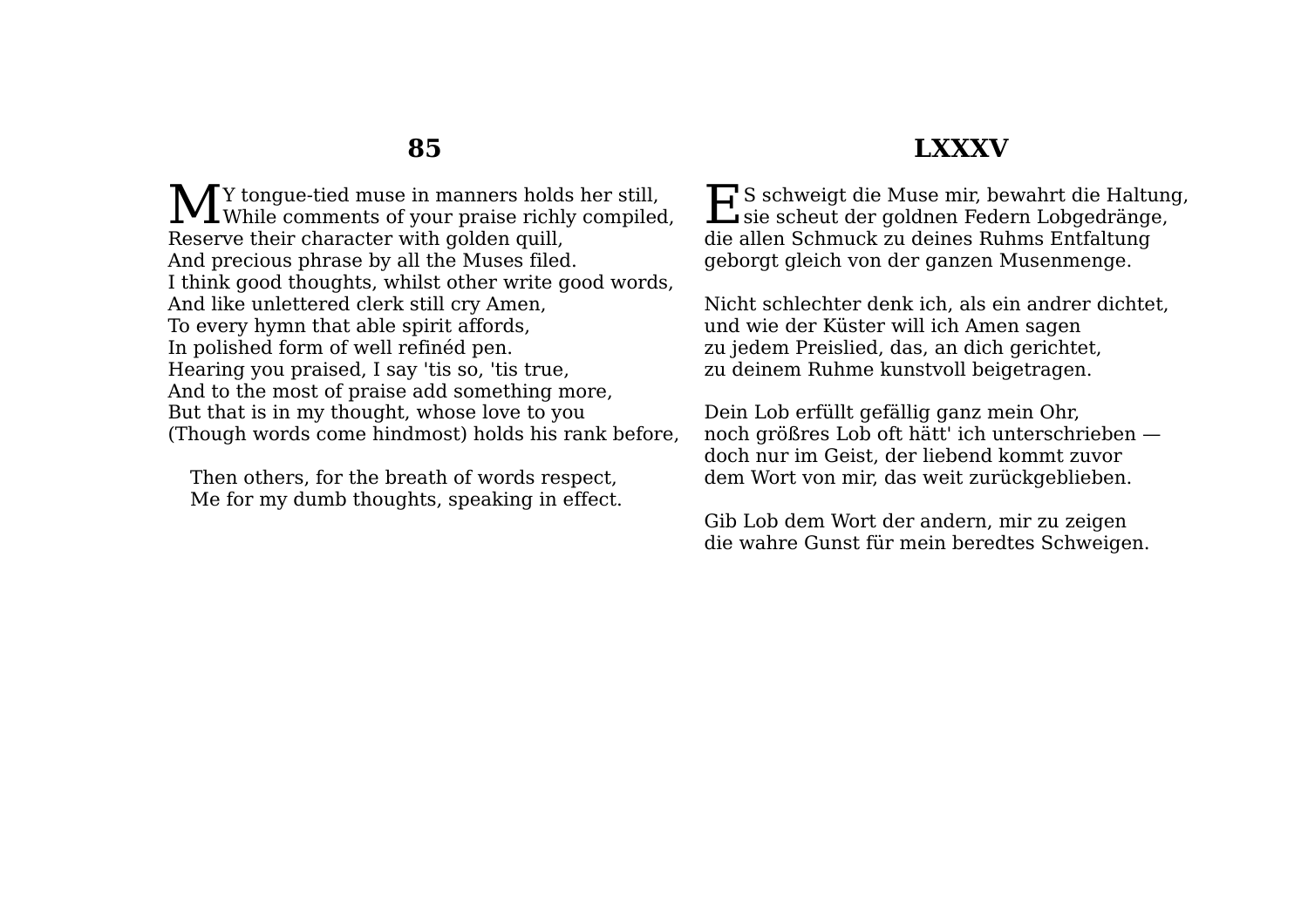## 85

MY tongue-tied muse in manners holds her still,
While comments of your praise richly compiled,
Reserve their character with golden quill,
And precious phrase by all the Muses filed.
I think good thoughts, whilst other write good words,
And like unlettered clerk still cry Amen,
To every hymn that able spirit affords,
In polished form of well refinéd pen.
Hearing you praised, I say 'tis so, 'tis true,
And to the most of praise add something more,
But that is in my thought, whose love to you
(Though words come hindmost) holds his rank before,

Then others, for the breath of words respect,
Me for my dumb thoughts, speaking in effect.

## LXXXV

ES schweigt die Muse mir, bewahrt die Haltung,
sie scheut der goldnen Federn Lobgedränge,
die allen Schmuck zu deines Ruhms Entfaltung
geborgt gleich von der ganzen Musenmenge.

Nicht schlechter denk ich, als ein andrer dichtet,
und wie der Küster will ich Amen sagen
zu jedem Preislied, das, an dich gerichtet,
zu deinem Ruhme kunstvoll beigetragen.

Dein Lob erfüllt gefällig ganz mein Ohr,
noch größres Lob oft hätt' ich unterschrieben —
doch nur im Geist, der liebend kommt zuvor
dem Wort von mir, das weit zurückgeblieben.

Gib Lob dem Wort der andern, mir zu zeigen
die wahre Gunst für mein beredtes Schweigen.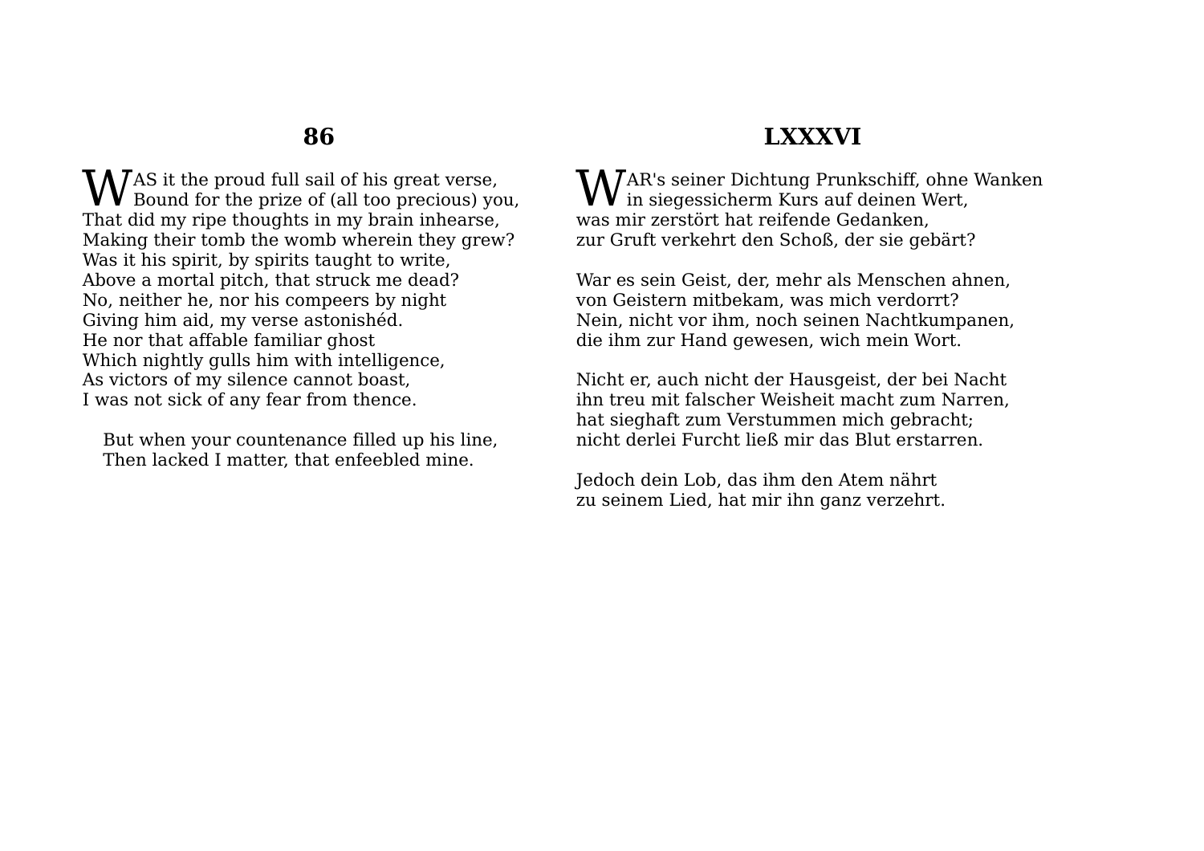## 86

WAS it the proud full sail of his great verse,
Bound for the prize of (all too precious) you,
That did my ripe thoughts in my brain inhearse,
Making their tomb the womb wherein they grew?
Was it his spirit, by spirits taught to write,
Above a mortal pitch, that struck me dead?
No, neither he, nor his compeers by night
Giving him aid, my verse astonishéd.
He nor that affable familiar ghost
Which nightly gulls him with intelligence,
As victors of my silence cannot boast,
I was not sick of any fear from thence.

But when your countenance filled up his line,
Then lacked I matter, that enfeebled mine.

## LXXXVI

WAR's seiner Dichtung Prunkschiff, ohne Wanken
in siegessicherm Kurs auf deinen Wert,
was mir zerstört hat reifende Gedanken,
zur Gruft verkehrt den Schoß, der sie gebärt?

War es sein Geist, der, mehr als Menschen ahnen,
von Geistern mitbekam, was mich verdorrt?
Nein, nicht vor ihm, noch seinen Nachtkumpanen,
die ihm zur Hand gewesen, wich mein Wort.

Nicht er, auch nicht der Hausgeist, der bei Nacht
ihn treu mit falscher Weisheit macht zum Narren,
hat sieghaft zum Verstummen mich gebracht;
nicht derlei Furcht ließ mir das Blut erstarren.

Jedoch dein Lob, das ihm den Atem nährt
zu seinem Lied, hat mir ihn ganz verzehrt.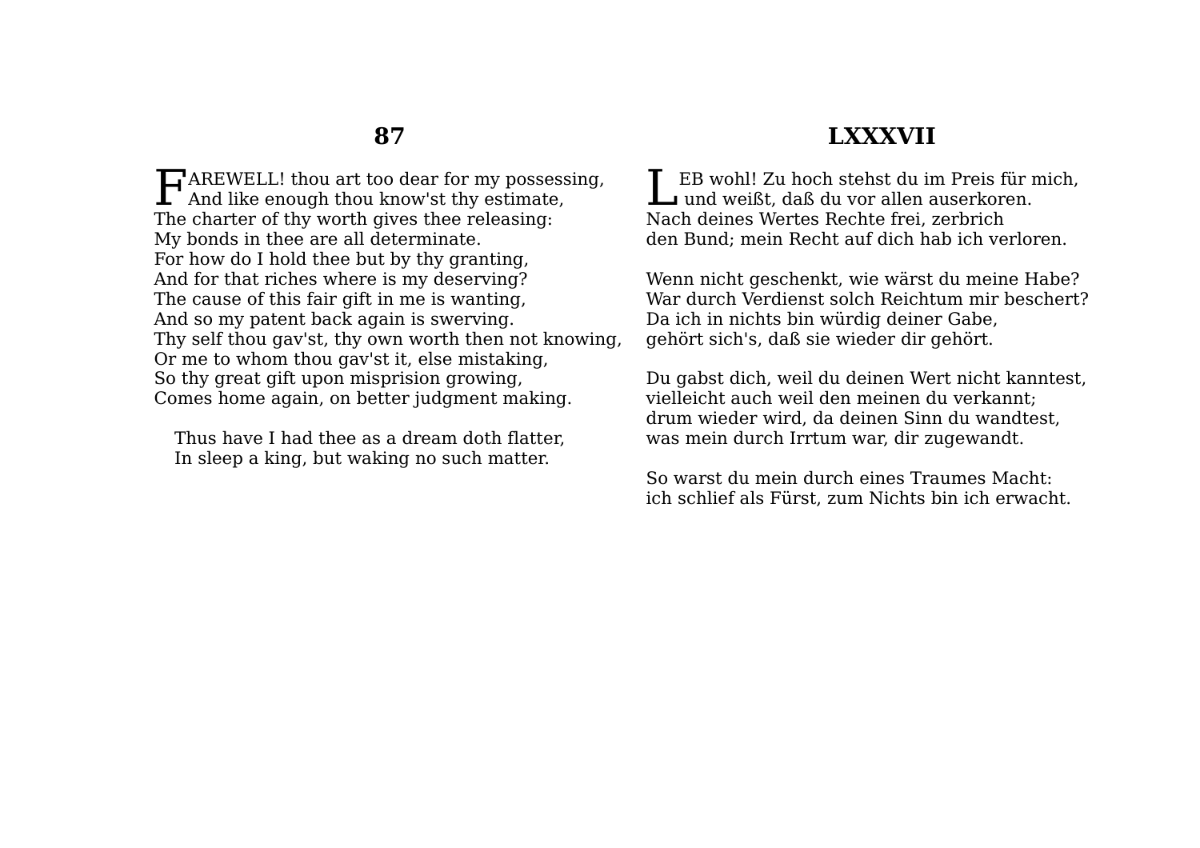## 87

FAREWELL! thou art too dear for my possessing,
And like enough thou know'st thy estimate,
The charter of thy worth gives thee releasing:
My bonds in thee are all determinate.
For how do I hold thee but by thy granting,
And for that riches where is my deserving?
The cause of this fair gift in me is wanting,
And so my patent back again is swerving.
Thy self thou gav'st, thy own worth then not knowing,
Or me to whom thou gav'st it, else mistaking,
So thy great gift upon misprision growing,
Comes home again, on better judgment making.

Thus have I had thee as a dream doth flatter,
In sleep a king, but waking no such matter.

## LXXXVII

LEB wohl! Zu hoch stehst du im Preis für mich,
und weißt, daß du vor allen auserkoren.
Nach deines Wertes Rechte frei, zerbrich
den Bund; mein Recht auf dich hab ich verloren.

Wenn nicht geschenkt, wie wärst du meine Habe?
War durch Verdienst solch Reichtum mir beschert?
Da ich in nichts bin würdig deiner Gabe,
gehört sich's, daß sie wieder dir gehört.

Du gabst dich, weil du deinen Wert nicht kanntest,
vielleicht auch weil den meinen du verkannt;
drum wieder wird, da deinen Sinn du wandtest,
was mein durch Irrtum war, dir zugewandt.

So warst du mein durch eines Traumes Macht:
ich schlief als Fürst, zum Nichts bin ich erwacht.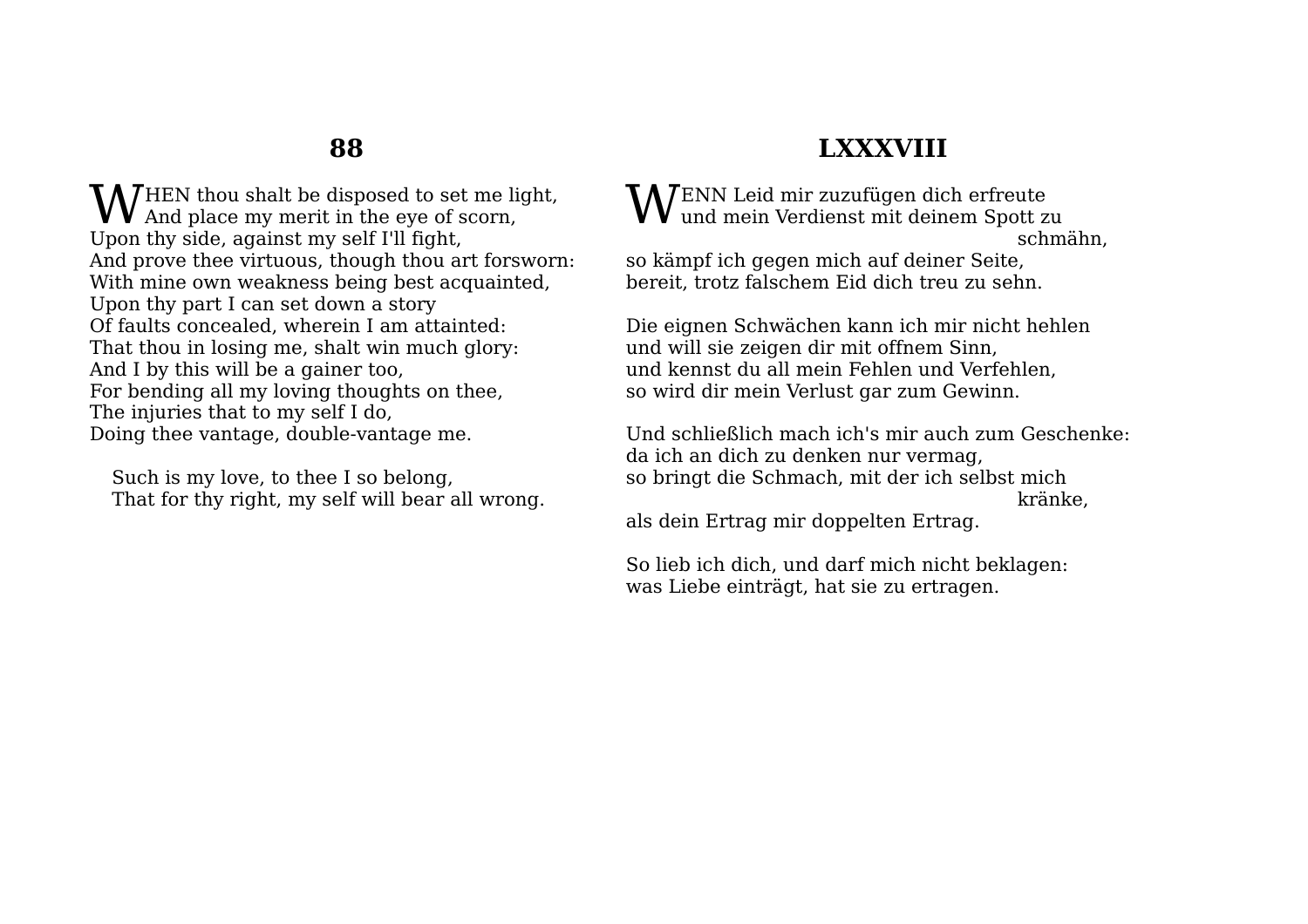## 88

WHEN thou shalt be disposed to set me light,
And place my merit in the eye of scorn,
Upon thy side, against my self I'll fight,
And prove thee virtuous, though thou art forsworn:
With mine own weakness being best acquainted,
Upon thy part I can set down a story
Of faults concealed, wherein I am attainted:
That thou in losing me, shalt win much glory:
And I by this will be a gainer too,
For bending all my loving thoughts on thee,
The injuries that to my self I do,
Doing thee vantage, double-vantage me.

Such is my love, to thee I so belong,
That for thy right, my self will bear all wrong.

## LXXXVIII

WENN Leid mir zuzufügen dich erfreute
und mein Verdienst mit deinem Spott zu schmähn,
so kämpf ich gegen mich auf deiner Seite,
bereit, trotz falschem Eid dich treu zu sehn.

Die eignen Schwächen kann ich mir nicht hehlen
und will sie zeigen dir mit offnem Sinn,
und kennst du all mein Fehlen und Verfehlen,
so wird dir mein Verlust gar zum Gewinn.

Und schließlich mach ich's mir auch zum Geschenke:
da ich an dich zu denken nur vermag,
so bringt die Schmach, mit der ich selbst mich kränke,
als dein Ertrag mir doppelten Ertrag.

So lieb ich dich, und darf mich nicht beklagen:
was Liebe einträgt, hat sie zu ertragen.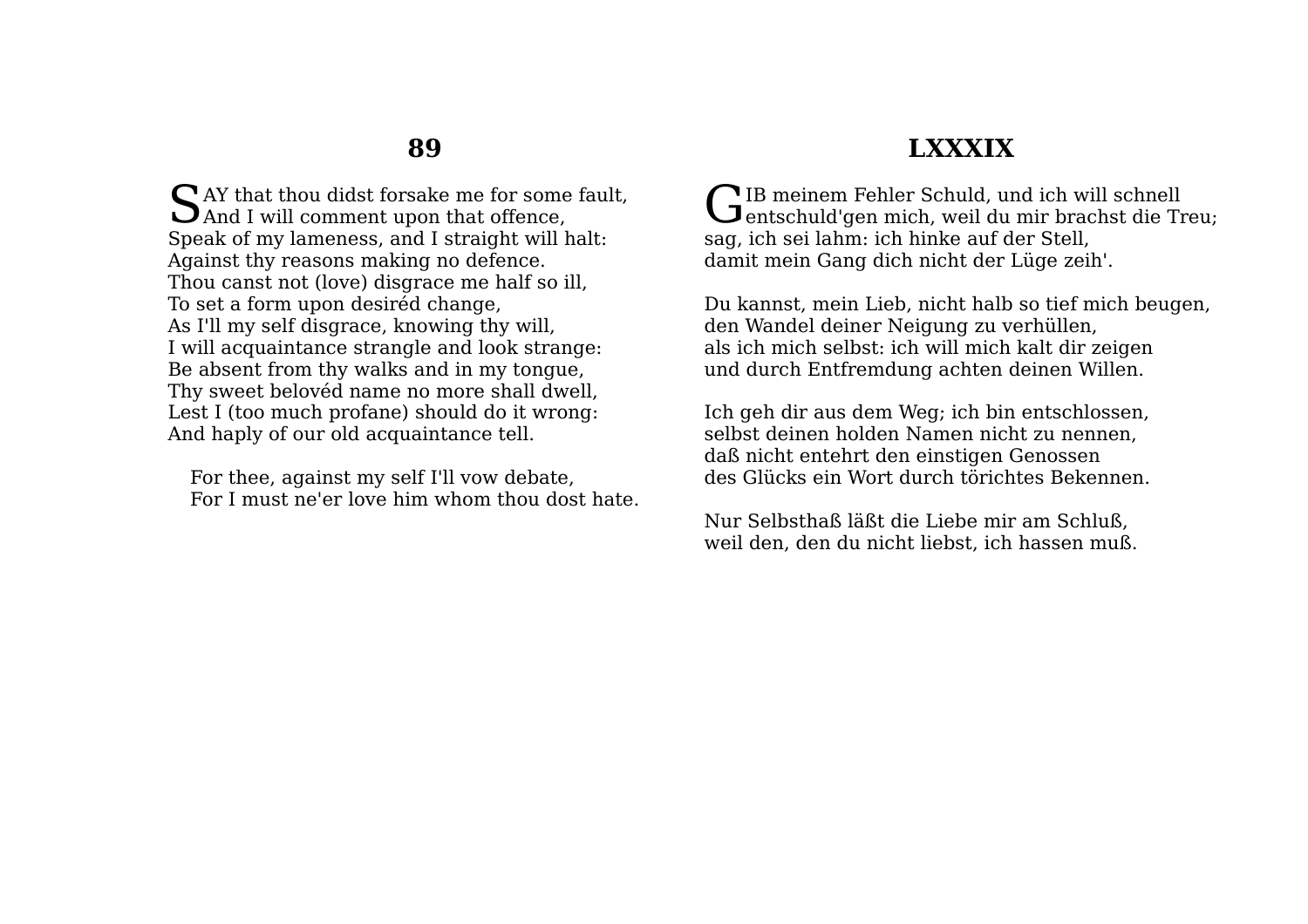## 89

SAY that thou didst forsake me for some fault,
And I will comment upon that offence,
Speak of my lameness, and I straight will halt:
Against thy reasons making no defence.
Thou canst not (love) disgrace me half so ill,
To set a form upon desiréd change,
As I'll my self disgrace, knowing thy will,
I will acquaintance strangle and look strange:
Be absent from thy walks and in my tongue,
Thy sweet belovéd name no more shall dwell,
Lest I (too much profane) should do it wrong:
And haply of our old acquaintance tell.

For thee, against my self I'll vow debate,
For I must ne'er love him whom thou dost hate.

## LXXXIX

GIB meinem Fehler Schuld, und ich will schnell
entschuld'gen mich, weil du mir brachst die Treu;
sag, ich sei lahm: ich hinke auf der Stell,
damit mein Gang dich nicht der Lüge zeih'.

Du kannst, mein Lieb, nicht halb so tief mich beugen,
den Wandel deiner Neigung zu verhüllen,
als ich mich selbst: ich will mich kalt dir zeigen
und durch Entfremdung achten deinen Willen.

Ich geh dir aus dem Weg; ich bin entschlossen,
selbst deinen holden Namen nicht zu nennen,
daß nicht entehrt den einstigen Genossen
des Glücks ein Wort durch törichtes Bekennen.

Nur Selbsthaß läßt die Liebe mir am Schluß,
weil den, den du nicht liebst, ich hassen muß.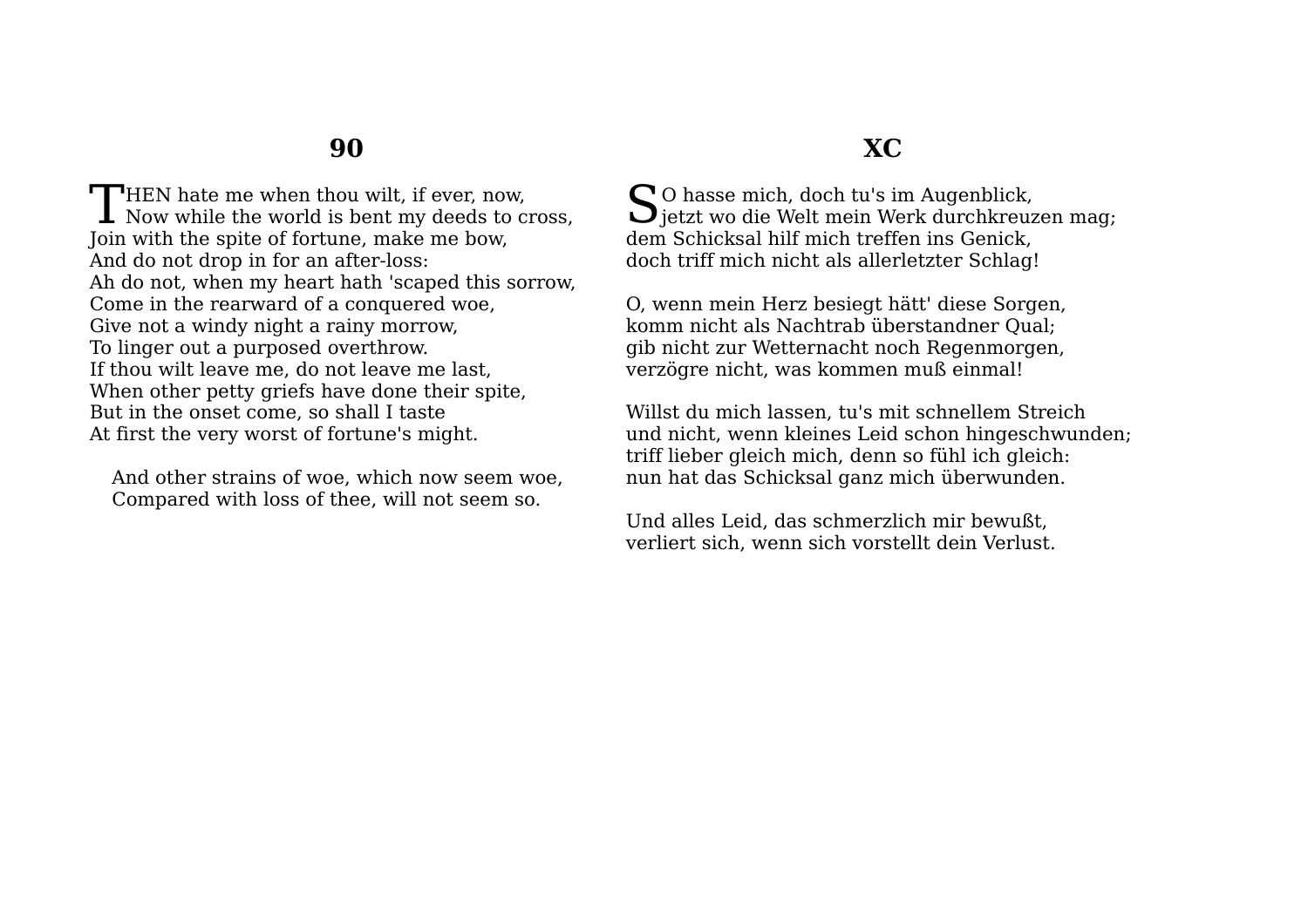## 90

THEN hate me when thou wilt, if ever, now,
Now while the world is bent my deeds to cross,
Join with the spite of fortune, make me bow,
And do not drop in for an after-loss:
Ah do not, when my heart hath 'scaped this sorrow,
Come in the rearward of a conquered woe,
Give not a windy night a rainy morrow,
To linger out a purposed overthrow.
If thou wilt leave me, do not leave me last,
When other petty griefs have done their spite,
But in the onset come, so shall I taste
At first the very worst of fortune's might.

And other strains of woe, which now seem woe,
Compared with loss of thee, will not seem so.

## XC

SO hasse mich, doch tu's im Augenblick,
jetzt wo die Welt mein Werk durchkreuzen mag;
dem Schicksal hilf mich treffen ins Genick,
doch triff mich nicht als allerletzter Schlag!

O, wenn mein Herz besiegt hätt' diese Sorgen,
komm nicht als Nachtrab überstandner Qual;
gib nicht zur Wetternacht noch Regenmorgen,
verzögre nicht, was kommen muß einmal!

Willst du mich lassen, tu's mit schnellem Streich
und nicht, wenn kleines Leid schon hingeschwunden;
triff lieber gleich mich, denn so fühl ich gleich:
nun hat das Schicksal ganz mich überwunden.

Und alles Leid, das schmerzlich mir bewußt,
verliert sich, wenn sich vorstellt dein Verlust.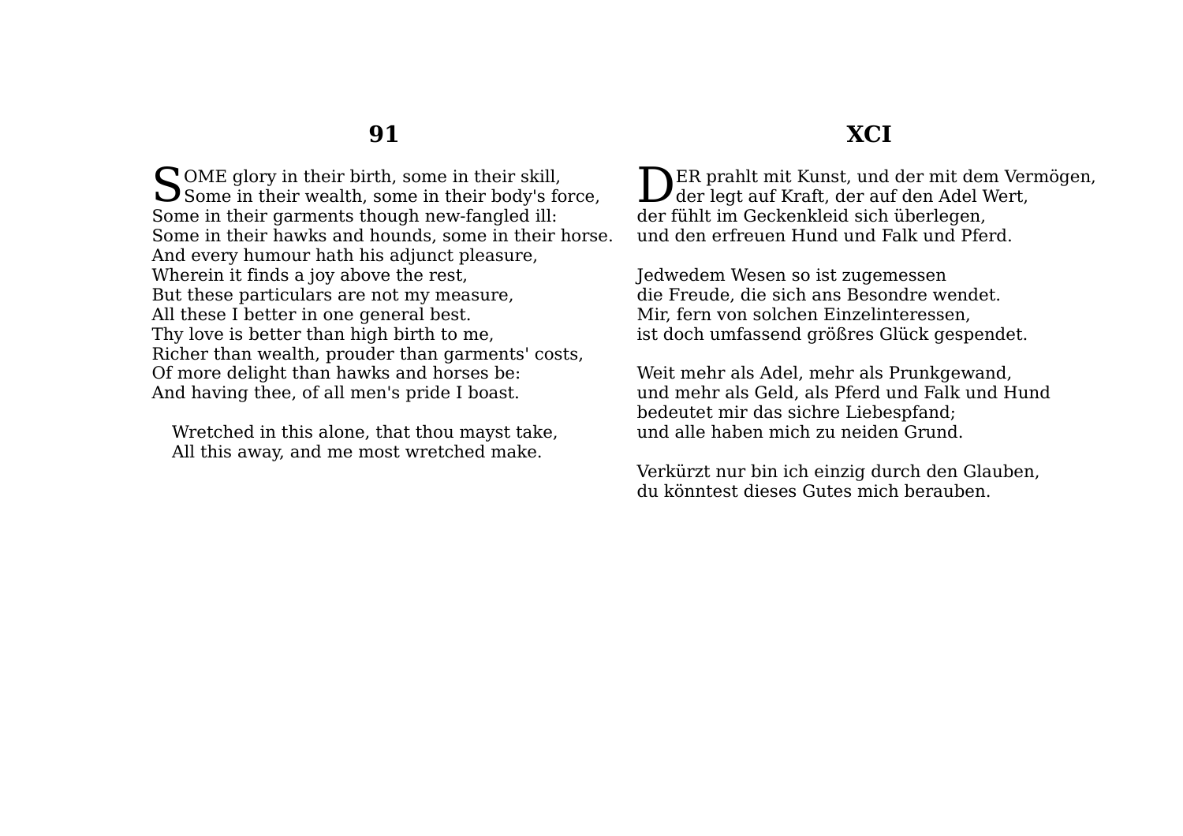## 91

SOME glory in their birth, some in their skill,
Some in their wealth, some in their body's force,
Some in their garments though new-fangled ill:
Some in their hawks and hounds, some in their horse.
And every humour hath his adjunct pleasure,
Wherein it finds a joy above the rest,
But these particulars are not my measure,
All these I better in one general best.
Thy love is better than high birth to me,
Richer than wealth, prouder than garments' costs,
Of more delight than hawks and horses be:
And having thee, of all men's pride I boast.

Wretched in this alone, that thou mayst take,
All this away, and me most wretched make.

## XCI

DER prahlt mit Kunst, und der mit dem Vermögen,
der legt auf Kraft, der auf den Adel Wert,
der fühlt im Geckenkleid sich überlegen,
und den erfreuen Hund und Falk und Pferd.

Jedwedem Wesen so ist zugemessen
die Freude, die sich ans Besondre wendet.
Mir, fern von solchen Einzelinteressen,
ist doch umfassend größres Glück gespendet.

Weit mehr als Adel, mehr als Prunkgewand,
und mehr als Geld, als Pferd und Falk und Hund
bedeutet mir das sichre Liebespfand;
und alle haben mich zu neiden Grund.

Verkürzt nur bin ich einzig durch den Glauben,
du könntest dieses Gutes mich berauben.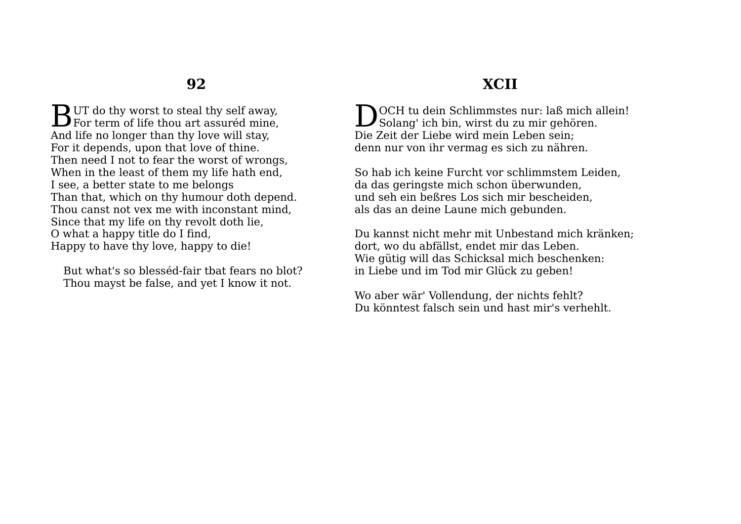## 92

BUT do thy worst to steal thy self away,
For term of life thou art assuréd mine,
And life no longer than thy love will stay,
For it depends, upon that love of thine.
Then need I not to fear the worst of wrongs,
When in the least of them my life hath end,
I see, a better state to me belongs
Than that, which on thy humour doth depend.
Thou canst not vex me with inconstant mind,
Since that my life on thy revolt doth lie,
O what a happy title do I find,
Happy to have thy love, happy to die!

But what's so blesséd-fair tbat fears no blot?
Thou mayst be false, and yet I know it not.

## XCII

DOCH tu dein Schlimmstes nur: laß mich allein!
Solang' ich bin, wirst du zu mir gehören.
Die Zeit der Liebe wird mein Leben sein;
denn nur von ihr vermag es sich zu nähren.

So hab ich keine Furcht vor schlimmstem Leiden,
da das geringste mich schon überwunden,
und seh ein beßres Los sich mir bescheiden,
als das an deine Laune mich gebunden.

Du kannst nicht mehr mit Unbestand mich kränken;
dort, wo du abfällst, endet mir das Leben.
Wie gütig will das Schicksal mich beschenken:
in Liebe und im Tod mir Glück zu geben!

Wo aber wär' Vollendung, der nichts fehlt?
Du könntest falsch sein und hast mir's verhehlt.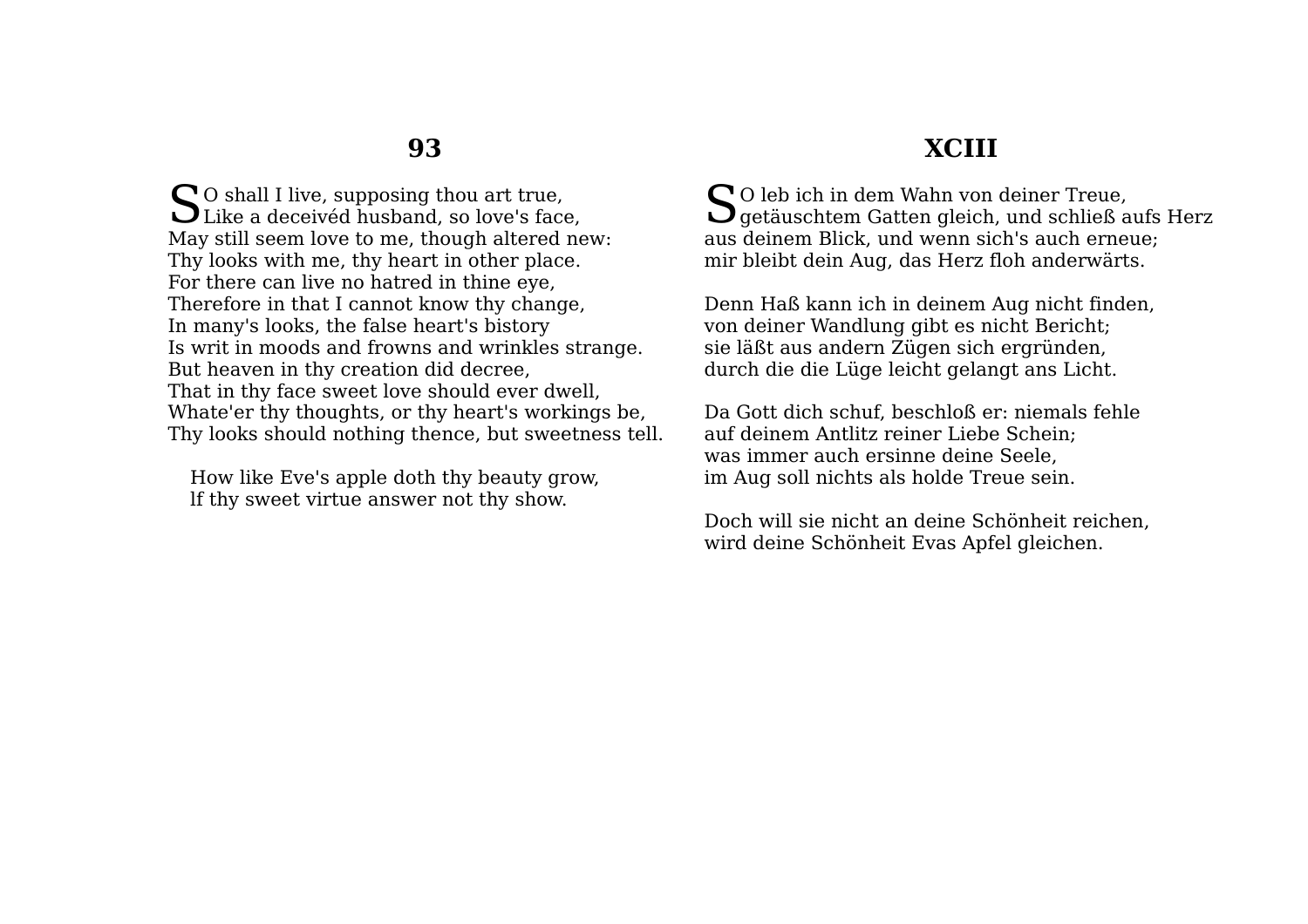## 93

SO shall I live, supposing thou art true,  
Like a deceivéd husband, so love's face,  
May still seem love to me, though altered new:  
Thy looks with me, thy heart in other place.  
For there can live no hatred in thine eye,  
Therefore in that I cannot know thy change,  
In many's looks, the false heart's bistory  
Is writ in moods and frowns and wrinkles strange.  
But heaven in thy creation did decree,  
That in thy face sweet love should ever dwell,  
Whate'er thy thoughts, or thy heart's workings be,  
Thy looks should nothing thence, but sweetness tell.

How like Eve's apple doth thy beauty grow,  
lf thy sweet virtue answer not thy show.

## XCIII

SO leb ich in dem Wahn von deiner Treue,  
getäuschtem Gatten gleich, und schließ aufs Herz  
aus deinem Blick, und wenn sich's auch erneue;  
mir bleibt dein Aug, das Herz floh anderwärts.

Denn Haß kann ich in deinem Aug nicht finden,  
von deiner Wandlung gibt es nicht Bericht;  
sie läßt aus andern Zügen sich ergründen,  
durch die die Lüge leicht gelangt ans Licht.

Da Gott dich schuf, beschloß er: niemals fehle  
auf deinem Antlitz reiner Liebe Schein;  
was immer auch ersinne deine Seele,  
im Aug soll nichts als holde Treue sein.

Doch will sie nicht an deine Schönheit reichen,  
wird deine Schönheit Evas Apfel gleichen.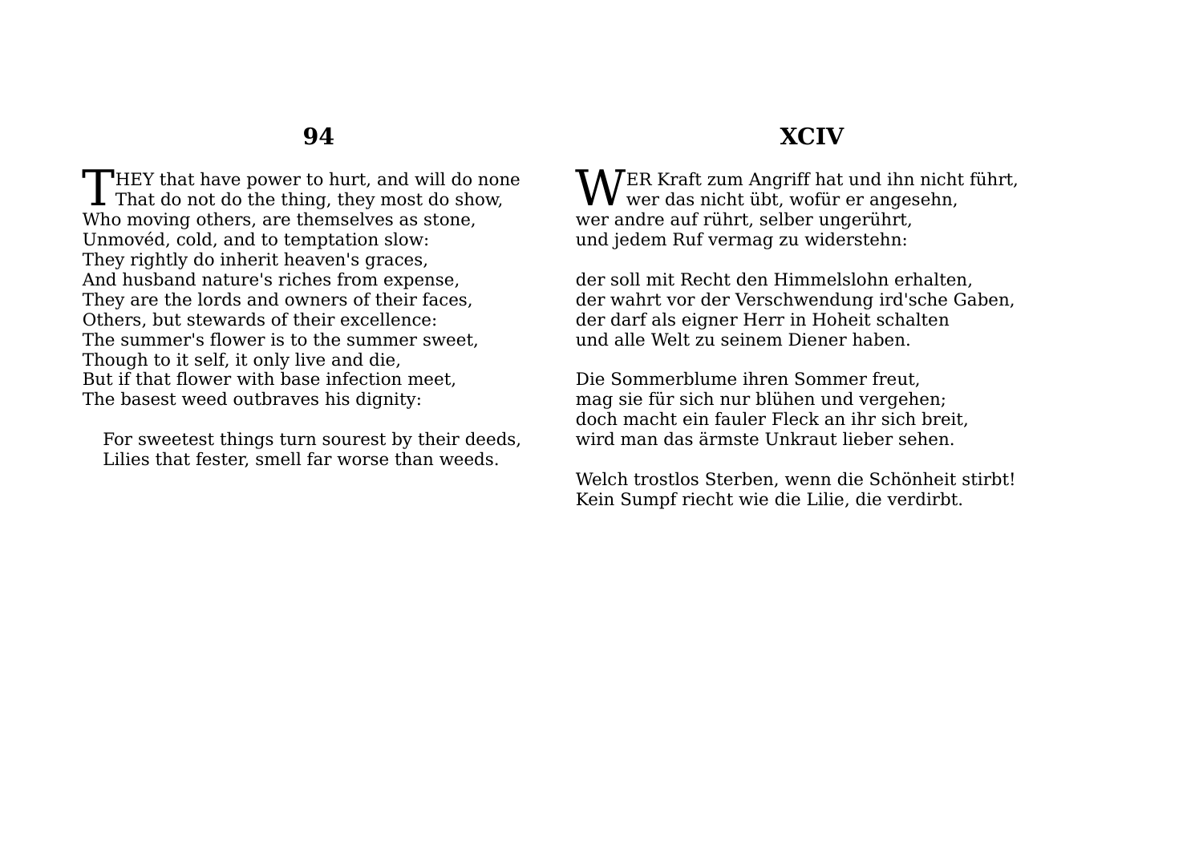## 94

THEY that have power to hurt, and will do none  
That do not do the thing, they most do show,  
Who moving others, are themselves as stone,  
Unmovéd, cold, and to temptation slow:  
They rightly do inherit heaven's graces,  
And husband nature's riches from expense,  
They are the lords and owners of their faces,  
Others, but stewards of their excellence:  
The summer's flower is to the summer sweet,  
Though to it self, it only live and die,  
But if that flower with base infection meet,  
The basest weed outbraves his dignity:

For sweetest things turn sourest by their deeds,  
Lilies that fester, smell far worse than weeds.

## XCIV

WER Kraft zum Angriff hat und ihn nicht führt,  
wer das nicht übt, wofür er angesehn,  
wer andre auf rührt, selber ungerührt,  
und jedem Ruf vermag zu widerstehn:

der soll mit Recht den Himmelslohn erhalten,  
der wahrt vor der Verschwendung ird'sche Gaben,  
der darf als eigner Herr in Hoheit schalten  
und alle Welt zu seinem Diener haben.

Die Sommerblume ihren Sommer freut,  
mag sie für sich nur blühen und vergehen;  
doch macht ein fauler Fleck an ihr sich breit,  
wird man das ärmste Unkraut lieber sehen.

Welch trostlos Sterben, wenn die Schönheit stirbt!  
Kein Sumpf riecht wie die Lilie, die verdirbt.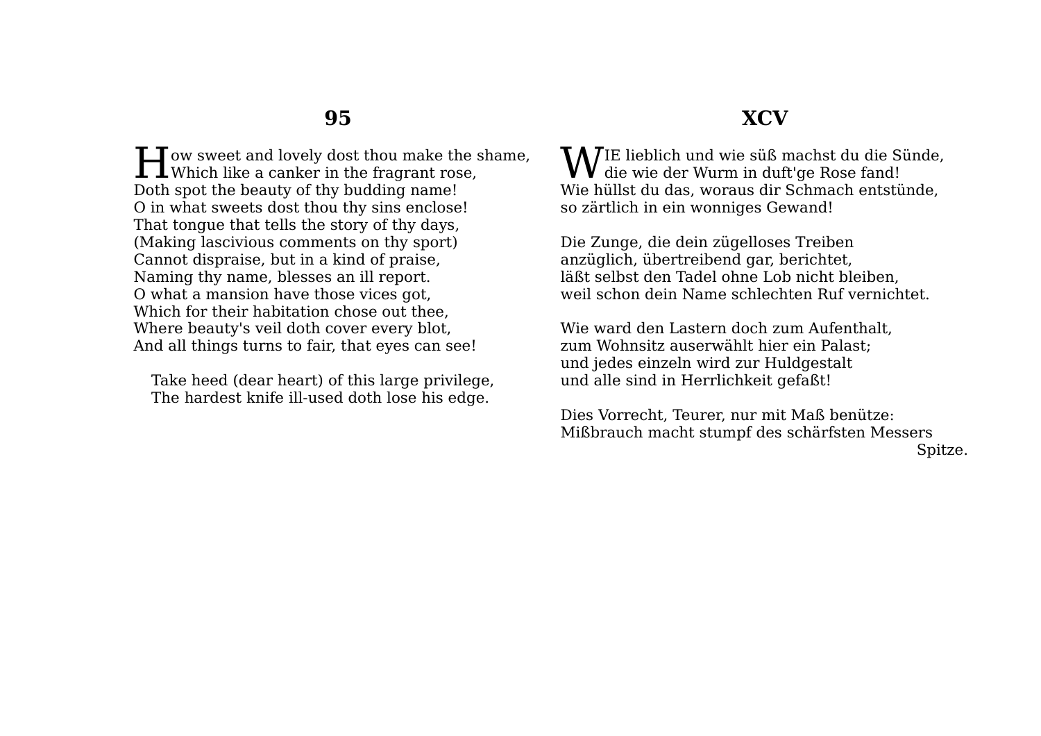## 95

How sweet and lovely dost thou make the shame,
Which like a canker in the fragrant rose,
Doth spot the beauty of thy budding name!
O in what sweets dost thou thy sins enclose!
That tongue that tells the story of thy days,
(Making lascivious comments on thy sport)
Cannot dispraise, but in a kind of praise,
Naming thy name, blesses an ill report.
O what a mansion have those vices got,
Which for their habitation chose out thee,
Where beauty's veil doth cover every blot,
And all things turns to fair, that eyes can see!

Take heed (dear heart) of this large privilege,
The hardest knife ill-used doth lose his edge.

## XCV

WIE lieblich und wie süß machst du die Sünde,
die wie der Wurm in duft'ge Rose fand!
Wie hüllst du das, woraus dir Schmach entstünde,
so zärtlich in ein wonniges Gewand!

Die Zunge, die dein zügelloses Treiben
anzüglich, übertreibend gar, berichtet,
läßt selbst den Tadel ohne Lob nicht bleiben,
weil schon dein Name schlechten Ruf vernichtet.

Wie ward den Lastern doch zum Aufenthalt,
zum Wohnsitz auserwählt hier ein Palast;
und jedes einzeln wird zur Huldgestalt
und alle sind in Herrlichkeit gefaßt!

Dies Vorrecht, Teurer, nur mit Maß benütze:
Mißbrauch macht stumpf des schärfsten Messers Spitze.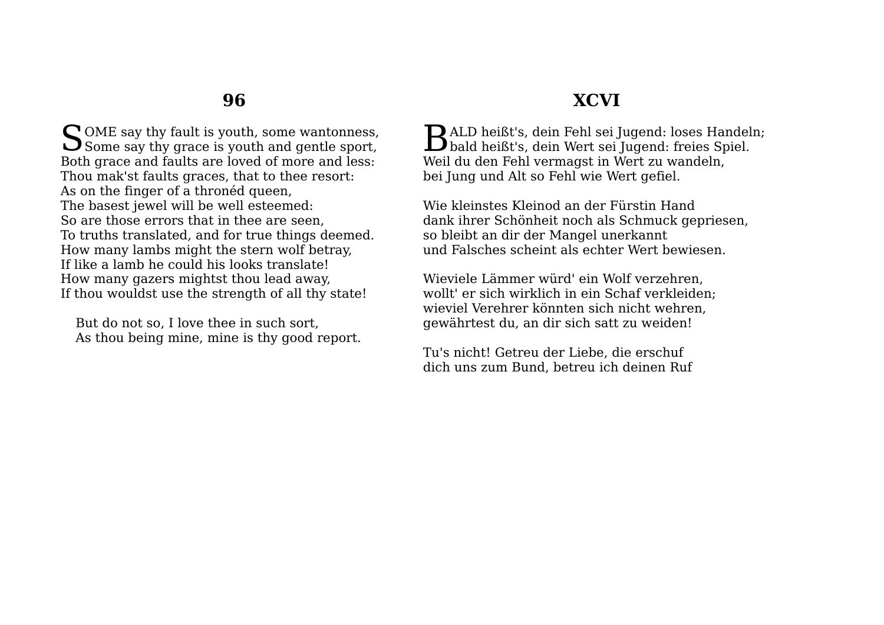## 96

SOME say thy fault is youth, some wantonness,
Some say thy grace is youth and gentle sport,
Both grace and faults are loved of more and less:
Thou mak'st faults graces, that to thee resort:
As on the finger of a thronéd queen,
The basest jewel will be well esteemed:
So are those errors that in thee are seen,
To truths translated, and for true things deemed.
How many lambs might the stern wolf betray,
If like a lamb he could his looks translate!
How many gazers mightst thou lead away,
If thou wouldst use the strength of all thy state!

But do not so, I love thee in such sort,
As thou being mine, mine is thy good report.

## XCVI

BALD heißt's, dein Fehl sei Jugend: loses Handeln;
bald heißt's, dein Wert sei Jugend: freies Spiel.
Weil du den Fehl vermagst in Wert zu wandeln,
bei Jung und Alt so Fehl wie Wert gefiel.

Wie kleinstes Kleinod an der Fürstin Hand
dank ihrer Schönheit noch als Schmuck gepriesen,
so bleibt an dir der Mangel unerkannt
und Falsches scheint als echter Wert bewiesen.

Wieviele Lämmer würd' ein Wolf verzehren,
wollt' er sich wirklich in ein Schaf verkleiden;
wieviel Verehrer könnten sich nicht wehren,
gewährtest du, an dir sich satt zu weiden!

Tu's nicht! Getreu der Liebe, die erschuf
dich uns zum Bund, betreu ich deinen Ruf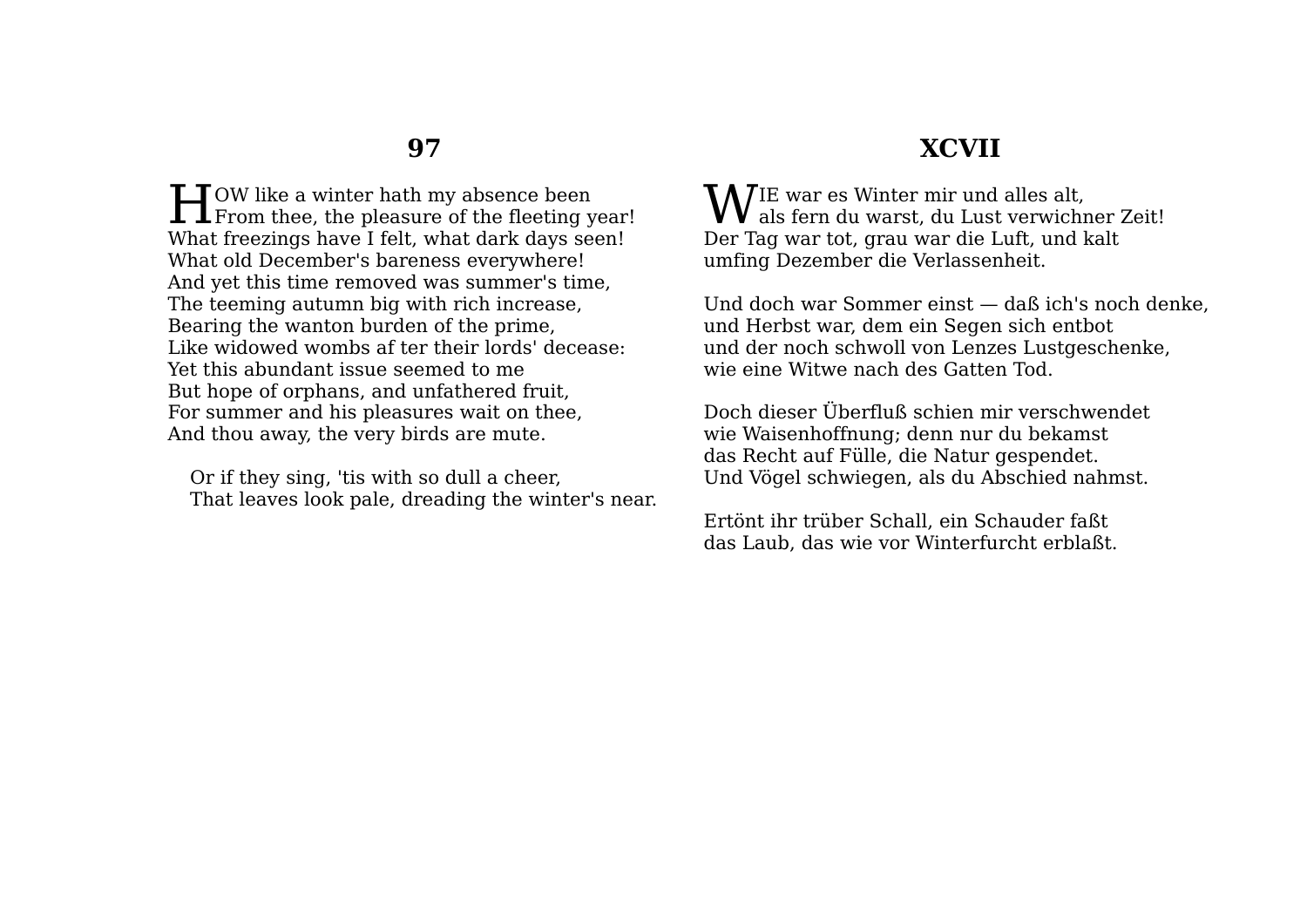## 97

HOW like a winter hath my absence been
From thee, the pleasure of the fleeting year!
What freezings have I felt, what dark days seen!
What old December's bareness everywhere!
And yet this time removed was summer's time,
The teeming autumn big with rich increase,
Bearing the wanton burden of the prime,
Like widowed wombs af ter their lords' decease:
Yet this abundant issue seemed to me
But hope of orphans, and unfathered fruit,
For summer and his pleasures wait on thee,
And thou away, the very birds are mute.

Or if they sing, 'tis with so dull a cheer,
That leaves look pale, dreading the winter's near.

## XCVII

WIE war es Winter mir und alles alt,
als fern du warst, du Lust verwichner Zeit!
Der Tag war tot, grau war die Luft, und kalt
umfing Dezember die Verlassenheit.

Und doch war Sommer einst — daß ich's noch denke,
und Herbst war, dem ein Segen sich entbot
und der noch schwoll von Lenzes Lustgeschenke,
wie eine Witwe nach des Gatten Tod.

Doch dieser Überfluß schien mir verschwendet
wie Waisenhoffnung; denn nur du bekamst
das Recht auf Fülle, die Natur gespendet.
Und Vögel schwiegen, als du Abschied nahmst.

Ertönt ihr trüber Schall, ein Schauder faßt
das Laub, das wie vor Winterfurcht erblaßt.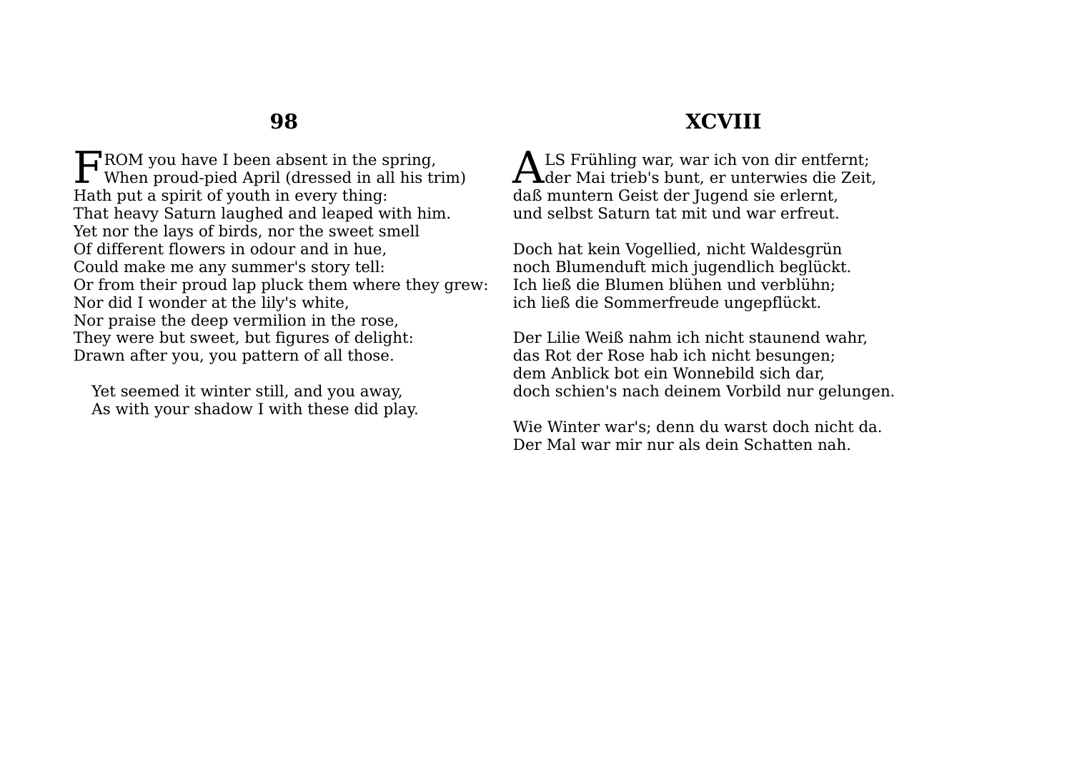## 98

FROM you have I been absent in the spring,  
When proud-pied April (dressed in all his trim)  
Hath put a spirit of youth in every thing:  
That heavy Saturn laughed and leaped with him.  
Yet nor the lays of birds, nor the sweet smell  
Of different flowers in odour and in hue,  
Could make me any summer's story tell:  
Or from their proud lap pluck them where they grew:  
Nor did I wonder at the lily's white,  
Nor praise the deep vermilion in the rose,  
They were but sweet, but figures of delight:  
Drawn after you, you pattern of all those.

Yet seemed it winter still, and you away,  
As with your shadow I with these did play.

## XCVIII

ALS Frühling war, war ich von dir entfernt;  
der Mai trieb's bunt, er unterwies die Zeit,  
daß muntern Geist der Jugend sie erlernt,  
und selbst Saturn tat mit und war erfreut.

Doch hat kein Vogellied, nicht Waldesgrün  
noch Blumenduft mich jugendlich beglückt.  
Ich ließ die Blumen blühen und verblühn;  
ich ließ die Sommerfreude ungepflückt.

Der Lilie Weiß nahm ich nicht staunend wahr,  
das Rot der Rose hab ich nicht besungen;  
dem Anblick bot ein Wonnebild sich dar,  
doch schien's nach deinem Vorbild nur gelungen.

Wie Winter war's; denn du warst doch nicht da.  
Der Mal war mir nur als dein Schatten nah.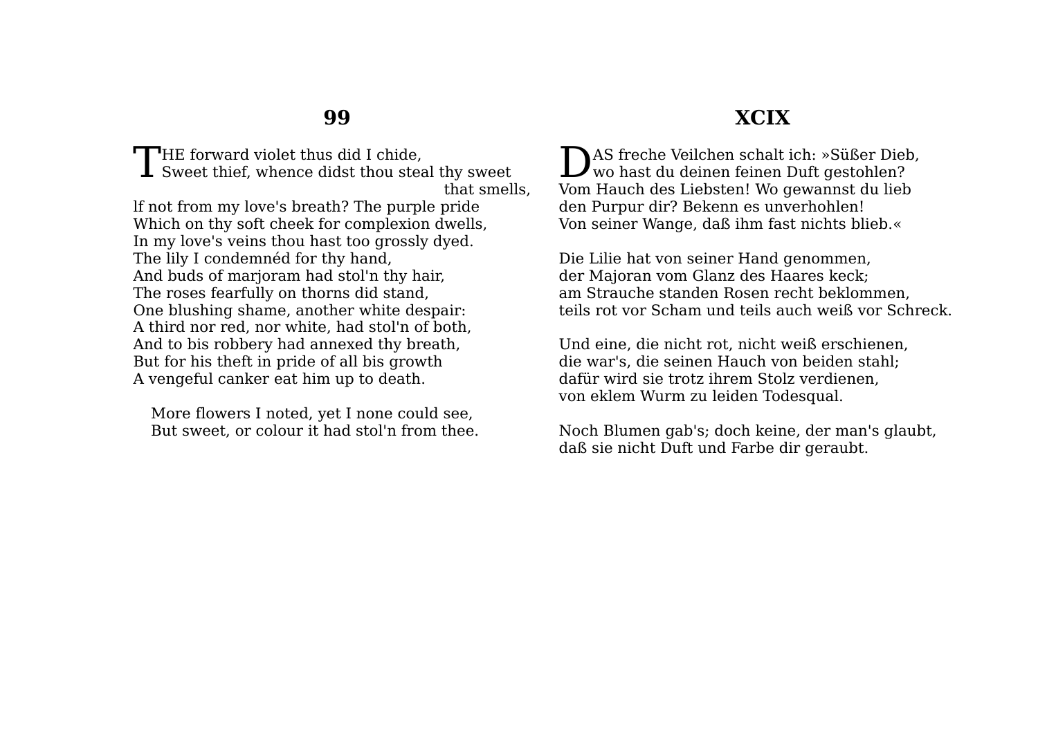## 99

THE forward violet thus did I chide,
Sweet thief, whence didst thou steal thy sweet that smells,
lf not from my love's breath? The purple pride
Which on thy soft cheek for complexion dwells,
In my love's veins thou hast too grossly dyed.
The lily I condemnéd for thy hand,
And buds of marjoram had stol'n thy hair,
The roses fearfully on thorns did stand,
One blushing shame, another white despair:
A third nor red, nor white, had stol'n of both,
And to bis robbery had annexed thy breath,
But for his theft in pride of all bis growth
A vengeful canker eat him up to death.

More flowers I noted, yet I none could see,
But sweet, or colour it had stol'n from thee.

## XCIX

DAS freche Veilchen schalt ich: »Süßer Dieb,
wo hast du deinen feinen Duft gestohlen?
Vom Hauch des Liebsten! Wo gewannst du lieb
den Purpur dir? Bekenn es unverhohlen!
Von seiner Wange, daß ihm fast nichts blieb.«

Die Lilie hat von seiner Hand genommen,
der Majoran vom Glanz des Haares keck;
am Strauche standen Rosen recht beklommen,
teils rot vor Scham und teils auch weiß vor Schreck.

Und eine, die nicht rot, nicht weiß erschienen,
die war's, die seinen Hauch von beiden stahl;
dafür wird sie trotz ihrem Stolz verdienen,
von eklem Wurm zu leiden Todesqual.

Noch Blumen gab's; doch keine, der man's glaubt,
daß sie nicht Duft und Farbe dir geraubt.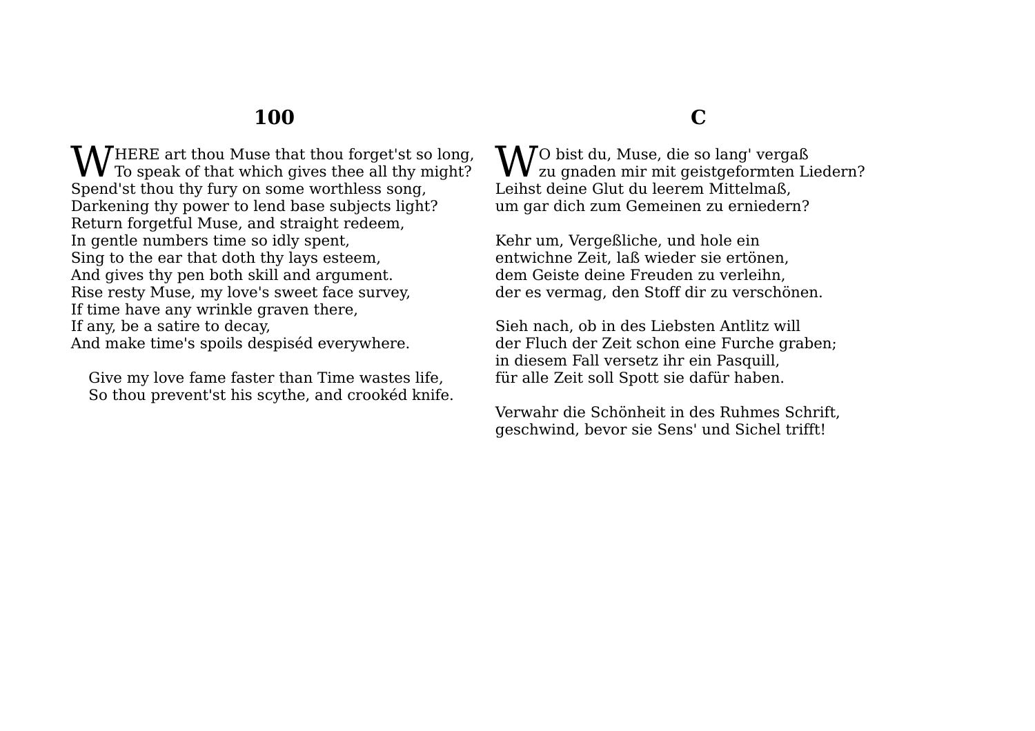## 100

WHERE art thou Muse that thou forget'st so long,
To speak of that which gives thee all thy might?
Spend'st thou thy fury on some worthless song,
Darkening thy power to lend base subjects light?
Return forgetful Muse, and straight redeem,
In gentle numbers time so idly spent,
Sing to the ear that doth thy lays esteem,
And gives thy pen both skill and argument.
Rise resty Muse, my love's sweet face survey,
If time have any wrinkle graven there,
If any, be a satire to decay,
And make time's spoils despiséd everywhere.

Give my love fame faster than Time wastes life,
So thou prevent'st his scythe, and crookéd knife.

## C

WO bist du, Muse, die so lang' vergaß
zu gnaden mir mit geistgeformten Liedern?
Leihst deine Glut du leerem Mittelmaß,
um gar dich zum Gemeinen zu erniedern?

Kehr um, Vergeßliche, und hole ein
entwichne Zeit, laß wieder sie ertönen,
dem Geiste deine Freuden zu verleihn,
der es vermag, den Stoff dir zu verschönen.

Sieh nach, ob in des Liebsten Antlitz will
der Fluch der Zeit schon eine Furche graben;
in diesem Fall versetz ihr ein Pasquill,
für alle Zeit soll Spott sie dafür haben.

Verwahr die Schönheit in des Ruhmes Schrift,
geschwind, bevor sie Sens' und Sichel trifft!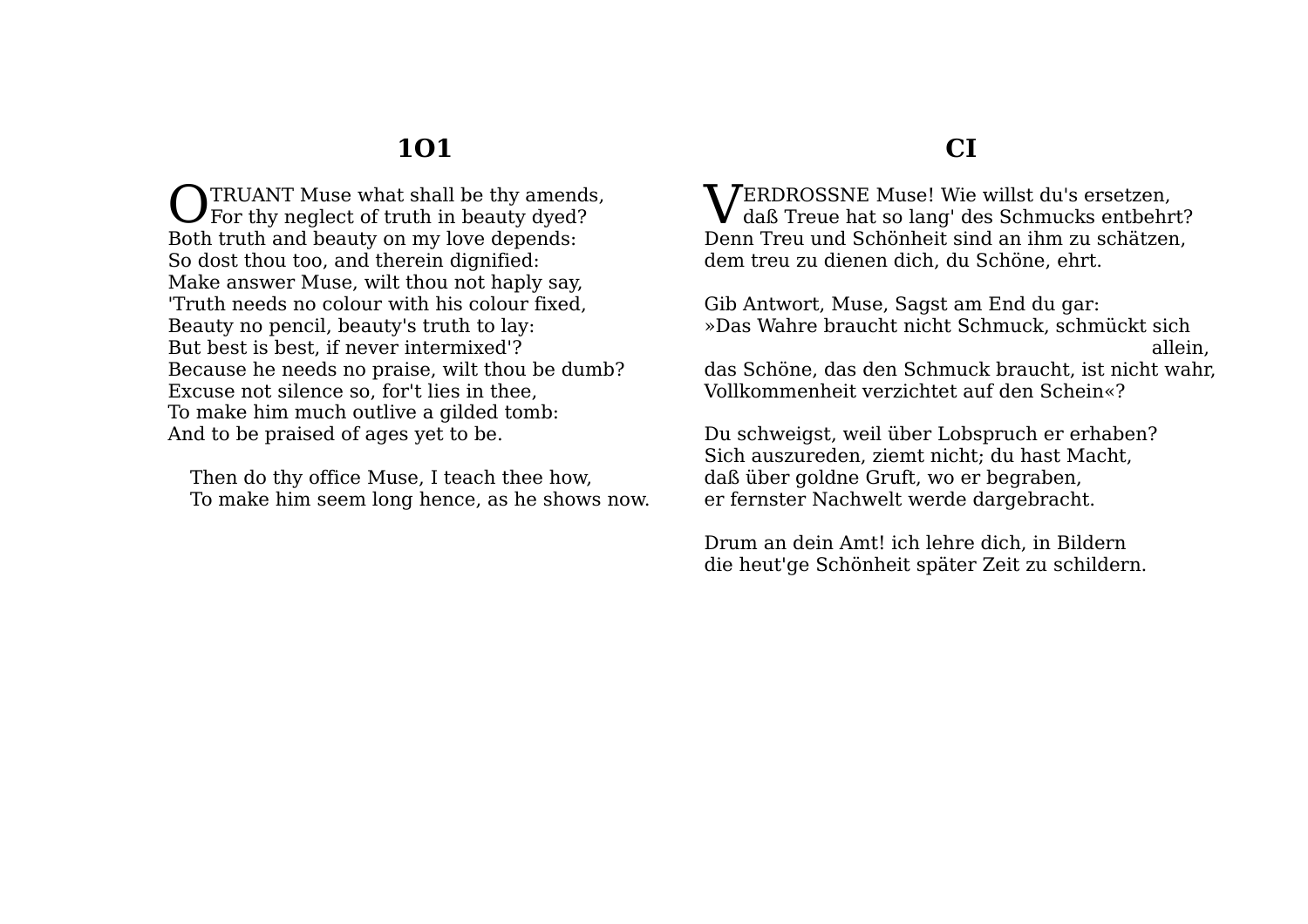## 101

O TRUANT Muse what shall be thy amends,
For thy neglect of truth in beauty dyed?
Both truth and beauty on my love depends:
So dost thou too, and therein dignified:
Make answer Muse, wilt thou not haply say,
'Truth needs no colour with his colour fixed,
Beauty no pencil, beauty's truth to lay:
But best is best, if never intermixed'?
Because he needs no praise, wilt thou be dumb?
Excuse not silence so, for't lies in thee,
To make him much outlive a gilded tomb:
And to be praised of ages yet to be.

Then do thy office Muse, I teach thee how,
To make him seem long hence, as he shows now.

## CI

VERDROSSNE Muse! Wie willst du's ersetzen,
daß Treue hat so lang' des Schmucks entbehrt?
Denn Treu und Schönheit sind an ihm zu schätzen,
dem treu zu dienen dich, du Schöne, ehrt.

Gib Antwort, Muse, Sagst am End du gar:
»Das Wahre braucht nicht Schmuck, schmückt sich allein,
das Schöne, das den Schmuck braucht, ist nicht wahr,
Vollkommenheit verzichtet auf den Schein«?

Du schweigst, weil über Lobspruch er erhaben?
Sich auszureden, ziemt nicht; du hast Macht,
daß über goldne Gruft, wo er begraben,
er fernster Nachwelt werde dargebracht.

Drum an dein Amt! ich lehre dich, in Bildern
die heut'ge Schönheit später Zeit zu schildern.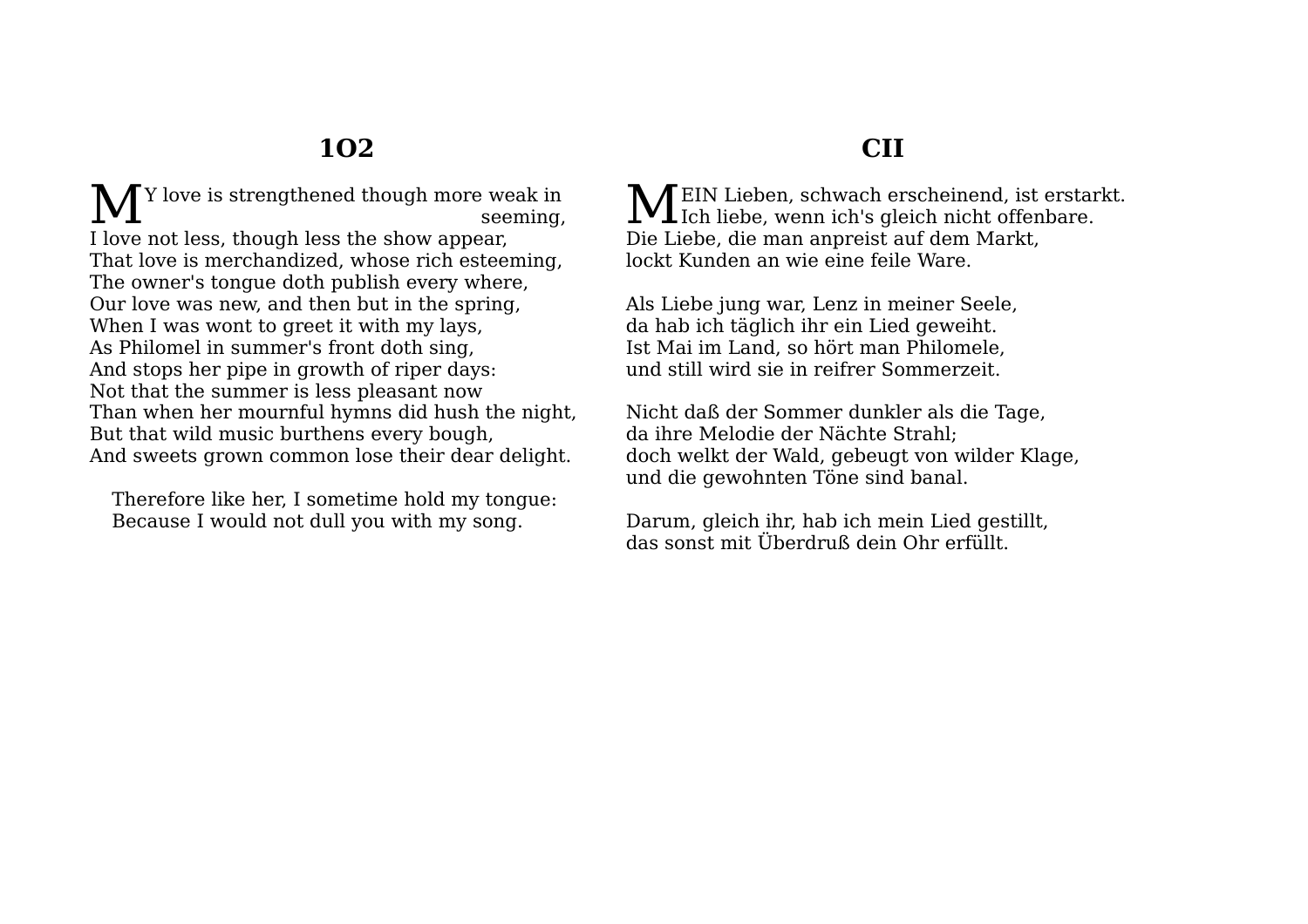## 1O2

MY love is strengthened though more weak in seeming,
I love not less, though less the show appear,
That love is merchandized, whose rich esteeming,
The owner's tongue doth publish every where,
Our love was new, and then but in the spring,
When I was wont to greet it with my lays,
As Philomel in summer's front doth sing,
And stops her pipe in growth of riper days:
Not that the summer is less pleasant now
Than when her mournful hymns did hush the night,
But that wild music burthens every bough,
And sweets grown common lose their dear delight.

Therefore like her, I sometime hold my tongue:
Because I would not dull you with my song.

## CII

MEIN Lieben, schwach erscheinend, ist erstarkt.
Ich liebe, wenn ich's gleich nicht offenbare.
Die Liebe, die man anpreist auf dem Markt,
lockt Kunden an wie eine feile Ware.

Als Liebe jung war, Lenz in meiner Seele,
da hab ich täglich ihr ein Lied geweiht.
Ist Mai im Land, so hört man Philomele,
und still wird sie in reifrer Sommerzeit.

Nicht daß der Sommer dunkler als die Tage,
da ihre Melodie der Nächte Strahl;
doch welkt der Wald, gebeugt von wilder Klage,
und die gewohnten Töne sind banal.

Darum, gleich ihr, hab ich mein Lied gestillt,
das sonst mit Überdruß dein Ohr erfüllt.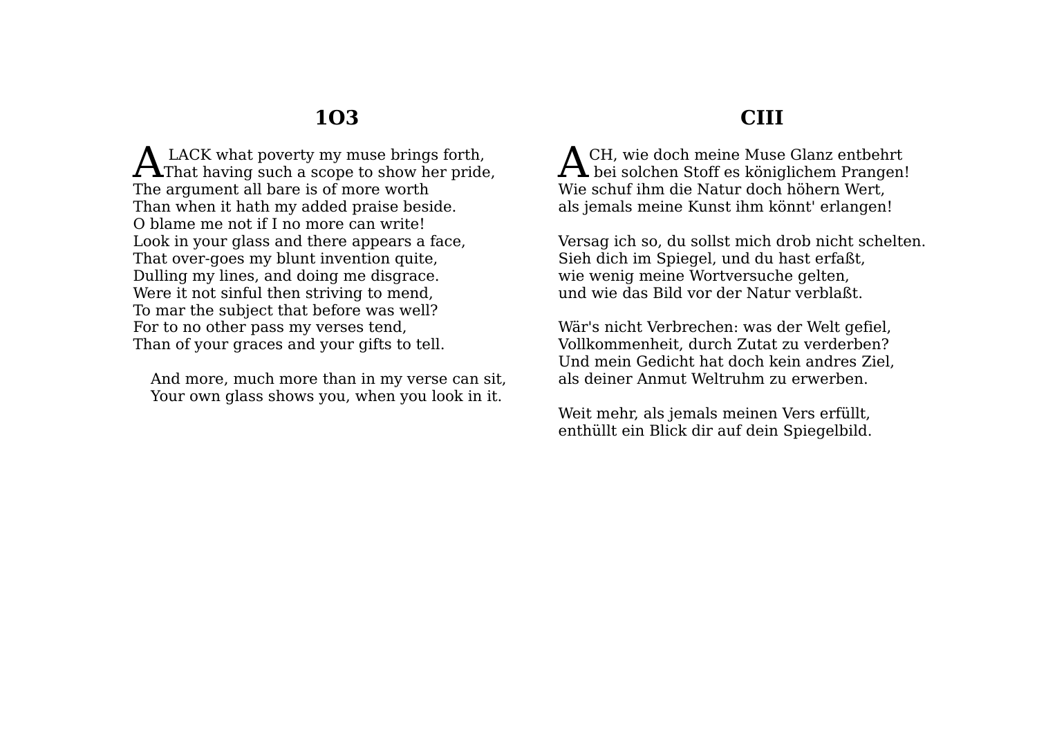## 103

ALACK what poverty my muse brings forth,
That having such a scope to show her pride,
The argument all bare is of more worth
Than when it hath my added praise beside.
O blame me not if I no more can write!
Look in your glass and there appears a face,
That over-goes my blunt invention quite,
Dulling my lines, and doing me disgrace.
Were it not sinful then striving to mend,
To mar the subject that before was well?
For to no other pass my verses tend,
Than of your graces and your gifts to tell.

And more, much more than in my verse can sit,
Your own glass shows you, when you look in it.

## CIII

ACH, wie doch meine Muse Glanz entbehrt
bei solchen Stoff es königlichem Prangen!
Wie schuf ihm die Natur doch höhern Wert,
als jemals meine Kunst ihm könnt' erlangen!

Versag ich so, du sollst mich drob nicht schelten.
Sieh dich im Spiegel, und du hast erfaßt,
wie wenig meine Wortversuche gelten,
und wie das Bild vor der Natur verblaßt.

Wär's nicht Verbrechen: was der Welt gefiel,
Vollkommenheit, durch Zutat zu verderben?
Und mein Gedicht hat doch kein andres Ziel,
als deiner Anmut Weltruhm zu erwerben.

Weit mehr, als jemals meinen Vers erfüllt,
enthüllt ein Blick dir auf dein Spiegelbild.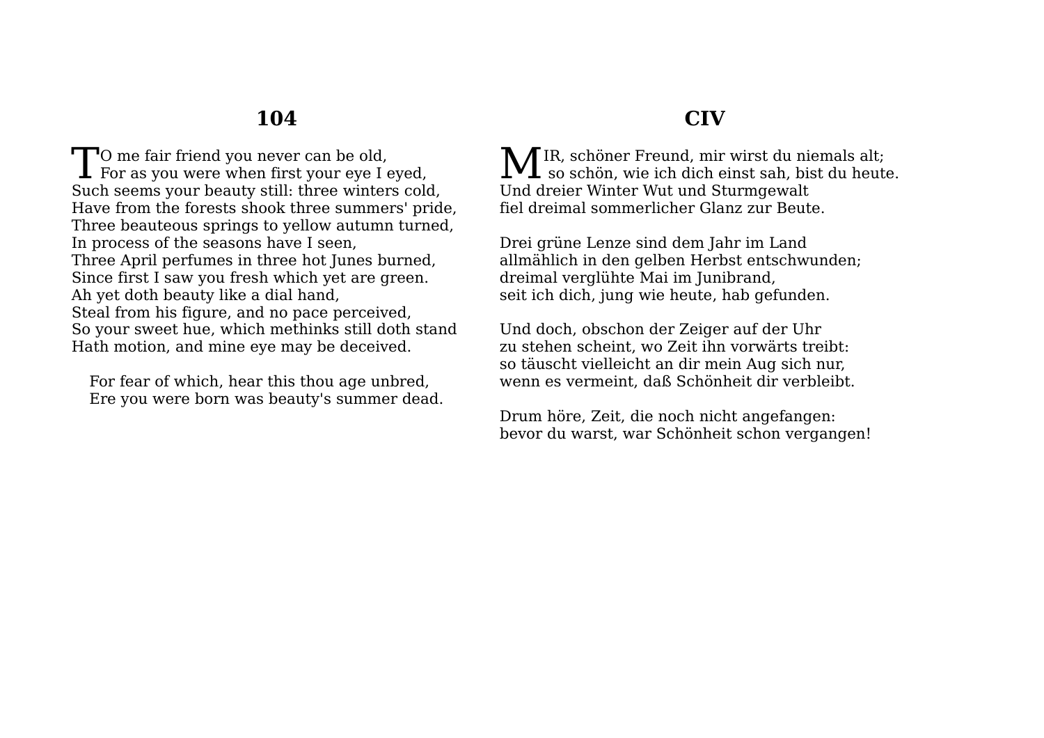## 104

TO me fair friend you never can be old,
For as you were when first your eye I eyed,
Such seems your beauty still: three winters cold,
Have from the forests shook three summers' pride,
Three beauteous springs to yellow autumn turned,
In process of the seasons have I seen,
Three April perfumes in three hot Junes burned,
Since first I saw you fresh which yet are green.
Ah yet doth beauty like a dial hand,
Steal from his figure, and no pace perceived,
So your sweet hue, which methinks still doth stand
Hath motion, and mine eye may be deceived.

For fear of which, hear this thou age unbred,
Ere you were born was beauty's summer dead.

## CIV

MIR, schöner Freund, mir wirst du niemals alt;
so schön, wie ich dich einst sah, bist du heute.
Und dreier Winter Wut und Sturmgewalt
fiel dreimal sommerlicher Glanz zur Beute.

Drei grüne Lenze sind dem Jahr im Land
allmählich in den gelben Herbst entschwunden;
dreimal verglühte Mai im Junibrand,
seit ich dich, jung wie heute, hab gefunden.

Und doch, obschon der Zeiger auf der Uhr
zu stehen scheint, wo Zeit ihn vorwärts treibt:
so täuscht vielleicht an dir mein Aug sich nur,
wenn es vermeint, daß Schönheit dir verbleibt.

Drum höre, Zeit, die noch nicht angefangen:
bevor du warst, war Schönheit schon vergangen!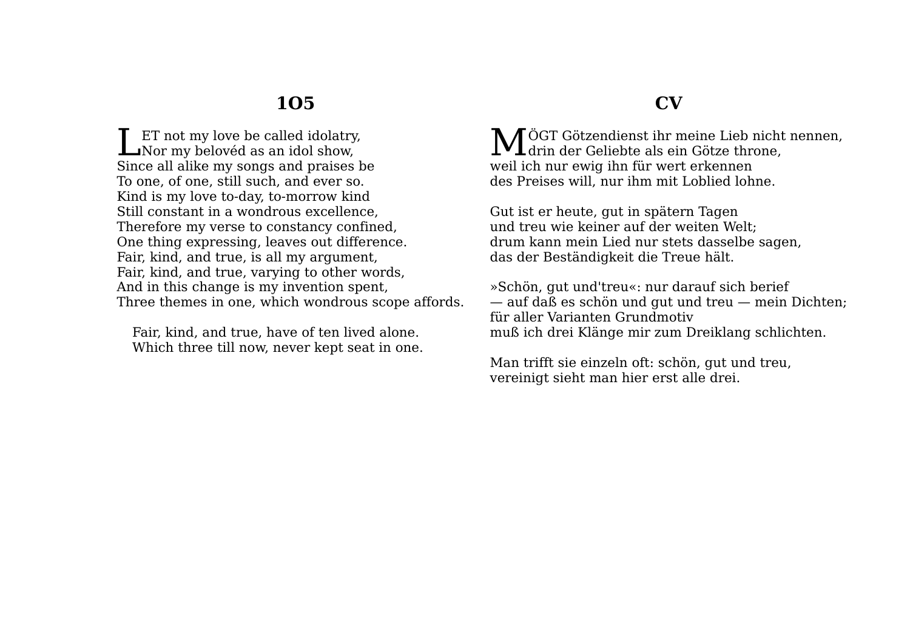## 1O5

LET not my love be called idolatry,
Nor my belovéd as an idol show,
Since all alike my songs and praises be
To one, of one, still such, and ever so.
Kind is my love to-day, to-morrow kind
Still constant in a wondrous excellence,
Therefore my verse to constancy confined,
One thing expressing, leaves out difference.
Fair, kind, and true, is all my argument,
Fair, kind, and true, varying to other words,
And in this change is my invention spent,
Three themes in one, which wondrous scope affords.

Fair, kind, and true, have of ten lived alone.
Which three till now, never kept seat in one.

## CV

MÖGT Götzendienst ihr meine Lieb nicht nennen,
drin der Geliebte als ein Götze throne,
weil ich nur ewig ihn für wert erkennen
des Preises will, nur ihm mit Loblied lohne.

Gut ist er heute, gut in spätern Tagen
und treu wie keiner auf der weiten Welt;
drum kann mein Lied nur stets dasselbe sagen,
das der Beständigkeit die Treue hält.

»Schön, gut und'treu«: nur darauf sich berief
— auf daß es schön und gut und treu — mein Dichten;
für aller Varianten Grundmotiv
muß ich drei Klänge mir zum Dreiklang schlichten.

Man trifft sie einzeln oft: schön, gut und treu,
vereinigt sieht man hier erst alle drei.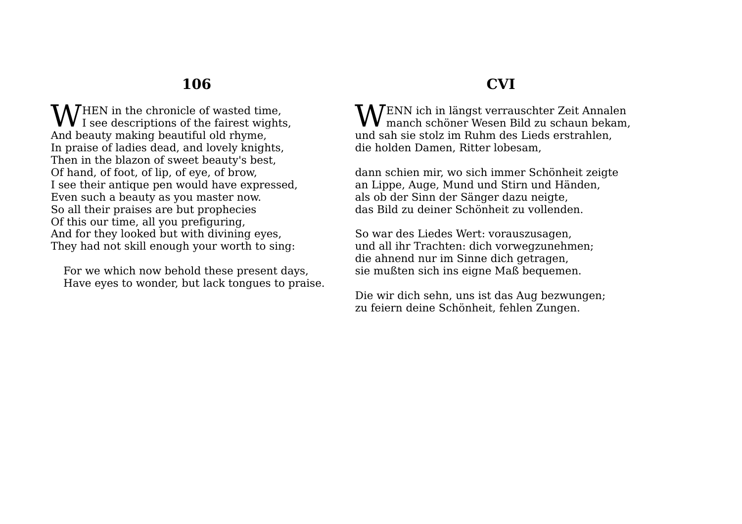## 106

WHEN in the chronicle of wasted time,
I see descriptions of the fairest wights,
And beauty making beautiful old rhyme,
In praise of ladies dead, and lovely knights,
Then in the blazon of sweet beauty's best,
Of hand, of foot, of lip, of eye, of brow,
I see their antique pen would have expressed,
Even such a beauty as you master now.
So all their praises are but prophecies
Of this our time, all you prefiguring,
And for they looked but with divining eyes,
They had not skill enough your worth to sing:

For we which now behold these present days,
Have eyes to wonder, but lack tongues to praise.

## CVI

WENN ich in längst verrauschter Zeit Annalen
manch schöner Wesen Bild zu schaun bekam,
und sah sie stolz im Ruhm des Lieds erstrahlen,
die holden Damen, Ritter lobesam,

dann schien mir, wo sich immer Schönheit zeigte
an Lippe, Auge, Mund und Stirn und Händen,
als ob der Sinn der Sänger dazu neigte,
das Bild zu deiner Schönheit zu vollenden.

So war des Liedes Wert: vorauszusagen,
und all ihr Trachten: dich vorwegzunehmen;
die ahnend nur im Sinne dich getragen,
sie mußten sich ins eigne Maß bequemen.

Die wir dich sehn, uns ist das Aug bezwungen;
zu feiern deine Schönheit, fehlen Zungen.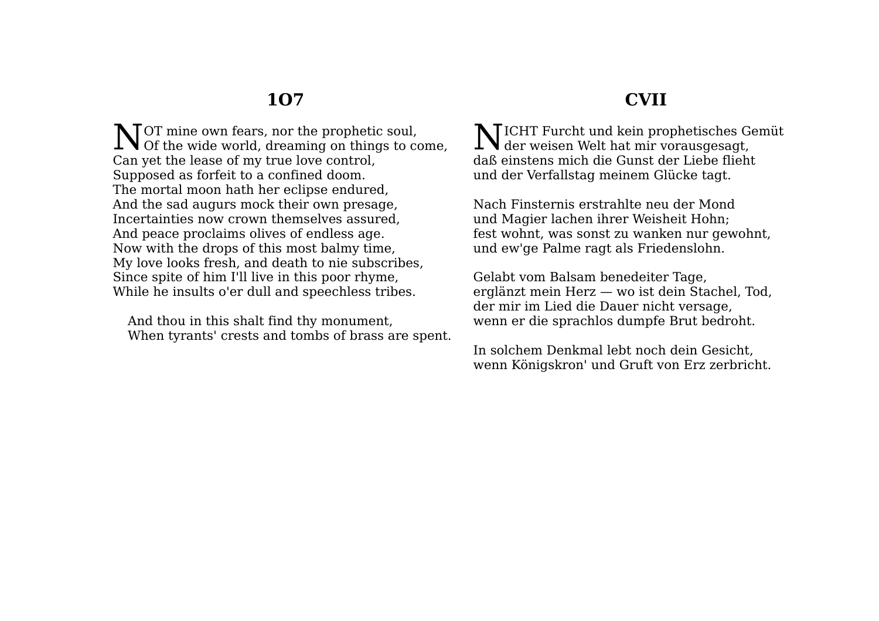## 1O7

NOT mine own fears, nor the prophetic soul,
Of the wide world, dreaming on things to come,
Can yet the lease of my true love control,
Supposed as forfeit to a confined doom.
The mortal moon hath her eclipse endured,
And the sad augurs mock their own presage,
Incertainties now crown themselves assured,
And peace proclaims olives of endless age.
Now with the drops of this most balmy time,
My love looks fresh, and death to nie subscribes,
Since spite of him I'll live in this poor rhyme,
While he insults o'er dull and speechless tribes.

And thou in this shalt find thy monument,
When tyrants' crests and tombs of brass are spent.

## CVII

NICHT Furcht und kein prophetisches Gemüt
der weisen Welt hat mir vorausgesagt,
daß einstens mich die Gunst der Liebe flieht
und der Verfallstag meinem Glücke tagt.

Nach Finsternis erstrahlte neu der Mond
und Magier lachen ihrer Weisheit Hohn;
fest wohnt, was sonst zu wanken nur gewohnt,
und ew'ge Palme ragt als Friedenslohn.

Gelabt vom Balsam benedeiter Tage,
erglänzt mein Herz — wo ist dein Stachel, Tod,
der mir im Lied die Dauer nicht versage,
wenn er die sprachlos dumpfe Brut bedroht.

In solchem Denkmal lebt noch dein Gesicht,
wenn Königskron' und Gruft von Erz zerbricht.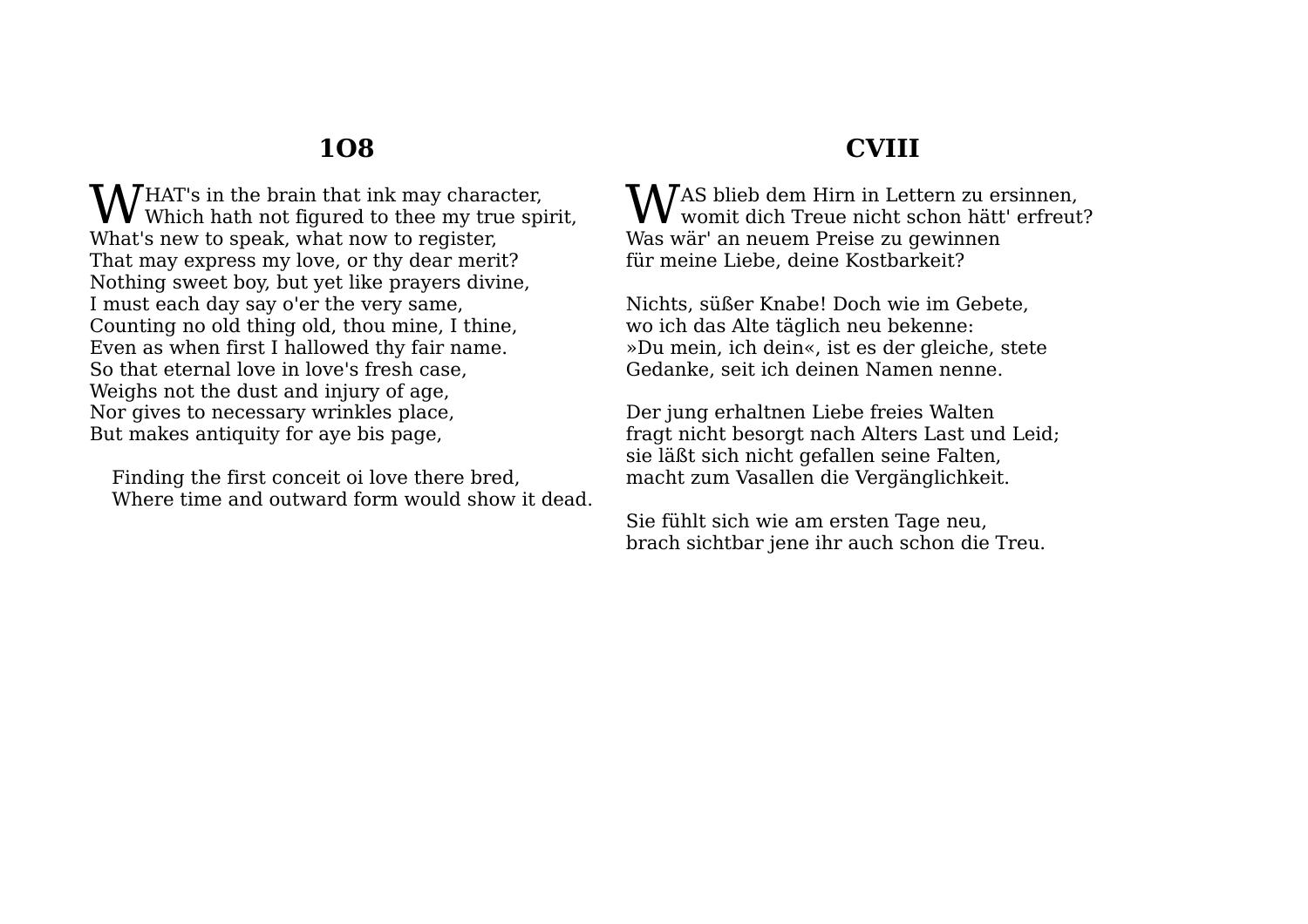## 1O8

WHAT's in the brain that ink may character,
Which hath not figured to thee my true spirit,
What's new to speak, what now to register,
That may express my love, or thy dear merit?
Nothing sweet boy, but yet like prayers divine,
I must each day say o'er the very same,
Counting no old thing old, thou mine, I thine,
Even as when first I hallowed thy fair name.
So that eternal love in love's fresh case,
Weighs not the dust and injury of age,
Nor gives to necessary wrinkles place,
But makes antiquity for aye bis page,

Finding the first conceit oi love there bred,
Where time and outward form would show it dead.

## CVIII

WAS blieb dem Hirn in Lettern zu ersinnen,
womit dich Treue nicht schon hätt' erfreut?
Was wär' an neuem Preise zu gewinnen
für meine Liebe, deine Kostbarkeit?

Nichts, süßer Knabe! Doch wie im Gebete,
wo ich das Alte täglich neu bekenne:
»Du mein, ich dein«, ist es der gleiche, stete
Gedanke, seit ich deinen Namen nenne.

Der jung erhaltnen Liebe freies Walten
fragt nicht besorgt nach Alters Last und Leid;
sie läßt sich nicht gefallen seine Falten,
macht zum Vasallen die Vergänglichkeit.

Sie fühlt sich wie am ersten Tage neu,
brach sichtbar jene ihr auch schon die Treu.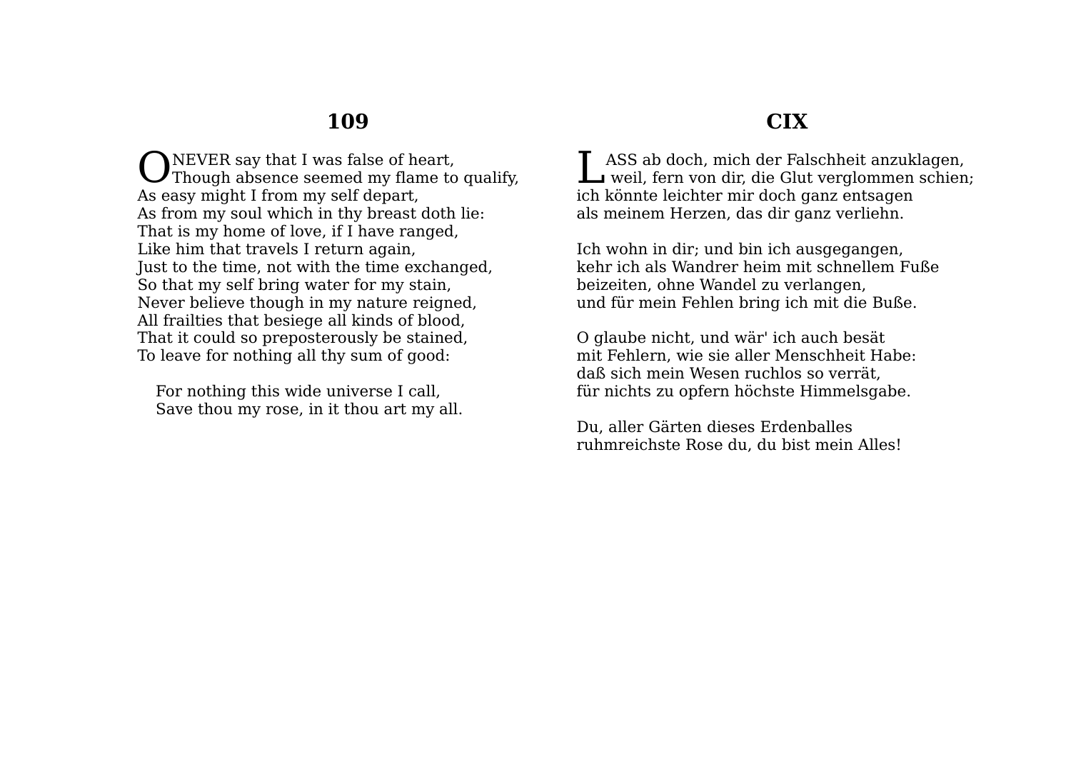## 109

O NEVER say that I was false of heart,
Though absence seemed my flame to qualify,
As easy might I from my self depart,
As from my soul which in thy breast doth lie:
That is my home of love, if I have ranged,
Like him that travels I return again,
Just to the time, not with the time exchanged,
So that my self bring water for my stain,
Never believe though in my nature reigned,
All frailties that besiege all kinds of blood,
That it could so preposterously be stained,
To leave for nothing all thy sum of good:

For nothing this wide universe I call,
Save thou my rose, in it thou art my all.

## CIX

LASS ab doch, mich der Falschheit anzuklagen,
weil, fern von dir, die Glut verglommen schien;
ich könnte leichter mir doch ganz entsagen
als meinem Herzen, das dir ganz verliehn.

Ich wohn in dir; und bin ich ausgegangen,
kehr ich als Wandrer heim mit schnellem Fuße
beizeiten, ohne Wandel zu verlangen,
und für mein Fehlen bring ich mit die Buße.

O glaube nicht, und wär' ich auch besät
mit Fehlern, wie sie aller Menschheit Habe:
daß sich mein Wesen ruchlos so verrät,
für nichts zu opfern höchste Himmelsgabe.

Du, aller Gärten dieses Erdenballes
ruhmreichste Rose du, du bist mein Alles!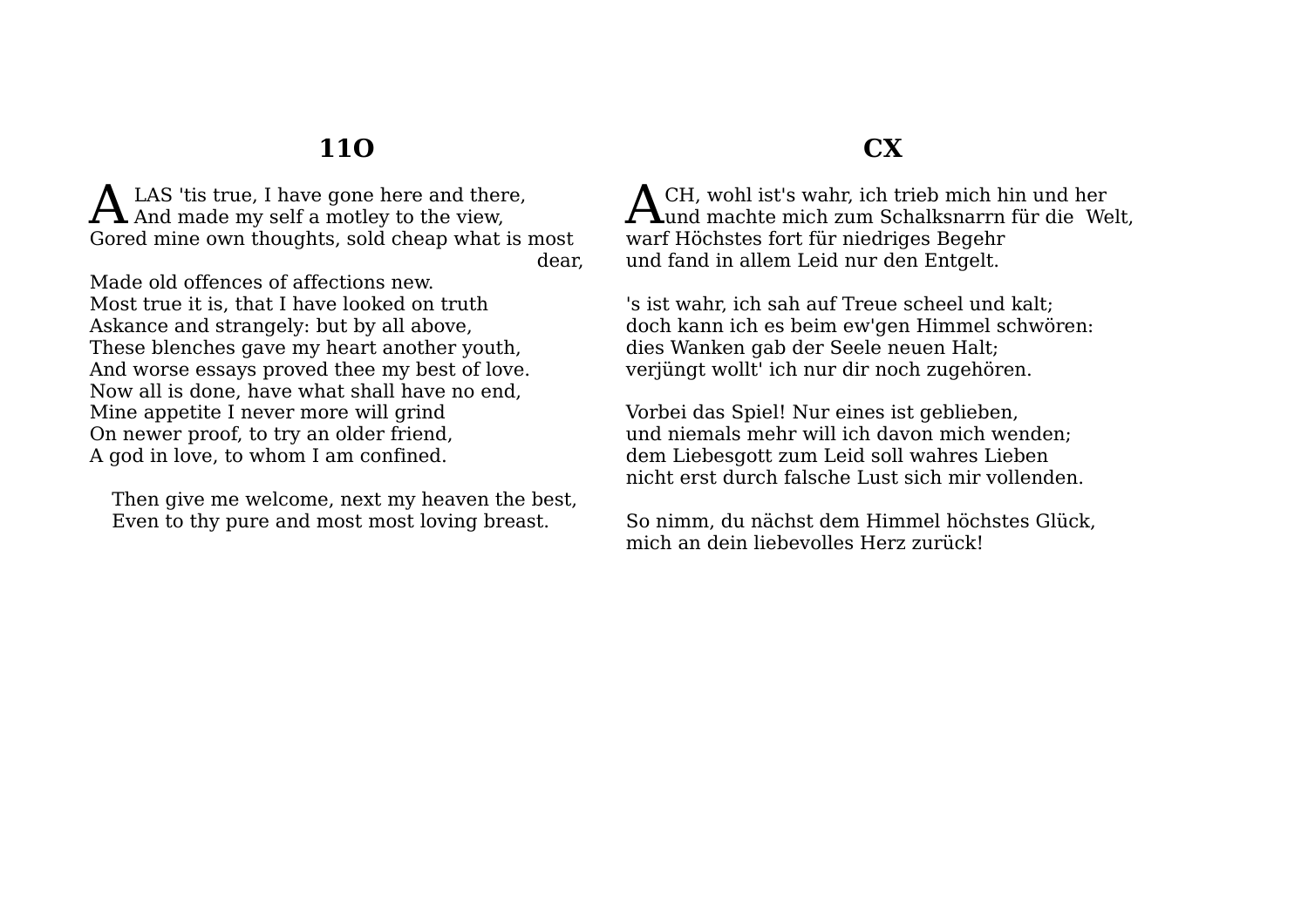## 11O

ALAS 'tis true, I have gone here and there,
And made my self a motley to the view,
Gored mine own thoughts, sold cheap what is most dear,
Made old offences of affections new.
Most true it is, that I have looked on truth
Askance and strangely: but by all above,
These blenches gave my heart another youth,
And worse essays proved thee my best of love.
Now all is done, have what shall have no end,
Mine appetite I never more will grind
On newer proof, to try an older friend,
A god in love, to whom I am confined.

Then give me welcome, next my heaven the best,
Even to thy pure and most most loving breast.

## CX

ACH, wohl ist's wahr, ich trieb mich hin und her
und machte mich zum Schalksnarrn für die Welt,
warf Höchstes fort für niedriges Begehr
und fand in allem Leid nur den Entgelt.

's ist wahr, ich sah auf Treue scheel und kalt;
doch kann ich es beim ew'gen Himmel schwören:
dies Wanken gab der Seele neuen Halt;
verjüngt wollt' ich nur dir noch zugehören.

Vorbei das Spiel! Nur eines ist geblieben,
und niemals mehr will ich davon mich wenden;
dem Liebesgott zum Leid soll wahres Lieben
nicht erst durch falsche Lust sich mir vollenden.

So nimm, du nächst dem Himmel höchstes Glück,
mich an dein liebevolles Herz zurück!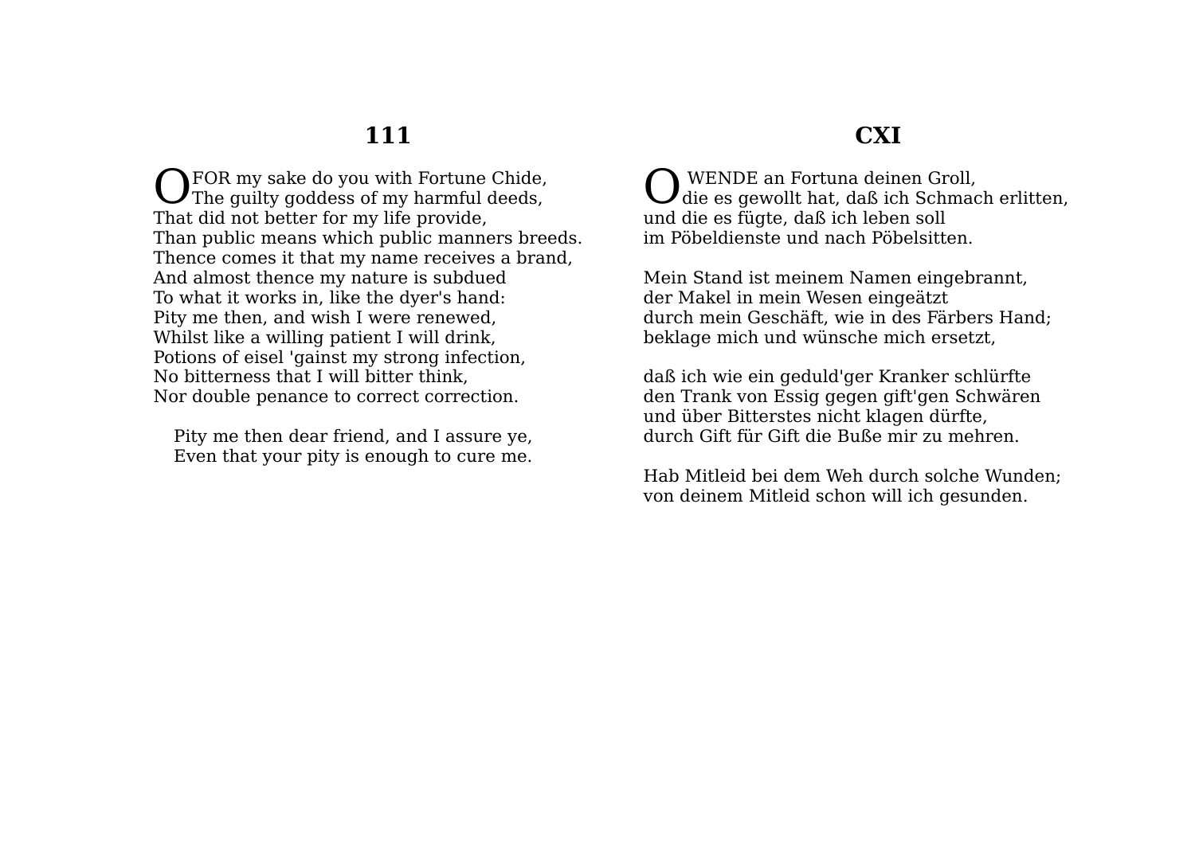## 111

O FOR my sake do you with Fortune Chide,
The guilty goddess of my harmful deeds,
That did not better for my life provide,
Than public means which public manners breeds.
Thence comes it that my name receives a brand,
And almost thence my nature is subdued
To what it works in, like the dyer's hand:
Pity me then, and wish I were renewed,
Whilst like a willing patient I will drink,
Potions of eisel 'gainst my strong infection,
No bitterness that I will bitter think,
Nor double penance to correct correction.

Pity me then dear friend, and I assure ye,
Even that your pity is enough to cure me.

## CXI

O WENDE an Fortuna deinen Groll,
die es gewollt hat, daß ich Schmach erlitten,
und die es fügte, daß ich leben soll
im Pöbeldienste und nach Pöbelsitten.

Mein Stand ist meinem Namen eingebrannt,
der Makel in mein Wesen eingeätzt
durch mein Geschäft, wie in des Färbers Hand;
beklage mich und wünsche mich ersetzt,

daß ich wie ein geduld'ger Kranker schlürfte
den Trank von Essig gegen gift'gen Schwären
und über Bitterstes nicht klagen dürfte,
durch Gift für Gift die Buße mir zu mehren.

Hab Mitleid bei dem Weh durch solche Wunden;
von deinem Mitleid schon will ich gesunden.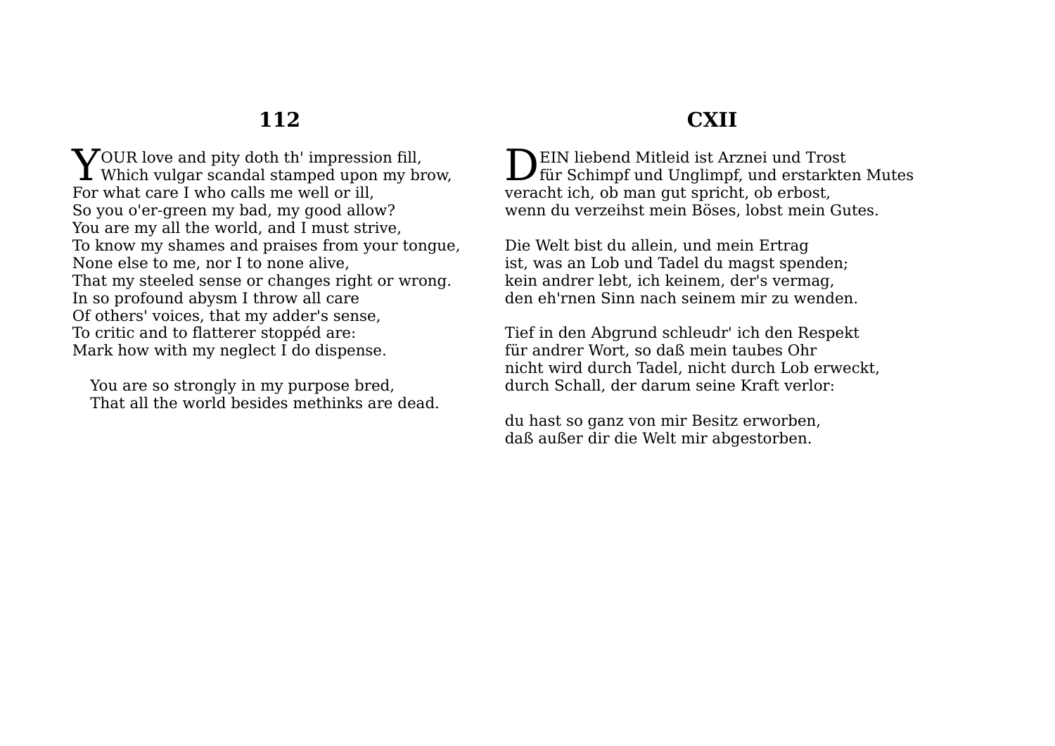## 112

YOUR love and pity doth th' impression fill,
Which vulgar scandal stamped upon my brow,
For what care I who calls me well or ill,
So you o'er-green my bad, my good allow?
You are my all the world, and I must strive,
To know my shames and praises from your tongue,
None else to me, nor I to none alive,
That my steeled sense or changes right or wrong.
In so profound abysm I throw all care
Of others' voices, that my adder's sense,
To critic and to flatterer stoppéd are:
Mark how with my neglect I do dispense.

You are so strongly in my purpose bred,
That all the world besides methinks are dead.

## CXII

DEIN liebend Mitleid ist Arznei und Trost
für Schimpf und Unglimpf, und erstarkten Mutes
veracht ich, ob man gut spricht, ob erbost,
wenn du verzeihst mein Böses, lobst mein Gutes.

Die Welt bist du allein, und mein Ertrag
ist, was an Lob und Tadel du magst spenden;
kein andrer lebt, ich keinem, der's vermag,
den eh'rnen Sinn nach seinem mir zu wenden.

Tief in den Abgrund schleudr' ich den Respekt
für andrer Wort, so daß mein taubes Ohr
nicht wird durch Tadel, nicht durch Lob erweckt,
durch Schall, der darum seine Kraft verlor:

du hast so ganz von mir Besitz erworben,
daß außer dir die Welt mir abgestorben.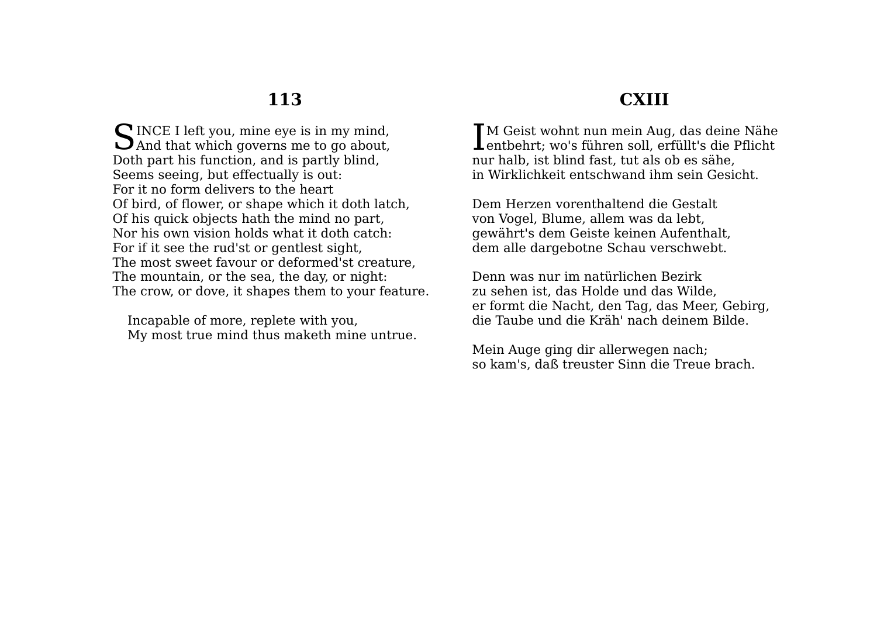## 113

SINCE I left you, mine eye is in my mind,
And that which governs me to go about,
Doth part his function, and is partly blind,
Seems seeing, but effectually is out:
For it no form delivers to the heart
Of bird, of flower, or shape which it doth latch,
Of his quick objects hath the mind no part,
Nor his own vision holds what it doth catch:
For if it see the rud'st or gentlest sight,
The most sweet favour or deformed'st creature,
The mountain, or the sea, the day, or night:
The crow, or dove, it shapes them to your feature.

Incapable of more, replete with you,
My most true mind thus maketh mine untrue.

## CXIII

IM Geist wohnt nun mein Aug, das deine Nähe
entbehrt; wo's führen soll, erfüllt's die Pflicht
nur halb, ist blind fast, tut als ob es sähe,
in Wirklichkeit entschwand ihm sein Gesicht.

Dem Herzen vorenthaltend die Gestalt
von Vogel, Blume, allem was da lebt,
gewährt's dem Geiste keinen Aufenthalt,
dem alle dargebotne Schau verschwebt.

Denn was nur im natürlichen Bezirk
zu sehen ist, das Holde und das Wilde,
er formt die Nacht, den Tag, das Meer, Gebirg,
die Taube und die Kräh' nach deinem Bilde.

Mein Auge ging dir allerwegen nach;
so kam's, daß treuster Sinn die Treue brach.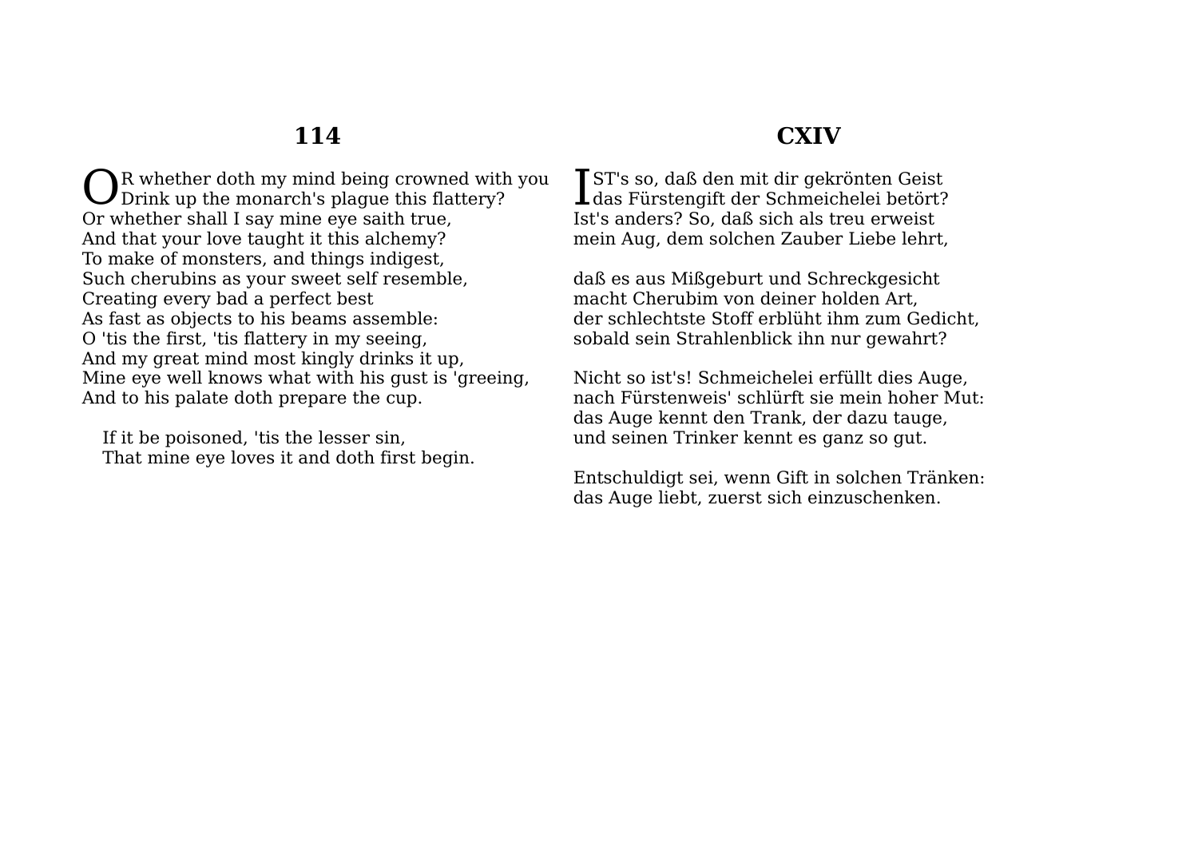## 114

OR whether doth my mind being crowned with you
Drink up the monarch's plague this flattery?
Or whether shall I say mine eye saith true,
And that your love taught it this alchemy?
To make of monsters, and things indigest,
Such cherubins as your sweet self resemble,
Creating every bad a perfect best
As fast as objects to his beams assemble:
O 'tis the first, 'tis flattery in my seeing,
And my great mind most kingly drinks it up,
Mine eye well knows what with his gust is 'greeing,
And to his palate doth prepare the cup.

If it be poisoned, 'tis the lesser sin,
That mine eye loves it and doth first begin.

## CXIV

IST's so, daß den mit dir gekrönten Geist
das Fürstengift der Schmeichelei betört?
Ist's anders? So, daß sich als treu erweist
mein Aug, dem solchen Zauber Liebe lehrt,

daß es aus Mißgeburt und Schreckgesicht
macht Cherubim von deiner holden Art,
der schlechtste Stoff erblüht ihm zum Gedicht,
sobald sein Strahlenblick ihn nur gewahrt?

Nicht so ist's! Schmeichelei erfüllt dies Auge,
nach Fürstenweis' schlürft sie mein hoher Mut:
das Auge kennt den Trank, der dazu tauge,
und seinen Trinker kennt es ganz so gut.

Entschuldigt sei, wenn Gift in solchen Tränken:
das Auge liebt, zuerst sich einzuschenken.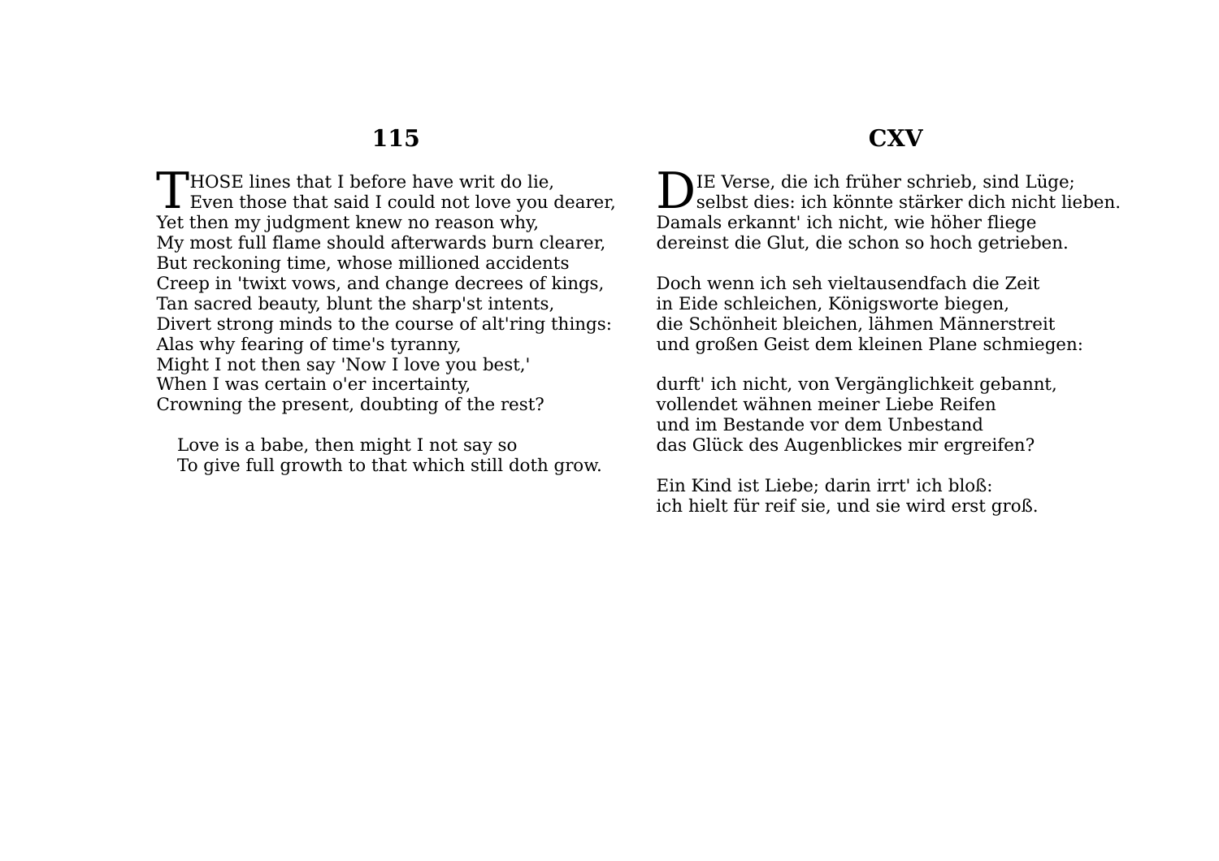## 115

THOSE lines that I before have writ do lie,
Even those that said I could not love you dearer,
Yet then my judgment knew no reason why,
My most full flame should afterwards burn clearer,
But reckoning time, whose millioned accidents
Creep in 'twixt vows, and change decrees of kings,
Tan sacred beauty, blunt the sharp'st intents,
Divert strong minds to the course of alt'ring things:
Alas why fearing of time's tyranny,
Might I not then say 'Now I love you best,'
When I was certain o'er incertainty,
Crowning the present, doubting of the rest?

Love is a babe, then might I not say so
To give full growth to that which still doth grow.

## CXV

DIE Verse, die ich früher schrieb, sind Lüge;
selbst dies: ich könnte stärker dich nicht lieben.
Damals erkannt' ich nicht, wie höher fliege
dereinst die Glut, die schon so hoch getrieben.

Doch wenn ich seh vieltausendfach die Zeit
in Eide schleichen, Königsworte biegen,
die Schönheit bleichen, lähmen Männerstreit
und großen Geist dem kleinen Plane schmiegen:

durft' ich nicht, von Vergänglichkeit gebannt,
vollendet wähnen meiner Liebe Reifen
und im Bestande vor dem Unbestand
das Glück des Augenblickes mir ergreifen?

Ein Kind ist Liebe; darin irrt' ich bloß:
ich hielt für reif sie, und sie wird erst groß.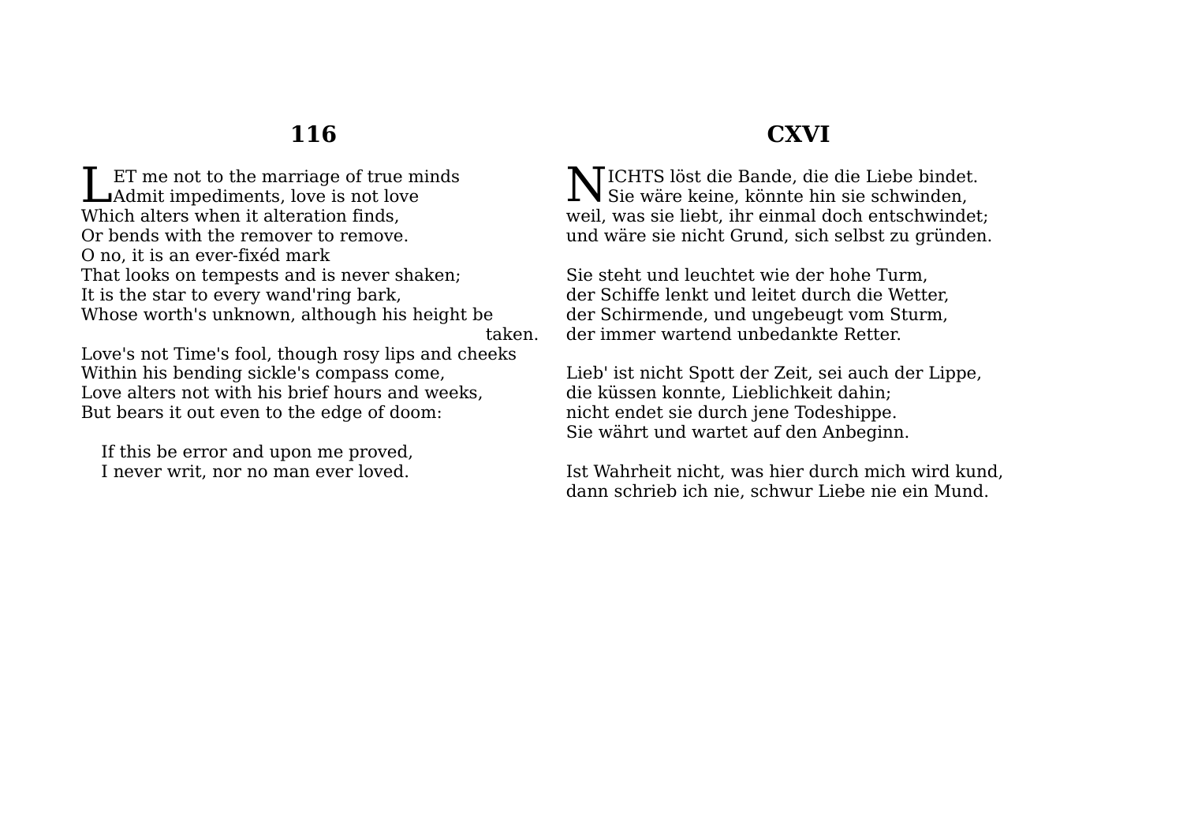## 116

LET me not to the marriage of true minds
Admit impediments, love is not love
Which alters when it alteration finds,
Or bends with the remover to remove.
O no, it is an ever-fixéd mark
That looks on tempests and is never shaken;
It is the star to every wand'ring bark,
Whose worth's unknown, although his height be taken.
Love's not Time's fool, though rosy lips and cheeks
Within his bending sickle's compass come,
Love alters not with his brief hours and weeks,
But bears it out even to the edge of doom:

If this be error and upon me proved,
I never writ, nor no man ever loved.

## CXVI

NICHTS löst die Bande, die die Liebe bindet.
Sie wäre keine, könnte hin sie schwinden,
weil, was sie liebt, ihr einmal doch entschwindet;
und wäre sie nicht Grund, sich selbst zu gründen.

Sie steht und leuchtet wie der hohe Turm,
der Schiffe lenkt und leitet durch die Wetter,
der Schirmende, und ungebeugt vom Sturm,
der immer wartend unbedankte Retter.

Lieb' ist nicht Spott der Zeit, sei auch der Lippe,
die küssen konnte, Lieblichkeit dahin;
nicht endet sie durch jene Todeshippe.
Sie währt und wartet auf den Anbeginn.

Ist Wahrheit nicht, was hier durch mich wird kund,
dann schrieb ich nie, schwur Liebe nie ein Mund.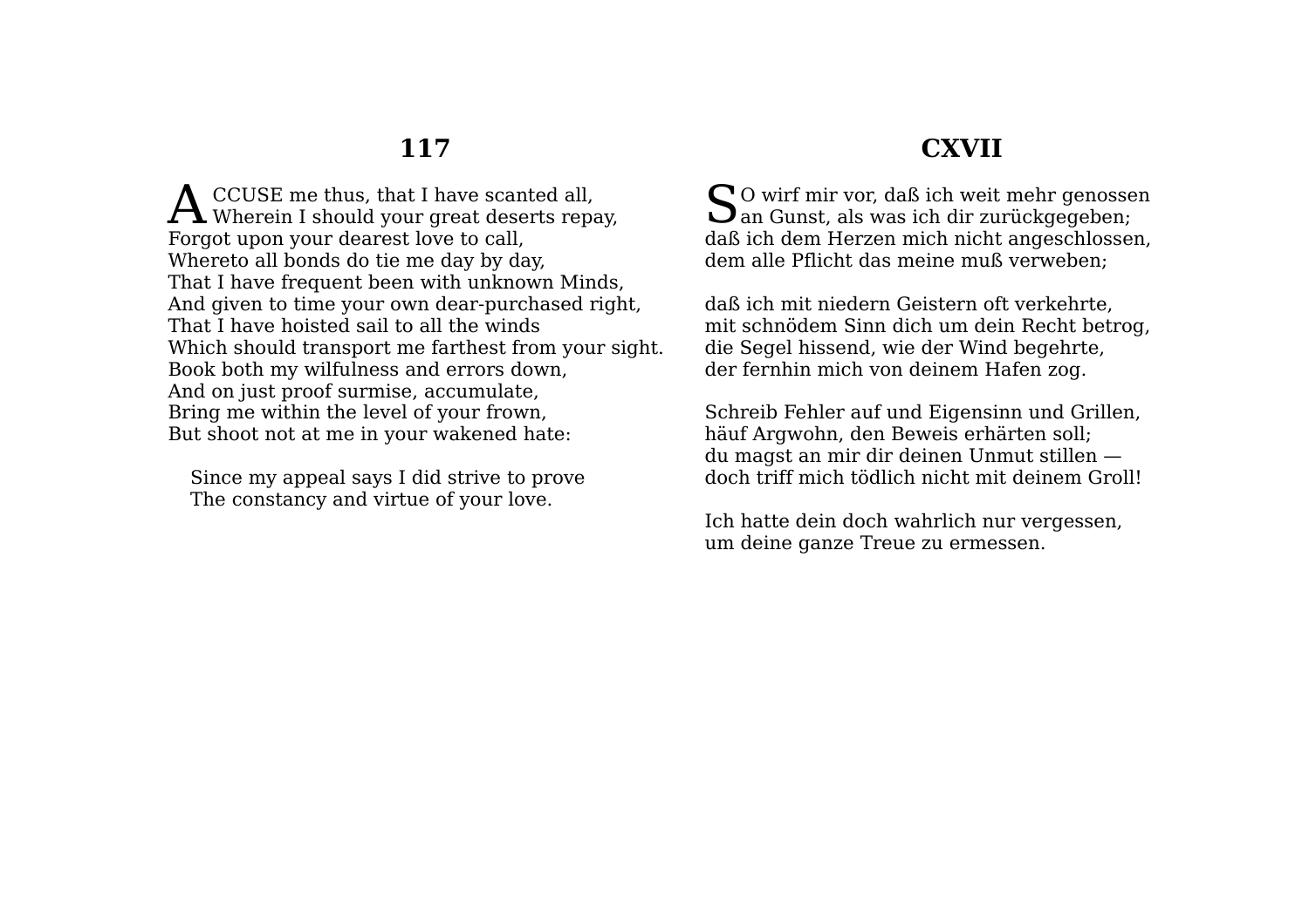## 117

ACCUSE me thus, that I have scanted all,  
Wherein I should your great deserts repay,  
Forgot upon your dearest love to call,  
Whereto all bonds do tie me day by day,  
That I have frequent been with unknown Minds,  
And given to time your own dear-purchased right,  
That I have hoisted sail to all the winds  
Which should transport me farthest from your sight.  
Book both my wilfulness and errors down,  
And on just proof surmise, accumulate,  
Bring me within the level of your frown,  
But shoot not at me in your wakened hate:

Since my appeal says I did strive to prove  
The constancy and virtue of your love.

## CXVII

SO wirf mir vor, daß ich weit mehr genossen  
an Gunst, als was ich dir zurückgegeben;  
daß ich dem Herzen mich nicht angeschlossen,  
dem alle Pflicht das meine muß verweben;

daß ich mit niedern Geistern oft verkehrte,  
mit schnödem Sinn dich um dein Recht betrog,  
die Segel hissend, wie der Wind begehrte,  
der fernhin mich von deinem Hafen zog.

Schreib Fehler auf und Eigensinn und Grillen,  
häuf Argwohn, den Beweis erhärten soll;  
du magst an mir dir deinen Unmut stillen —  
doch triff mich tödlich nicht mit deinem Groll!

Ich hatte dein doch wahrlich nur vergessen,  
um deine ganze Treue zu ermessen.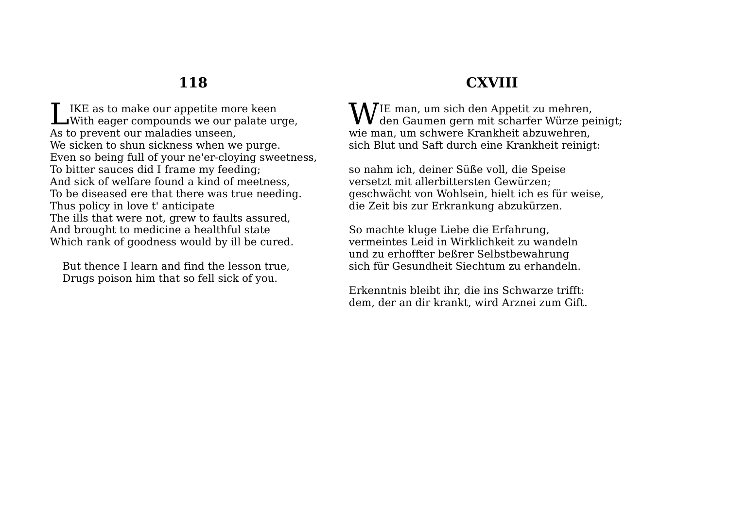## 118

LIKE as to make our appetite more keen
With eager compounds we our palate urge,
As to prevent our maladies unseen,
We sicken to shun sickness when we purge.
Even so being full of your ne'er-cloying sweetness,
To bitter sauces did I frame my feeding;
And sick of welfare found a kind of meetness,
To be diseased ere that there was true needing.
Thus policy in love t' anticipate
The ills that were not, grew to faults assured,
And brought to medicine a healthful state
Which rank of goodness would by ill be cured.

But thence I learn and find the lesson true,
Drugs poison him that so fell sick of you.

## CXVIII

WIE man, um sich den Appetit zu mehren,
den Gaumen gern mit scharfer Würze peinigt;
wie man, um schwere Krankheit abzuwehren,
sich Blut und Saft durch eine Krankheit reinigt:

so nahm ich, deiner Süße voll, die Speise
versetzt mit allerbittersten Gewürzen;
geschwächt von Wohlsein, hielt ich es für weise,
die Zeit bis zur Erkrankung abzukürzen.

So machte kluge Liebe die Erfahrung,
vermeintes Leid in Wirklichkeit zu wandeln
und zu erhoffter beßrer Selbstbewahrung
sich für Gesundheit Siechtum zu erhandeln.

Erkenntnis bleibt ihr, die ins Schwarze trifft:
dem, der an dir krankt, wird Arznei zum Gift.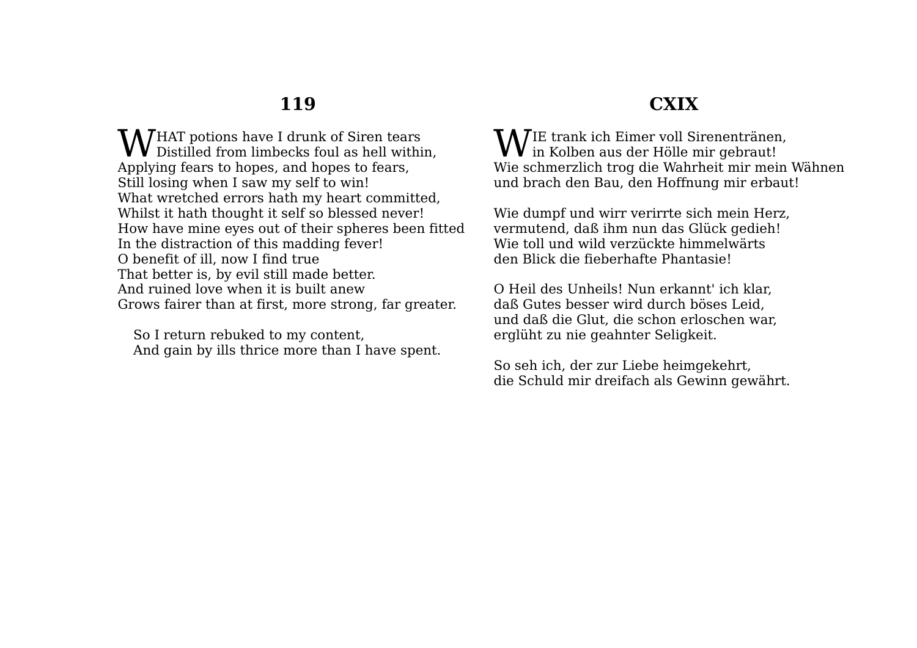## 119

WHAT potions have I drunk of Siren tears  
Distilled from limbecks foul as hell within,  
Applying fears to hopes, and hopes to fears,  
Still losing when I saw my self to win!  
What wretched errors hath my heart committed,  
Whilst it hath thought it self so blessed never!  
How have mine eyes out of their spheres been fitted  
In the distraction of this madding fever!  
O benefit of ill, now I find true  
That better is, by evil still made better.  
And ruined love when it is built anew  
Grows fairer than at first, more strong, far greater.

So I return rebuked to my content,  
And gain by ills thrice more than I have spent.

## CXIX

WIE trank ich Eimer voll Sirenentränen,  
in Kolben aus der Hölle mir gebraut!  
Wie schmerzlich trog die Wahrheit mir mein Wähnen  
und brach den Bau, den Hoffnung mir erbaut!

Wie dumpf und wirr verirrte sich mein Herz,  
vermutend, daß ihm nun das Glück gedieh!  
Wie toll und wild verzückte himmelwärts  
den Blick die fieberhafte Phantasie!

O Heil des Unheils! Nun erkannt' ich klar,  
daß Gutes besser wird durch böses Leid,  
und daß die Glut, die schon erloschen war,  
erglüht zu nie geahnter Seligkeit.

So seh ich, der zur Liebe heimgekehrt,  
die Schuld mir dreifach als Gewinn gewährt.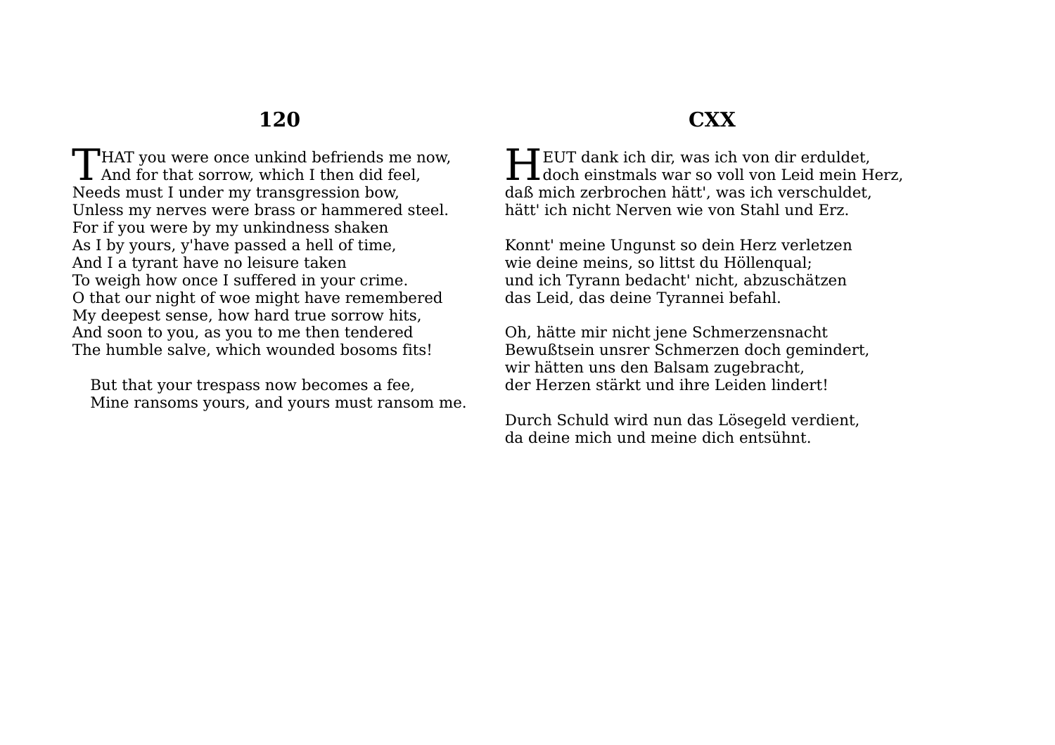## 120

THAT you were once unkind befriends me now,
And for that sorrow, which I then did feel,
Needs must I under my transgression bow,
Unless my nerves were brass or hammered steel.
For if you were by my unkindness shaken
As I by yours, y'have passed a hell of time,
And I a tyrant have no leisure taken
To weigh how once I suffered in your crime.
O that our night of woe might have remembered
My deepest sense, how hard true sorrow hits,
And soon to you, as you to me then tendered
The humble salve, which wounded bosoms fits!

But that your trespass now becomes a fee,
Mine ransoms yours, and yours must ransom me.

## CXX

HEUT dank ich dir, was ich von dir erduldet,
doch einstmals war so voll von Leid mein Herz,
daß mich zerbrochen hätt', was ich verschuldet,
hätt' ich nicht Nerven wie von Stahl und Erz.

Konnt' meine Ungunst so dein Herz verletzen
wie deine meins, so littst du Höllenqual;
und ich Tyrann bedacht' nicht, abzuschätzen
das Leid, das deine Tyrannei befahl.

Oh, hätte mir nicht jene Schmerzensnacht
Bewußtsein unsrer Schmerzen doch gemindert,
wir hätten uns den Balsam zugebracht,
der Herzen stärkt und ihre Leiden lindert!

Durch Schuld wird nun das Lösegeld verdient,
da deine mich und meine dich entsühnt.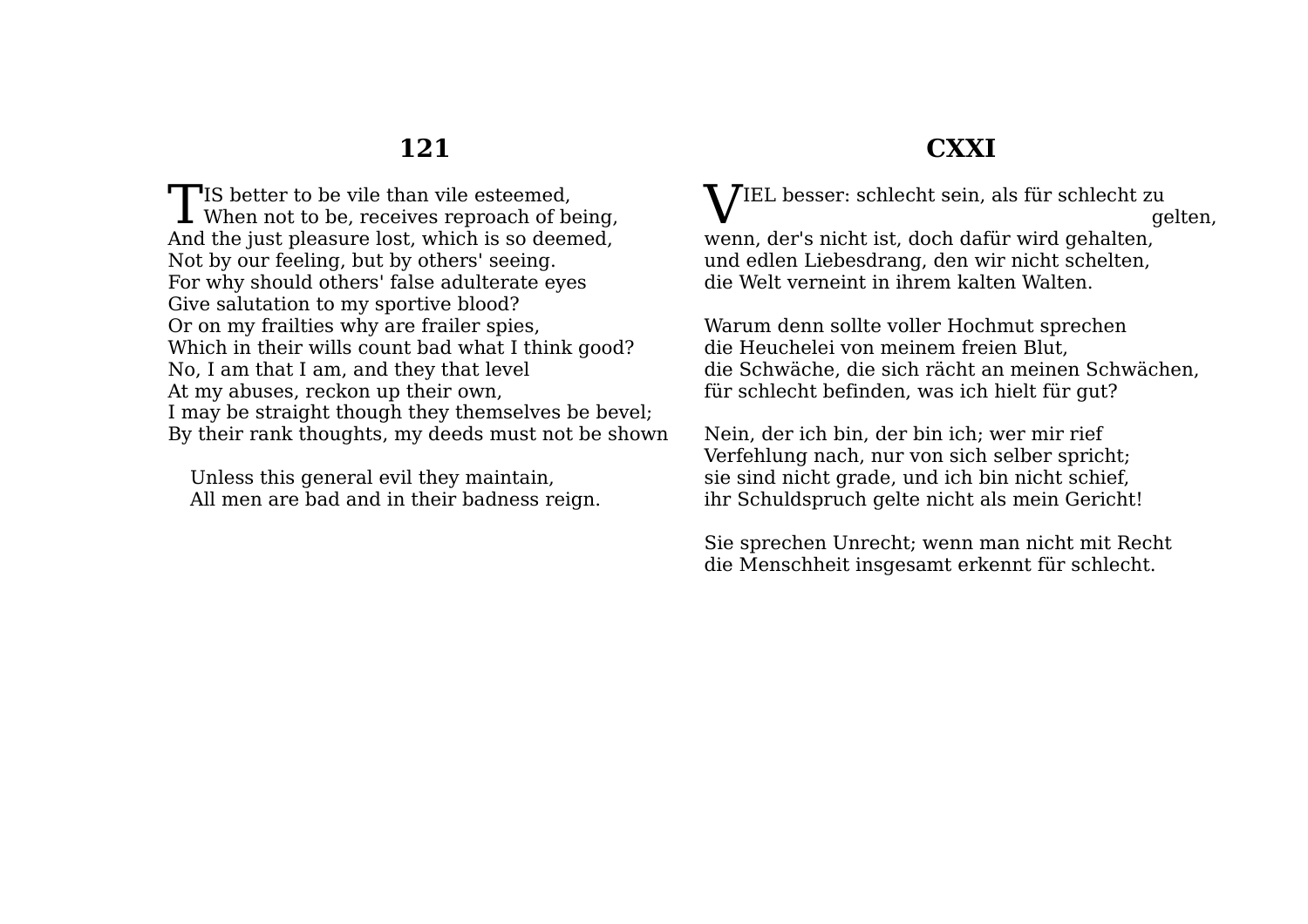## 121

TIS better to be vile than vile esteemed,
When not to be, receives reproach of being,
And the just pleasure lost, which is so deemed,
Not by our feeling, but by others' seeing.
For why should others' false adulterate eyes
Give salutation to my sportive blood?
Or on my frailties why are frailer spies,
Which in their wills count bad what I think good?
No, I am that I am, and they that level
At my abuses, reckon up their own,
I may be straight though they themselves be bevel;
By their rank thoughts, my deeds must not be shown

Unless this general evil they maintain,
All men are bad and in their badness reign.

## CXXI

VIEL besser: schlecht sein, als für schlecht zu gelten,
wenn, der's nicht ist, doch dafür wird gehalten,
und edlen Liebesdrang, den wir nicht schelten,
die Welt verneint in ihrem kalten Walten.

Warum denn sollte voller Hochmut sprechen
die Heuchelei von meinem freien Blut,
die Schwäche, die sich rächt an meinen Schwächen,
für schlecht befinden, was ich hielt für gut?

Nein, der ich bin, der bin ich; wer mir rief
Verfehlung nach, nur von sich selber spricht;
sie sind nicht grade, und ich bin nicht schief,
ihr Schuldspruch gelte nicht als mein Gericht!

Sie sprechen Unrecht; wenn man nicht mit Recht
die Menschheit insgesamt erkennt für schlecht.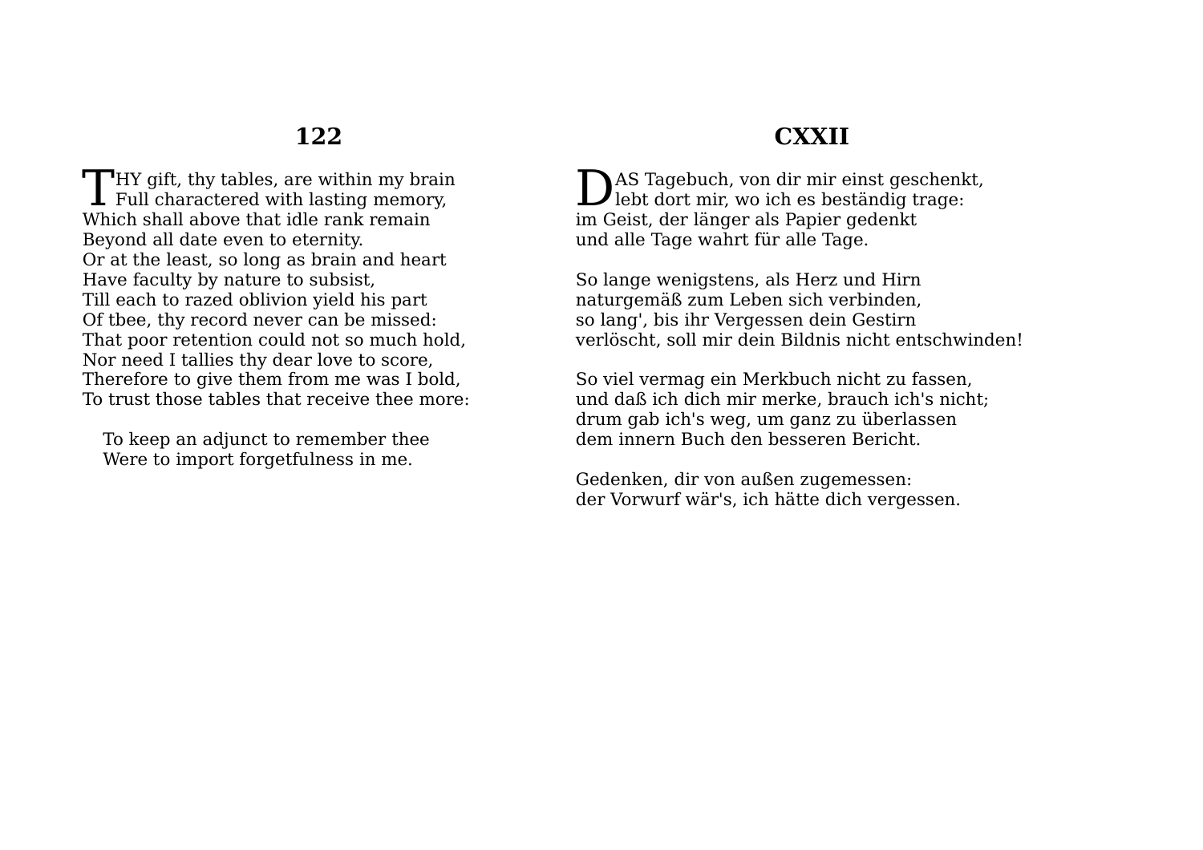## 122

THY gift, thy tables, are within my brain
Full charactered with lasting memory,
Which shall above that idle rank remain
Beyond all date even to eternity.
Or at the least, so long as brain and heart
Have faculty by nature to subsist,
Till each to razed oblivion yield his part
Of tbee, thy record never can be missed:
That poor retention could not so much hold,
Nor need I tallies thy dear love to score,
Therefore to give them from me was I bold,
To trust those tables that receive thee more:

To keep an adjunct to remember thee
Were to import forgetfulness in me.

## CXXII

DAS Tagebuch, von dir mir einst geschenkt,
lebt dort mir, wo ich es beständig trage:
im Geist, der länger als Papier gedenkt
und alle Tage wahrt für alle Tage.

So lange wenigstens, als Herz und Hirn
naturgemäß zum Leben sich verbinden,
so lang', bis ihr Vergessen dein Gestirn
verlöscht, soll mir dein Bildnis nicht entschwinden!

So viel vermag ein Merkbuch nicht zu fassen,
und daß ich dich mir merke, brauch ich's nicht;
drum gab ich's weg, um ganz zu überlassen
dem innern Buch den besseren Bericht.

Gedenken, dir von außen zugemessen:
der Vorwurf wär's, ich hätte dich vergessen.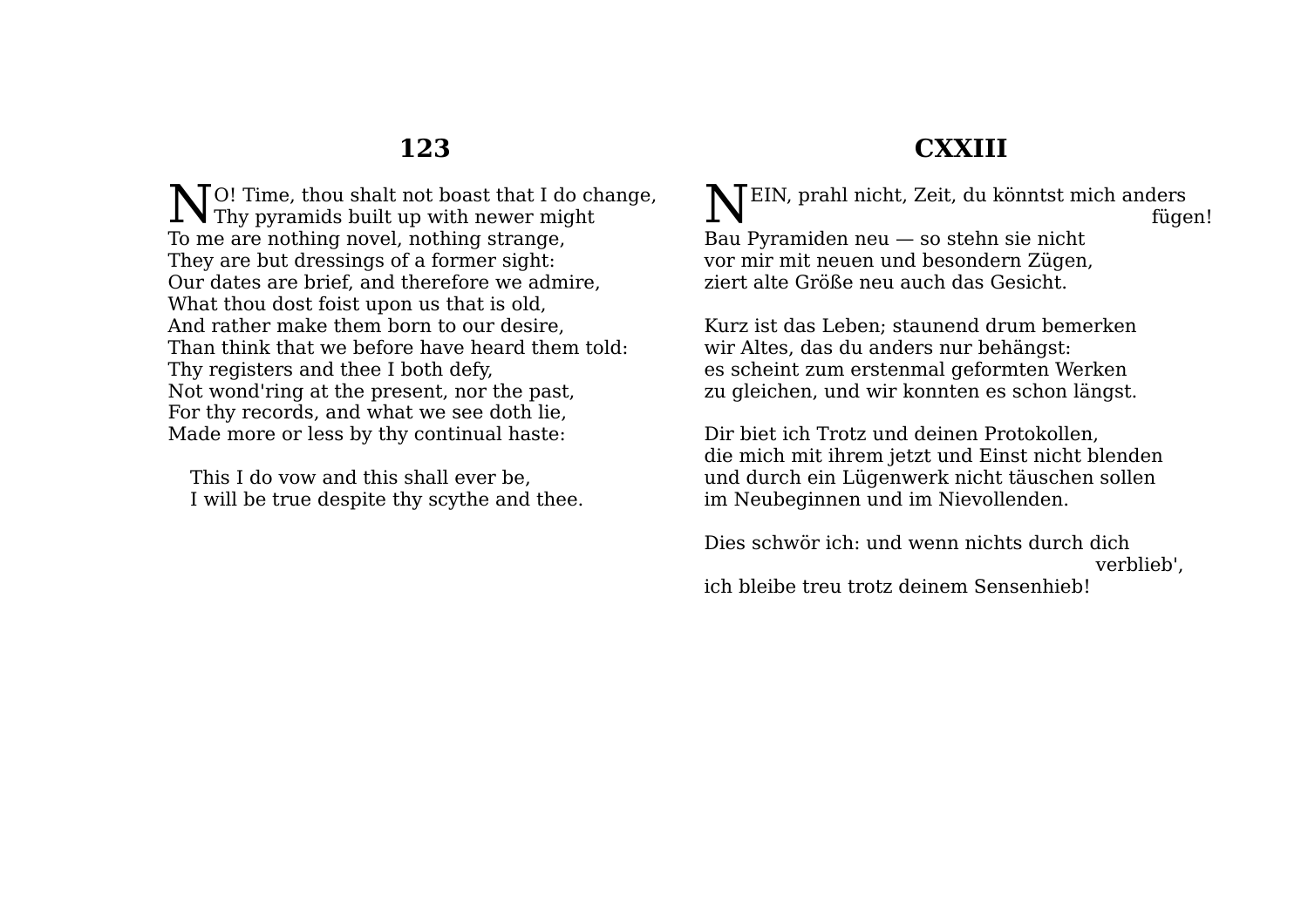## 123

NO! Time, thou shalt not boast that I do change,
Thy pyramids built up with newer might
To me are nothing novel, nothing strange,
They are but dressings of a former sight:
Our dates are brief, and therefore we admire,
What thou dost foist upon us that is old,
And rather make them born to our desire,
Than think that we before have heard them told:
Thy registers and thee I both defy,
Not wond'ring at the present, nor the past,
For thy records, and what we see doth lie,
Made more or less by thy continual haste:

This I do vow and this shall ever be,
I will be true despite thy scythe and thee.

## CXXIII

NEIN, prahl nicht, Zeit, du könntst mich anders fügen!
Bau Pyramiden neu — so stehn sie nicht
vor mir mit neuen und besondern Zügen,
ziert alte Größe neu auch das Gesicht.

Kurz ist das Leben; staunend drum bemerken
wir Altes, das du anders nur behängst:
es scheint zum erstenmal geformten Werken
zu gleichen, und wir konnten es schon längst.

Dir biet ich Trotz und deinen Protokollen,
die mich mit ihrem jetzt und Einst nicht blenden
und durch ein Lügenwerk nicht täuschen sollen
im Neubeginnen und im Nievollenden.

Dies schwör ich: und wenn nichts durch dich verblieb',
ich bleibe treu trotz deinem Sensenhieb!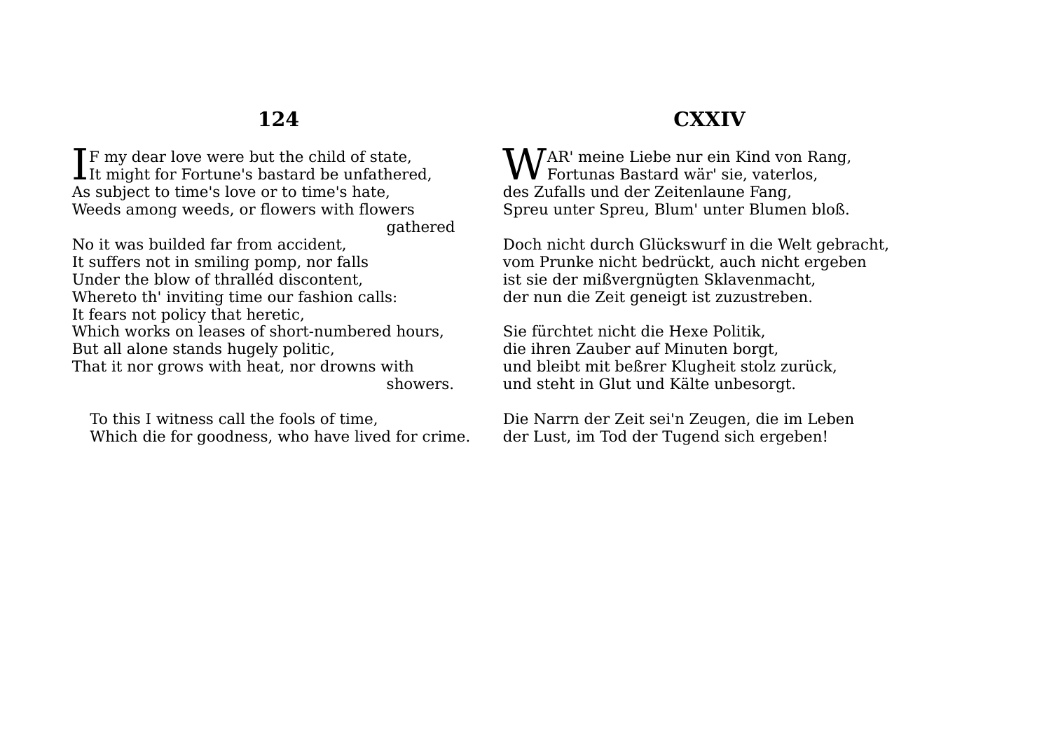## 124

IF my dear love were but the child of state,
It might for Fortune's bastard be unfathered,
As subject to time's love or to time's hate,
Weeds among weeds, or flowers with flowers gathered
No it was builded far from accident,
It suffers not in smiling pomp, nor falls
Under the blow of thralléd discontent,
Whereto th' inviting time our fashion calls:
It fears not policy that heretic,
Which works on leases of short-numbered hours,
But all alone stands hugely politic,
That it nor grows with heat, nor drowns with showers.

To this I witness call the fools of time,
Which die for goodness, who have lived for crime.

## CXXIV

WAR' meine Liebe nur ein Kind von Rang,
Fortunas Bastard wär' sie, vaterlos,
des Zufalls und der Zeitenlaune Fang,
Spreu unter Spreu, Blum' unter Blumen bloß.

Doch nicht durch Glückswurf in die Welt gebracht,
vom Prunke nicht bedrückt, auch nicht ergeben
ist sie der mißvergnügten Sklavenmacht,
der nun die Zeit geneigt ist zuzustreben.

Sie fürchtet nicht die Hexe Politik,
die ihren Zauber auf Minuten borgt,
und bleibt mit beßrer Klugheit stolz zurück,
und steht in Glut und Kälte unbesorgt.

Die Narrn der Zeit sei'n Zeugen, die im Leben
der Lust, im Tod der Tugend sich ergeben!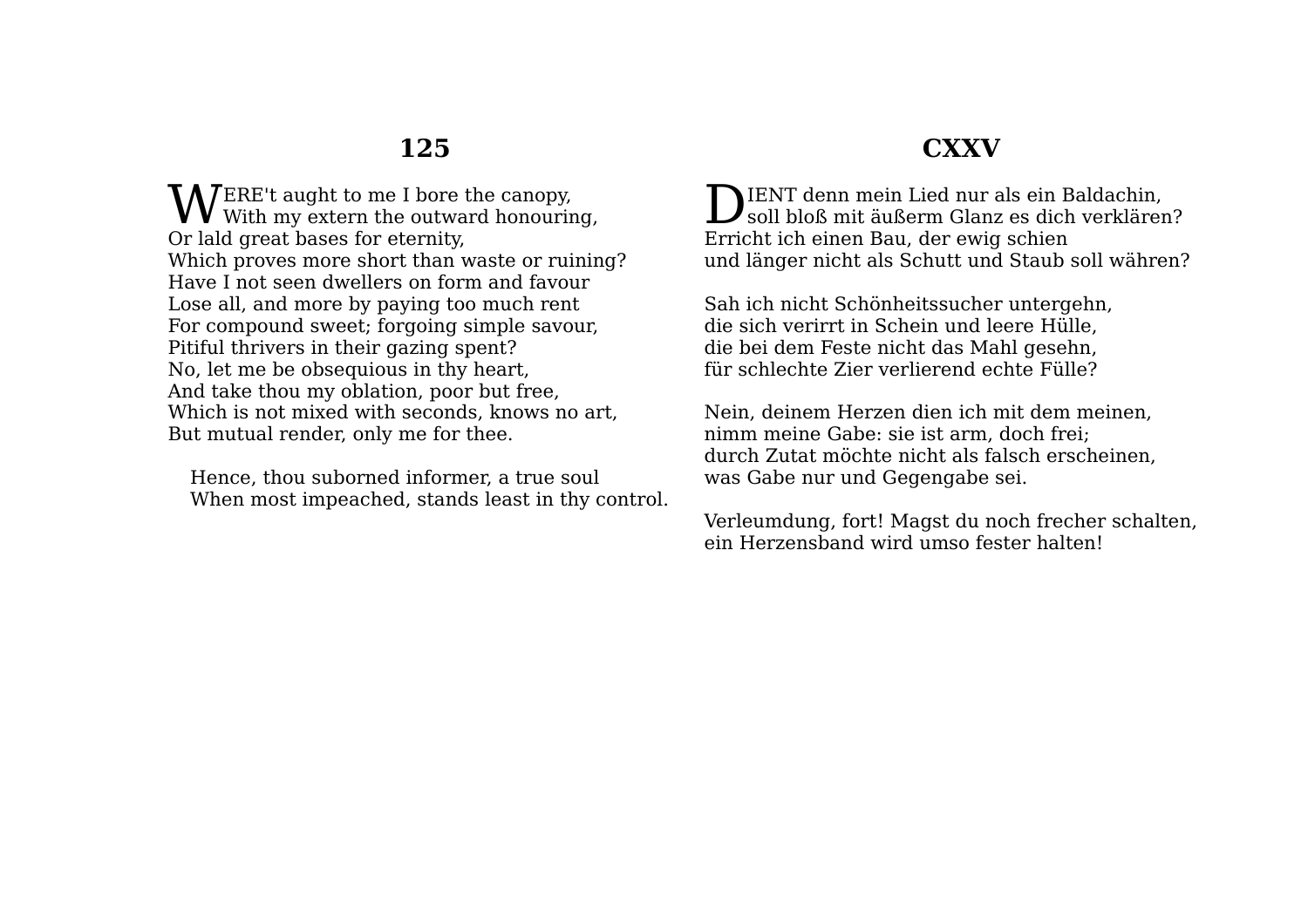## 125

WERE't aught to me I bore the canopy,
With my extern the outward honouring,
Or laid great bases for eternity,
Which proves more short than waste or ruining?
Have I not seen dwellers on form and favour
Lose all, and more by paying too much rent
For compound sweet; forgoing simple savour,
Pitiful thrivers in their gazing spent?
No, let me be obsequious in thy heart,
And take thou my oblation, poor but free,
Which is not mixed with seconds, knows no art,
But mutual render, only me for thee.

Hence, thou suborned informer, a true soul
When most impeached, stands least in thy control.

## CXXV

DIENT denn mein Lied nur als ein Baldachin,
soll bloß mit äußerm Glanz es dich verklären?
Erricht ich einen Bau, der ewig schien
und länger nicht als Schutt und Staub soll währen?

Sah ich nicht Schönheitssucher untergehn,
die sich verirrt in Schein und leere Hülle,
die bei dem Feste nicht das Mahl gesehn,
für schlechte Zier verlierend echte Fülle?

Nein, deinem Herzen dien ich mit dem meinen,
nimm meine Gabe: sie ist arm, doch frei;
durch Zutat möchte nicht als falsch erscheinen,
was Gabe nur und Gegengabe sei.

Verleumdung, fort! Magst du noch frecher schalten,
ein Herzensband wird umso fester halten!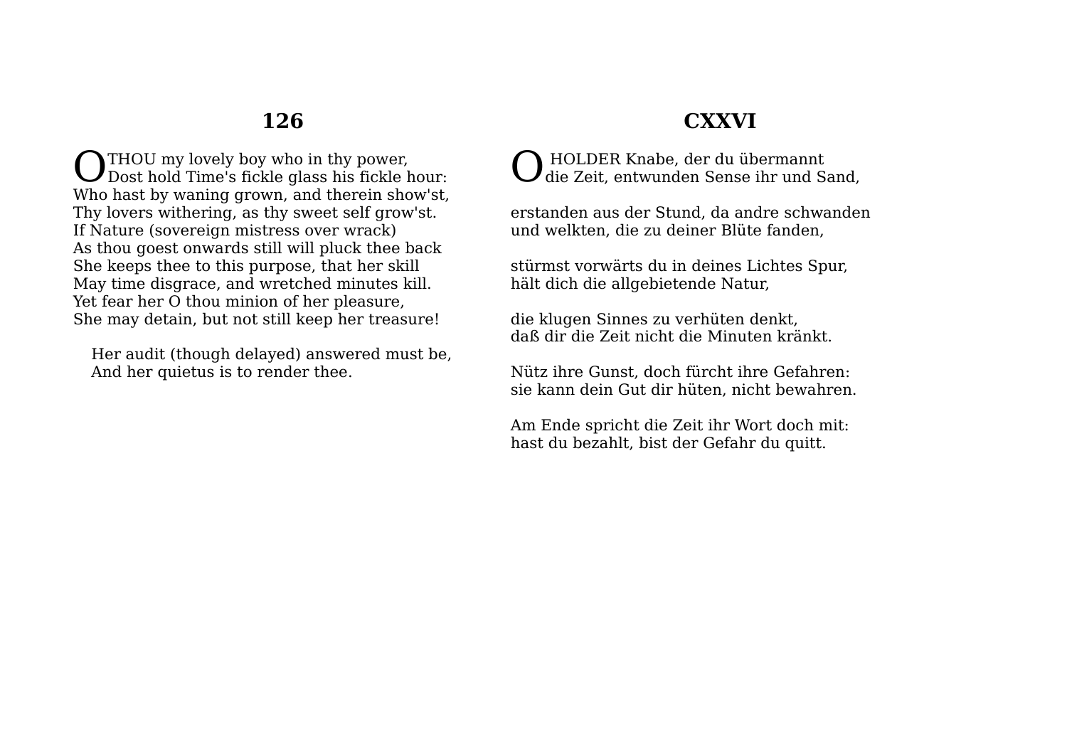## 126

OTHOU my lovely boy who in thy power,
Dost hold Time's fickle glass his fickle hour:
Who hast by waning grown, and therein show'st,
Thy lovers withering, as thy sweet self grow'st.
If Nature (sovereign mistress over wrack)
As thou goest onwards still will pluck thee back
She keeps thee to this purpose, that her skill
May time disgrace, and wretched minutes kill.
Yet fear her O thou minion of her pleasure,
She may detain, but not still keep her treasure!

Her audit (though delayed) answered must be,
And her quietus is to render thee.

## CXXVI

O HOLDER Knabe, der du übermannt
die Zeit, entwunden Sense ihr und Sand,

erstanden aus der Stund, da andre schwanden
und welkten, die zu deiner Blüte fanden,

stürmst vorwärts du in deines Lichtes Spur,
hält dich die allgebietende Natur,

die klugen Sinnes zu verhüten denkt,
daß dir die Zeit nicht die Minuten kränkt.

Nütz ihre Gunst, doch fürcht ihre Gefahren:
sie kann dein Gut dir hüten, nicht bewahren.

Am Ende spricht die Zeit ihr Wort doch mit:
hast du bezahlt, bist der Gefahr du quitt.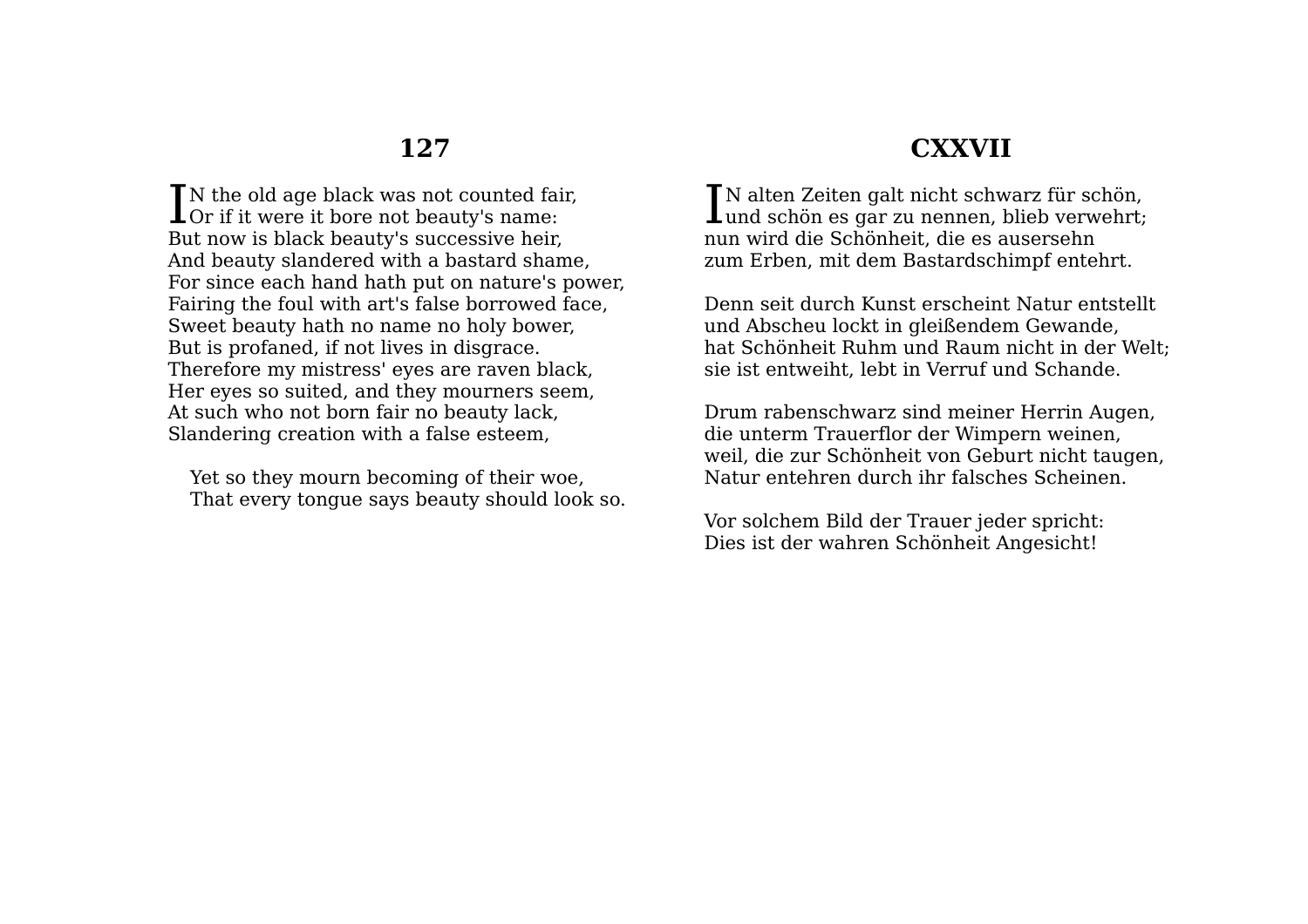## 127

IN the old age black was not counted fair,
Or if it were it bore not beauty's name:
But now is black beauty's successive heir,
And beauty slandered with a bastard shame,
For since each hand hath put on nature's power,
Fairing the foul with art's false borrowed face,
Sweet beauty hath no name no holy bower,
But is profaned, if not lives in disgrace.
Therefore my mistress' eyes are raven black,
Her eyes so suited, and they mourners seem,
At such who not born fair no beauty lack,
Slandering creation with a false esteem,

Yet so they mourn becoming of their woe,
That every tongue says beauty should look so.

## CXXVII

IN alten Zeiten galt nicht schwarz für schön,
und schön es gar zu nennen, blieb verwehrt;
nun wird die Schönheit, die es ausersehn
zum Erben, mit dem Bastardschimpf entehrt.

Denn seit durch Kunst erscheint Natur entstellt
und Abscheu lockt in gleißendem Gewande,
hat Schönheit Ruhm und Raum nicht in der Welt;
sie ist entweiht, lebt in Verruf und Schande.

Drum rabenschwarz sind meiner Herrin Augen,
die unterm Trauerflor der Wimpern weinen,
weil, die zur Schönheit von Geburt nicht taugen,
Natur entehren durch ihr falsches Scheinen.

Vor solchem Bild der Trauer jeder spricht:
Dies ist der wahren Schönheit Angesicht!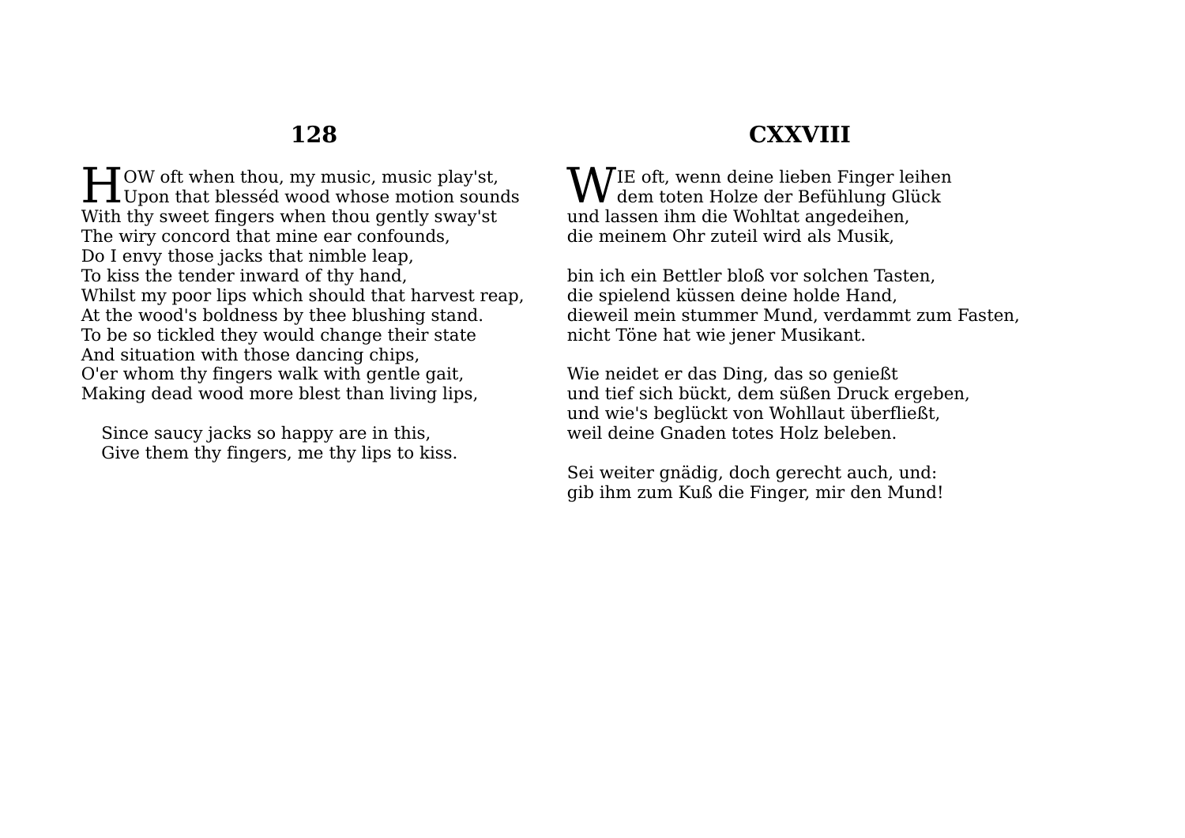## 128

HOW oft when thou, my music, music play'st,  
Upon that blesséd wood whose motion sounds  
With thy sweet fingers when thou gently sway'st  
The wiry concord that mine ear confounds,  
Do I envy those jacks that nimble leap,  
To kiss the tender inward of thy hand,  
Whilst my poor lips which should that harvest reap,  
At the wood's boldness by thee blushing stand.  
To be so tickled they would change their state  
And situation with those dancing chips,  
O'er whom thy fingers walk with gentle gait,  
Making dead wood more blest than living lips,

Since saucy jacks so happy are in this,  
Give them thy fingers, me thy lips to kiss.

## CXXVIII

WIE oft, wenn deine lieben Finger leihen  
dem toten Holze der Befühlung Glück  
und lassen ihm die Wohltat angedeihen,  
die meinem Ohr zuteil wird als Musik,

bin ich ein Bettler bloß vor solchen Tasten,  
die spielend küssen deine holde Hand,  
dieweil mein stummer Mund, verdammt zum Fasten,  
nicht Töne hat wie jener Musikant.

Wie neidet er das Ding, das so genießt  
und tief sich bückt, dem süßen Druck ergeben,  
und wie's beglückt von Wohllaut überfließt,  
weil deine Gnaden totes Holz beleben.

Sei weiter gnädig, doch gerecht auch, und:  
gib ihm zum Kuß die Finger, mir den Mund!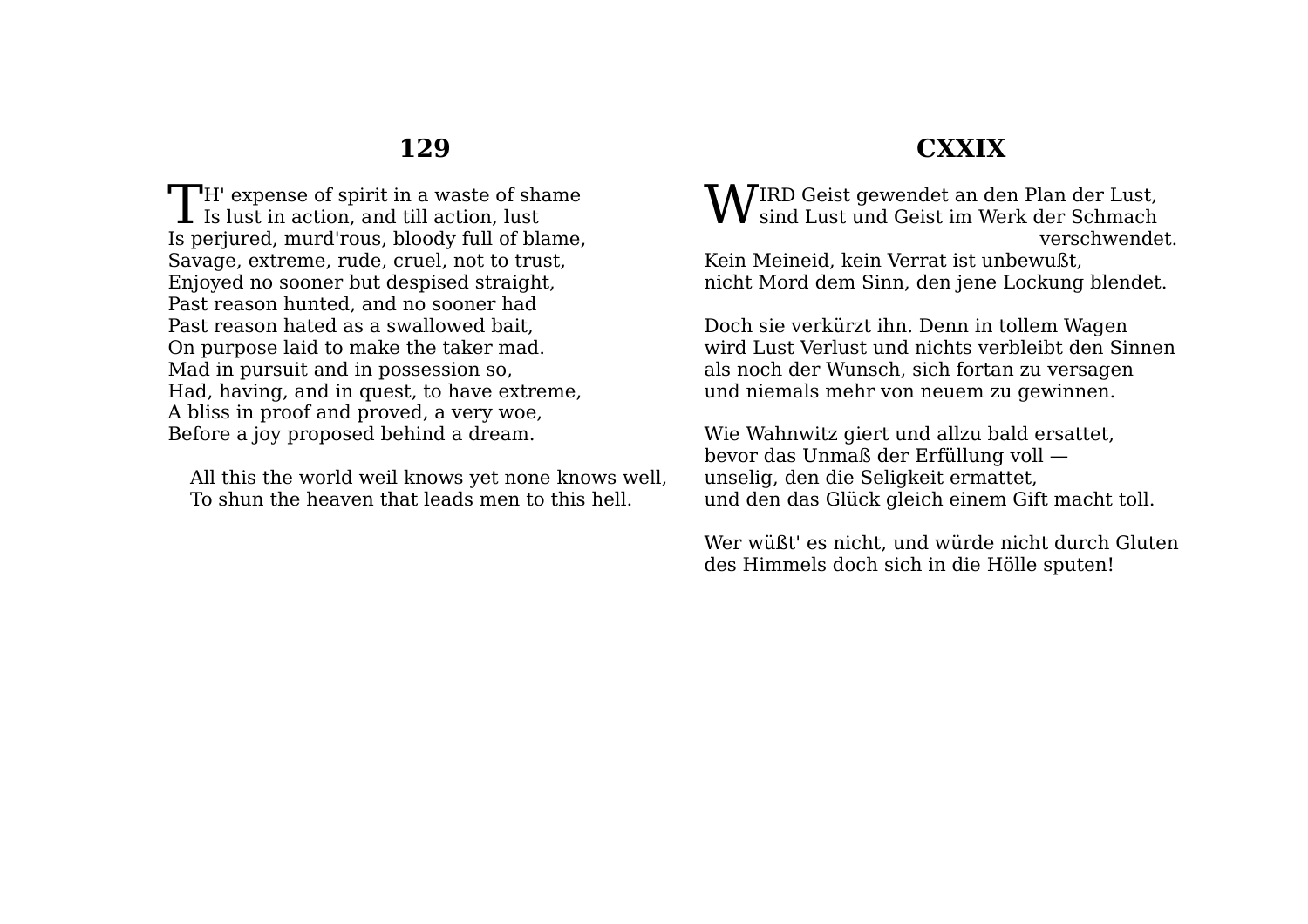## 129

TH' expense of spirit in a waste of shame
Is lust in action, and till action, lust
Is perjured, murd'rous, bloody full of blame,
Savage, extreme, rude, cruel, not to trust,
Enjoyed no sooner but despised straight,
Past reason hunted, and no sooner had
Past reason hated as a swallowed bait,
On purpose laid to make the taker mad.
Mad in pursuit and in possession so,
Had, having, and in quest, to have extreme,
A bliss in proof and proved, a very woe,
Before a joy proposed behind a dream.

All this the world weil knows yet none knows well,
To shun the heaven that leads men to this hell.

## CXXIX

WIRD Geist gewendet an den Plan der Lust,
sind Lust und Geist im Werk der Schmach verschwendet.
Kein Meineid, kein Verrat ist unbewußt,
nicht Mord dem Sinn, den jene Lockung blendet.

Doch sie verkürzt ihn. Denn in tollem Wagen
wird Lust Verlust und nichts verbleibt den Sinnen
als noch der Wunsch, sich fortan zu versagen
und niemals mehr von neuem zu gewinnen.

Wie Wahnwitz giert und allzu bald ersattet,
bevor das Unmaß der Erfüllung voll —
unselig, den die Seligkeit ermattet,
und den das Glück gleich einem Gift macht toll.

Wer wüßt' es nicht, und würde nicht durch Gluten
des Himmels doch sich in die Hölle sputen!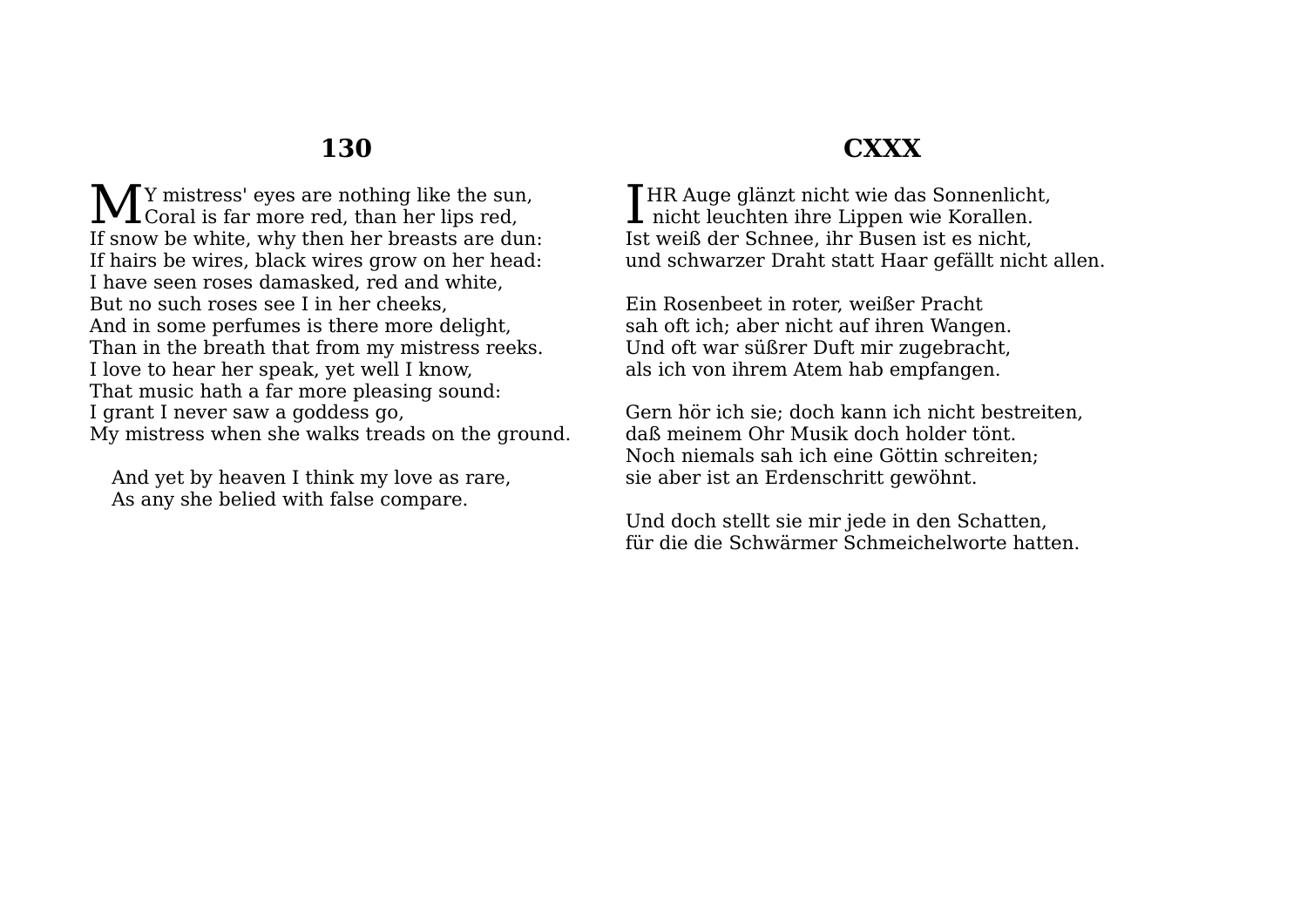## 130

MY mistress' eyes are nothing like the sun,
Coral is far more red, than her lips red,
If snow be white, why then her breasts are dun:
If hairs be wires, black wires grow on her head:
I have seen roses damasked, red and white,
But no such roses see I in her cheeks,
And in some perfumes is there more delight,
Than in the breath that from my mistress reeks.
I love to hear her speak, yet well I know,
That music hath a far more pleasing sound:
I grant I never saw a goddess go,
My mistress when she walks treads on the ground.

  And yet by heaven I think my love as rare,
  As any she belied with false compare.

## CXXX

IHR Auge glänzt nicht wie das Sonnenlicht,
nicht leuchten ihre Lippen wie Korallen.
Ist weiß der Schnee, ihr Busen ist es nicht,
und schwarzer Draht statt Haar gefällt nicht allen.

Ein Rosenbeet in roter, weißer Pracht
sah oft ich; aber nicht auf ihren Wangen.
Und oft war süßrer Duft mir zugebracht,
als ich von ihrem Atem hab empfangen.

Gern hör ich sie; doch kann ich nicht bestreiten,
daß meinem Ohr Musik doch holder tönt.
Noch niemals sah ich eine Göttin schreiten;
sie aber ist an Erdenschritt gewöhnt.

Und doch stellt sie mir jede in den Schatten,
für die die Schwärmer Schmeichelworte hatten.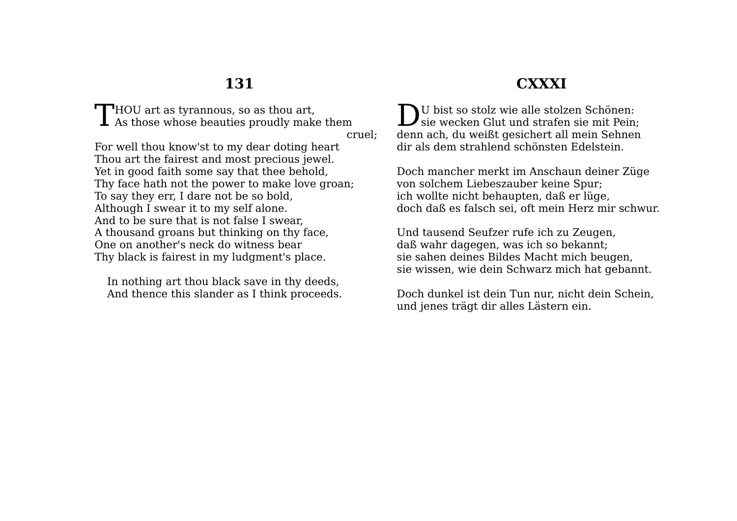## 131

THOU art as tyrannous, so as thou art,
As those whose beauties proudly make them cruel;
For well thou know'st to my dear doting heart
Thou art the fairest and most precious jewel.
Yet in good faith some say that thee behold,
Thy face hath not the power to make love groan;
To say they err, I dare not be so bold,
Although I swear it to my self alone.
And to be sure that is not false I swear,
A thousand groans but thinking on thy face,
One on another's neck do witness bear
Thy black is fairest in my ludgment's place.

In nothing art thou black save in thy deeds,
And thence this slander as I think proceeds.

## CXXXI

DU bist so stolz wie alle stolzen Schönen:
sie wecken Glut und strafen sie mit Pein;
denn ach, du weißt gesichert all mein Sehnen
dir als dem strahlend schönsten Edelstein.

Doch mancher merkt im Anschaun deiner Züge
von solchem Liebeszauber keine Spur;
ich wollte nicht behaupten, daß er lüge,
doch daß es falsch sei, oft mein Herz mir schwur.

Und tausend Seufzer rufe ich zu Zeugen,
daß wahr dagegen, was ich so bekannt;
sie sahen deines Bildes Macht mich beugen,
sie wissen, wie dein Schwarz mich hat gebannt.

Doch dunkel ist dein Tun nur, nicht dein Schein,
und jenes trägt dir alles Lästern ein.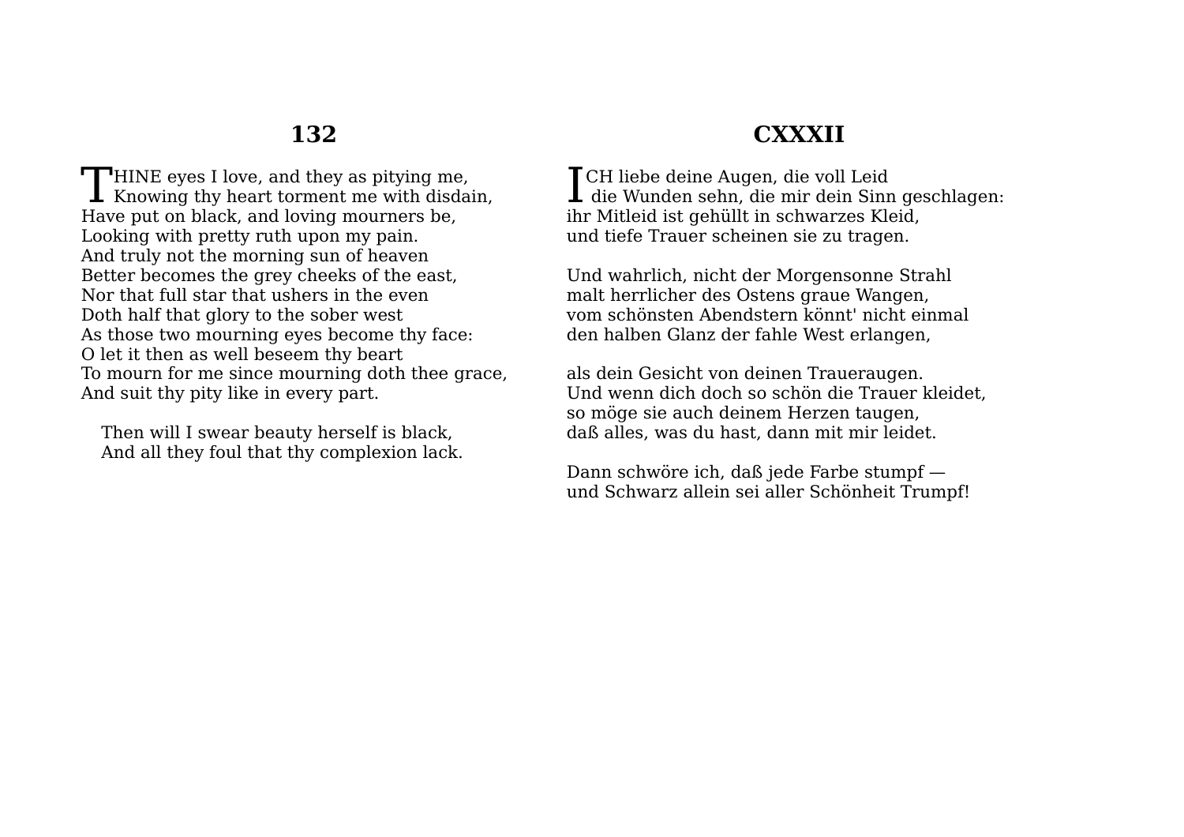## 132

THINE eyes I love, and they as pitying me,
Knowing thy heart torment me with disdain,
Have put on black, and loving mourners be,
Looking with pretty ruth upon my pain.
And truly not the morning sun of heaven
Better becomes the grey cheeks of the east,
Nor that full star that ushers in the even
Doth half that glory to the sober west
As those two mourning eyes become thy face:
O let it then as well beseem thy beart
To mourn for me since mourning doth thee grace,
And suit thy pity like in every part.

Then will I swear beauty herself is black,
And all they foul that thy complexion lack.

## CXXXII

ICH liebe deine Augen, die voll Leid
die Wunden sehn, die mir dein Sinn geschlagen:
ihr Mitleid ist gehüllt in schwarzes Kleid,
und tiefe Trauer scheinen sie zu tragen.

Und wahrlich, nicht der Morgensonne Strahl
malt herrlicher des Ostens graue Wangen,
vom schönsten Abendstern könnt' nicht einmal
den halben Glanz der fahle West erlangen,

als dein Gesicht von deinen Traueraugen.
Und wenn dich doch so schön die Trauer kleidet,
so möge sie auch deinem Herzen taugen,
daß alles, was du hast, dann mit mir leidet.

Dann schwöre ich, daß jede Farbe stumpf —
und Schwarz allein sei aller Schönheit Trumpf!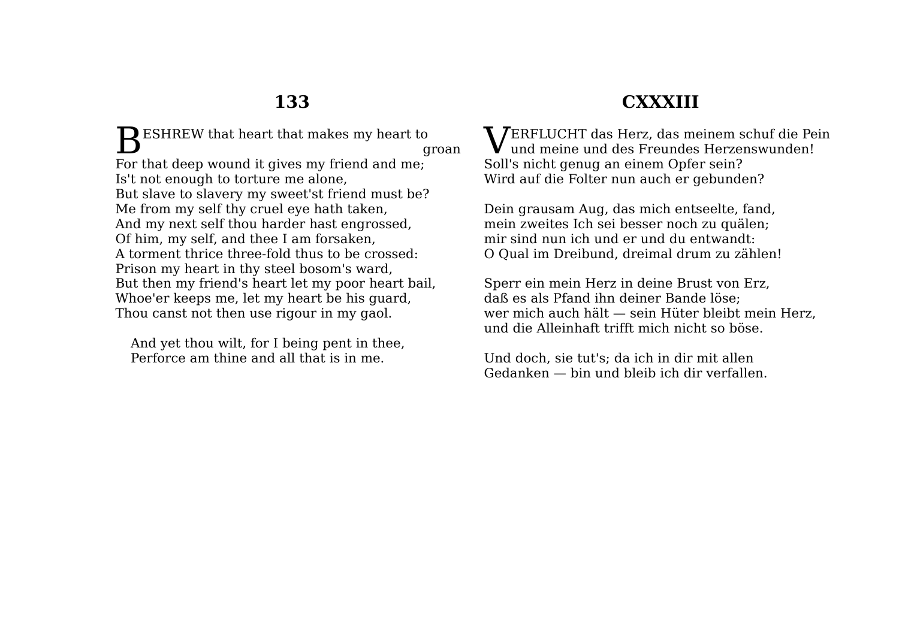## 133

BESHREW that heart that makes my heart to groan
For that deep wound it gives my friend and me;
Is't not enough to torture me alone,
But slave to slavery my sweet'st friend must be?
Me from my self thy cruel eye hath taken,
And my next self thou harder hast engrossed,
Of him, my self, and thee I am forsaken,
A torment thrice three-fold thus to be crossed:
Prison my heart in thy steel bosom's ward,
But then my friend's heart let my poor heart bail,
Whoe'er keeps me, let my heart be his guard,
Thou canst not then use rigour in my gaol.

And yet thou wilt, for I being pent in thee,
Perforce am thine and all that is in me.

## CXXXIII

VERFLUCHT das Herz, das meinem schuf die Pein
und meine und des Freundes Herzenswunden!
Soll's nicht genug an einem Opfer sein?
Wird auf die Folter nun auch er gebunden?

Dein grausam Aug, das mich entseelte, fand,
mein zweites Ich sei besser noch zu quälen;
mir sind nun ich und er und du entwandt:
O Qual im Dreibund, dreimal drum zu zählen!

Sperr ein mein Herz in deine Brust von Erz,
daß es als Pfand ihn deiner Bande löse;
wer mich auch hält — sein Hüter bleibt mein Herz,
und die Alleinhaft trifft mich nicht so böse.

Und doch, sie tut's; da ich in dir mit allen
Gedanken — bin und bleib ich dir verfallen.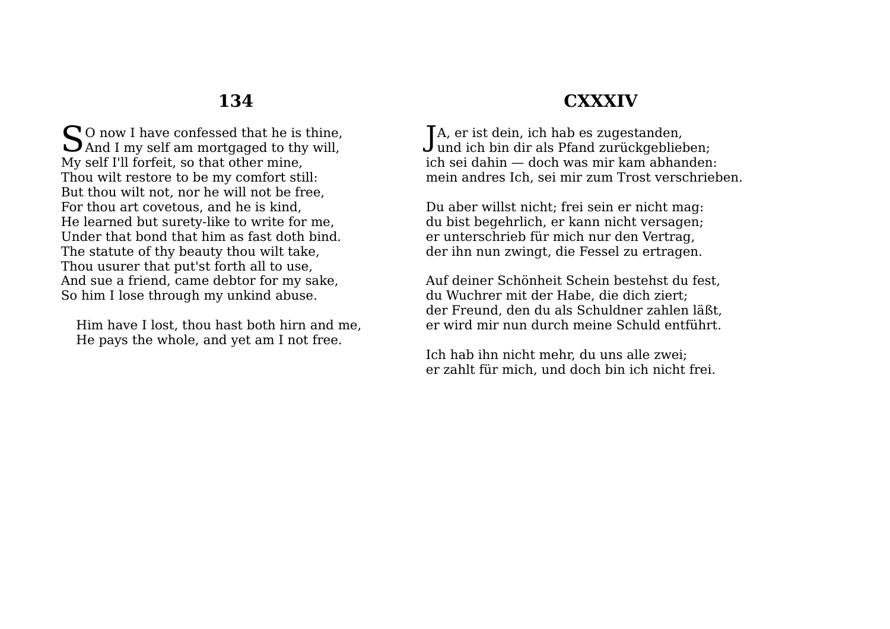## 134

SO now I have confessed that he is thine,
And I my self am mortgaged to thy will,
My self I'll forfeit, so that other mine,
Thou wilt restore to be my comfort still:
But thou wilt not, nor he will not be free,
For thou art covetous, and he is kind,
He learned but surety-like to write for me,
Under that bond that him as fast doth bind.
The statute of thy beauty thou wilt take,
Thou usurer that put'st forth all to use,
And sue a friend, came debtor for my sake,
So him I lose through my unkind abuse.

Him have I lost, thou hast both hirn and me,
He pays the whole, and yet am I not free.

## CXXXIV

JA, er ist dein, ich hab es zugestanden,
und ich bin dir als Pfand zurückgeblieben;
ich sei dahin — doch was mir kam abhanden:
mein andres Ich, sei mir zum Trost verschrieben.

Du aber willst nicht; frei sein er nicht mag:
du bist begehrlich, er kann nicht versagen;
er unterschrieb für mich nur den Vertrag,
der ihn nun zwingt, die Fessel zu ertragen.

Auf deiner Schönheit Schein bestehst du fest,
du Wuchrer mit der Habe, die dich ziert;
der Freund, den du als Schuldner zahlen läßt,
er wird mir nun durch meine Schuld entführt.

Ich hab ihn nicht mehr, du uns alle zwei;
er zahlt für mich, und doch bin ich nicht frei.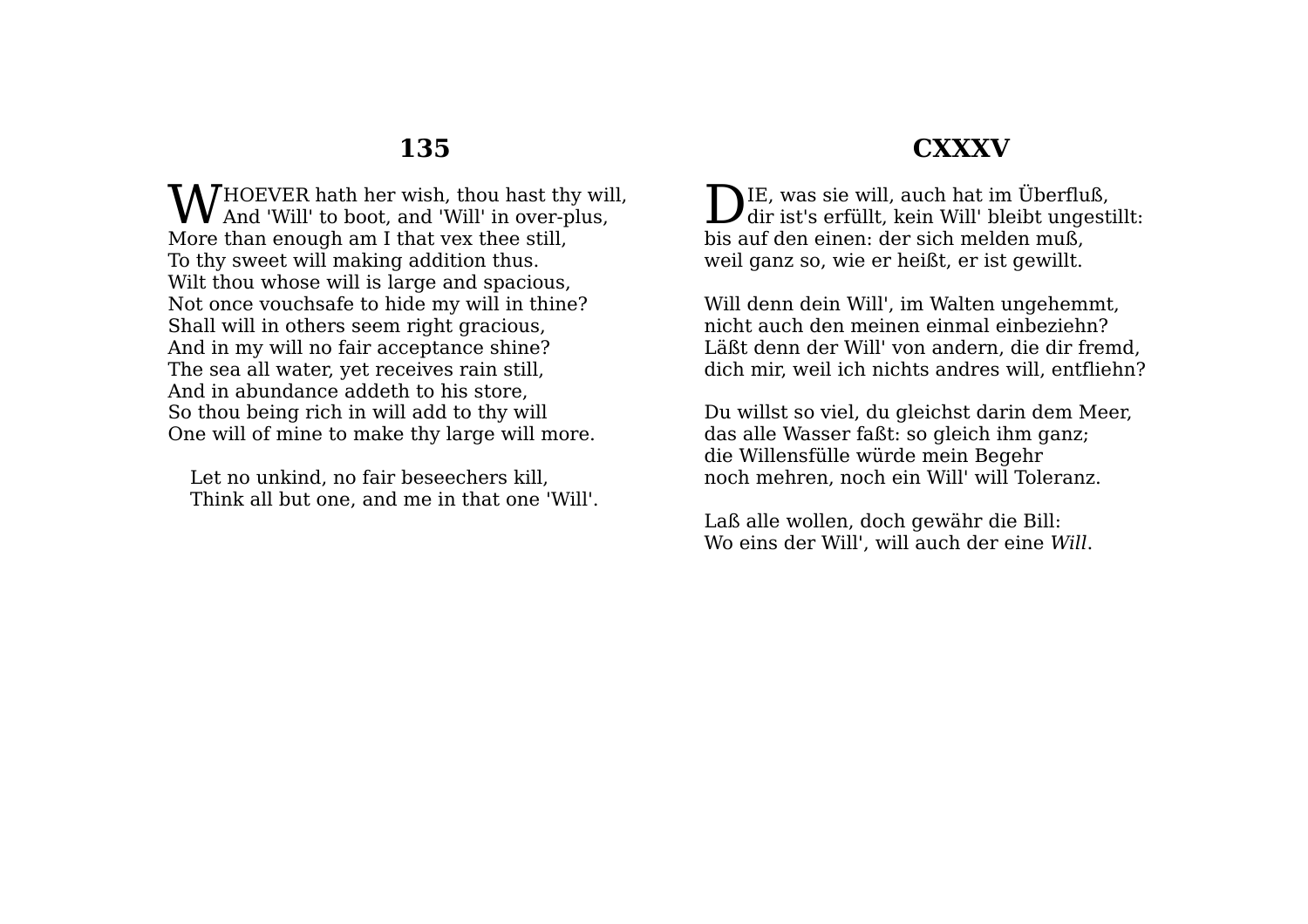## 135

WHOEVER hath her wish, thou hast thy will,
And 'Will' to boot, and 'Will' in over-plus,
More than enough am I that vex thee still,
To thy sweet will making addition thus.
Wilt thou whose will is large and spacious,
Not once vouchsafe to hide my will in thine?
Shall will in others seem right gracious,
And in my will no fair acceptance shine?
The sea all water, yet receives rain still,
And in abundance addeth to his store,
So thou being rich in will add to thy will
One will of mine to make thy large will more.

Let no unkind, no fair beseechers kill,
Think all but one, and me in that one 'Will'.

## CXXXV

DIE, was sie will, auch hat im Überfluß,
dir ist's erfüllt, kein Will' bleibt ungestillt:
bis auf den einen: der sich melden muß,
weil ganz so, wie er heißt, er ist gewillt.

Will denn dein Will', im Walten ungehemmt,
nicht auch den meinen einmal einbeziehn?
Läßt denn der Will' von andern, die dir fremd,
dich mir, weil ich nichts andres will, entfliehn?

Du willst so viel, du gleichst darin dem Meer,
das alle Wasser faßt: so gleich ihm ganz;
die Willensfülle würde mein Begehr
noch mehren, noch ein Will' will Toleranz.

Laß alle wollen, doch gewähr die Bill:
Wo eins der Will', will auch der eine *Will*.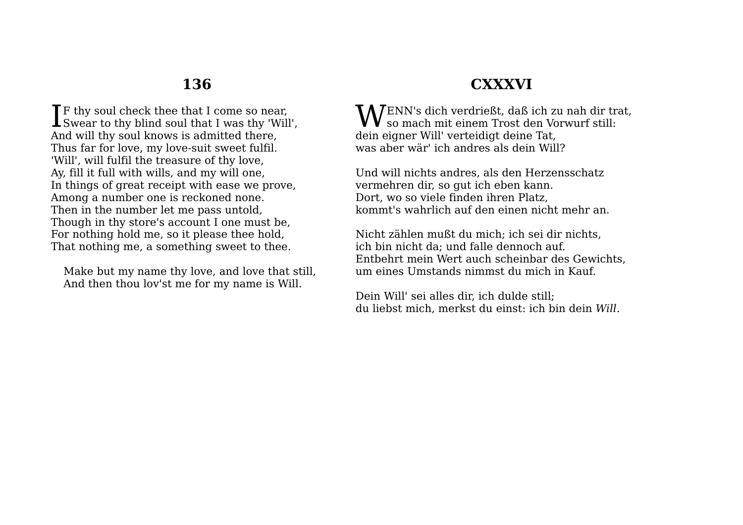## 136

IF thy soul check thee that I come so near,
Swear to thy blind soul that I was thy 'Will',
And will thy soul knows is admitted there,
Thus far for love, my love-suit sweet fulfil.
'Will', will fulfil the treasure of thy love,
Ay, fill it full with wills, and my will one,
In things of great receipt with ease we prove,
Among a number one is reckoned none.
Then in the number let me pass untold,
Though in thy store's account I one must be,
For nothing hold me, so it please thee hold,
That nothing me, a something sweet to thee.

Make but my name thy love, and love that still,
And then thou lov'st me for my name is Will.

## CXXXVI

WENN's dich verdrießt, daß ich zu nah dir trat,
so mach mit einem Trost den Vorwurf still:
dein eigner Will' verteidigt deine Tat,
was aber wär' ich andres als dein Will?

Und will nichts andres, als den Herzensschatz
vermehren dir, so gut ich eben kann.
Dort, wo so viele finden ihren Platz,
kommt's wahrlich auf den einen nicht mehr an.

Nicht zählen mußt du mich; ich sei dir nichts,
ich bin nicht da; und falle dennoch auf.
Entbehrt mein Wert auch scheinbar des Gewichts,
um eines Umstands nimmst du mich in Kauf.

Dein Will' sei alles dir, ich dulde still;
du liebst mich, merkst du einst: ich bin dein *Will*.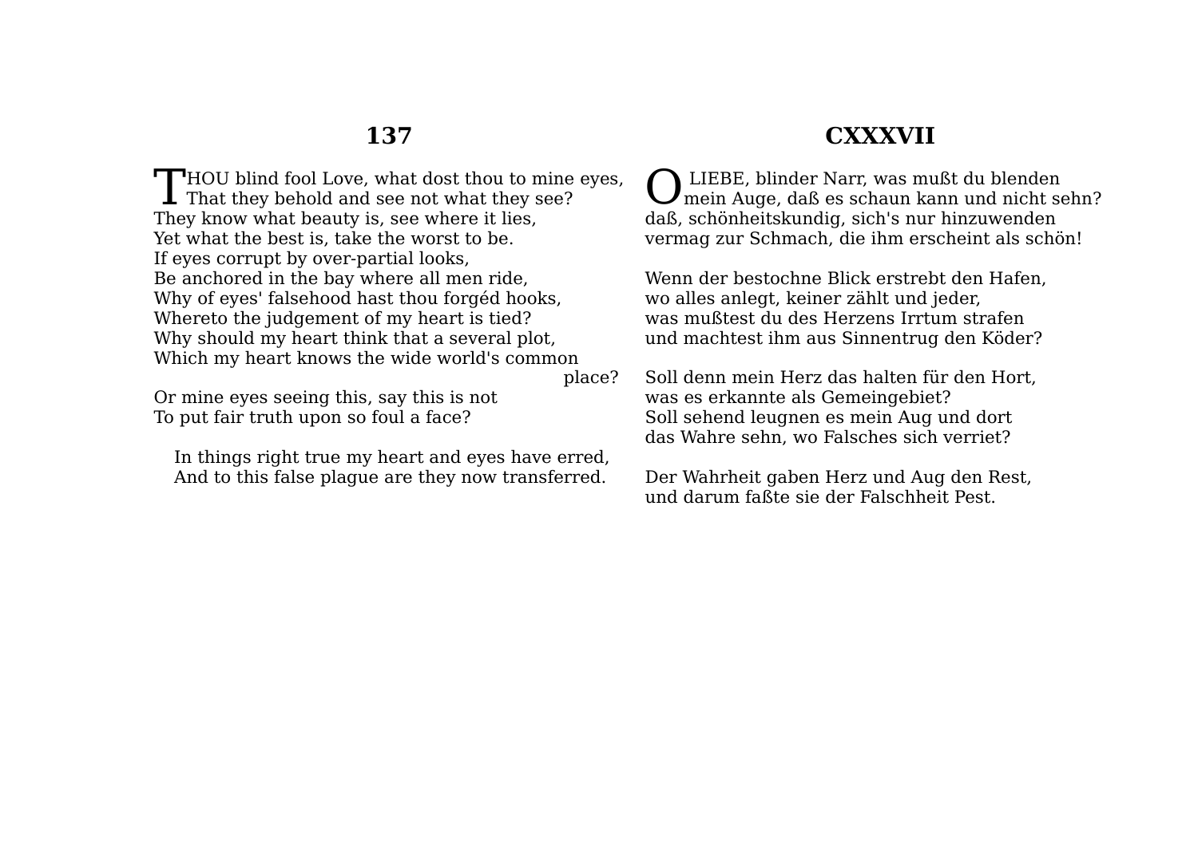## 137

THOU blind fool Love, what dost thou to mine eyes,
That they behold and see not what they see?
They know what beauty is, see where it lies,
Yet what the best is, take the worst to be.
If eyes corrupt by over-partial looks,
Be anchored in the bay where all men ride,
Why of eyes' falsehood hast thou forgéd hooks,
Whereto the judgement of my heart is tied?
Why should my heart think that a several plot,
Which my heart knows the wide world's common place?
Or mine eyes seeing this, say this is not
To put fair truth upon so foul a face?

In things right true my heart and eyes have erred,
And to this false plague are they now transferred.

## CXXXVII

O LIEBE, blinder Narr, was mußt du blenden
mein Auge, daß es schaun kann und nicht sehn?
daß, schönheitskundig, sich's nur hinzuwenden
vermag zur Schmach, die ihm erscheint als schön!

Wenn der bestochne Blick erstrebt den Hafen,
wo alles anlegt, keiner zählt und jeder,
was mußtest du des Herzens Irrtum strafen
und machtest ihm aus Sinnentrug den Köder?

Soll denn mein Herz das halten für den Hort,
was es erkannte als Gemeingebiet?
Soll sehend leugnen es mein Aug und dort
das Wahre sehn, wo Falsches sich verriet?

Der Wahrheit gaben Herz und Aug den Rest,
und darum faßte sie der Falschheit Pest.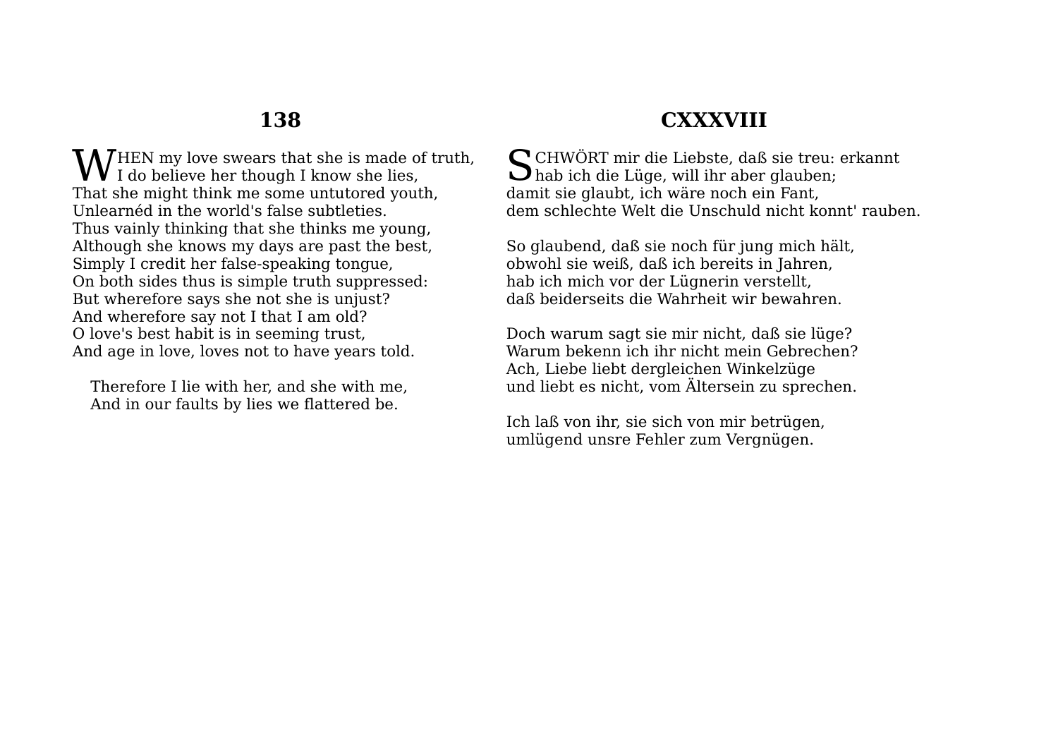## 138

WHEN my love swears that she is made of truth,
I do believe her though I know she lies,
That she might think me some untutored youth,
Unlearnéd in the world's false subtleties.
Thus vainly thinking that she thinks me young,
Although she knows my days are past the best,
Simply I credit her false-speaking tongue,
On both sides thus is simple truth suppressed:
But wherefore says she not she is unjust?
And wherefore say not I that I am old?
O love's best habit is in seeming trust,
And age in love, loves not to have years told.

Therefore I lie with her, and she with me,
And in our faults by lies we flattered be.

## CXXXVIII

SCHWÖRT mir die Liebste, daß sie treu: erkannt
hab ich die Lüge, will ihr aber glauben;
damit sie glaubt, ich wäre noch ein Fant,
dem schlechte Welt die Unschuld nicht konnt' rauben.

So glaubend, daß sie noch für jung mich hält,
obwohl sie weiß, daß ich bereits in Jahren,
hab ich mich vor der Lügnerin verstellt,
daß beiderseits die Wahrheit wir bewahren.

Doch warum sagt sie mir nicht, daß sie lüge?
Warum bekenn ich ihr nicht mein Gebrechen?
Ach, Liebe liebt dergleichen Winkelzüge
und liebt es nicht, vom Ältersein zu sprechen.

Ich laß von ihr, sie sich von mir betrügen,
umlügend unsre Fehler zum Vergnügen.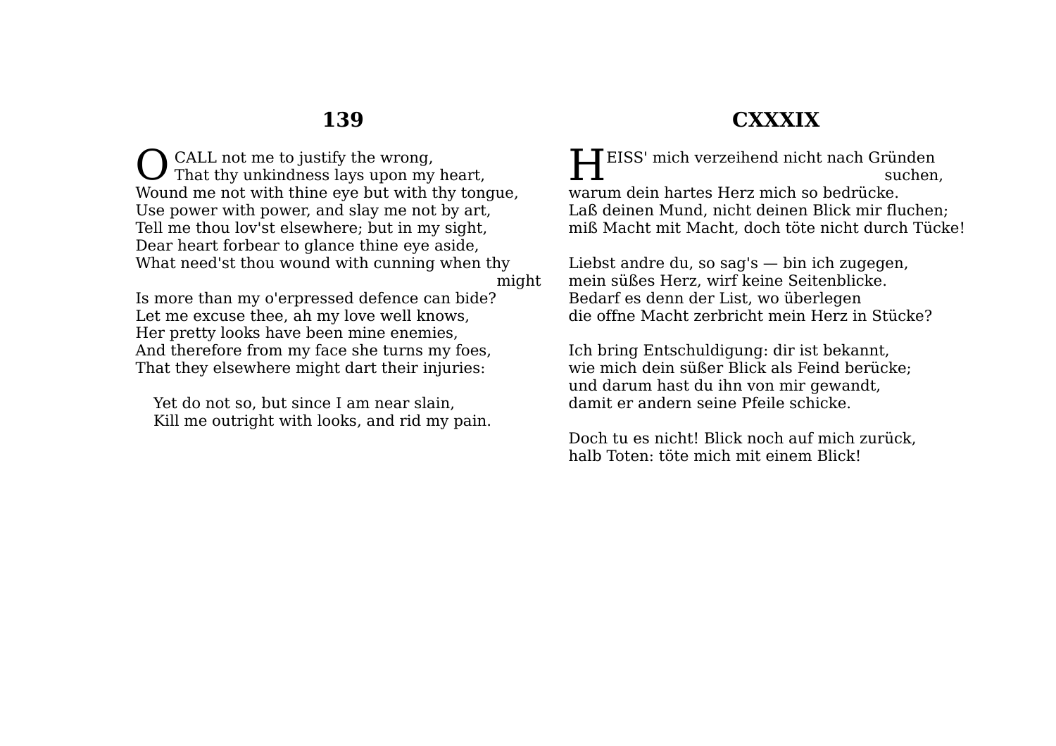## 139

O CALL not me to justify the wrong,
That thy unkindness lays upon my heart,
Wound me not with thine eye but with thy tongue,
Use power with power, and slay me not by art,
Tell me thou lov'st elsewhere; but in my sight,
Dear heart forbear to glance thine eye aside,
What need'st thou wound with cunning when thy might
Is more than my o'erpressed defence can bide?
Let me excuse thee, ah my love well knows,
Her pretty looks have been mine enemies,
And therefore from my face she turns my foes,
That they elsewhere might dart their injuries:

Yet do not so, but since I am near slain,
Kill me outright with looks, and rid my pain.

## CXXXIX

HEISS' mich verzeihend nicht nach Gründen suchen,
warum dein hartes Herz mich so bedrücke.
Laß deinen Mund, nicht deinen Blick mir fluchen;
miß Macht mit Macht, doch töte nicht durch Tücke!

Liebst andre du, so sag's — bin ich zugegen,
mein süßes Herz, wirf keine Seitenblicke.
Bedarf es denn der List, wo überlegen
die offne Macht zerbricht mein Herz in Stücke?

Ich bring Entschuldigung: dir ist bekannt,
wie mich dein süßer Blick als Feind berücke;
und darum hast du ihn von mir gewandt,
damit er andern seine Pfeile schicke.

Doch tu es nicht! Blick noch auf mich zurück,
halb Toten: töte mich mit einem Blick!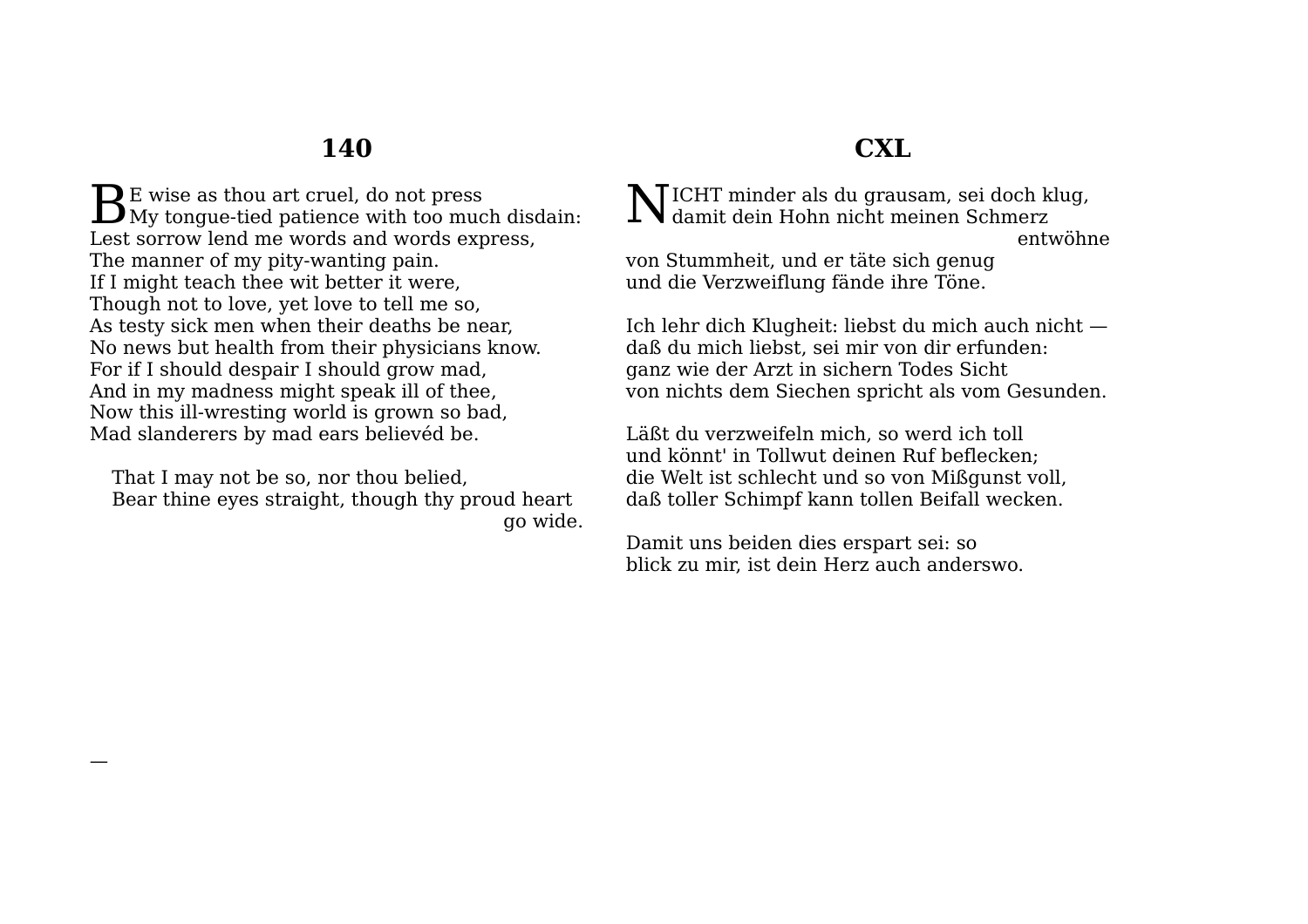## 140

BE wise as thou art cruel, do not press
My tongue-tied patience with too much disdain:
Lest sorrow lend me words and words express,
The manner of my pity-wanting pain.
If I might teach thee wit better it were,
Though not to love, yet love to tell me so,
As testy sick men when their deaths be near,
No news but health from their physicians know.
For if I should despair I should grow mad,
And in my madness might speak ill of thee,
Now this ill-wresting world is grown so bad,
Mad slanderers by mad ears believéd be.

That I may not be so, nor thou belied,
Bear thine eyes straight, though thy proud heart go wide.

## CXL

NICHT minder als du grausam, sei doch klug,
damit dein Hohn nicht meinen Schmerz entwöhne
von Stummheit, und er täte sich genug
und die Verzweiflung fände ihre Töne.

Ich lehr dich Klugheit: liebst du mich auch nicht —
daß du mich liebst, sei mir von dir erfunden:
ganz wie der Arzt in sichern Todes Sicht
von nichts dem Siechen spricht als vom Gesunden.

Läßt du verzweifeln mich, so werd ich toll
und könnt' in Tollwut deinen Ruf beflecken;
die Welt ist schlecht und so von Mißgunst voll,
daß toller Schimpf kann tollen Beifall wecken.

Damit uns beiden dies erspart sei: so
blick zu mir, ist dein Herz auch anderswo.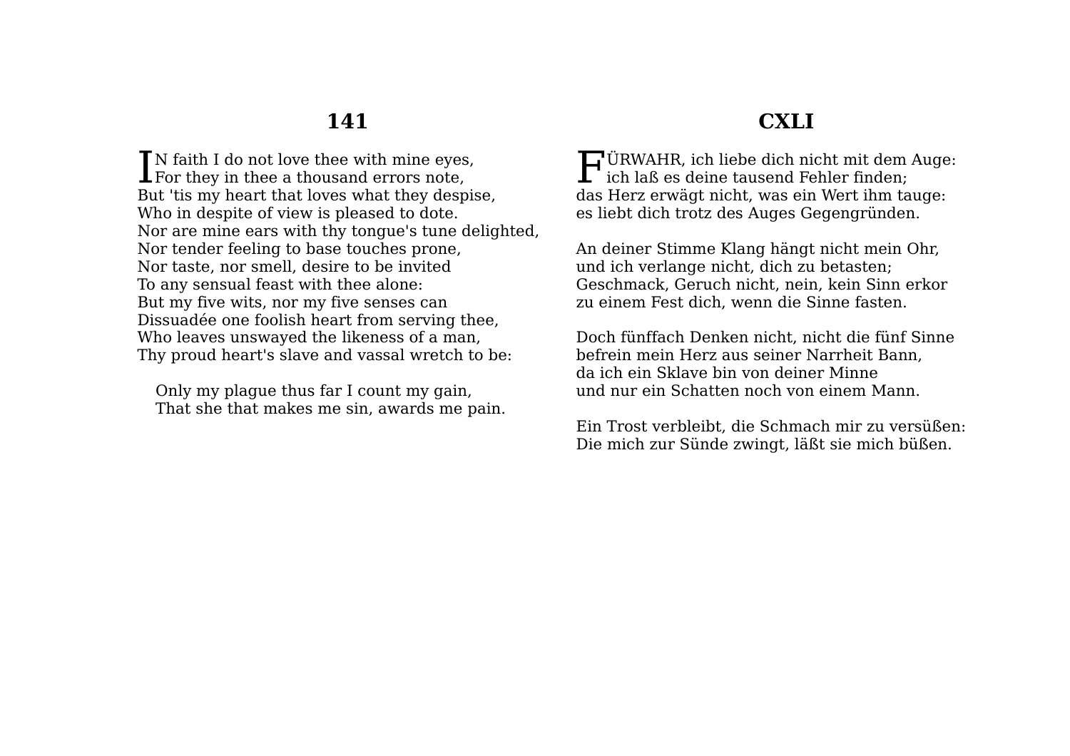## 141

IN faith I do not love thee with mine eyes,
For they in thee a thousand errors note,
But 'tis my heart that loves what they despise,
Who in despite of view is pleased to dote.
Nor are mine ears with thy tongue's tune delighted,
Nor tender feeling to base touches prone,
Nor taste, nor smell, desire to be invited
To any sensual feast with thee alone:
But my five wits, nor my five senses can
Dissuadée one foolish heart from serving thee,
Who leaves unswayed the likeness of a man,
Thy proud heart's slave and vassal wretch to be:

Only my plague thus far I count my gain,
That she that makes me sin, awards me pain.

## CXLI

FÜRWAHR, ich liebe dich nicht mit dem Auge:
ich laß es deine tausend Fehler finden;
das Herz erwägt nicht, was ein Wert ihm tauge:
es liebt dich trotz des Auges Gegengründen.

An deiner Stimme Klang hängt nicht mein Ohr,
und ich verlange nicht, dich zu betasten;
Geschmack, Geruch nicht, nein, kein Sinn erkor
zu einem Fest dich, wenn die Sinne fasten.

Doch fünffach Denken nicht, nicht die fünf Sinne
befrein mein Herz aus seiner Narrheit Bann,
da ich ein Sklave bin von deiner Minne
und nur ein Schatten noch von einem Mann.

Ein Trost verbleibt, die Schmach mir zu versüßen:
Die mich zur Sünde zwingt, läßt sie mich büßen.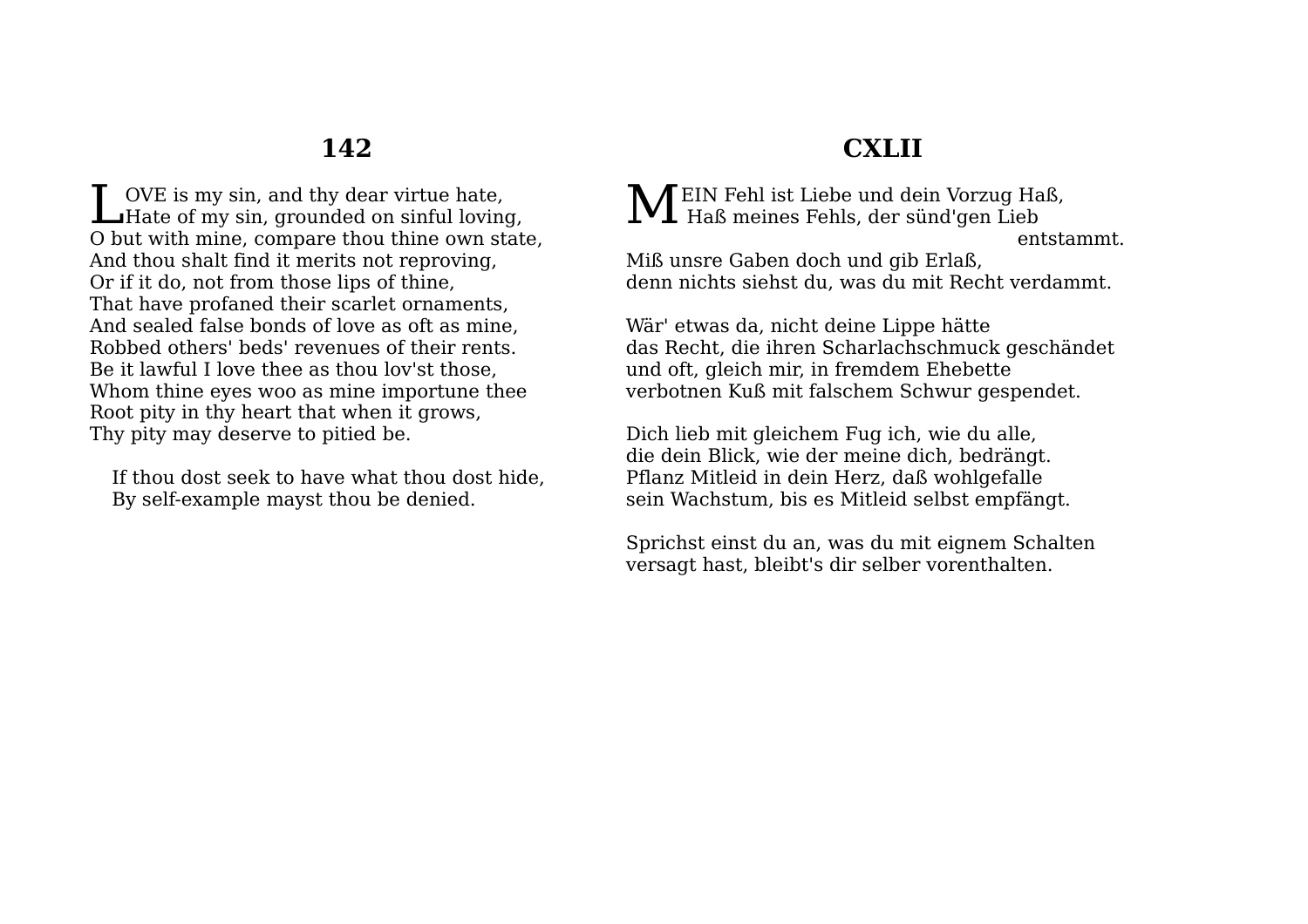## 142

LOVE is my sin, and thy dear virtue hate,
Hate of my sin, grounded on sinful loving,
O but with mine, compare thou thine own state,
And thou shalt find it merits not reproving,
Or if it do, not from those lips of thine,
That have profaned their scarlet ornaments,
And sealed false bonds of love as oft as mine,
Robbed others' beds' revenues of their rents.
Be it lawful I love thee as thou lov'st those,
Whom thine eyes woo as mine importune thee
Root pity in thy heart that when it grows,
Thy pity may deserve to pitied be.

If thou dost seek to have what thou dost hide,
By self-example mayst thou be denied.

## CXLII

MEIN Fehl ist Liebe und dein Vorzug Haß,
Haß meines Fehls, der sünd'gen Lieb entstammt.
Miß unsre Gaben doch und gib Erlaß,
denn nichts siehst du, was du mit Recht verdammt.

Wär' etwas da, nicht deine Lippe hätte
das Recht, die ihren Scharlachschmuck geschändet
und oft, gleich mir, in fremdem Ehebette
verbotnen Kuß mit falschem Schwur gespendet.

Dich lieb mit gleichem Fug ich, wie du alle,
die dein Blick, wie der meine dich, bedrängt.
Pflanz Mitleid in dein Herz, daß wohlgefalle
sein Wachstum, bis es Mitleid selbst empfängt.

Sprichst einst du an, was du mit eignem Schalten
versagt hast, bleibt's dir selber vorenthalten.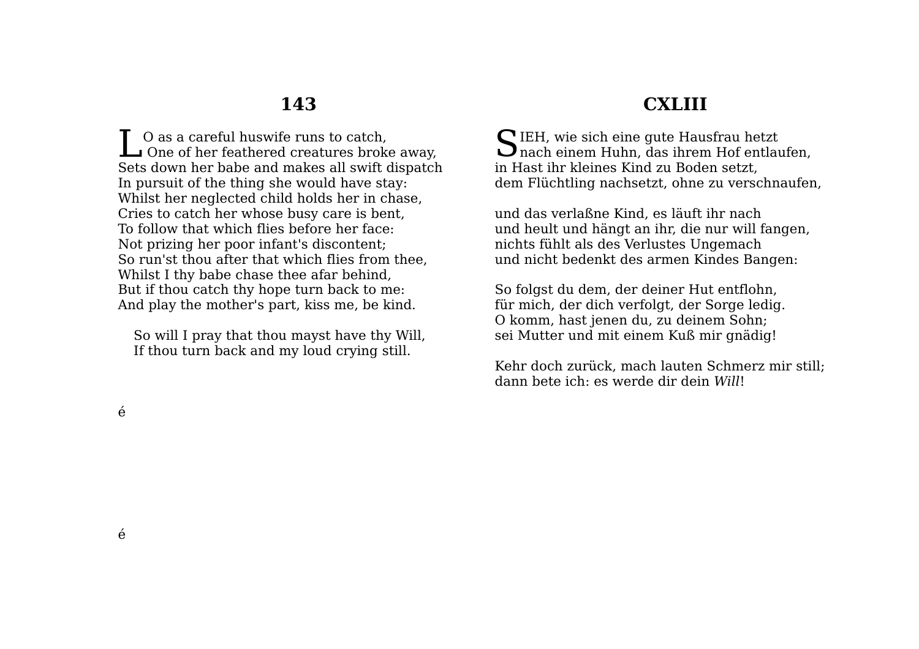## 143

LO as a careful huswife runs to catch,  
One of her feathered creatures broke away,  
Sets down her babe and makes all swift dispatch  
In pursuit of the thing she would have stay:  
Whilst her neglected child holds her in chase,  
Cries to catch her whose busy care is bent,  
To follow that which flies before her face:  
Not prizing her poor infant's discontent;  
So run'st thou after that which flies from thee,  
Whilst I thy babe chase thee afar behind,  
But if thou catch thy hope turn back to me:  
And play the mother's part, kiss me, be kind.

So will I pray that thou mayst have thy Will,  
If thou turn back and my loud crying still.

é

é

## CXLIII

SIEH, wie sich eine gute Hausfrau hetzt  
nach einem Huhn, das ihrem Hof entlaufen,  
in Hast ihr kleines Kind zu Boden setzt,  
dem Flüchtling nachsetzt, ohne zu verschnaufen,

und das verlaßne Kind, es läuft ihr nach  
und heult und hängt an ihr, die nur will fangen,  
nichts fühlt als des Verlustes Ungemach  
und nicht bedenkt des armen Kindes Bangen:

So folgst du dem, der deiner Hut entflohn,  
für mich, der dich verfolgt, der Sorge ledig.  
O komm, hast jenen du, zu deinem Sohn;  
sei Mutter und mit einem Kuß mir gnädig!

Kehr doch zurück, mach lauten Schmerz mir still;  
dann bete ich: es werde dir dein *Will*!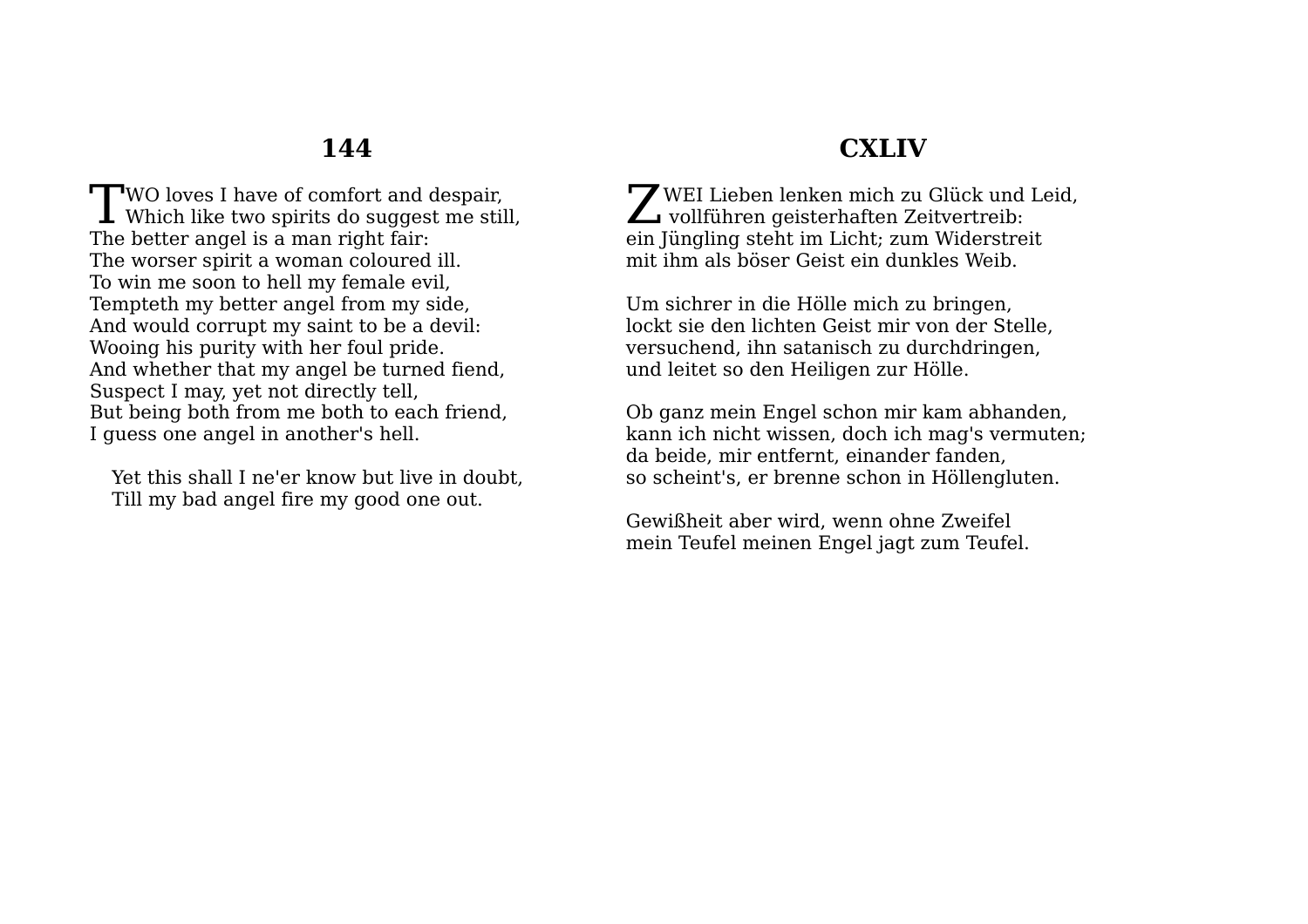## 144

TWO loves I have of comfort and despair,
Which like two spirits do suggest me still,
The better angel is a man right fair:
The worser spirit a woman coloured ill.
To win me soon to hell my female evil,
Tempteth my better angel from my side,
And would corrupt my saint to be a devil:
Wooing his purity with her foul pride.
And whether that my angel be turned fiend,
Suspect I may, yet not directly tell,
But being both from me both to each friend,
I guess one angel in another's hell.

Yet this shall I ne'er know but live in doubt,
Till my bad angel fire my good one out.

## CXLIV

ZWEI Lieben lenken mich zu Glück und Leid,
vollführen geisterhaften Zeitvertreib:
ein Jüngling steht im Licht; zum Widerstreit
mit ihm als böser Geist ein dunkles Weib.

Um sichrer in die Hölle mich zu bringen,
lockt sie den lichten Geist mir von der Stelle,
versuchend, ihn satanisch zu durchdringen,
und leitet so den Heiligen zur Hölle.

Ob ganz mein Engel schon mir kam abhanden,
kann ich nicht wissen, doch ich mag's vermuten;
da beide, mir entfernt, einander fanden,
so scheint's, er brenne schon in Höllengluten.

Gewißheit aber wird, wenn ohne Zweifel
mein Teufel meinen Engel jagt zum Teufel.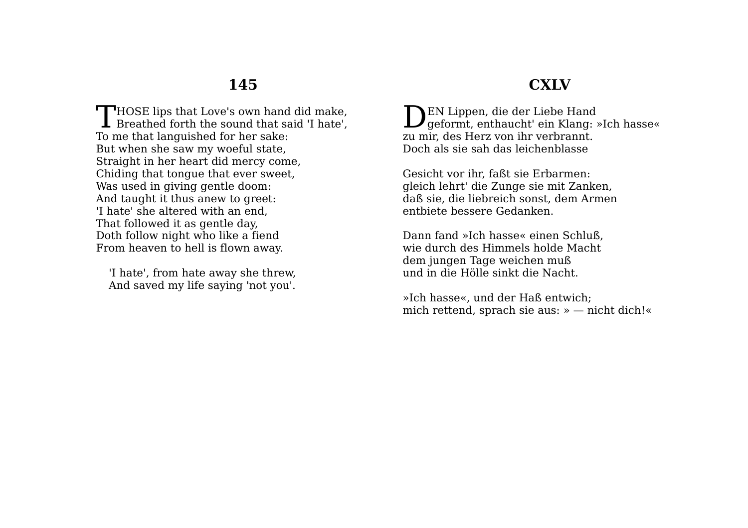## 145

THOSE lips that Love's own hand did make,  
Breathed forth the sound that said 'I hate',  
To me that languished for her sake:  
But when she saw my woeful state,  
Straight in her heart did mercy come,  
Chiding that tongue that ever sweet,  
Was used in giving gentle doom:  
And taught it thus anew to greet:  
'I hate' she altered with an end,  
That followed it as gentle day,  
Doth follow night who like a fiend  
From heaven to hell is flown away.

'I hate', from hate away she threw,  
And saved my life saying 'not you'.

## CXLV

DEN Lippen, die der Liebe Hand  
geformt, enthaucht' ein Klang: »Ich hasse«  
zu mir, des Herz von ihr verbrannt.  
Doch als sie sah das leichenblasse

Gesicht vor ihr, faßt sie Erbarmen:  
gleich lehrt' die Zunge sie mit Zanken,  
daß sie, die liebreich sonst, dem Armen  
entbiete bessere Gedanken.

Dann fand »Ich hasse« einen Schluß,  
wie durch des Himmels holde Macht  
dem jungen Tage weichen muß  
und in die Hölle sinkt die Nacht.

»Ich hasse«, und der Haß entwich;  
mich rettend, sprach sie aus: » — nicht dich!«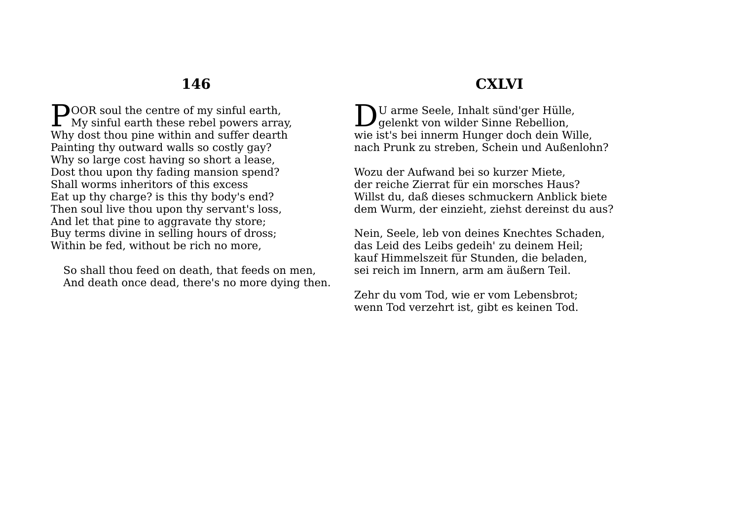## 146

POOR soul the centre of my sinful earth,
My sinful earth these rebel powers array,
Why dost thou pine within and suffer dearth
Painting thy outward walls so costly gay?
Why so large cost having so short a lease,
Dost thou upon thy fading mansion spend?
Shall worms inheritors of this excess
Eat up thy charge? is this thy body's end?
Then soul live thou upon thy servant's loss,
And let that pine to aggravate thy store;
Buy terms divine in selling hours of dross;
Within be fed, without be rich no more,

So shall thou feed on death, that feeds on men,
And death once dead, there's no more dying then.

## CXLVI

DU arme Seele, Inhalt sünd'ger Hülle,
gelenkt von wilder Sinne Rebellion,
wie ist's bei innerm Hunger doch dein Wille,
nach Prunk zu streben, Schein und Außenlohn?

Wozu der Aufwand bei so kurzer Miete,
der reiche Zierrat für ein morsches Haus?
Willst du, daß dieses schmuckern Anblick biete
dem Wurm, der einzieht, ziehst dereinst du aus?

Nein, Seele, leb von deines Knechtes Schaden,
das Leid des Leibs gedeih' zu deinem Heil;
kauf Himmelszeit für Stunden, die beladen,
sei reich im Innern, arm am äußern Teil.

Zehr du vom Tod, wie er vom Lebensbrot;
wenn Tod verzehrt ist, gibt es keinen Tod.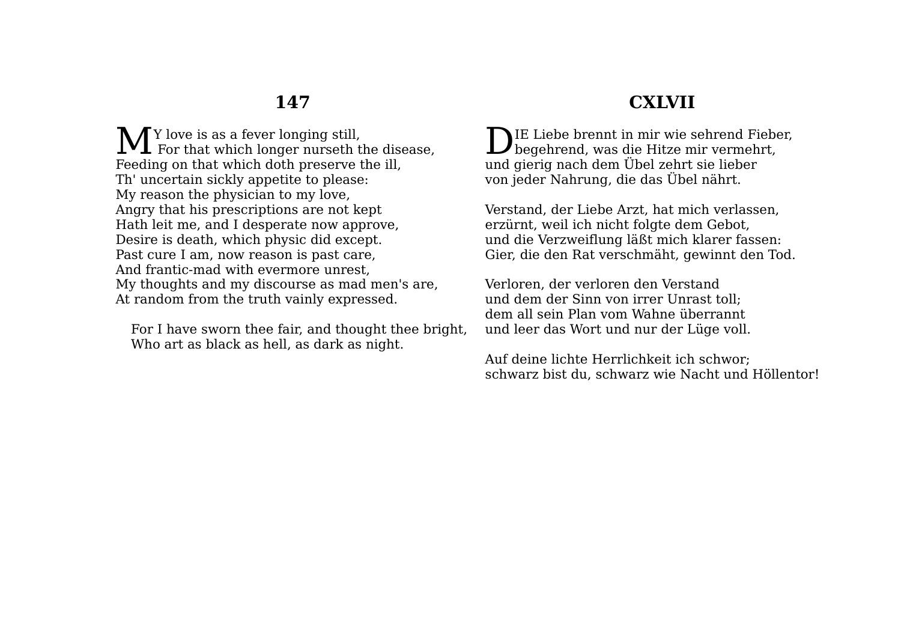## 147

MY love is as a fever longing still,
For that which longer nurseth the disease,
Feeding on that which doth preserve the ill,
Th' uncertain sickly appetite to please:
My reason the physician to my love,
Angry that his prescriptions are not kept
Hath leit me, and I desperate now approve,
Desire is death, which physic did except.
Past cure I am, now reason is past care,
And frantic-mad with evermore unrest,
My thoughts and my discourse as mad men's are,
At random from the truth vainly expressed.

For I have sworn thee fair, and thought thee bright,
Who art as black as hell, as dark as night.

## CXLVII

DIE Liebe brennt in mir wie sehrend Fieber,
begehrend, was die Hitze mir vermehrt,
und gierig nach dem Übel zehrt sie lieber
von jeder Nahrung, die das Übel nährt.

Verstand, der Liebe Arzt, hat mich verlassen,
erzürnt, weil ich nicht folgte dem Gebot,
und die Verzweiflung läßt mich klarer fassen:
Gier, die den Rat verschmäht, gewinnt den Tod.

Verloren, der verloren den Verstand
und dem der Sinn von irrer Unrast toll;
dem all sein Plan vom Wahne überrannt
und leer das Wort und nur der Lüge voll.

Auf deine lichte Herrlichkeit ich schwor;
schwarz bist du, schwarz wie Nacht und Höllentor!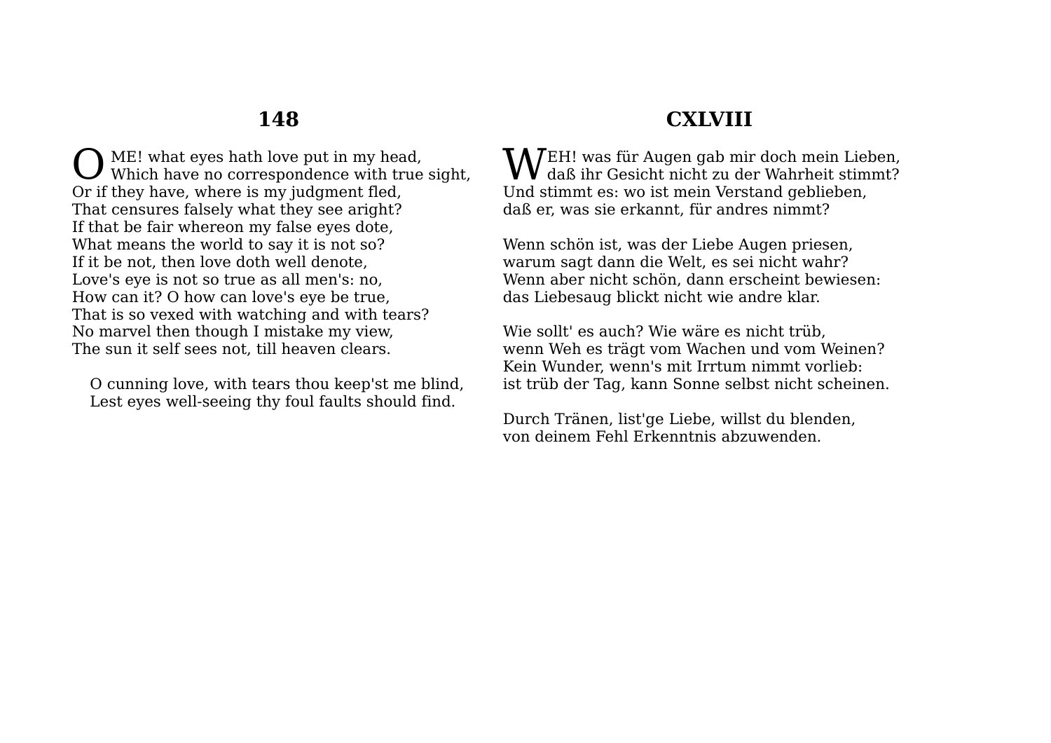## 148

O ME! what eyes hath love put in my head,
Which have no correspondence with true sight,
Or if they have, where is my judgment fled,
That censures falsely what they see aright?
If that be fair whereon my false eyes dote,
What means the world to say it is not so?
If it be not, then love doth well denote,
Love's eye is not so true as all men's: no,
How can it? O how can love's eye be true,
That is so vexed with watching and with tears?
No marvel then though I mistake my view,
The sun it self sees not, till heaven clears.

O cunning love, with tears thou keep'st me blind,
Lest eyes well-seeing thy foul faults should find.

## CXLVIII

WEH! was für Augen gab mir doch mein Lieben,
daß ihr Gesicht nicht zu der Wahrheit stimmt?
Und stimmt es: wo ist mein Verstand geblieben,
daß er, was sie erkannt, für andres nimmt?

Wenn schön ist, was der Liebe Augen priesen,
warum sagt dann die Welt, es sei nicht wahr?
Wenn aber nicht schön, dann erscheint bewiesen:
das Liebesaug blickt nicht wie andre klar.

Wie sollt' es auch? Wie wäre es nicht trüb,
wenn Weh es trägt vom Wachen und vom Weinen?
Kein Wunder, wenn's mit Irrtum nimmt vorlieb:
ist trüb der Tag, kann Sonne selbst nicht scheinen.

Durch Tränen, list'ge Liebe, willst du blenden,
von deinem Fehl Erkenntnis abzuwenden.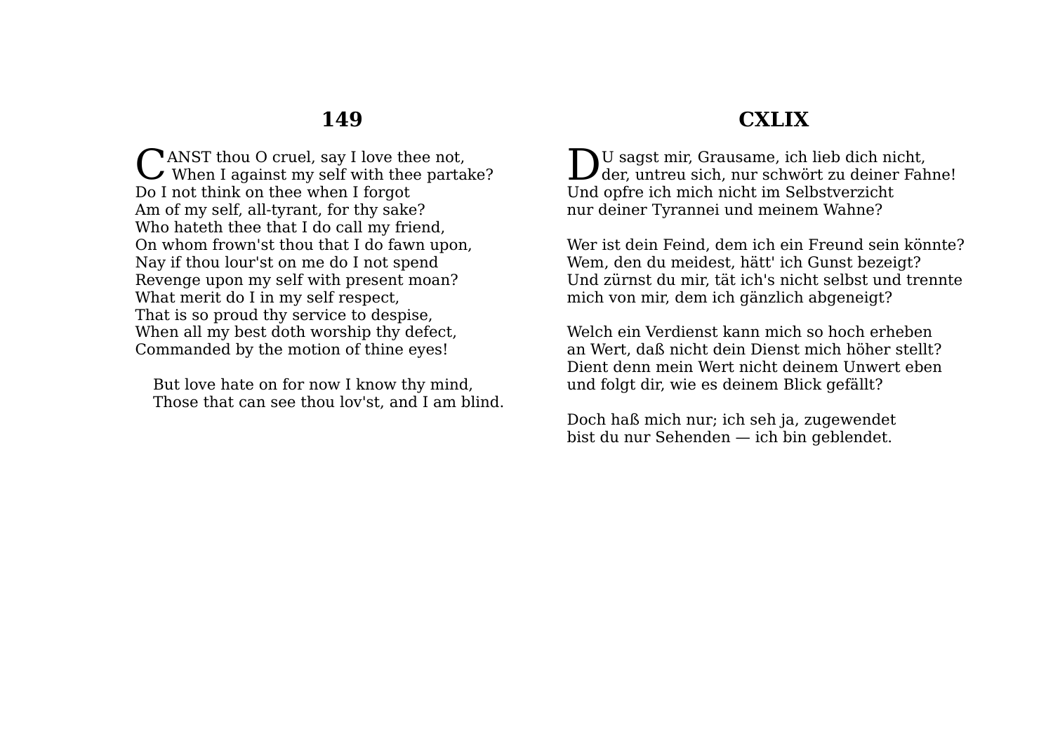## 149

CANST thou O cruel, say I love thee not,
When I against my self with thee partake?
Do I not think on thee when I forgot
Am of my self, all-tyrant, for thy sake?
Who hateth thee that I do call my friend,
On whom frown'st thou that I do fawn upon,
Nay if thou lour'st on me do I not spend
Revenge upon my self with present moan?
What merit do I in my self respect,
That is so proud thy service to despise,
When all my best doth worship thy defect,
Commanded by the motion of thine eyes!

But love hate on for now I know thy mind,
Those that can see thou lov'st, and I am blind.

## CXLIX

DU sagst mir, Grausame, ich lieb dich nicht,
der, untreu sich, nur schwört zu deiner Fahne!
Und opfre ich mich nicht im Selbstverzicht
nur deiner Tyrannei und meinem Wahne?

Wer ist dein Feind, dem ich ein Freund sein könnte?
Wem, den du meidest, hätt' ich Gunst bezeigt?
Und zürnst du mir, tät ich's nicht selbst und trennte
mich von mir, dem ich gänzlich abgeneigt?

Welch ein Verdienst kann mich so hoch erheben
an Wert, daß nicht dein Dienst mich höher stellt?
Dient denn mein Wert nicht deinem Unwert eben
und folgt dir, wie es deinem Blick gefällt?

Doch haß mich nur; ich seh ja, zugewendet
bist du nur Sehenden — ich bin geblendet.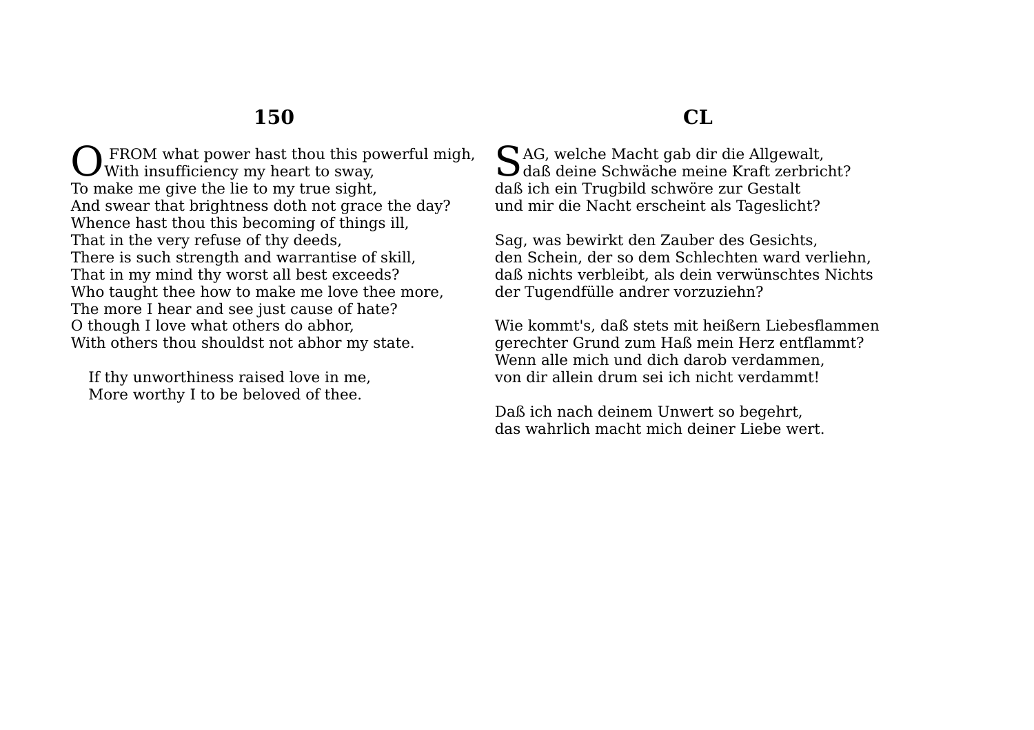## 150

O FROM what power hast thou this powerful migh,
With insufficiency my heart to sway,
To make me give the lie to my true sight,
And swear that brightness doth not grace the day?
Whence hast thou this becoming of things ill,
That in the very refuse of thy deeds,
There is such strength and warrantise of skill,
That in my mind thy worst all best exceeds?
Who taught thee how to make me love thee more,
The more I hear and see just cause of hate?
O though I love what others do abhor,
With others thou shouldst not abhor my state.

If thy unworthiness raised love in me,
More worthy I to be beloved of thee.

## CL

SAG, welche Macht gab dir die Allgewalt,
daß deine Schwäche meine Kraft zerbricht?
daß ich ein Trugbild schwöre zur Gestalt
und mir die Nacht erscheint als Tageslicht?

Sag, was bewirkt den Zauber des Gesichts,
den Schein, der so dem Schlechten ward verliehn,
daß nichts verbleibt, als dein verwünschtes Nichts
der Tugendfülle andrer vorzuziehn?

Wie kommt's, daß stets mit heißern Liebesflammen
gerechter Grund zum Haß mein Herz entflammt?
Wenn alle mich und dich darob verdammen,
von dir allein drum sei ich nicht verdammt!

Daß ich nach deinem Unwert so begehrt,
das wahrlich macht mich deiner Liebe wert.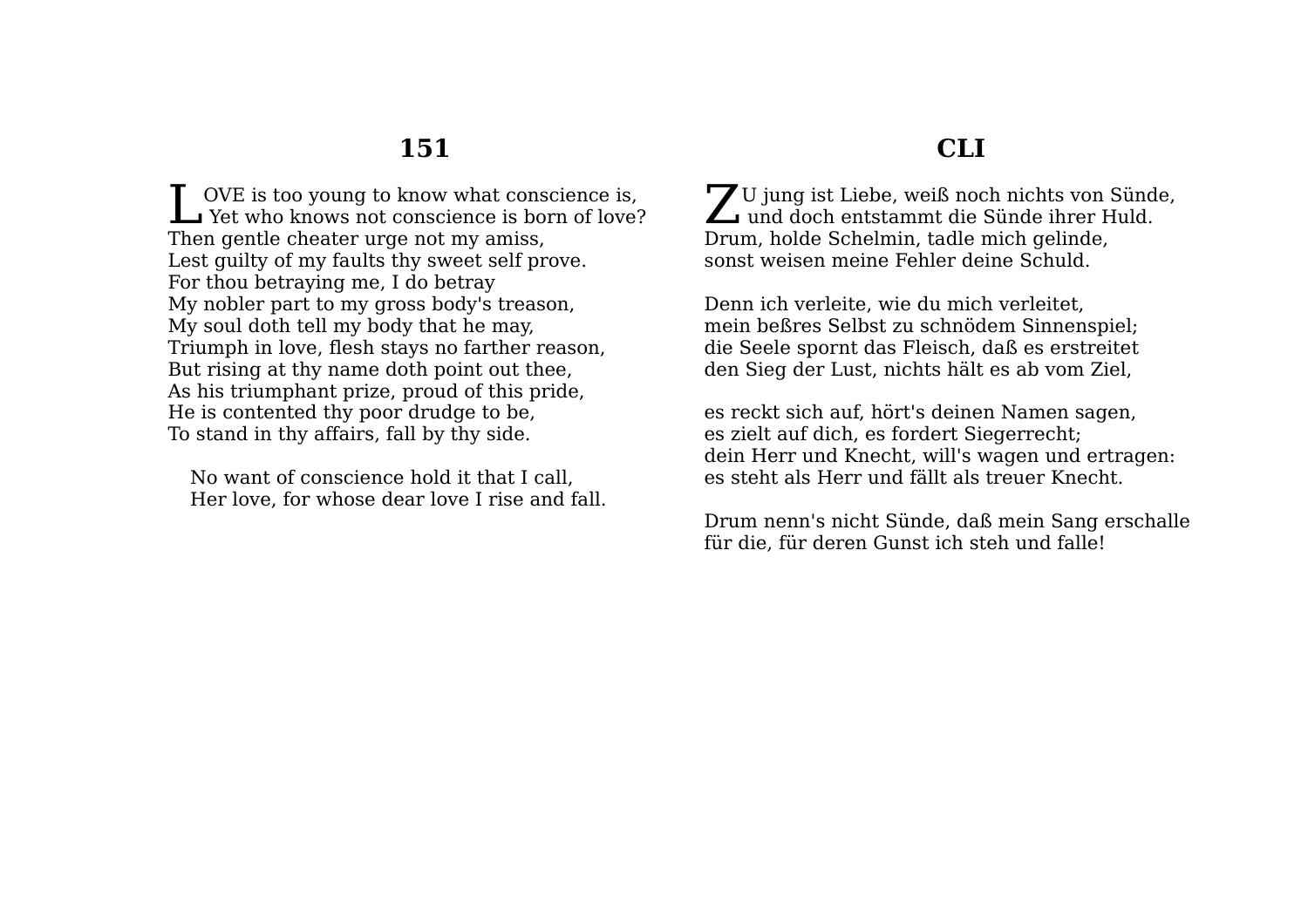## 151

LOVE is too young to know what conscience is,  
Yet who knows not conscience is born of love?  
Then gentle cheater urge not my amiss,  
Lest guilty of my faults thy sweet self prove.  
For thou betraying me, I do betray  
My nobler part to my gross body's treason,  
My soul doth tell my body that he may,  
Triumph in love, flesh stays no farther reason,  
But rising at thy name doth point out thee,  
As his triumphant prize, proud of this pride,  
He is contented thy poor drudge to be,  
To stand in thy affairs, fall by thy side.

No want of conscience hold it that I call,  
Her love, for whose dear love I rise and fall.

## CLI

ZU jung ist Liebe, weiß noch nichts von Sünde,  
und doch entstammt die Sünde ihrer Huld.  
Drum, holde Schelmin, tadle mich gelinde,  
sonst weisen meine Fehler deine Schuld.

Denn ich verleite, wie du mich verleitet,  
mein beßres Selbst zu schnödem Sinnenspiel;  
die Seele spornt das Fleisch, daß es erstreitet  
den Sieg der Lust, nichts hält es ab vom Ziel,

es reckt sich auf, hört's deinen Namen sagen,  
es zielt auf dich, es fordert Siegerrecht;  
dein Herr und Knecht, will's wagen und ertragen:  
es steht als Herr und fällt als treuer Knecht.

Drum nenn's nicht Sünde, daß mein Sang erschalle  
für die, für deren Gunst ich steh und falle!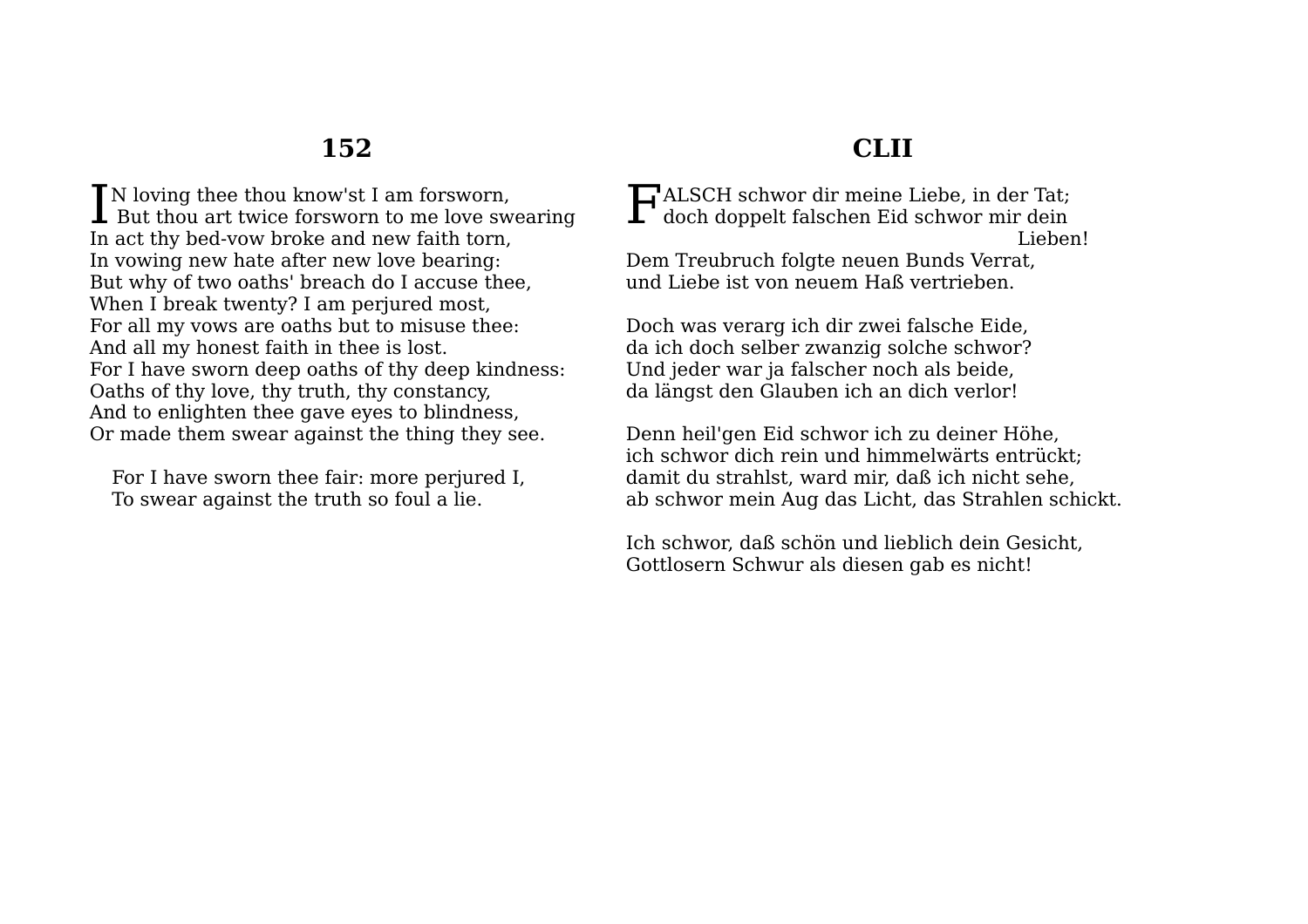## 152

IN loving thee thou know'st I am forsworn,
 But thou art twice forsworn to me love swearing
In act thy bed-vow broke and new faith torn,
In vowing new hate after new love bearing:
But why of two oaths' breach do I accuse thee,
When I break twenty? I am perjured most,
For all my vows are oaths but to misuse thee:
And all my honest faith in thee is lost.
For I have sworn deep oaths of thy deep kindness:
Oaths of thy love, thy truth, thy constancy,
And to enlighten thee gave eyes to blindness,
Or made them swear against the thing they see.

 For I have sworn thee fair: more perjured I,
 To swear against the truth so foul a lie.

## CLII

FALSCH schwor dir meine Liebe, in der Tat;
doch doppelt falschen Eid schwor mir dein Lieben!
Dem Treubruch folgte neuen Bunds Verrat,
und Liebe ist von neuem Haß vertrieben.

Doch was verarg ich dir zwei falsche Eide,
da ich doch selber zwanzig solche schwor?
Und jeder war ja falscher noch als beide,
da längst den Glauben ich an dich verlor!

Denn heil'gen Eid schwor ich zu deiner Höhe,
ich schwor dich rein und himmelwärts entrückt;
damit du strahlst, ward mir, daß ich nicht sehe,
ab schwor mein Aug das Licht, das Strahlen schickt.

Ich schwor, daß schön und lieblich dein Gesicht,
Gottlosern Schwur als diesen gab es nicht!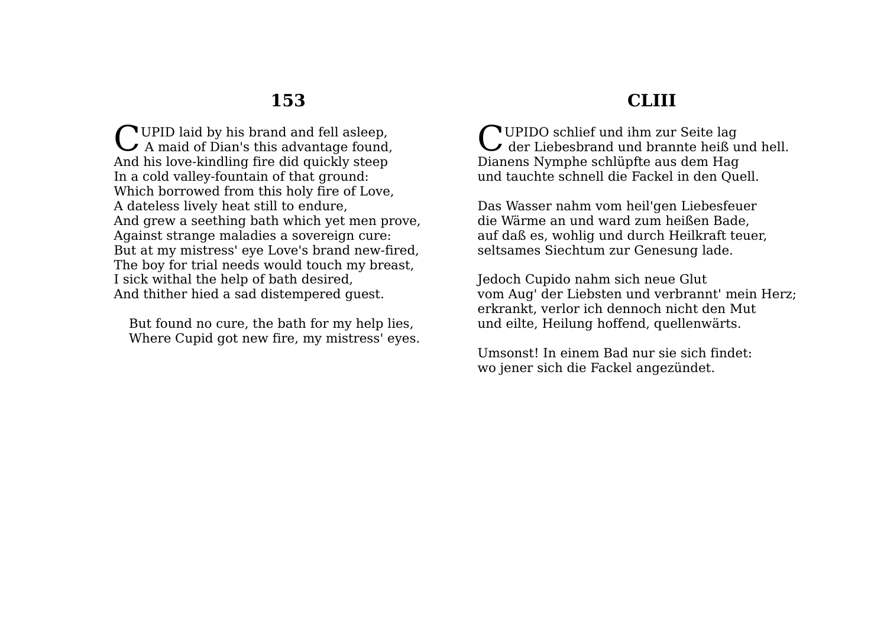## 153

CUPID laid by his brand and fell asleep,  
A maid of Dian's this advantage found,  
And his love-kindling fire did quickly steep  
In a cold valley-fountain of that ground:  
Which borrowed from this holy fire of Love,  
A dateless lively heat still to endure,  
And grew a seething bath which yet men prove,  
Against strange maladies a sovereign cure:  
But at my mistress' eye Love's brand new-fired,  
The boy for trial needs would touch my breast,  
I sick withal the help of bath desired,  
And thither hied a sad distempered guest.

But found no cure, the bath for my help lies,  
Where Cupid got new fire, my mistress' eyes.

## CLIII

CUPIDO schlief und ihm zur Seite lag  
der Liebesbrand und brannte heiß und hell.  
Dianens Nymphe schlüpfte aus dem Hag  
und tauchte schnell die Fackel in den Quell.

Das Wasser nahm vom heil'gen Liebesfeuer  
die Wärme an und ward zum heißen Bade,  
auf daß es, wohlig und durch Heilkraft teuer,  
seltsames Siechtum zur Genesung lade.

Jedoch Cupido nahm sich neue Glut  
vom Aug' der Liebsten und verbrannt' mein Herz;  
erkrankt, verlor ich dennoch nicht den Mut  
und eilte, Heilung hoffend, quellenwärts.

Umsonst! In einem Bad nur sie sich findet:  
wo jener sich die Fackel angezündet.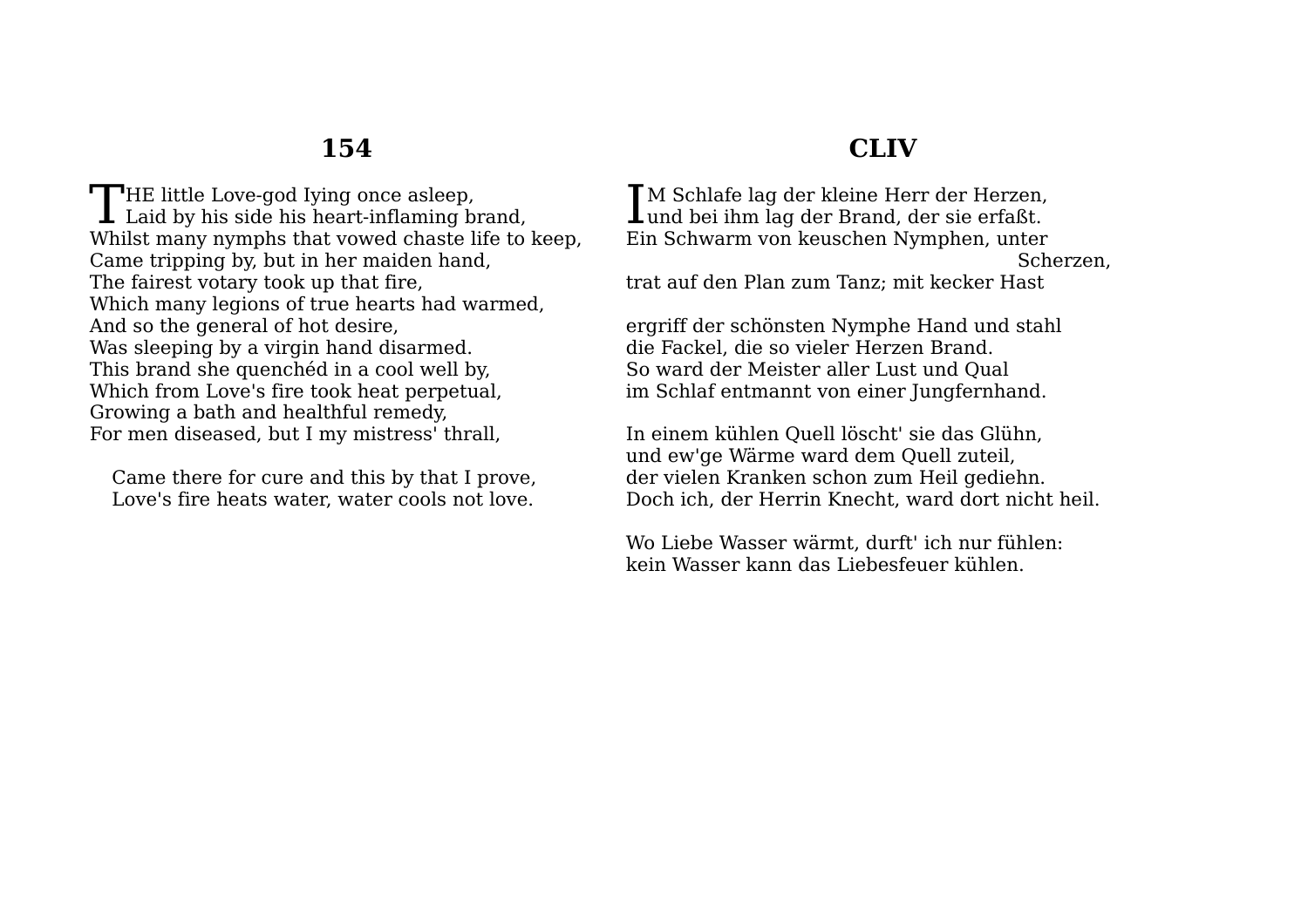## 154

THE little Love-god lying once asleep,
Laid by his side his heart-inflaming brand,
Whilst many nymphs that vowed chaste life to keep,
Came tripping by, but in her maiden hand,
The fairest votary took up that fire,
Which many legions of true hearts had warmed,
And so the general of hot desire,
Was sleeping by a virgin hand disarmed.
This brand she quenchéd in a cool well by,
Which from Love's fire took heat perpetual,
Growing a bath and healthful remedy,
For men diseased, but I my mistress' thrall,

Came there for cure and this by that I prove,
Love's fire heats water, water cools not love.

## CLIV

IM Schlafe lag der kleine Herr der Herzen,
und bei ihm lag der Brand, der sie erfaßt.
Ein Schwarm von keuschen Nymphen, unter Scherzen,
trat auf den Plan zum Tanz; mit kecker Hast

ergriff der schönsten Nymphe Hand und stahl
die Fackel, die so vieler Herzen Brand.
So ward der Meister aller Lust und Qual
im Schlaf entmannt von einer Jungfernhand.

In einem kühlen Quell löscht' sie das Glühn,
und ew'ge Wärme ward dem Quell zuteil,
der vielen Kranken schon zum Heil gediehn.
Doch ich, der Herrin Knecht, ward dort nicht heil.

Wo Liebe Wasser wärmt, durft' ich nur fühlen:
kein Wasser kann das Liebesfeuer kühlen.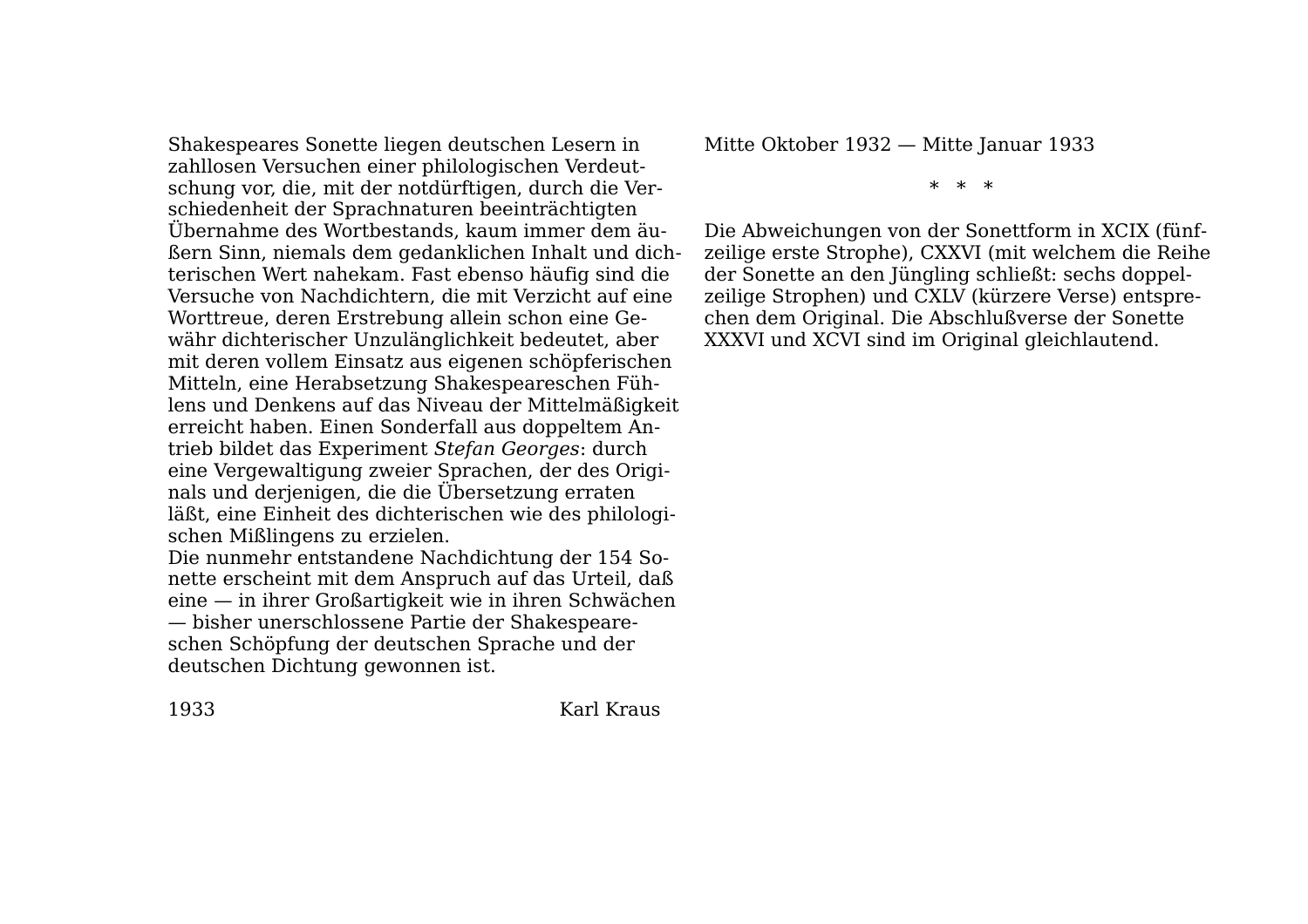Shakespeares Sonette liegen deutschen Lesern in zahllosen Versuchen einer philologischen Verdeutschung vor, die, mit der notdürftigen, durch die Verschiedenheit der Sprachnaturen beeinträchtigten Übernahme des Wortbestands, kaum immer dem äußern Sinn, niemals dem gedanklichen Inhalt und dichterischen Wert nahekam. Fast ebenso häufig sind die Versuche von Nachdichtern, die mit Verzicht auf eine Worttreue, deren Erstrebung allein schon eine Gewähr dichterischer Unzulänglichkeit bedeutet, aber mit deren vollem Einsatz aus eigenen schöpferischen Mitteln, eine Herabsetzung Shakespeareschen Fühlens und Denkens auf das Niveau der Mittelmäßigkeit erreicht haben. Einen Sonderfall aus doppeltem Antrieb bildet das Experiment *Stefan Georges*: durch eine Vergewaltigung zweier Sprachen, der des Originals und derjenigen, die die Übersetzung erraten läßt, eine Einheit des dichterischen wie des philologischen Mißlingens zu erzielen.
Die nunmehr entstandene Nachdichtung der 154 Sonette erscheint mit dem Anspruch auf das Urteil, daß eine — in ihrer Großartigkeit wie in ihren Schwächen — bisher unerschlossene Partie der Shakespeareschen Schöpfung der deutschen Sprache und der deutschen Dichtung gewonnen ist.

1933 Karl Kraus

Mitte Oktober 1932 — Mitte Januar 1933

\* \* \*

Die Abweichungen von der Sonettform in XCIX (fünfzeilige erste Strophe), CXXVI (mit welchem die Reihe der Sonette an den Jüngling schließt: sechs doppelzeilige Strophen) und CXLV (kürzere Verse) entsprechen dem Original. Die Abschlußverse der Sonette XXXVI und XCVI sind im Original gleichlautend.